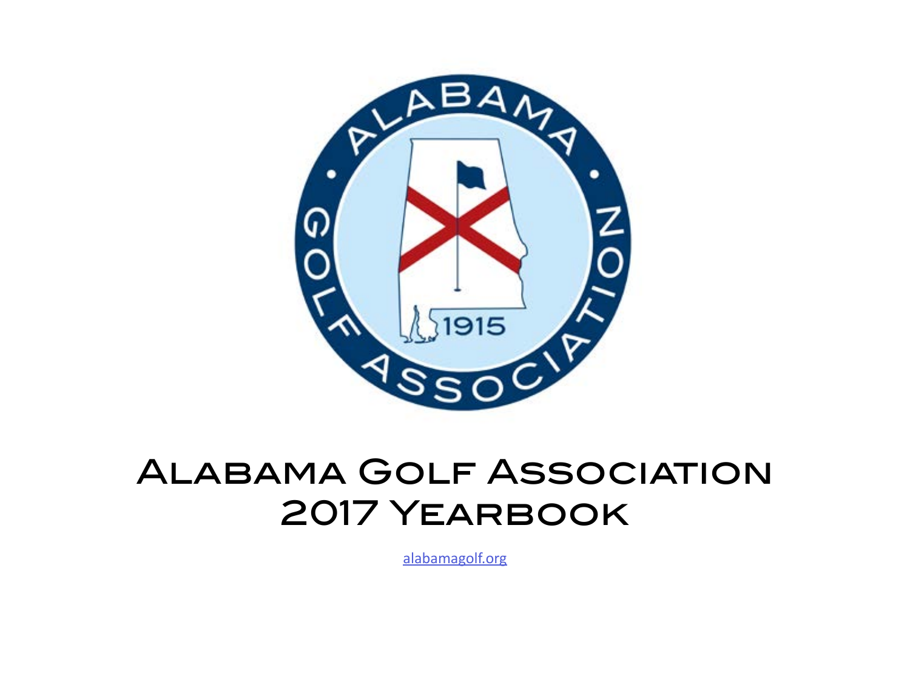# Alabama Golf Association 2017 Yearbook

alabamagolf.org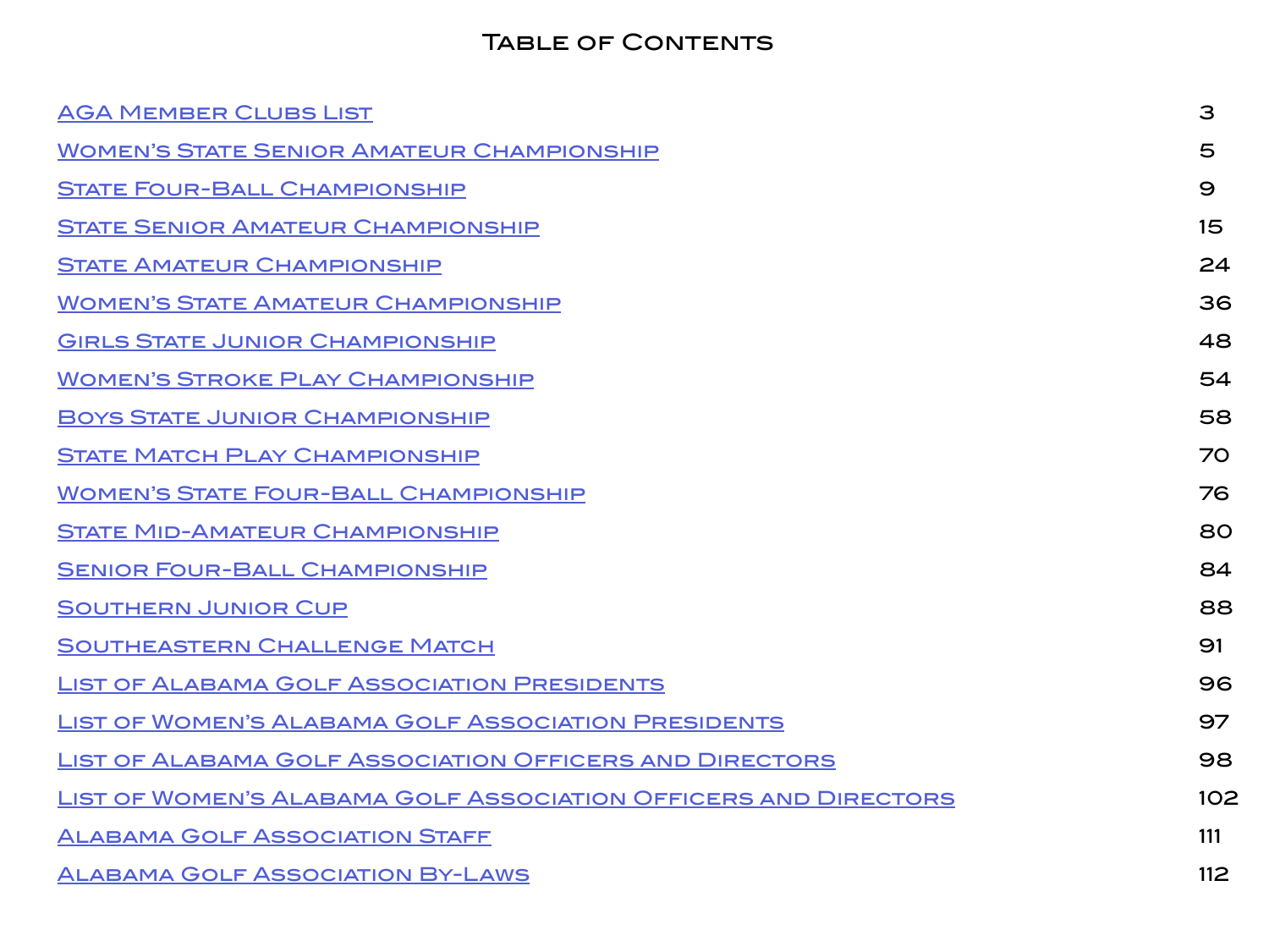# Table of Contents

| | |
|---|---|
| AGA Member Clubs List | 3 |
| Women's State Senior Amateur Championship | 5 |
| State Four-Ball Championship | 9 |
| State Senior Amateur Championship | 15 |
| State Amateur Championship | 24 |
| Women's State Amateur Championship | 36 |
| Girls State Junior Championship | 48 |
| Women's Stroke Play Championship | 54 |
| Boys State Junior Championship | 58 |
| State Match Play Championship | 70 |
| Women's State Four-Ball Championship | 76 |
| State Mid-Amateur Championship | 80 |
| Senior Four-Ball Championship | 84 |
| Southern Junior Cup | 88 |
| Southeastern Challenge Match | 91 |
| List of Alabama Golf Association Presidents | 96 |
| List of Women's Alabama Golf Association Presidents | 97 |
| List of Alabama Golf Association Officers and Directors | 98 |
| List of Women's Alabama Golf Association Officers and Directors | 102 |
| Alabama Golf Association Staff | 111 |
| Alabama Golf Association By-Laws | 112 |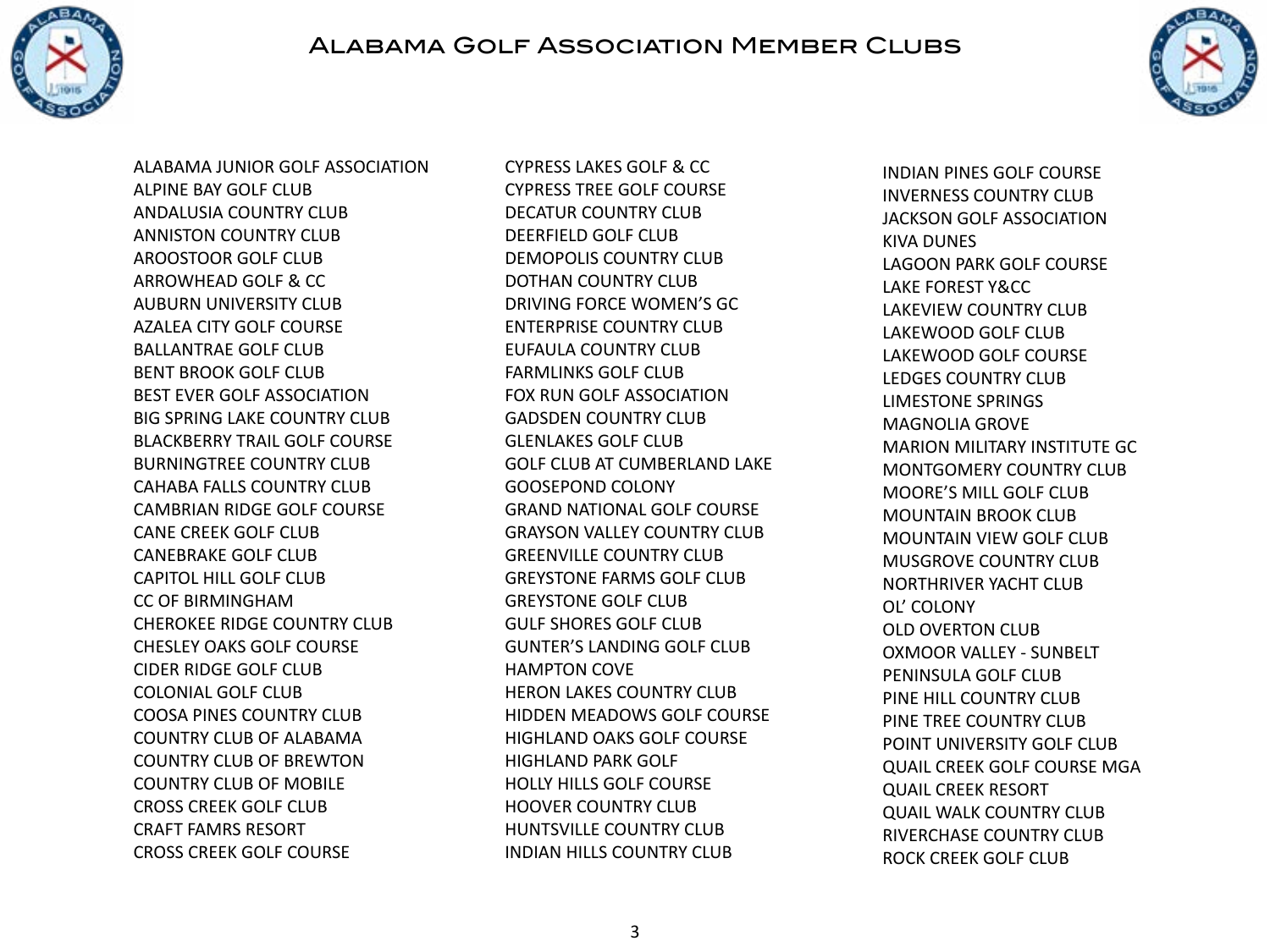# Alabama Golf Association Member Clubs

ALABAMA JUNIOR GOLF ASSOCIATION
ALPINE BAY GOLF CLUB
ANDALUSIA COUNTRY CLUB
ANNISTON COUNTRY CLUB
AROOSTOOR GOLF CLUB
ARROWHEAD GOLF & CC
AUBURN UNIVERSITY CLUB
AZALEA CITY GOLF COURSE
BALLANTRAE GOLF CLUB
BENT BROOK GOLF CLUB
BEST EVER GOLF ASSOCIATION
BIG SPRING LAKE COUNTRY CLUB
BLACKBERRY TRAIL GOLF COURSE
BURNINGTREE COUNTRY CLUB
CAHABA FALLS COUNTRY CLUB
CAMBRIAN RIDGE GOLF COURSE
CANE CREEK GOLF CLUB
CANEBRAKE GOLF CLUB
CAPITOL HILL GOLF CLUB
CC OF BIRMINGHAM
CHEROKEE RIDGE COUNTRY CLUB
CHESLEY OAKS GOLF COURSE
CIDER RIDGE GOLF CLUB
COLONIAL GOLF CLUB
COOSA PINES COUNTRY CLUB
COUNTRY CLUB OF ALABAMA
COUNTRY CLUB OF BREWTON
COUNTRY CLUB OF MOBILE
CROSS CREEK GOLF CLUB
CRAFT FAMRS RESORT
CROSS CREEK GOLF COURSE
CYPRESS LAKES GOLF & CC
CYPRESS TREE GOLF COURSE
DECATUR COUNTRY CLUB
DEERFIELD GOLF CLUB
DEMOPOLIS COUNTRY CLUB
DOTHAN COUNTRY CLUB
DRIVING FORCE WOMEN'S GC
ENTERPRISE COUNTRY CLUB
EUFAULA COUNTRY CLUB
FARMLINKS GOLF CLUB
FOX RUN GOLF ASSOCIATION
GADSDEN COUNTRY CLUB
GLENLAKES GOLF CLUB
GOLF CLUB AT CUMBERLAND LAKE
GOOSEPOND COLONY
GRAND NATIONAL GOLF COURSE
GRAYSON VALLEY COUNTRY CLUB
GREENVILLE COUNTRY CLUB
GREYSTONE FARMS GOLF CLUB
GREYSTONE GOLF CLUB
GULF SHORES GOLF CLUB
GUNTER'S LANDING GOLF CLUB
HAMPTON COVE
HERON LAKES COUNTRY CLUB
HIDDEN MEADOWS GOLF COURSE
HIGHLAND OAKS GOLF COURSE
HIGHLAND PARK GOLF
HOLLY HILLS GOLF COURSE
HOOVER COUNTRY CLUB
HUNTSVILLE COUNTRY CLUB
INDIAN HILLS COUNTRY CLUB
INDIAN PINES GOLF COURSE
INVERNESS COUNTRY CLUB
JACKSON GOLF ASSOCIATION
KIVA DUNES
LAGOON PARK GOLF COURSE
LAKE FOREST Y&CC
LAKEVIEW COUNTRY CLUB
LAKEWOOD GOLF CLUB
LAKEWOOD GOLF COURSE
LEDGES COUNTRY CLUB
LIMESTONE SPRINGS
MAGNOLIA GROVE
MARION MILITARY INSTITUTE GC
MONTGOMERY COUNTRY CLUB
MOORE'S MILL GOLF CLUB
MOUNTAIN BROOK CLUB
MOUNTAIN VIEW GOLF CLUB
MUSGROVE COUNTRY CLUB
NORTHRIVER YACHT CLUB
OL' COLONY
OLD OVERTON CLUB
OXMOOR VALLEY - SUNBELT
PENINSULA GOLF CLUB
PINE HILL COUNTRY CLUB
PINE TREE COUNTRY CLUB
POINT UNIVERSITY GOLF CLUB
QUAIL CREEK GOLF COURSE MGA
QUAIL CREEK RESORT
QUAIL WALK COUNTRY CLUB
RIVERCHASE COUNTRY CLUB
ROCK CREEK GOLF CLUB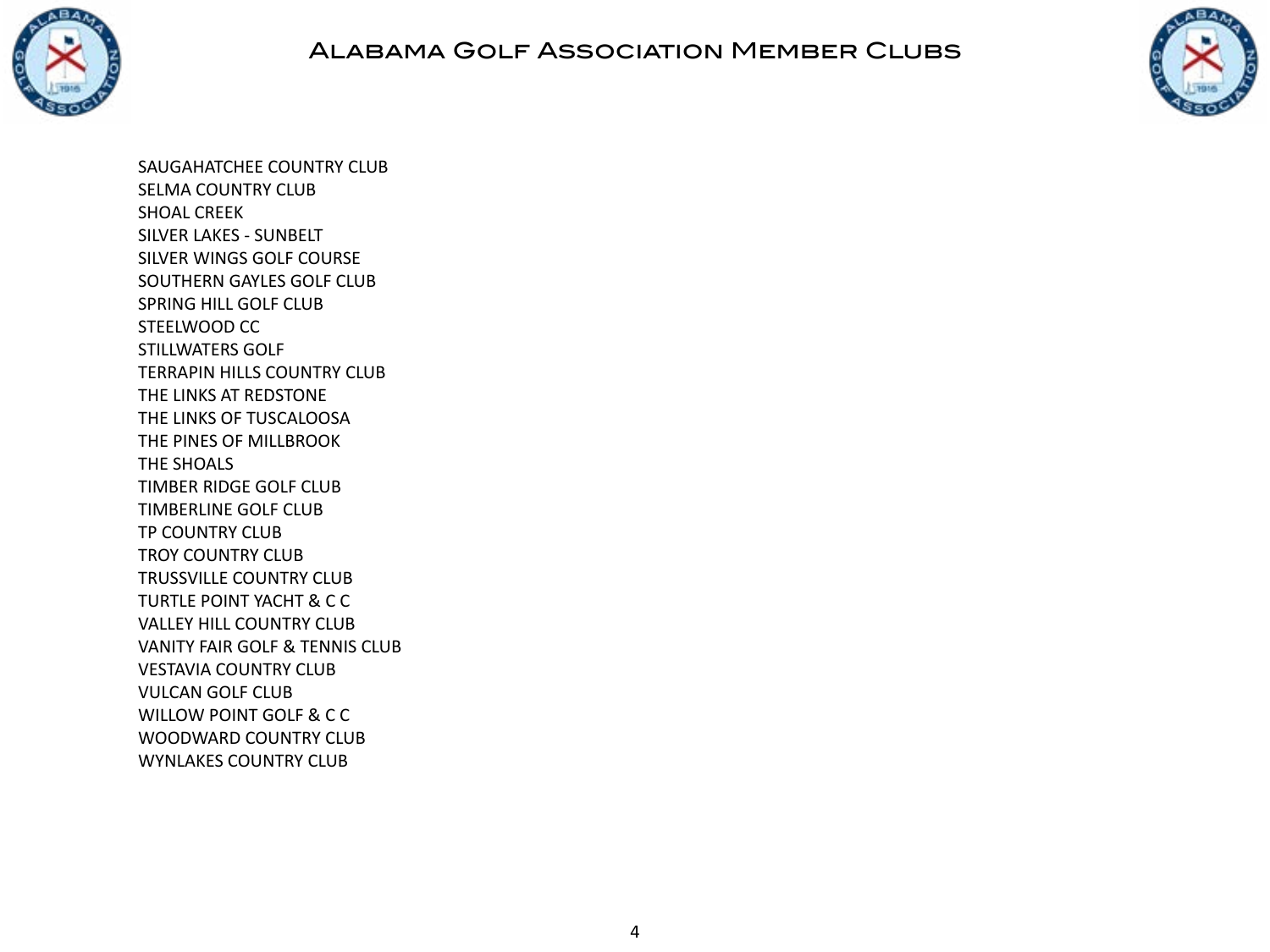SAUGAHATCHEE COUNTRY CLUB
SELMA COUNTRY CLUB
SHOAL CREEK
SILVER LAKES - SUNBELT
SILVER WINGS GOLF COURSE
SOUTHERN GAYLES GOLF CLUB
SPRING HILL GOLF CLUB
STEELWOOD CC
STILLWATERS GOLF
TERRAPIN HILLS COUNTRY CLUB
THE LINKS AT REDSTONE
THE LINKS OF TUSCALOOSA
THE PINES OF MILLBROOK
THE SHOALS
TIMBER RIDGE GOLF CLUB
TIMBERLINE GOLF CLUB
TP COUNTRY CLUB
TROY COUNTRY CLUB
TRUSSVILLE COUNTRY CLUB
TURTLE POINT YACHT & C C
VALLEY HILL COUNTRY CLUB
VANITY FAIR GOLF & TENNIS CLUB
VESTAVIA COUNTRY CLUB
VULCAN GOLF CLUB
WILLOW POINT GOLF & C C
WOODWARD COUNTRY CLUB
WYNLAKES COUNTRY CLUB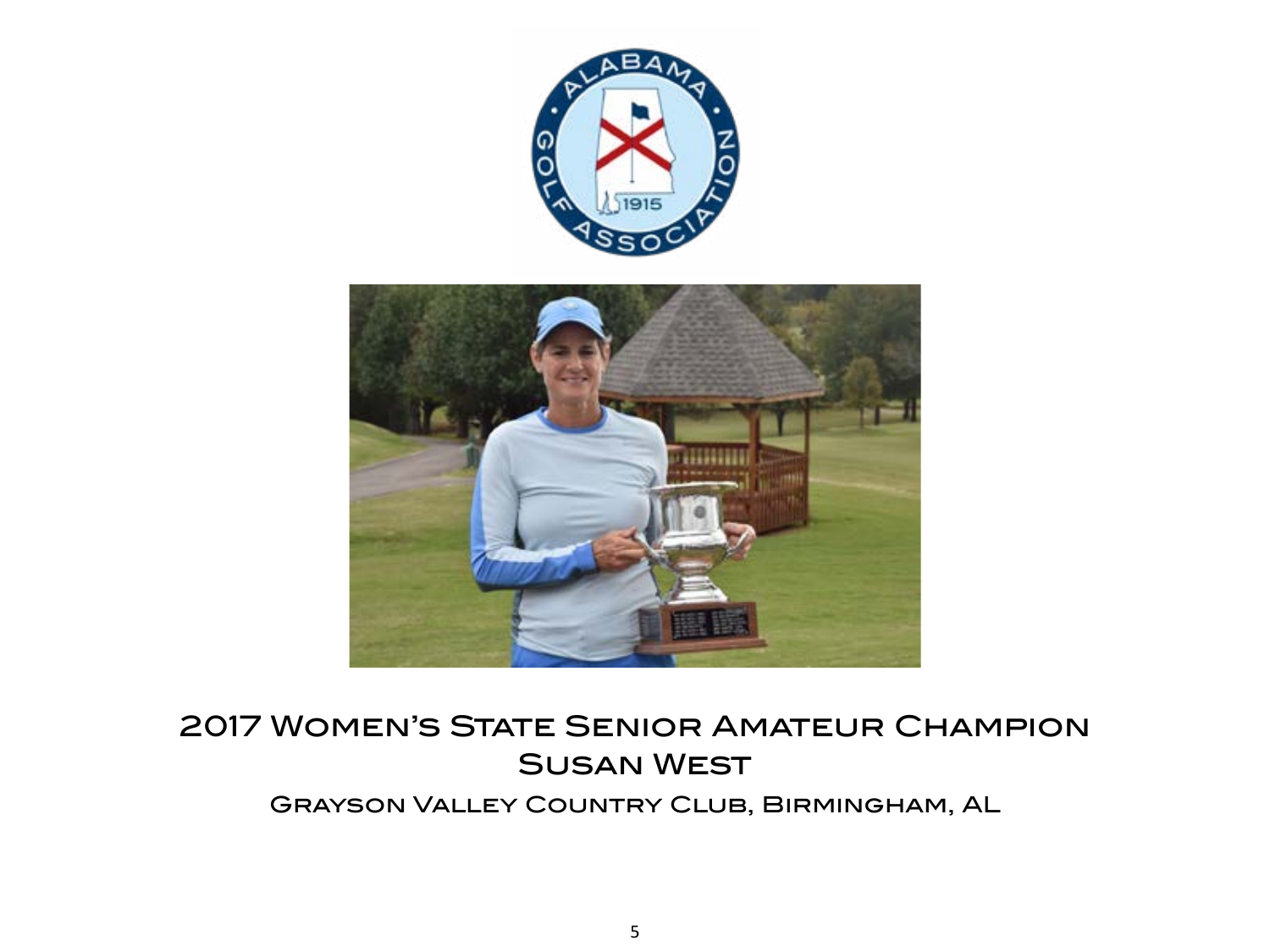## 2017 Women's State Senior Amateur Champion

## Susan West

### Grayson Valley Country Club, Birmingham, AL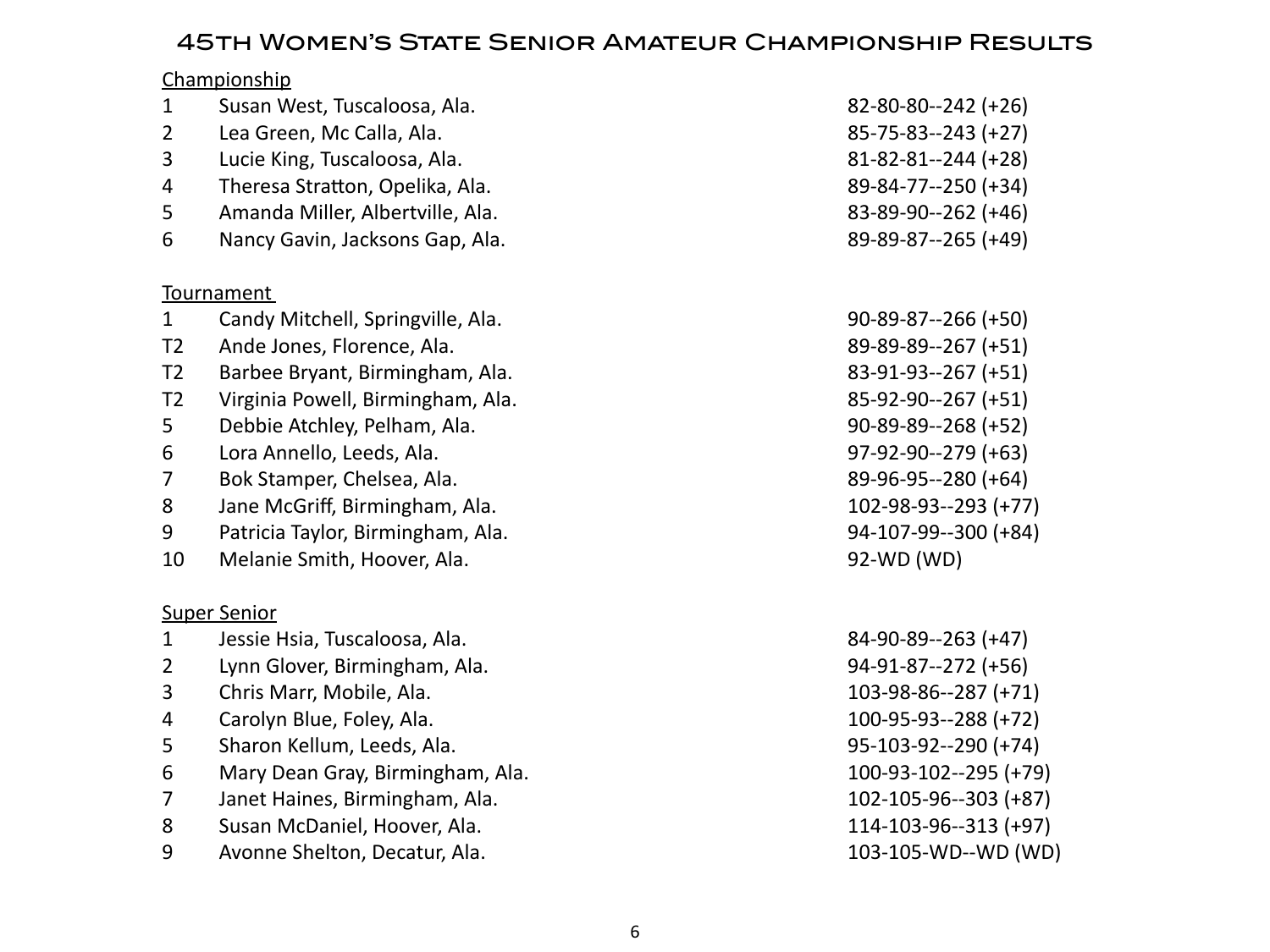# 45th Women's State Senior Amateur Championship Results

## Championship

| Pos | Name | Scores |
|---|---|---|
| 1 | Susan West, Tuscaloosa, Ala. | 82-80-80--242 (+26) |
| 2 | Lea Green, Mc Calla, Ala. | 85-75-83--243 (+27) |
| 3 | Lucie King, Tuscaloosa, Ala. | 81-82-81--244 (+28) |
| 4 | Theresa Stratton, Opelika, Ala. | 89-84-77--250 (+34) |
| 5 | Amanda Miller, Albertville, Ala. | 83-89-90--262 (+46) |
| 6 | Nancy Gavin, Jacksons Gap, Ala. | 89-89-87--265 (+49) |

## Tournament

| Pos | Name | Scores |
|---|---|---|
| 1 | Candy Mitchell, Springville, Ala. | 90-89-87--266 (+50) |
| T2 | Ande Jones, Florence, Ala. | 89-89-89--267 (+51) |
| T2 | Barbee Bryant, Birmingham, Ala. | 83-91-93--267 (+51) |
| T2 | Virginia Powell, Birmingham, Ala. | 85-92-90--267 (+51) |
| 5 | Debbie Atchley, Pelham, Ala. | 90-89-89--268 (+52) |
| 6 | Lora Annello, Leeds, Ala. | 97-92-90--279 (+63) |
| 7 | Bok Stamper, Chelsea, Ala. | 89-96-95--280 (+64) |
| 8 | Jane McGriff, Birmingham, Ala. | 102-98-93--293 (+77) |
| 9 | Patricia Taylor, Birmingham, Ala. | 94-107-99--300 (+84) |
| 10 | Melanie Smith, Hoover, Ala. | 92-WD (WD) |

## Super Senior

| Pos | Name | Scores |
|---|---|---|
| 1 | Jessie Hsia, Tuscaloosa, Ala. | 84-90-89--263 (+47) |
| 2 | Lynn Glover, Birmingham, Ala. | 94-91-87--272 (+56) |
| 3 | Chris Marr, Mobile, Ala. | 103-98-86--287 (+71) |
| 4 | Carolyn Blue, Foley, Ala. | 100-95-93--288 (+72) |
| 5 | Sharon Kellum, Leeds, Ala. | 95-103-92--290 (+74) |
| 6 | Mary Dean Gray, Birmingham, Ala. | 100-93-102--295 (+79) |
| 7 | Janet Haines, Birmingham, Ala. | 102-105-96--303 (+87) |
| 8 | Susan McDaniel, Hoover, Ala. | 114-103-96--313 (+97) |
| 9 | Avonne Shelton, Decatur, Ala. | 103-105-WD--WD (WD) |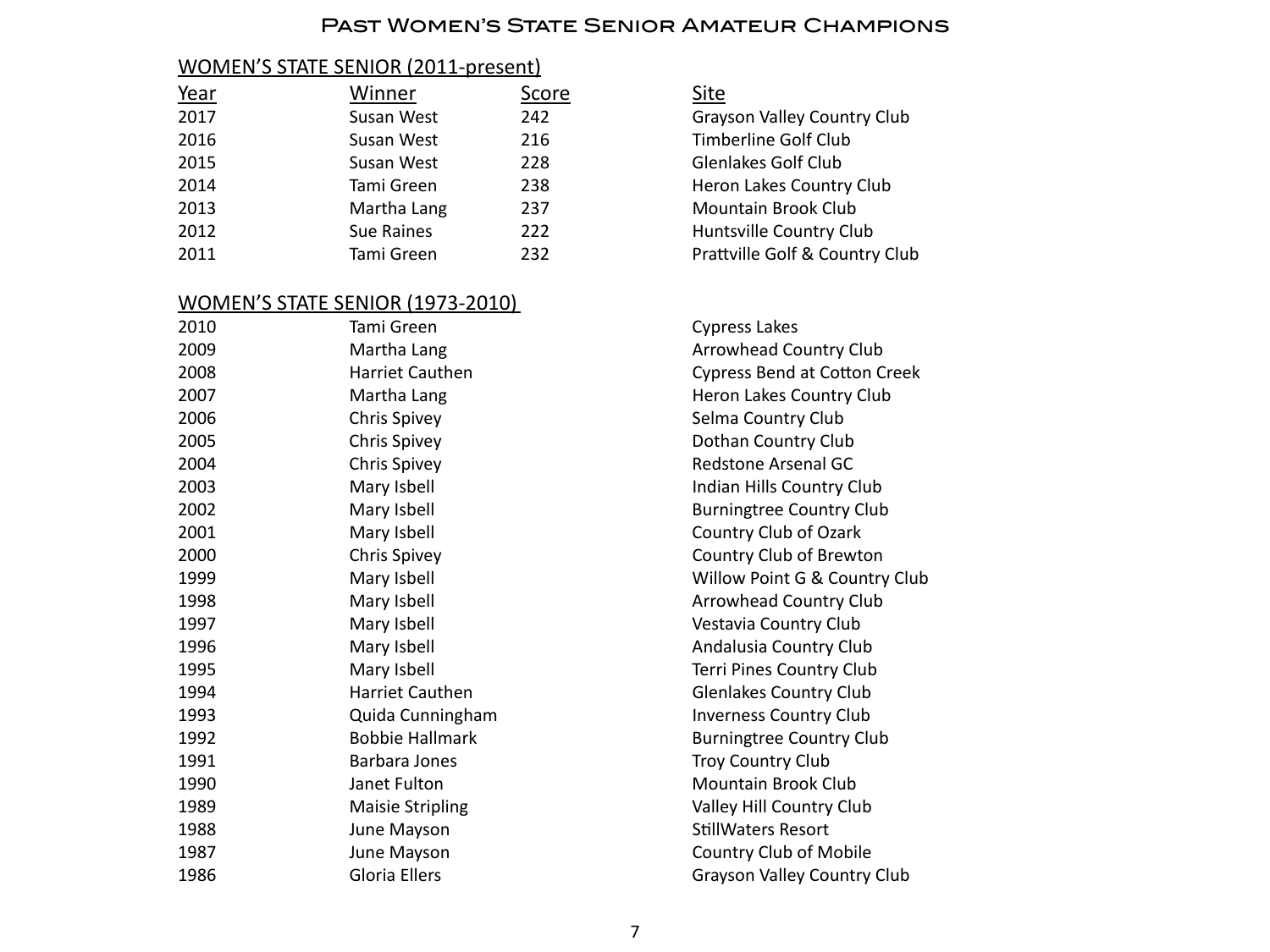# Past Women's State Senior Amateur Champions

## WOMEN'S STATE SENIOR (2011-present)

| Year | Winner | Score | Site |
|---|---|---|---|
| 2017 | Susan West | 242 | Grayson Valley Country Club |
| 2016 | Susan West | 216 | Timberline Golf Club |
| 2015 | Susan West | 228 | Glenlakes Golf Club |
| 2014 | Tami Green | 238 | Heron Lakes Country Club |
| 2013 | Martha Lang | 237 | Mountain Brook Club |
| 2012 | Sue Raines | 222 | Huntsville Country Club |
| 2011 | Tami Green | 232 | Prattville Golf & Country Club |

## WOMEN'S STATE SENIOR (1973-2010)

| Year | Winner | Site |
|---|---|---|
| 2010 | Tami Green | Cypress Lakes |
| 2009 | Martha Lang | Arrowhead Country Club |
| 2008 | Harriet Cauthen | Cypress Bend at Cotton Creek |
| 2007 | Martha Lang | Heron Lakes Country Club |
| 2006 | Chris Spivey | Selma Country Club |
| 2005 | Chris Spivey | Dothan Country Club |
| 2004 | Chris Spivey | Redstone Arsenal GC |
| 2003 | Mary Isbell | Indian Hills Country Club |
| 2002 | Mary Isbell | Burningtree Country Club |
| 2001 | Mary Isbell | Country Club of Ozark |
| 2000 | Chris Spivey | Country Club of Brewton |
| 1999 | Mary Isbell | Willow Point G & Country Club |
| 1998 | Mary Isbell | Arrowhead Country Club |
| 1997 | Mary Isbell | Vestavia Country Club |
| 1996 | Mary Isbell | Andalusia Country Club |
| 1995 | Mary Isbell | Terri Pines Country Club |
| 1994 | Harriet Cauthen | Glenlakes Country Club |
| 1993 | Quida Cunningham | Inverness Country Club |
| 1992 | Bobbie Hallmark | Burningtree Country Club |
| 1991 | Barbara Jones | Troy Country Club |
| 1990 | Janet Fulton | Mountain Brook Club |
| 1989 | Maisie Stripling | Valley Hill Country Club |
| 1988 | June Mayson | StillWaters Resort |
| 1987 | June Mayson | Country Club of Mobile |
| 1986 | Gloria Ellers | Grayson Valley Country Club |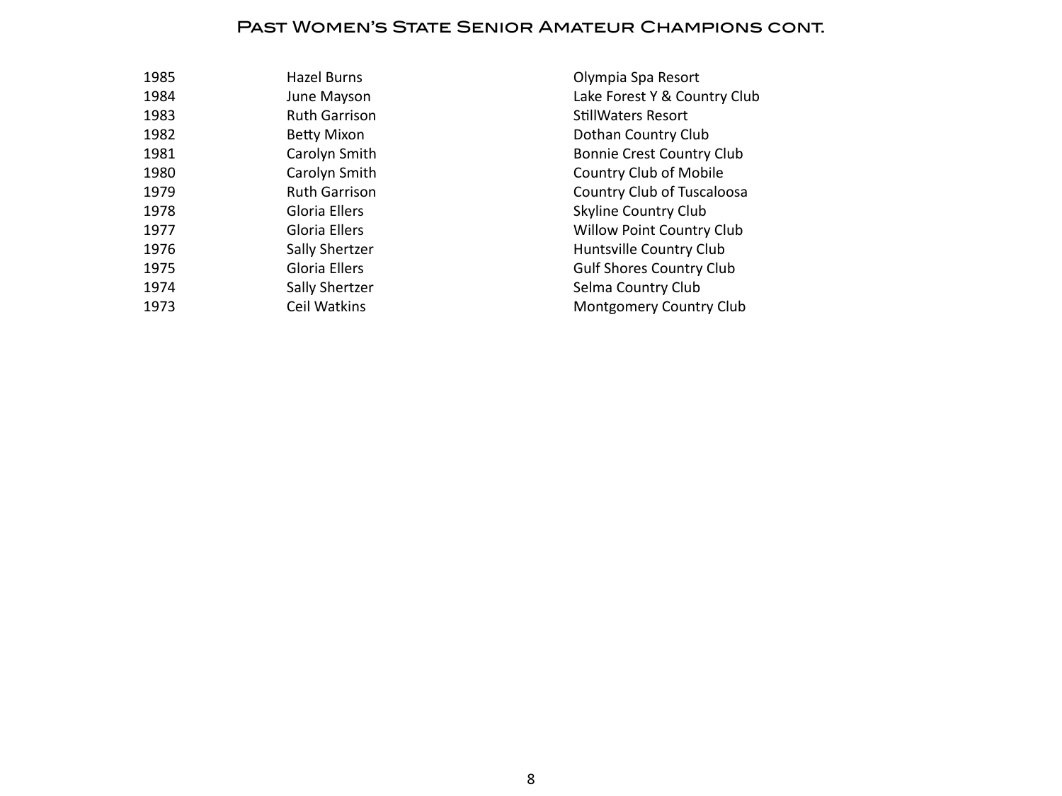## Past Women's State Senior Amateur Champions cont.

| | | |
|---|---|---|
| 1985 | Hazel Burns | Olympia Spa Resort |
| 1984 | June Mayson | Lake Forest Y & Country Club |
| 1983 | Ruth Garrison | StillWaters Resort |
| 1982 | Betty Mixon | Dothan Country Club |
| 1981 | Carolyn Smith | Bonnie Crest Country Club |
| 1980 | Carolyn Smith | Country Club of Mobile |
| 1979 | Ruth Garrison | Country Club of Tuscaloosa |
| 1978 | Gloria Ellers | Skyline Country Club |
| 1977 | Gloria Ellers | Willow Point Country Club |
| 1976 | Sally Shertzer | Huntsville Country Club |
| 1975 | Gloria Ellers | Gulf Shores Country Club |
| 1974 | Sally Shertzer | Selma Country Club |
| 1973 | Ceil Watkins | Montgomery Country Club |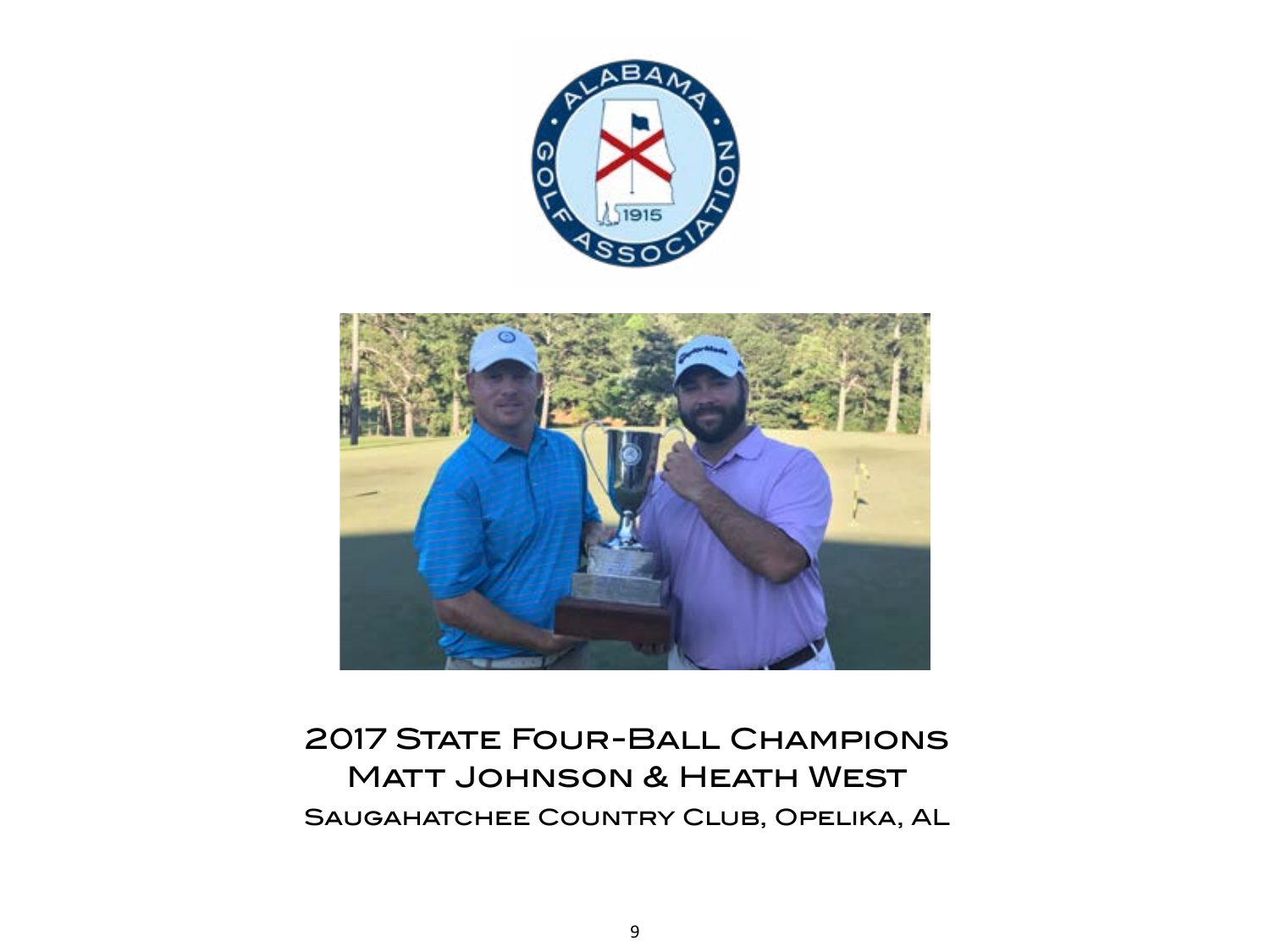2017 State Four-Ball Champions

Matt Johnson & Heath West

Saugahatchee Country Club, Opelika, AL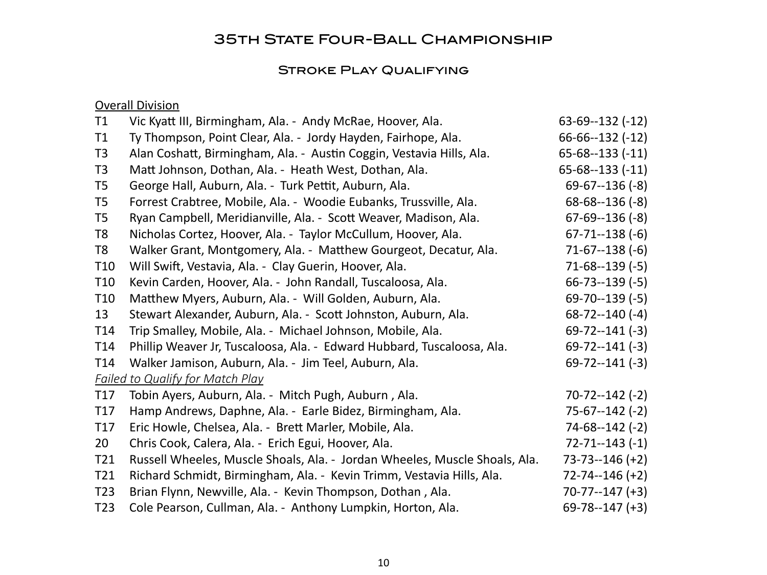# 35th State Four-Ball Championship

## Stroke Play Qualifying

<u>Overall Division</u>

| Pos | Team | Score |
|---|---|---|
| T1 | Vic Kyatt III, Birmingham, Ala. - Andy McRae, Hoover, Ala. | 63-69--132 (-12) |
| T1 | Ty Thompson, Point Clear, Ala. - Jordy Hayden, Fairhope, Ala. | 66-66--132 (-12) |
| T3 | Alan Coshatt, Birmingham, Ala. - Austin Coggin, Vestavia Hills, Ala. | 65-68--133 (-11) |
| T3 | Matt Johnson, Dothan, Ala. - Heath West, Dothan, Ala. | 65-68--133 (-11) |
| T5 | George Hall, Auburn, Ala. - Turk Pettit, Auburn, Ala. | 69-67--136 (-8) |
| T5 | Forrest Crabtree, Mobile, Ala. - Woodie Eubanks, Trussville, Ala. | 68-68--136 (-8) |
| T5 | Ryan Campbell, Meridianville, Ala. - Scott Weaver, Madison, Ala. | 67-69--136 (-8) |
| T8 | Nicholas Cortez, Hoover, Ala. - Taylor McCullum, Hoover, Ala. | 67-71--138 (-6) |
| T8 | Walker Grant, Montgomery, Ala. - Matthew Gourgeot, Decatur, Ala. | 71-67--138 (-6) |
| T10 | Will Swift, Vestavia, Ala. - Clay Guerin, Hoover, Ala. | 71-68--139 (-5) |
| T10 | Kevin Carden, Hoover, Ala. - John Randall, Tuscaloosa, Ala. | 66-73--139 (-5) |
| T10 | Matthew Myers, Auburn, Ala. - Will Golden, Auburn, Ala. | 69-70--139 (-5) |
| 13 | Stewart Alexander, Auburn, Ala. - Scott Johnston, Auburn, Ala. | 68-72--140 (-4) |
| T14 | Trip Smalley, Mobile, Ala. - Michael Johnson, Mobile, Ala. | 69-72--141 (-3) |
| T14 | Phillip Weaver Jr, Tuscaloosa, Ala. - Edward Hubbard, Tuscaloosa, Ala. | 69-72--141 (-3) |
| T14 | Walker Jamison, Auburn, Ala. - Jim Teel, Auburn, Ala. | 69-72--141 (-3) |
| | *Failed to Qualify for Match Play* | |
| T17 | Tobin Ayers, Auburn, Ala. - Mitch Pugh, Auburn , Ala. | 70-72--142 (-2) |
| T17 | Hamp Andrews, Daphne, Ala. - Earle Bidez, Birmingham, Ala. | 75-67--142 (-2) |
| T17 | Eric Howle, Chelsea, Ala. - Brett Marler, Mobile, Ala. | 74-68--142 (-2) |
| 20 | Chris Cook, Calera, Ala. - Erich Egui, Hoover, Ala. | 72-71--143 (-1) |
| T21 | Russell Wheeles, Muscle Shoals, Ala. - Jordan Wheeles, Muscle Shoals, Ala. | 73-73--146 (+2) |
| T21 | Richard Schmidt, Birmingham, Ala. - Kevin Trimm, Vestavia Hills, Ala. | 72-74--146 (+2) |
| T23 | Brian Flynn, Newville, Ala. - Kevin Thompson, Dothan , Ala. | 70-77--147 (+3) |
| T23 | Cole Pearson, Cullman, Ala. - Anthony Lumpkin, Horton, Ala. | 69-78--147 (+3) |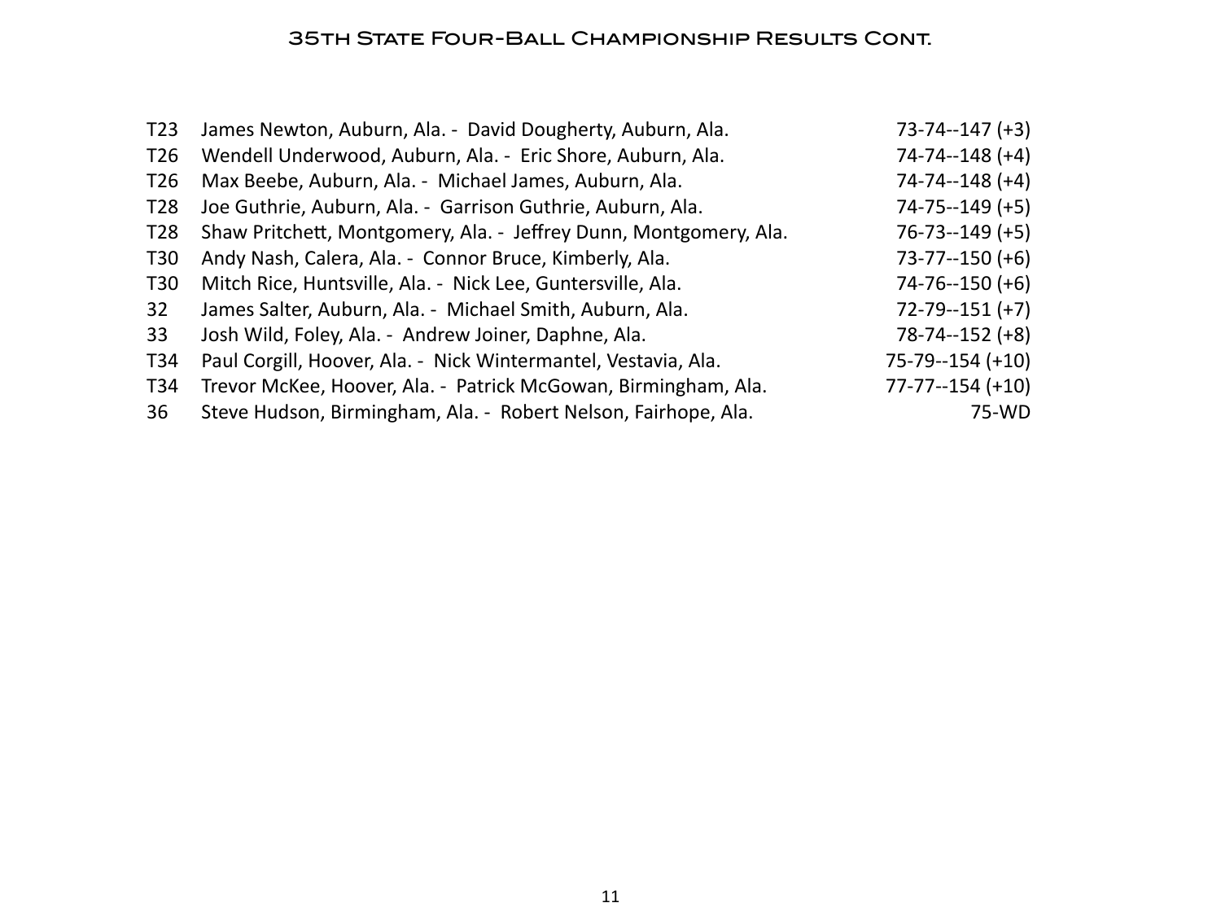## 35th State Four-Ball Championship Results Cont.

| | | |
|---|---|---|
| T23 | James Newton, Auburn, Ala. - David Dougherty, Auburn, Ala. | 73-74--147 (+3) |
| T26 | Wendell Underwood, Auburn, Ala. - Eric Shore, Auburn, Ala. | 74-74--148 (+4) |
| T26 | Max Beebe, Auburn, Ala. - Michael James, Auburn, Ala. | 74-74--148 (+4) |
| T28 | Joe Guthrie, Auburn, Ala. - Garrison Guthrie, Auburn, Ala. | 74-75--149 (+5) |
| T28 | Shaw Pritchett, Montgomery, Ala. - Jeffrey Dunn, Montgomery, Ala. | 76-73--149 (+5) |
| T30 | Andy Nash, Calera, Ala. - Connor Bruce, Kimberly, Ala. | 73-77--150 (+6) |
| T30 | Mitch Rice, Huntsville, Ala. - Nick Lee, Guntersville, Ala. | 74-76--150 (+6) |
| 32 | James Salter, Auburn, Ala. - Michael Smith, Auburn, Ala. | 72-79--151 (+7) |
| 33 | Josh Wild, Foley, Ala. - Andrew Joiner, Daphne, Ala. | 78-74--152 (+8) |
| T34 | Paul Corgill, Hoover, Ala. - Nick Wintermantel, Vestavia, Ala. | 75-79--154 (+10) |
| T34 | Trevor McKee, Hoover, Ala. - Patrick McGowan, Birmingham, Ala. | 77-77--154 (+10) |
| 36 | Steve Hudson, Birmingham, Ala. - Robert Nelson, Fairhope, Ala. | 75-WD |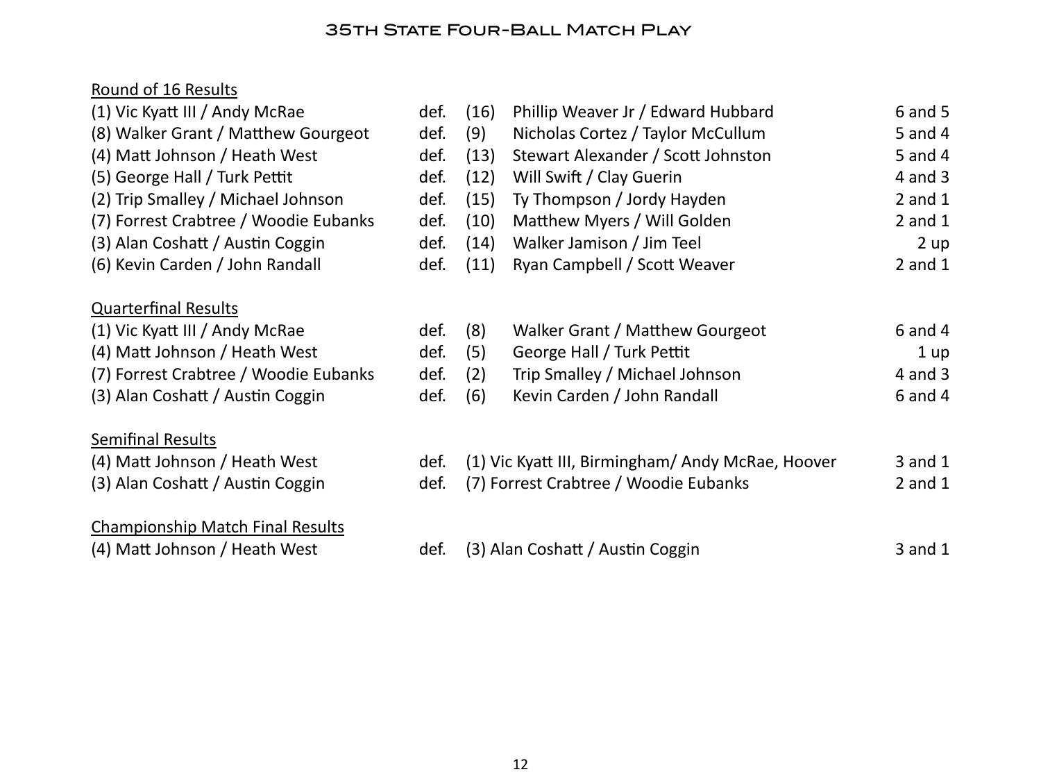# 35th State Four-Ball Match Play

## Round of 16 Results

| Winner | | Seed | Opponent | Result |
|---|---|---|---|---|
| (1) Vic Kyatt III / Andy McRae | def. | (16) | Phillip Weaver Jr / Edward Hubbard | 6 and 5 |
| (8) Walker Grant / Matthew Gourgeot | def. | (9) | Nicholas Cortez / Taylor McCullum | 5 and 4 |
| (4) Matt Johnson / Heath West | def. | (13) | Stewart Alexander / Scott Johnston | 5 and 4 |
| (5) George Hall / Turk Pettit | def. | (12) | Will Swift / Clay Guerin | 4 and 3 |
| (2) Trip Smalley / Michael Johnson | def. | (15) | Ty Thompson / Jordy Hayden | 2 and 1 |
| (7) Forrest Crabtree / Woodie Eubanks | def. | (10) | Matthew Myers / Will Golden | 2 and 1 |
| (3) Alan Coshatt / Austin Coggin | def. | (14) | Walker Jamison / Jim Teel | 2 up |
| (6) Kevin Carden / John Randall | def. | (11) | Ryan Campbell / Scott Weaver | 2 and 1 |

## Quarterfinal Results

| Winner | | Seed | Opponent | Result |
|---|---|---|---|---|
| (1) Vic Kyatt III / Andy McRae | def. | (8) | Walker Grant / Matthew Gourgeot | 6 and 4 |
| (4) Matt Johnson / Heath West | def. | (5) | George Hall / Turk Pettit | 1 up |
| (7) Forrest Crabtree / Woodie Eubanks | def. | (2) | Trip Smalley / Michael Johnson | 4 and 3 |
| (3) Alan Coshatt / Austin Coggin | def. | (6) | Kevin Carden / John Randall | 6 and 4 |

## Semifinal Results

| Winner | | Opponent | Result |
|---|---|---|---|
| (4) Matt Johnson / Heath West | def. | (1) Vic Kyatt III, Birmingham/ Andy McRae, Hoover | 3 and 1 |
| (3) Alan Coshatt / Austin Coggin | def. | (7) Forrest Crabtree / Woodie Eubanks | 2 and 1 |

## Championship Match Final Results

| Winner | | Opponent | Result |
|---|---|---|---|
| (4) Matt Johnson / Heath West | def. | (3) Alan Coshatt / Austin Coggin | 3 and 1 |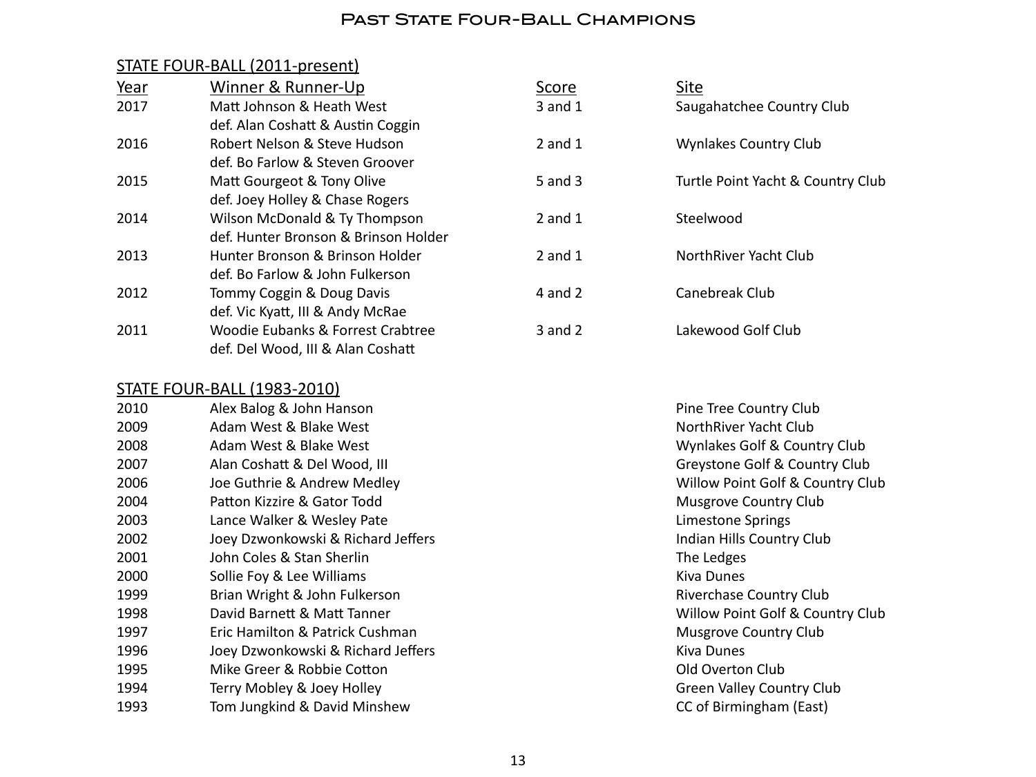# Past State Four-Ball Champions

## STATE FOUR-BALL (2011-present)

| Year | Winner & Runner-Up | Score | Site |
|---|---|---|---|
| 2017 | Matt Johnson & Heath West<br>def. Alan Coshatt & Austin Coggin | 3 and 1 | Saugahatchee Country Club |
| 2016 | Robert Nelson & Steve Hudson<br>def. Bo Farlow & Steven Groover | 2 and 1 | Wynlakes Country Club |
| 2015 | Matt Gourgeot & Tony Olive<br>def. Joey Holley & Chase Rogers | 5 and 3 | Turtle Point Yacht & Country Club |
| 2014 | Wilson McDonald & Ty Thompson<br>def. Hunter Bronson & Brinson Holder | 2 and 1 | Steelwood |
| 2013 | Hunter Bronson & Brinson Holder<br>def. Bo Farlow & John Fulkerson | 2 and 1 | NorthRiver Yacht Club |
| 2012 | Tommy Coggin & Doug Davis<br>def. Vic Kyatt, III & Andy McRae | 4 and 2 | Canebreak Club |
| 2011 | Woodie Eubanks & Forrest Crabtree<br>def. Del Wood, III & Alan Coshatt | 3 and 2 | Lakewood Golf Club |

## STATE FOUR-BALL (1983-2010)

| Year | Winner | Site |
|---|---|---|
| 2010 | Alex Balog & John Hanson | Pine Tree Country Club |
| 2009 | Adam West & Blake West | NorthRiver Yacht Club |
| 2008 | Adam West & Blake West | Wynlakes Golf & Country Club |
| 2007 | Alan Coshatt & Del Wood, III | Greystone Golf & Country Club |
| 2006 | Joe Guthrie & Andrew Medley | Willow Point Golf & Country Club |
| 2004 | Patton Kizzire & Gator Todd | Musgrove Country Club |
| 2003 | Lance Walker & Wesley Pate | Limestone Springs |
| 2002 | Joey Dzwonkowski & Richard Jeffers | Indian Hills Country Club |
| 2001 | John Coles & Stan Sherlin | The Ledges |
| 2000 | Sollie Foy & Lee Williams | Kiva Dunes |
| 1999 | Brian Wright & John Fulkerson | Riverchase Country Club |
| 1998 | David Barnett & Matt Tanner | Willow Point Golf & Country Club |
| 1997 | Eric Hamilton & Patrick Cushman | Musgrove Country Club |
| 1996 | Joey Dzwonkowski & Richard Jeffers | Kiva Dunes |
| 1995 | Mike Greer & Robbie Cotton | Old Overton Club |
| 1994 | Terry Mobley & Joey Holley | Green Valley Country Club |
| 1993 | Tom Jungkind & David Minshew | CC of Birmingham (East) |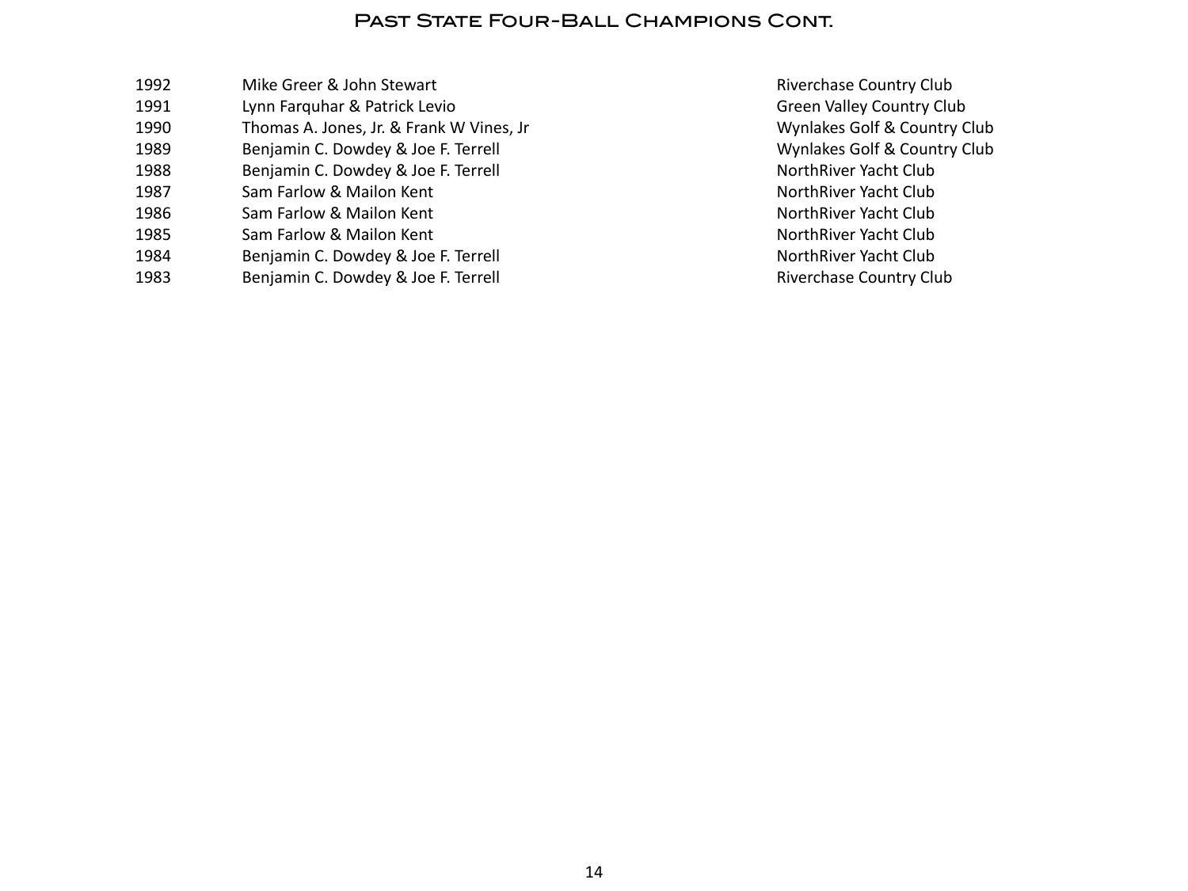# Past State Four-Ball Champions Cont.

| Year | Champions | Location |
|---|---|---|
| 1992 | Mike Greer & John Stewart | Riverchase Country Club |
| 1991 | Lynn Farquhar & Patrick Levio | Green Valley Country Club |
| 1990 | Thomas A. Jones, Jr. & Frank W Vines, Jr | Wynlakes Golf & Country Club |
| 1989 | Benjamin C. Dowdey & Joe F. Terrell | Wynlakes Golf & Country Club |
| 1988 | Benjamin C. Dowdey & Joe F. Terrell | NorthRiver Yacht Club |
| 1987 | Sam Farlow & Mailon Kent | NorthRiver Yacht Club |
| 1986 | Sam Farlow & Mailon Kent | NorthRiver Yacht Club |
| 1985 | Sam Farlow & Mailon Kent | NorthRiver Yacht Club |
| 1984 | Benjamin C. Dowdey & Joe F. Terrell | NorthRiver Yacht Club |
| 1983 | Benjamin C. Dowdey & Joe F. Terrell | Riverchase Country Club |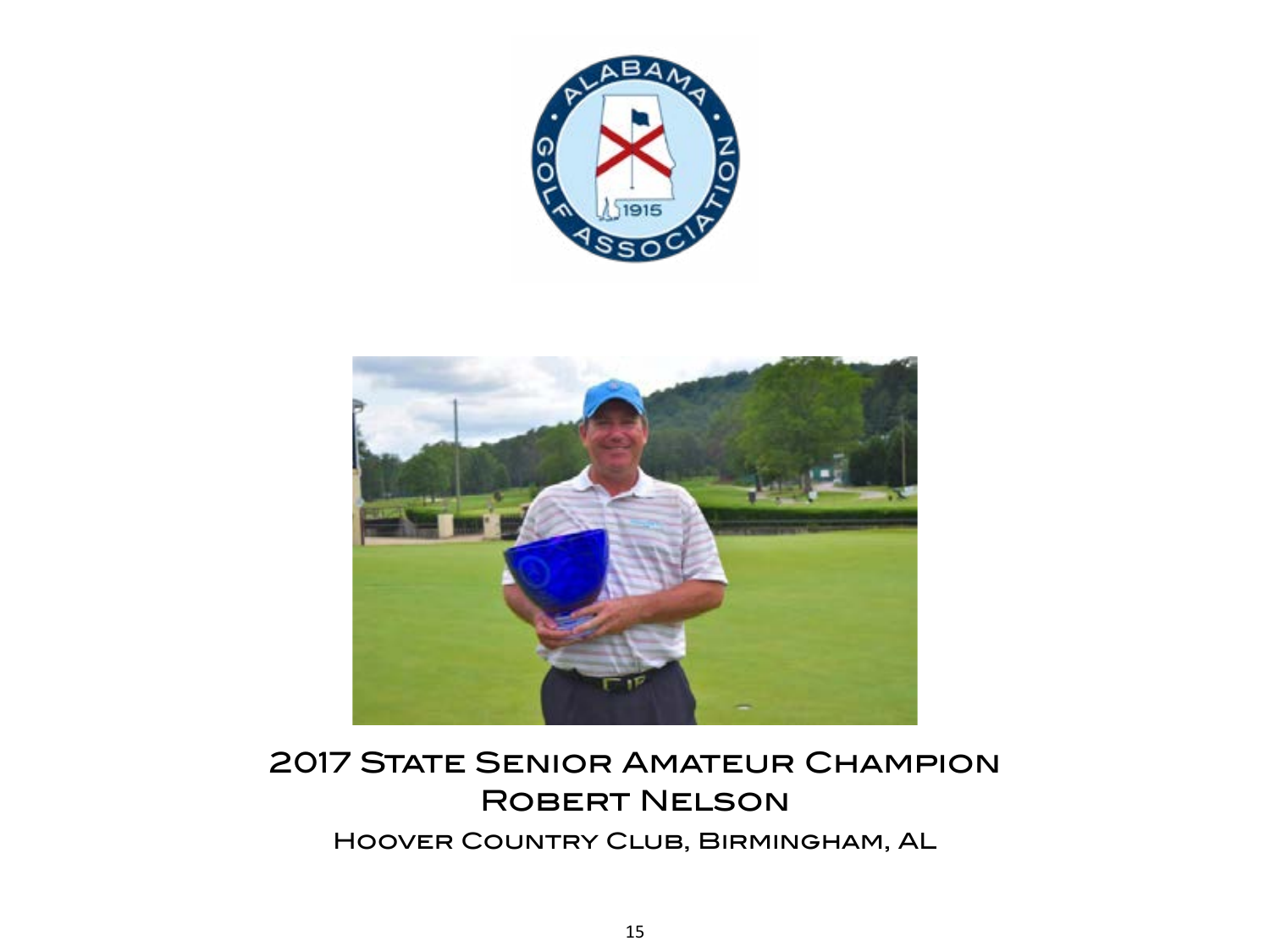## 2017 State Senior Amateur Champion

## Robert Nelson

### Hoover Country Club, Birmingham, AL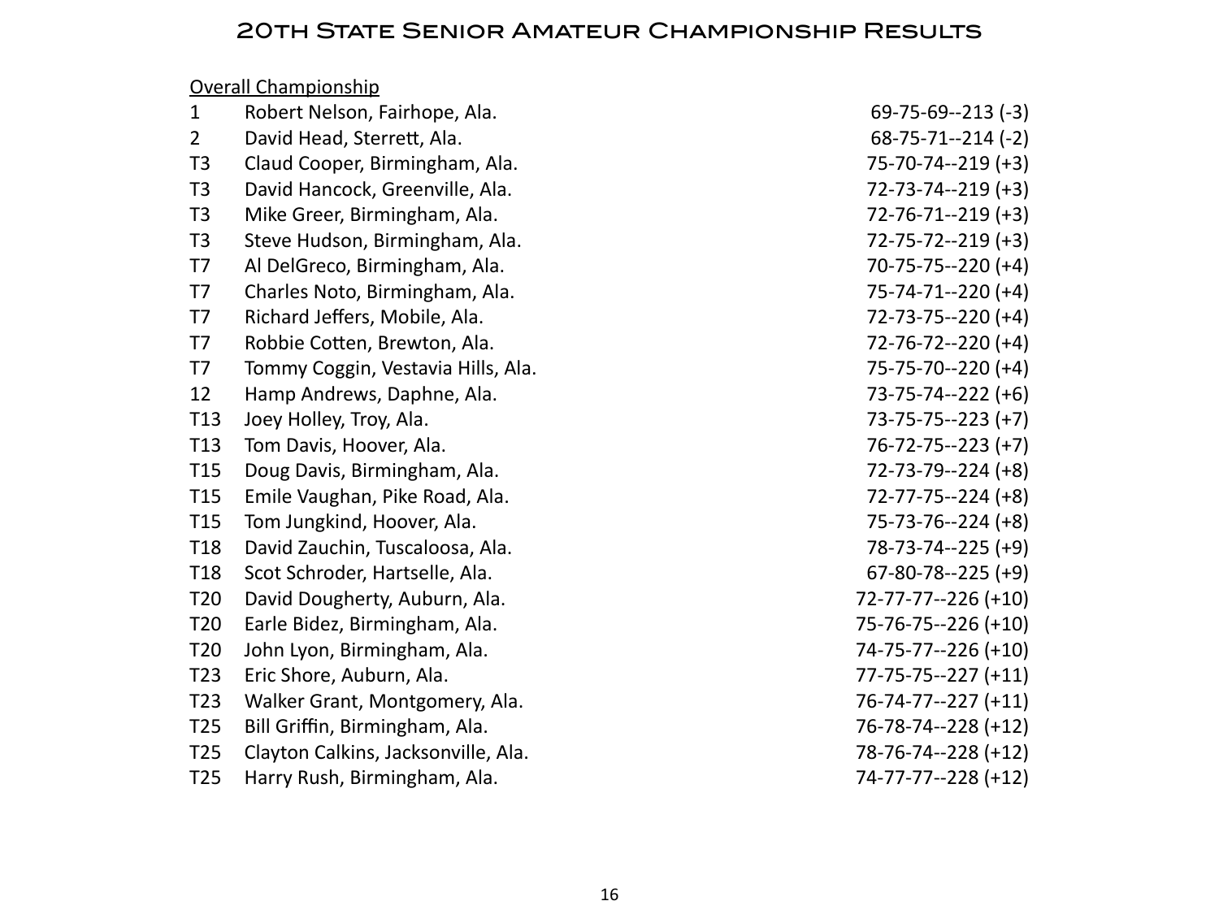# 20th State Senior Amateur Championship Results

Overall Championship

| Pos | Player | Score |
|---|---|---|
| 1 | Robert Nelson, Fairhope, Ala. | 69-75-69--213 (-3) |
| 2 | David Head, Sterrett, Ala. | 68-75-71--214 (-2) |
| T3 | Claud Cooper, Birmingham, Ala. | 75-70-74--219 (+3) |
| T3 | David Hancock, Greenville, Ala. | 72-73-74--219 (+3) |
| T3 | Mike Greer, Birmingham, Ala. | 72-76-71--219 (+3) |
| T3 | Steve Hudson, Birmingham, Ala. | 72-75-72--219 (+3) |
| T7 | Al DelGreco, Birmingham, Ala. | 70-75-75--220 (+4) |
| T7 | Charles Noto, Birmingham, Ala. | 75-74-71--220 (+4) |
| T7 | Richard Jeffers, Mobile, Ala. | 72-73-75--220 (+4) |
| T7 | Robbie Cotten, Brewton, Ala. | 72-76-72--220 (+4) |
| T7 | Tommy Coggin, Vestavia Hills, Ala. | 75-75-70--220 (+4) |
| 12 | Hamp Andrews, Daphne, Ala. | 73-75-74--222 (+6) |
| T13 | Joey Holley, Troy, Ala. | 73-75-75--223 (+7) |
| T13 | Tom Davis, Hoover, Ala. | 76-72-75--223 (+7) |
| T15 | Doug Davis, Birmingham, Ala. | 72-73-79--224 (+8) |
| T15 | Emile Vaughan, Pike Road, Ala. | 72-77-75--224 (+8) |
| T15 | Tom Jungkind, Hoover, Ala. | 75-73-76--224 (+8) |
| T18 | David Zauchin, Tuscaloosa, Ala. | 78-73-74--225 (+9) |
| T18 | Scot Schroder, Hartselle, Ala. | 67-80-78--225 (+9) |
| T20 | David Dougherty, Auburn, Ala. | 72-77-77--226 (+10) |
| T20 | Earle Bidez, Birmingham, Ala. | 75-76-75--226 (+10) |
| T20 | John Lyon, Birmingham, Ala. | 74-75-77--226 (+10) |
| T23 | Eric Shore, Auburn, Ala. | 77-75-75--227 (+11) |
| T23 | Walker Grant, Montgomery, Ala. | 76-74-77--227 (+11) |
| T25 | Bill Griffin, Birmingham, Ala. | 76-78-74--228 (+12) |
| T25 | Clayton Calkins, Jacksonville, Ala. | 78-76-74--228 (+12) |
| T25 | Harry Rush, Birmingham, Ala. | 74-77-77--228 (+12) |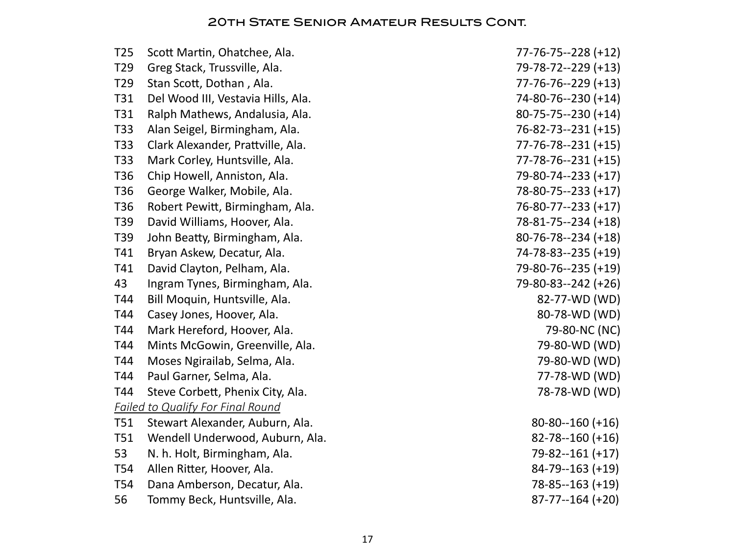## 20th State Senior Amateur Results Cont.

| | | |
|---|---|---|
| T25 | Scott Martin, Ohatchee, Ala. | 77-76-75--228 (+12) |
| T29 | Greg Stack, Trussville, Ala. | 79-78-72--229 (+13) |
| T29 | Stan Scott, Dothan , Ala. | 77-76-76--229 (+13) |
| T31 | Del Wood III, Vestavia Hills, Ala. | 74-80-76--230 (+14) |
| T31 | Ralph Mathews, Andalusia, Ala. | 80-75-75--230 (+14) |
| T33 | Alan Seigel, Birmingham, Ala. | 76-82-73--231 (+15) |
| T33 | Clark Alexander, Prattville, Ala. | 77-76-78--231 (+15) |
| T33 | Mark Corley, Huntsville, Ala. | 77-78-76--231 (+15) |
| T36 | Chip Howell, Anniston, Ala. | 79-80-74--233 (+17) |
| T36 | George Walker, Mobile, Ala. | 78-80-75--233 (+17) |
| T36 | Robert Pewitt, Birmingham, Ala. | 76-80-77--233 (+17) |
| T39 | David Williams, Hoover, Ala. | 78-81-75--234 (+18) |
| T39 | John Beatty, Birmingham, Ala. | 80-76-78--234 (+18) |
| T41 | Bryan Askew, Decatur, Ala. | 74-78-83--235 (+19) |
| T41 | David Clayton, Pelham, Ala. | 79-80-76--235 (+19) |
| 43 | Ingram Tynes, Birmingham, Ala. | 79-80-83--242 (+26) |
| T44 | Bill Moquin, Huntsville, Ala. | 82-77-WD (WD) |
| T44 | Casey Jones, Hoover, Ala. | 80-78-WD (WD) |
| T44 | Mark Hereford, Hoover, Ala. | 79-80-NC (NC) |
| T44 | Mints McGowin, Greenville, Ala. | 79-80-WD (WD) |
| T44 | Moses Ngirailab, Selma, Ala. | 79-80-WD (WD) |
| T44 | Paul Garner, Selma, Ala. | 77-78-WD (WD) |
| T44 | Steve Corbett, Phenix City, Ala. | 78-78-WD (WD) |
| *Failed to Qualify For Final Round* | | |
| T51 | Stewart Alexander, Auburn, Ala. | 80-80--160 (+16) |
| T51 | Wendell Underwood, Auburn, Ala. | 82-78--160 (+16) |
| 53 | N. h. Holt, Birmingham, Ala. | 79-82--161 (+17) |
| T54 | Allen Ritter, Hoover, Ala. | 84-79--163 (+19) |
| T54 | Dana Amberson, Decatur, Ala. | 78-85--163 (+19) |
| 56 | Tommy Beck, Huntsville, Ala. | 87-77--164 (+20) |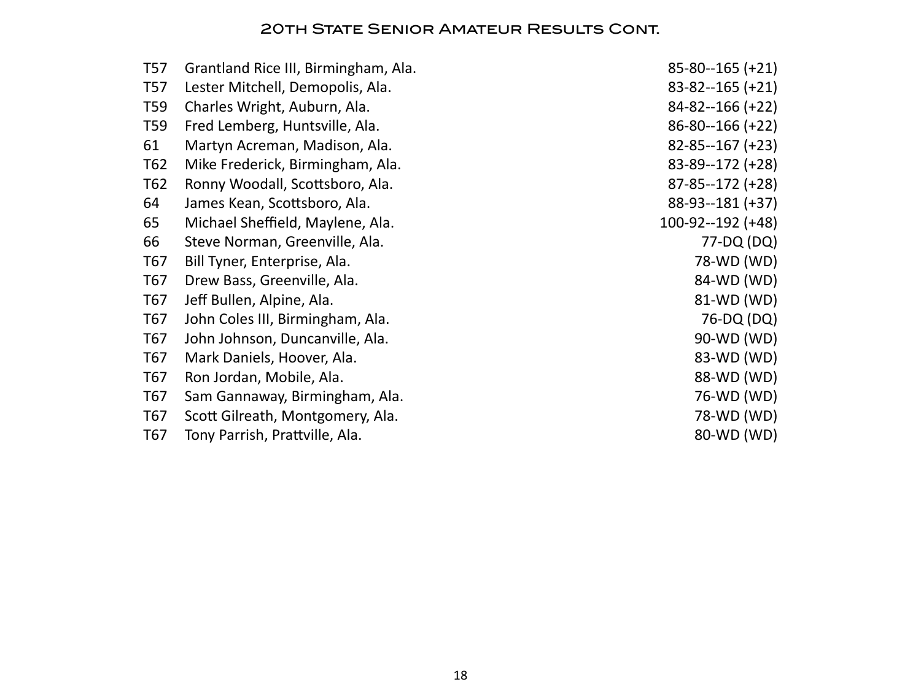## 20th State Senior Amateur Results Cont.

| | | |
|---|---|---|
| T57 | Grantland Rice III, Birmingham, Ala. | 85-80--165 (+21) |
| T57 | Lester Mitchell, Demopolis, Ala. | 83-82--165 (+21) |
| T59 | Charles Wright, Auburn, Ala. | 84-82--166 (+22) |
| T59 | Fred Lemberg, Huntsville, Ala. | 86-80--166 (+22) |
| 61 | Martyn Acreman, Madison, Ala. | 82-85--167 (+23) |
| T62 | Mike Frederick, Birmingham, Ala. | 83-89--172 (+28) |
| T62 | Ronny Woodall, Scottsboro, Ala. | 87-85--172 (+28) |
| 64 | James Kean, Scottsboro, Ala. | 88-93--181 (+37) |
| 65 | Michael Sheffield, Maylene, Ala. | 100-92--192 (+48) |
| 66 | Steve Norman, Greenville, Ala. | 77-DQ (DQ) |
| T67 | Bill Tyner, Enterprise, Ala. | 78-WD (WD) |
| T67 | Drew Bass, Greenville, Ala. | 84-WD (WD) |
| T67 | Jeff Bullen, Alpine, Ala. | 81-WD (WD) |
| T67 | John Coles III, Birmingham, Ala. | 76-DQ (DQ) |
| T67 | John Johnson, Duncanville, Ala. | 90-WD (WD) |
| T67 | Mark Daniels, Hoover, Ala. | 83-WD (WD) |
| T67 | Ron Jordan, Mobile, Ala. | 88-WD (WD) |
| T67 | Sam Gannaway, Birmingham, Ala. | 76-WD (WD) |
| T67 | Scott Gilreath, Montgomery, Ala. | 78-WD (WD) |
| T67 | Tony Parrish, Prattville, Ala. | 80-WD (WD) |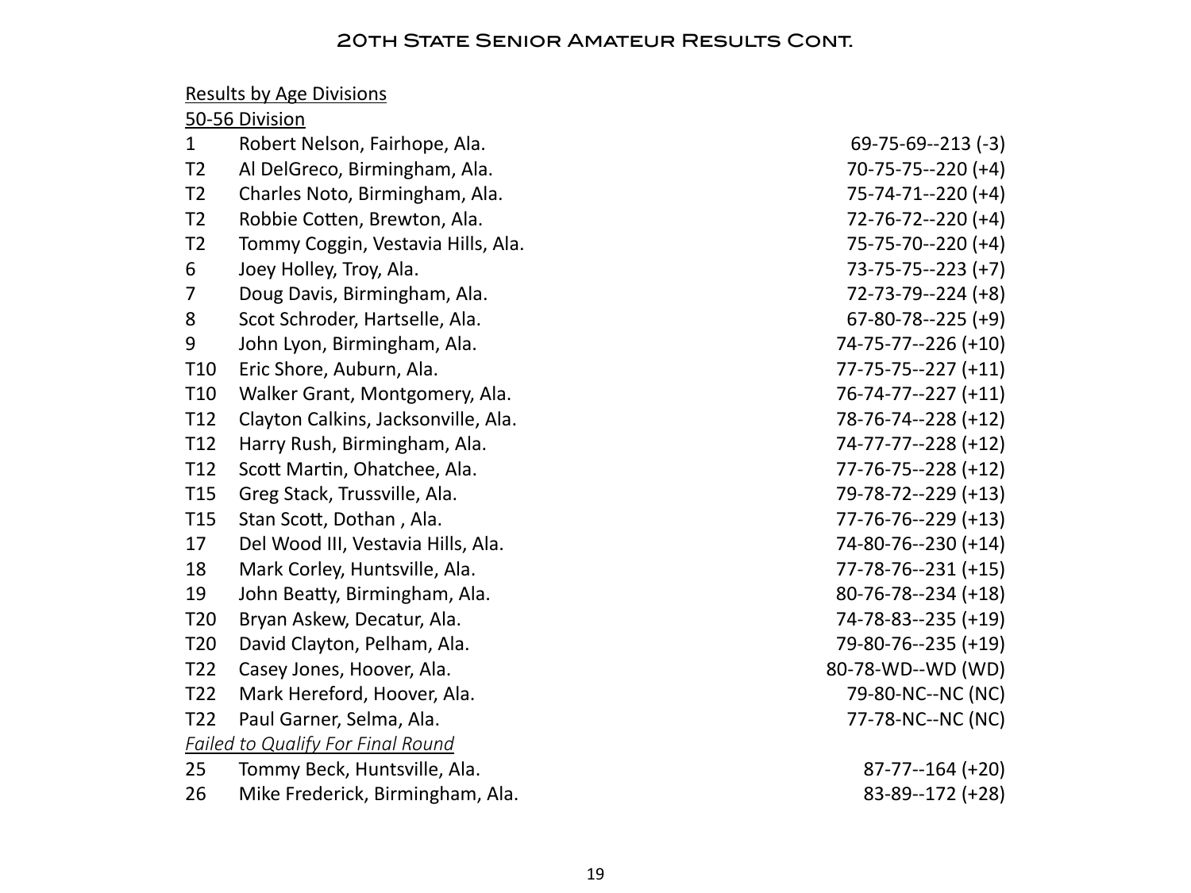## 20th State Senior Amateur Results Cont.

Results by Age Divisions

50-56 Division

| Pos | Player | Score |
|---|---|---|
| 1 | Robert Nelson, Fairhope, Ala. | 69-75-69--213 (-3) |
| T2 | Al DelGreco, Birmingham, Ala. | 70-75-75--220 (+4) |
| T2 | Charles Noto, Birmingham, Ala. | 75-74-71--220 (+4) |
| T2 | Robbie Cotten, Brewton, Ala. | 72-76-72--220 (+4) |
| T2 | Tommy Coggin, Vestavia Hills, Ala. | 75-75-70--220 (+4) |
| 6 | Joey Holley, Troy, Ala. | 73-75-75--223 (+7) |
| 7 | Doug Davis, Birmingham, Ala. | 72-73-79--224 (+8) |
| 8 | Scot Schroder, Hartselle, Ala. | 67-80-78--225 (+9) |
| 9 | John Lyon, Birmingham, Ala. | 74-75-77--226 (+10) |
| T10 | Eric Shore, Auburn, Ala. | 77-75-75--227 (+11) |
| T10 | Walker Grant, Montgomery, Ala. | 76-74-77--227 (+11) |
| T12 | Clayton Calkins, Jacksonville, Ala. | 78-76-74--228 (+12) |
| T12 | Harry Rush, Birmingham, Ala. | 74-77-77--228 (+12) |
| T12 | Scott Martin, Ohatchee, Ala. | 77-76-75--228 (+12) |
| T15 | Greg Stack, Trussville, Ala. | 79-78-72--229 (+13) |
| T15 | Stan Scott, Dothan , Ala. | 77-76-76--229 (+13) |
| 17 | Del Wood III, Vestavia Hills, Ala. | 74-80-76--230 (+14) |
| 18 | Mark Corley, Huntsville, Ala. | 77-78-76--231 (+15) |
| 19 | John Beatty, Birmingham, Ala. | 80-76-78--234 (+18) |
| T20 | Bryan Askew, Decatur, Ala. | 74-78-83--235 (+19) |
| T20 | David Clayton, Pelham, Ala. | 79-80-76--235 (+19) |
| T22 | Casey Jones, Hoover, Ala. | 80-78-WD--WD (WD) |
| T22 | Mark Hereford, Hoover, Ala. | 79-80-NC--NC (NC) |
| T22 | Paul Garner, Selma, Ala. | 77-78-NC--NC (NC) |
| *Failed to Qualify For Final Round* | | |
| 25 | Tommy Beck, Huntsville, Ala. | 87-77--164 (+20) |
| 26 | Mike Frederick, Birmingham, Ala. | 83-89--172 (+28) |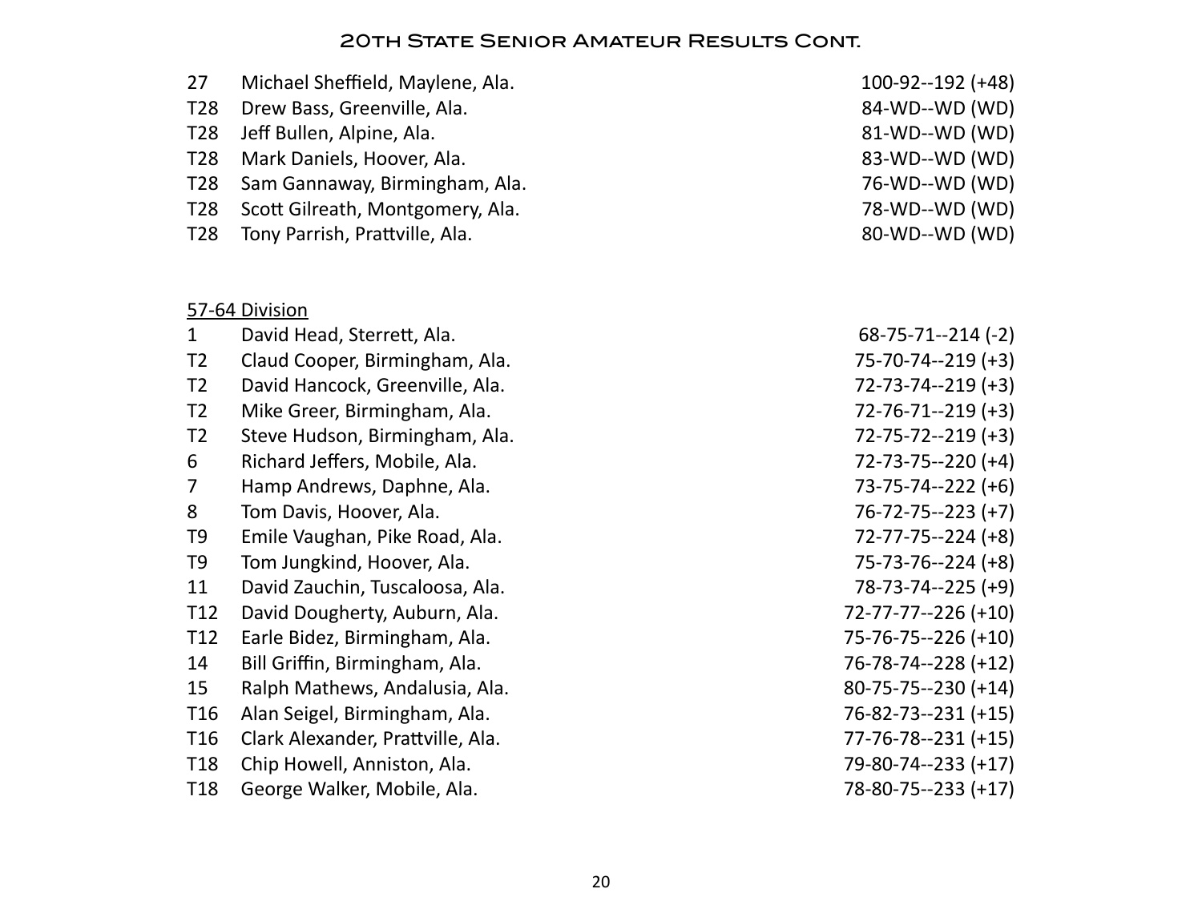## 20th State Senior Amateur Results Cont.

| | | |
|---|---|---|
| 27 | Michael Sheffield, Maylene, Ala. | 100-92--192 (+48) |
| T28 | Drew Bass, Greenville, Ala. | 84-WD--WD (WD) |
| T28 | Jeff Bullen, Alpine, Ala. | 81-WD--WD (WD) |
| T28 | Mark Daniels, Hoover, Ala. | 83-WD--WD (WD) |
| T28 | Sam Gannaway, Birmingham, Ala. | 76-WD--WD (WD) |
| T28 | Scott Gilreath, Montgomery, Ala. | 78-WD--WD (WD) |
| T28 | Tony Parrish, Prattville, Ala. | 80-WD--WD (WD) |

57-64 Division

| | | |
|---|---|---|
| 1 | David Head, Sterrett, Ala. | 68-75-71--214 (-2) |
| T2 | Claud Cooper, Birmingham, Ala. | 75-70-74--219 (+3) |
| T2 | David Hancock, Greenville, Ala. | 72-73-74--219 (+3) |
| T2 | Mike Greer, Birmingham, Ala. | 72-76-71--219 (+3) |
| T2 | Steve Hudson, Birmingham, Ala. | 72-75-72--219 (+3) |
| 6 | Richard Jeffers, Mobile, Ala. | 72-73-75--220 (+4) |
| 7 | Hamp Andrews, Daphne, Ala. | 73-75-74--222 (+6) |
| 8 | Tom Davis, Hoover, Ala. | 76-72-75--223 (+7) |
| T9 | Emile Vaughan, Pike Road, Ala. | 72-77-75--224 (+8) |
| T9 | Tom Jungkind, Hoover, Ala. | 75-73-76--224 (+8) |
| 11 | David Zauchin, Tuscaloosa, Ala. | 78-73-74--225 (+9) |
| T12 | David Dougherty, Auburn, Ala. | 72-77-77--226 (+10) |
| T12 | Earle Bidez, Birmingham, Ala. | 75-76-75--226 (+10) |
| 14 | Bill Griffin, Birmingham, Ala. | 76-78-74--228 (+12) |
| 15 | Ralph Mathews, Andalusia, Ala. | 80-75-75--230 (+14) |
| T16 | Alan Seigel, Birmingham, Ala. | 76-82-73--231 (+15) |
| T16 | Clark Alexander, Prattville, Ala. | 77-76-78--231 (+15) |
| T18 | Chip Howell, Anniston, Ala. | 79-80-74--233 (+17) |
| T18 | George Walker, Mobile, Ala. | 78-80-75--233 (+17) |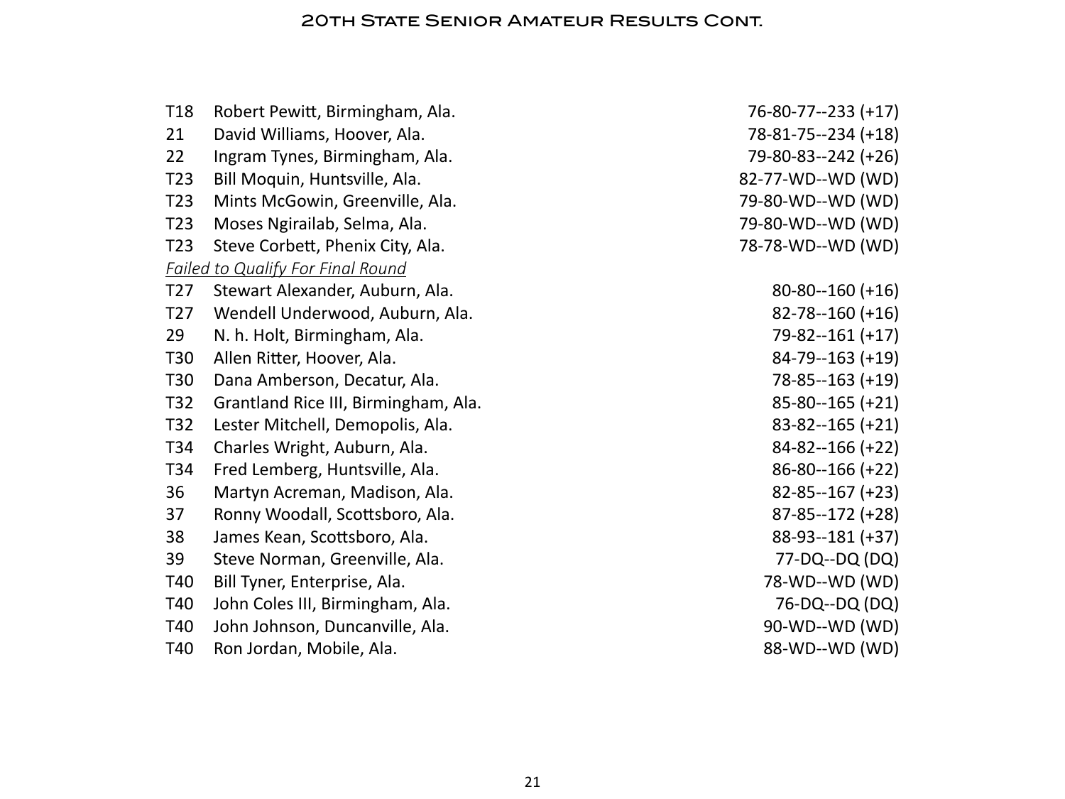## 20th State Senior Amateur Results Cont.

| | | |
|---|---|---|
| T18 | Robert Pewitt, Birmingham, Ala. | 76-80-77--233 (+17) |
| 21 | David Williams, Hoover, Ala. | 78-81-75--234 (+18) |
| 22 | Ingram Tynes, Birmingham, Ala. | 79-80-83--242 (+26) |
| T23 | Bill Moquin, Huntsville, Ala. | 82-77-WD--WD (WD) |
| T23 | Mints McGowin, Greenville, Ala. | 79-80-WD--WD (WD) |
| T23 | Moses Ngirailab, Selma, Ala. | 79-80-WD--WD (WD) |
| T23 | Steve Corbett, Phenix City, Ala. | 78-78-WD--WD (WD) |

*Failed to Qualify For Final Round*

| | | |
|---|---|---|
| T27 | Stewart Alexander, Auburn, Ala. | 80-80--160 (+16) |
| T27 | Wendell Underwood, Auburn, Ala. | 82-78--160 (+16) |
| 29 | N. h. Holt, Birmingham, Ala. | 79-82--161 (+17) |
| T30 | Allen Ritter, Hoover, Ala. | 84-79--163 (+19) |
| T30 | Dana Amberson, Decatur, Ala. | 78-85--163 (+19) |
| T32 | Grantland Rice III, Birmingham, Ala. | 85-80--165 (+21) |
| T32 | Lester Mitchell, Demopolis, Ala. | 83-82--165 (+21) |
| T34 | Charles Wright, Auburn, Ala. | 84-82--166 (+22) |
| T34 | Fred Lemberg, Huntsville, Ala. | 86-80--166 (+22) |
| 36 | Martyn Acreman, Madison, Ala. | 82-85--167 (+23) |
| 37 | Ronny Woodall, Scottsboro, Ala. | 87-85--172 (+28) |
| 38 | James Kean, Scottsboro, Ala. | 88-93--181 (+37) |
| 39 | Steve Norman, Greenville, Ala. | 77-DQ--DQ (DQ) |
| T40 | Bill Tyner, Enterprise, Ala. | 78-WD--WD (WD) |
| T40 | John Coles III, Birmingham, Ala. | 76-DQ--DQ (DQ) |
| T40 | John Johnson, Duncanville, Ala. | 90-WD--WD (WD) |
| T40 | Ron Jordan, Mobile, Ala. | 88-WD--WD (WD) |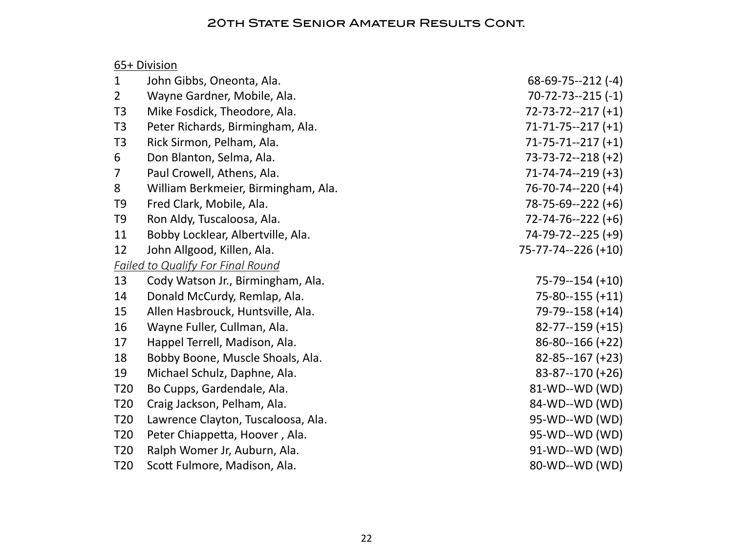## 20th State Senior Amateur Results Cont.

<u>65+ Division</u>

| | | |
|---|---|---|
| 1 | John Gibbs, Oneonta, Ala. | 68-69-75--212 (-4) |
| 2 | Wayne Gardner, Mobile, Ala. | 70-72-73--215 (-1) |
| T3 | Mike Fosdick, Theodore, Ala. | 72-73-72--217 (+1) |
| T3 | Peter Richards, Birmingham, Ala. | 71-71-75--217 (+1) |
| T3 | Rick Sirmon, Pelham, Ala. | 71-75-71--217 (+1) |
| 6 | Don Blanton, Selma, Ala. | 73-73-72--218 (+2) |
| 7 | Paul Crowell, Athens, Ala. | 71-74-74--219 (+3) |
| 8 | William Berkmeier, Birmingham, Ala. | 76-70-74--220 (+4) |
| T9 | Fred Clark, Mobile, Ala. | 78-75-69--222 (+6) |
| T9 | Ron Aldy, Tuscaloosa, Ala. | 72-74-76--222 (+6) |
| 11 | Bobby Locklear, Albertville, Ala. | 74-79-72--225 (+9) |
| 12 | John Allgood, Killen, Ala. | 75-77-74--226 (+10) |
| *Failed to Qualify For Final Round* | | |
| 13 | Cody Watson Jr., Birmingham, Ala. | 75-79--154 (+10) |
| 14 | Donald McCurdy, Remlap, Ala. | 75-80--155 (+11) |
| 15 | Allen Hasbrouck, Huntsville, Ala. | 79-79--158 (+14) |
| 16 | Wayne Fuller, Cullman, Ala. | 82-77--159 (+15) |
| 17 | Happel Terrell, Madison, Ala. | 86-80--166 (+22) |
| 18 | Bobby Boone, Muscle Shoals, Ala. | 82-85--167 (+23) |
| 19 | Michael Schulz, Daphne, Ala. | 83-87--170 (+26) |
| T20 | Bo Cupps, Gardendale, Ala. | 81-WD--WD (WD) |
| T20 | Craig Jackson, Pelham, Ala. | 84-WD--WD (WD) |
| T20 | Lawrence Clayton, Tuscaloosa, Ala. | 95-WD--WD (WD) |
| T20 | Peter Chiappetta, Hoover , Ala. | 95-WD--WD (WD) |
| T20 | Ralph Womer Jr, Auburn, Ala. | 91-WD--WD (WD) |
| T20 | Scott Fulmore, Madison, Ala. | 80-WD--WD (WD) |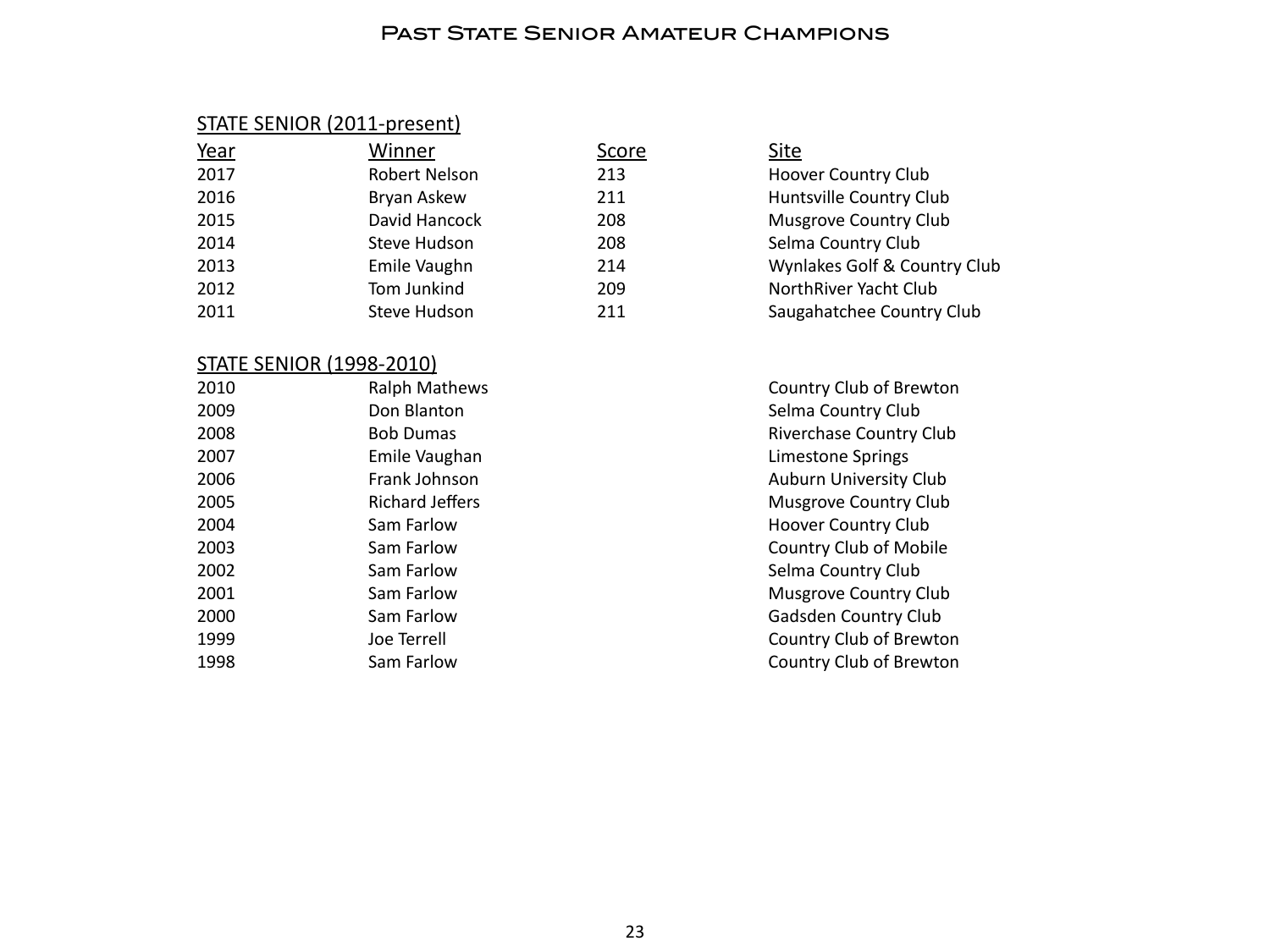# Past State Senior Amateur Champions

## STATE SENIOR (2011-present)

| Year | Winner | Score | Site |
|---|---|---|---|
| 2017 | Robert Nelson | 213 | Hoover Country Club |
| 2016 | Bryan Askew | 211 | Huntsville Country Club |
| 2015 | David Hancock | 208 | Musgrove Country Club |
| 2014 | Steve Hudson | 208 | Selma Country Club |
| 2013 | Emile Vaughn | 214 | Wynlakes Golf & Country Club |
| 2012 | Tom Junkind | 209 | NorthRiver Yacht Club |
| 2011 | Steve Hudson | 211 | Saugahatchee Country Club |

## STATE SENIOR (1998-2010)

| Year | Winner | Score | Site |
|---|---|---|---|
| 2010 | Ralph Mathews | | Country Club of Brewton |
| 2009 | Don Blanton | | Selma Country Club |
| 2008 | Bob Dumas | | Riverchase Country Club |
| 2007 | Emile Vaughan | | Limestone Springs |
| 2006 | Frank Johnson | | Auburn University Club |
| 2005 | Richard Jeffers | | Musgrove Country Club |
| 2004 | Sam Farlow | | Hoover Country Club |
| 2003 | Sam Farlow | | Country Club of Mobile |
| 2002 | Sam Farlow | | Selma Country Club |
| 2001 | Sam Farlow | | Musgrove Country Club |
| 2000 | Sam Farlow | | Gadsden Country Club |
| 1999 | Joe Terrell | | Country Club of Brewton |
| 1998 | Sam Farlow | | Country Club of Brewton |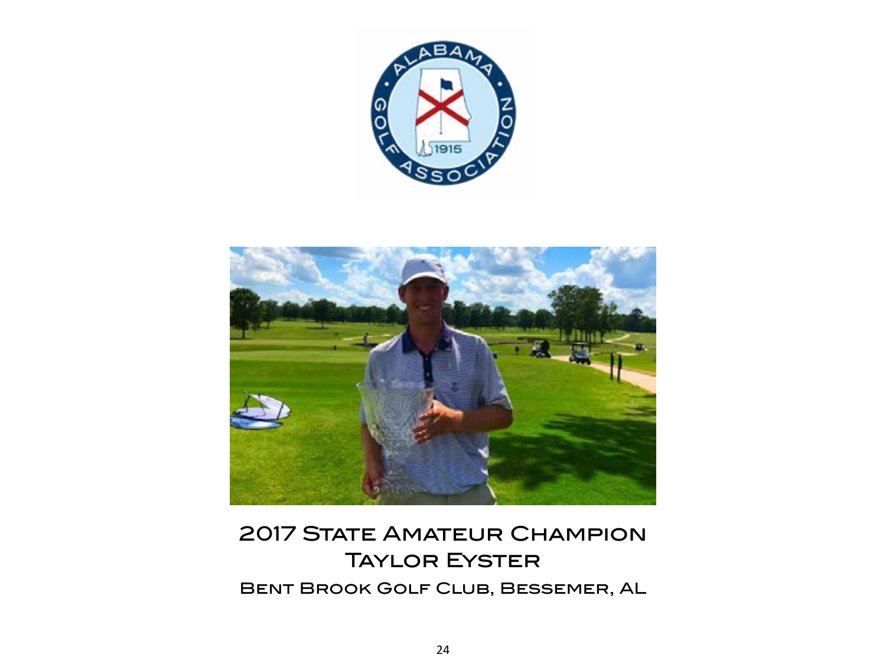# 2017 State Amateur Champion

## Taylor Eyster

### Bent Brook Golf Club, Bessemer, AL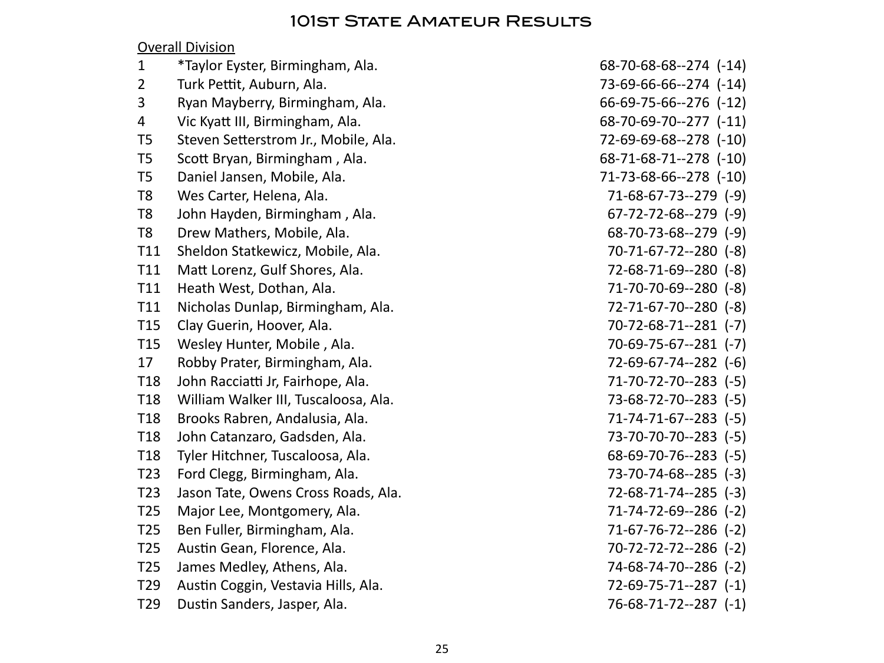# 101st State Amateur Results

Overall Division

| Pos | Player | Scores |
|---|---|---|
| 1 | *Taylor Eyster, Birmingham, Ala. | 68-70-68-68--274 (-14) |
| 2 | Turk Pettit, Auburn, Ala. | 73-69-66-66--274 (-14) |
| 3 | Ryan Mayberry, Birmingham, Ala. | 66-69-75-66--276 (-12) |
| 4 | Vic Kyatt III, Birmingham, Ala. | 68-70-69-70--277 (-11) |
| T5 | Steven Setterstrom Jr., Mobile, Ala. | 72-69-69-68--278 (-10) |
| T5 | Scott Bryan, Birmingham , Ala. | 68-71-68-71--278 (-10) |
| T5 | Daniel Jansen, Mobile, Ala. | 71-73-68-66--278 (-10) |
| T8 | Wes Carter, Helena, Ala. | 71-68-67-73--279 (-9) |
| T8 | John Hayden, Birmingham , Ala. | 67-72-72-68--279 (-9) |
| T8 | Drew Mathers, Mobile, Ala. | 68-70-73-68--279 (-9) |
| T11 | Sheldon Statkewicz, Mobile, Ala. | 70-71-67-72--280 (-8) |
| T11 | Matt Lorenz, Gulf Shores, Ala. | 72-68-71-69--280 (-8) |
| T11 | Heath West, Dothan, Ala. | 71-70-70-69--280 (-8) |
| T11 | Nicholas Dunlap, Birmingham, Ala. | 72-71-67-70--280 (-8) |
| T15 | Clay Guerin, Hoover, Ala. | 70-72-68-71--281 (-7) |
| T15 | Wesley Hunter, Mobile , Ala. | 70-69-75-67--281 (-7) |
| 17 | Robby Prater, Birmingham, Ala. | 72-69-67-74--282 (-6) |
| T18 | John Racciatti Jr, Fairhope, Ala. | 71-70-72-70--283 (-5) |
| T18 | William Walker III, Tuscaloosa, Ala. | 73-68-72-70--283 (-5) |
| T18 | Brooks Rabren, Andalusia, Ala. | 71-74-71-67--283 (-5) |
| T18 | John Catanzaro, Gadsden, Ala. | 73-70-70-70--283 (-5) |
| T18 | Tyler Hitchner, Tuscaloosa, Ala. | 68-69-70-76--283 (-5) |
| T23 | Ford Clegg, Birmingham, Ala. | 73-70-74-68--285 (-3) |
| T23 | Jason Tate, Owens Cross Roads, Ala. | 72-68-71-74--285 (-3) |
| T25 | Major Lee, Montgomery, Ala. | 71-74-72-69--286 (-2) |
| T25 | Ben Fuller, Birmingham, Ala. | 71-67-76-72--286 (-2) |
| T25 | Austin Gean, Florence, Ala. | 70-72-72-72--286 (-2) |
| T25 | James Medley, Athens, Ala. | 74-68-74-70--286 (-2) |
| T29 | Austin Coggin, Vestavia Hills, Ala. | 72-69-75-71--287 (-1) |
| T29 | Dustin Sanders, Jasper, Ala. | 76-68-71-72--287 (-1) |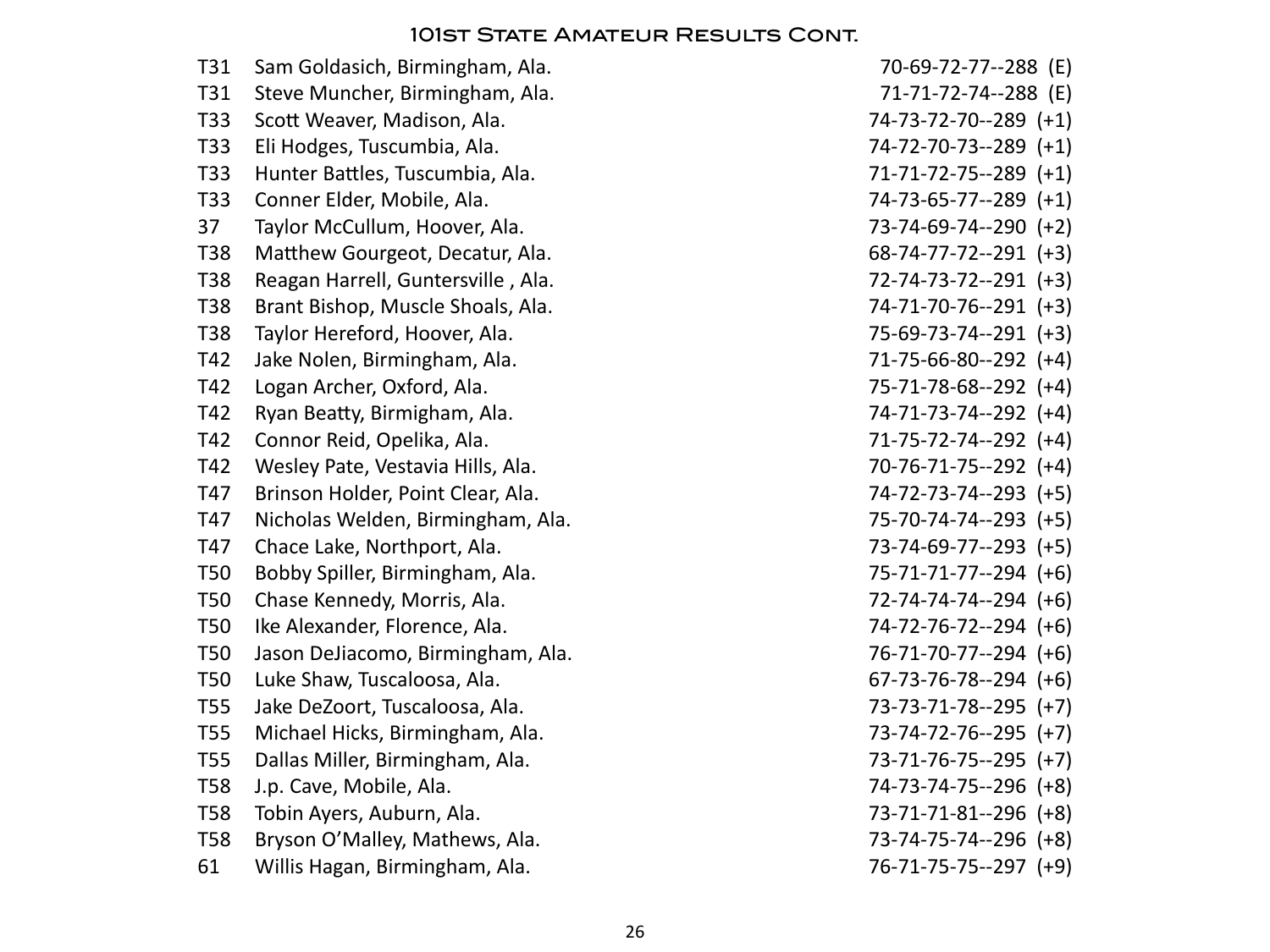## 101st State Amateur Results Cont.

| | | |
|---|---|---|
| T31 | Sam Goldasich, Birmingham, Ala. | 70-69-72-77--288 (E) |
| T31 | Steve Muncher, Birmingham, Ala. | 71-71-72-74--288 (E) |
| T33 | Scott Weaver, Madison, Ala. | 74-73-72-70--289 (+1) |
| T33 | Eli Hodges, Tuscumbia, Ala. | 74-72-70-73--289 (+1) |
| T33 | Hunter Battles, Tuscumbia, Ala. | 71-71-72-75--289 (+1) |
| T33 | Conner Elder, Mobile, Ala. | 74-73-65-77--289 (+1) |
| 37 | Taylor McCullum, Hoover, Ala. | 73-74-69-74--290 (+2) |
| T38 | Matthew Gourgeot, Decatur, Ala. | 68-74-77-72--291 (+3) |
| T38 | Reagan Harrell, Guntersville , Ala. | 72-74-73-72--291 (+3) |
| T38 | Brant Bishop, Muscle Shoals, Ala. | 74-71-70-76--291 (+3) |
| T38 | Taylor Hereford, Hoover, Ala. | 75-69-73-74--291 (+3) |
| T42 | Jake Nolen, Birmingham, Ala. | 71-75-66-80--292 (+4) |
| T42 | Logan Archer, Oxford, Ala. | 75-71-78-68--292 (+4) |
| T42 | Ryan Beatty, Birmigham, Ala. | 74-71-73-74--292 (+4) |
| T42 | Connor Reid, Opelika, Ala. | 71-75-72-74--292 (+4) |
| T42 | Wesley Pate, Vestavia Hills, Ala. | 70-76-71-75--292 (+4) |
| T47 | Brinson Holder, Point Clear, Ala. | 74-72-73-74--293 (+5) |
| T47 | Nicholas Welden, Birmingham, Ala. | 75-70-74-74--293 (+5) |
| T47 | Chace Lake, Northport, Ala. | 73-74-69-77--293 (+5) |
| T50 | Bobby Spiller, Birmingham, Ala. | 75-71-71-77--294 (+6) |
| T50 | Chase Kennedy, Morris, Ala. | 72-74-74-74--294 (+6) |
| T50 | Ike Alexander, Florence, Ala. | 74-72-76-72--294 (+6) |
| T50 | Jason DeJiacomo, Birmingham, Ala. | 76-71-70-77--294 (+6) |
| T50 | Luke Shaw, Tuscaloosa, Ala. | 67-73-76-78--294 (+6) |
| T55 | Jake DeZoort, Tuscaloosa, Ala. | 73-73-71-78--295 (+7) |
| T55 | Michael Hicks, Birmingham, Ala. | 73-74-72-76--295 (+7) |
| T55 | Dallas Miller, Birmingham, Ala. | 73-71-76-75--295 (+7) |
| T58 | J.p. Cave, Mobile, Ala. | 74-73-74-75--296 (+8) |
| T58 | Tobin Ayers, Auburn, Ala. | 73-71-71-81--296 (+8) |
| T58 | Bryson O'Malley, Mathews, Ala. | 73-74-75-74--296 (+8) |
| 61 | Willis Hagan, Birmingham, Ala. | 76-71-75-75--297 (+9) |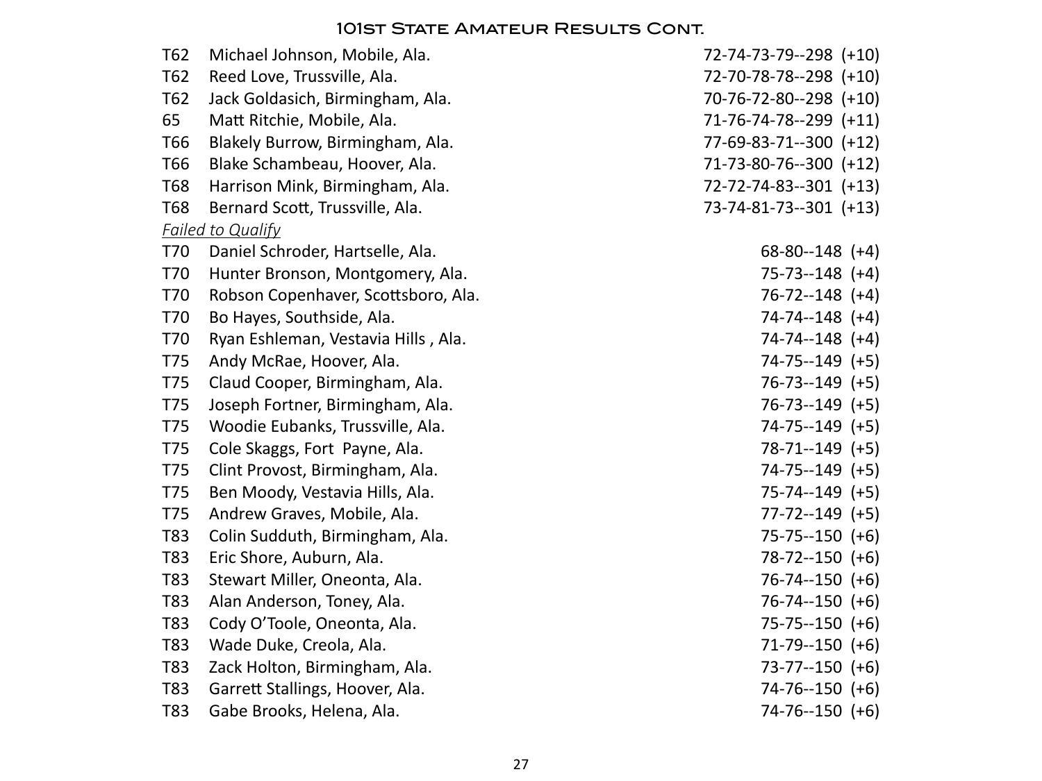# 101st State Amateur Results Cont.

| Pos. | Player | Scores |
|---|---|---|
| T62 | Michael Johnson, Mobile, Ala. | 72-74-73-79--298 (+10) |
| T62 | Reed Love, Trussville, Ala. | 72-70-78-78--298 (+10) |
| T62 | Jack Goldasich, Birmingham, Ala. | 70-76-72-80--298 (+10) |
| 65 | Matt Ritchie, Mobile, Ala. | 71-76-74-78--299 (+11) |
| T66 | Blakely Burrow, Birmingham, Ala. | 77-69-83-71--300 (+12) |
| T66 | Blake Schambeau, Hoover, Ala. | 71-73-80-76--300 (+12) |
| T68 | Harrison Mink, Birmingham, Ala. | 72-72-74-83--301 (+13) |
| T68 | Bernard Scott, Trussville, Ala. | 73-74-81-73--301 (+13) |

*Failed to Qualify*

| Pos. | Player | Scores |
|---|---|---|
| T70 | Daniel Schroder, Hartselle, Ala. | 68-80--148 (+4) |
| T70 | Hunter Bronson, Montgomery, Ala. | 75-73--148 (+4) |
| T70 | Robson Copenhaver, Scottsboro, Ala. | 76-72--148 (+4) |
| T70 | Bo Hayes, Southside, Ala. | 74-74--148 (+4) |
| T70 | Ryan Eshleman, Vestavia Hills , Ala. | 74-74--148 (+4) |
| T75 | Andy McRae, Hoover, Ala. | 74-75--149 (+5) |
| T75 | Claud Cooper, Birmingham, Ala. | 76-73--149 (+5) |
| T75 | Joseph Fortner, Birmingham, Ala. | 76-73--149 (+5) |
| T75 | Woodie Eubanks, Trussville, Ala. | 74-75--149 (+5) |
| T75 | Cole Skaggs, Fort Payne, Ala. | 78-71--149 (+5) |
| T75 | Clint Provost, Birmingham, Ala. | 74-75--149 (+5) |
| T75 | Ben Moody, Vestavia Hills, Ala. | 75-74--149 (+5) |
| T75 | Andrew Graves, Mobile, Ala. | 77-72--149 (+5) |
| T83 | Colin Sudduth, Birmingham, Ala. | 75-75--150 (+6) |
| T83 | Eric Shore, Auburn, Ala. | 78-72--150 (+6) |
| T83 | Stewart Miller, Oneonta, Ala. | 76-74--150 (+6) |
| T83 | Alan Anderson, Toney, Ala. | 76-74--150 (+6) |
| T83 | Cody O'Toole, Oneonta, Ala. | 75-75--150 (+6) |
| T83 | Wade Duke, Creola, Ala. | 71-79--150 (+6) |
| T83 | Zack Holton, Birmingham, Ala. | 73-77--150 (+6) |
| T83 | Garrett Stallings, Hoover, Ala. | 74-76--150 (+6) |
| T83 | Gabe Brooks, Helena, Ala. | 74-76--150 (+6) |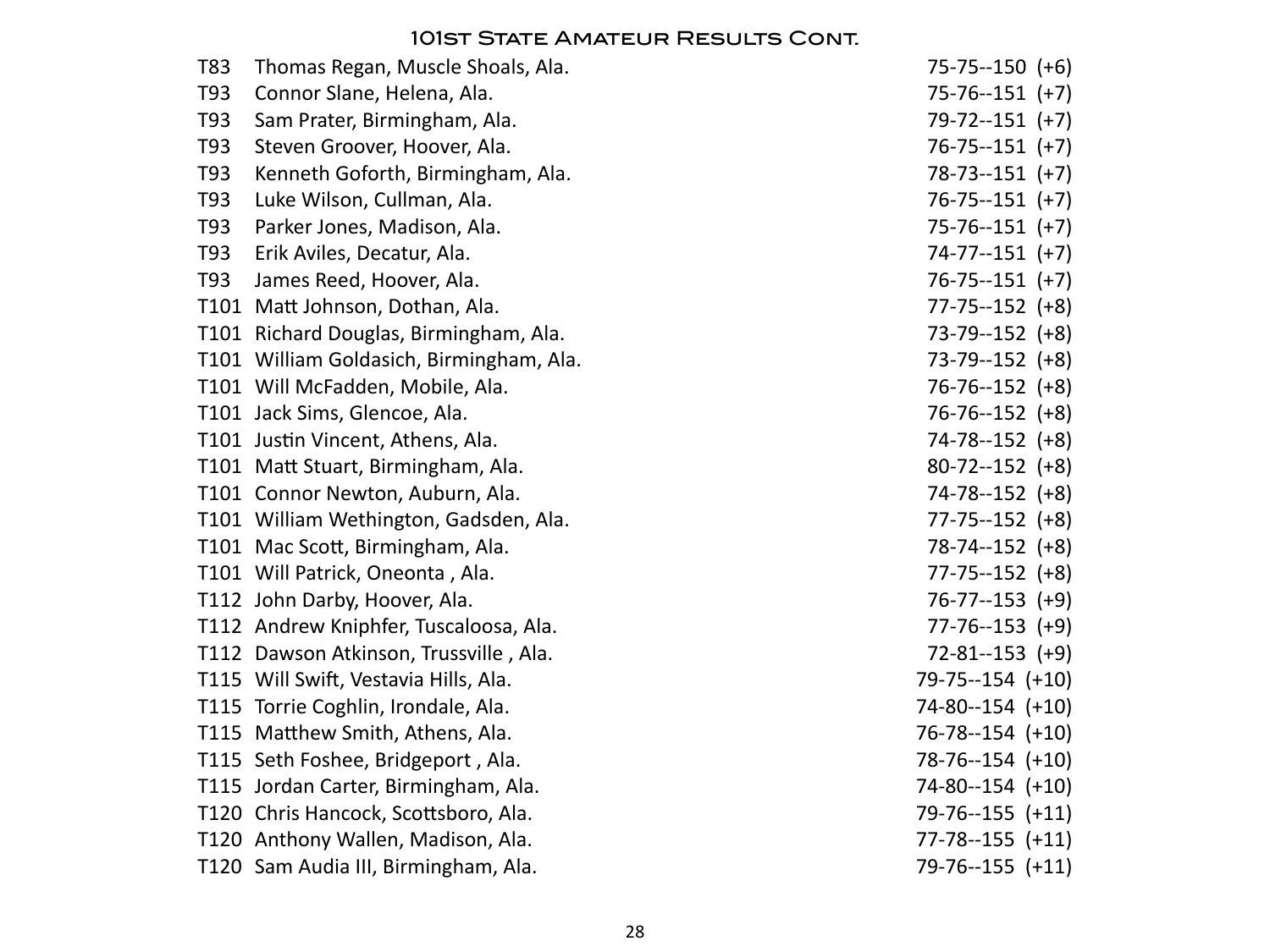# 101st State Amateur Results Cont.

| | | |
|---|---|---|
| T83 | Thomas Regan, Muscle Shoals, Ala. | 75-75--150 (+6) |
| T93 | Connor Slane, Helena, Ala. | 75-76--151 (+7) |
| T93 | Sam Prater, Birmingham, Ala. | 79-72--151 (+7) |
| T93 | Steven Groover, Hoover, Ala. | 76-75--151 (+7) |
| T93 | Kenneth Goforth, Birmingham, Ala. | 78-73--151 (+7) |
| T93 | Luke Wilson, Cullman, Ala. | 76-75--151 (+7) |
| T93 | Parker Jones, Madison, Ala. | 75-76--151 (+7) |
| T93 | Erik Aviles, Decatur, Ala. | 74-77--151 (+7) |
| T93 | James Reed, Hoover, Ala. | 76-75--151 (+7) |
| T101 | Matt Johnson, Dothan, Ala. | 77-75--152 (+8) |
| T101 | Richard Douglas, Birmingham, Ala. | 73-79--152 (+8) |
| T101 | William Goldasich, Birmingham, Ala. | 73-79--152 (+8) |
| T101 | Will McFadden, Mobile, Ala. | 76-76--152 (+8) |
| T101 | Jack Sims, Glencoe, Ala. | 76-76--152 (+8) |
| T101 | Justin Vincent, Athens, Ala. | 74-78--152 (+8) |
| T101 | Matt Stuart, Birmingham, Ala. | 80-72--152 (+8) |
| T101 | Connor Newton, Auburn, Ala. | 74-78--152 (+8) |
| T101 | William Wethington, Gadsden, Ala. | 77-75--152 (+8) |
| T101 | Mac Scott, Birmingham, Ala. | 78-74--152 (+8) |
| T101 | Will Patrick, Oneonta , Ala. | 77-75--152 (+8) |
| T112 | John Darby, Hoover, Ala. | 76-77--153 (+9) |
| T112 | Andrew Kniphfer, Tuscaloosa, Ala. | 77-76--153 (+9) |
| T112 | Dawson Atkinson, Trussville , Ala. | 72-81--153 (+9) |
| T115 | Will Swift, Vestavia Hills, Ala. | 79-75--154 (+10) |
| T115 | Torrie Coghlin, Irondale, Ala. | 74-80--154 (+10) |
| T115 | Matthew Smith, Athens, Ala. | 76-78--154 (+10) |
| T115 | Seth Foshee, Bridgeport , Ala. | 78-76--154 (+10) |
| T115 | Jordan Carter, Birmingham, Ala. | 74-80--154 (+10) |
| T120 | Chris Hancock, Scottsboro, Ala. | 79-76--155 (+11) |
| T120 | Anthony Wallen, Madison, Ala. | 77-78--155 (+11) |
| T120 | Sam Audia III, Birmingham, Ala. | 79-76--155 (+11) |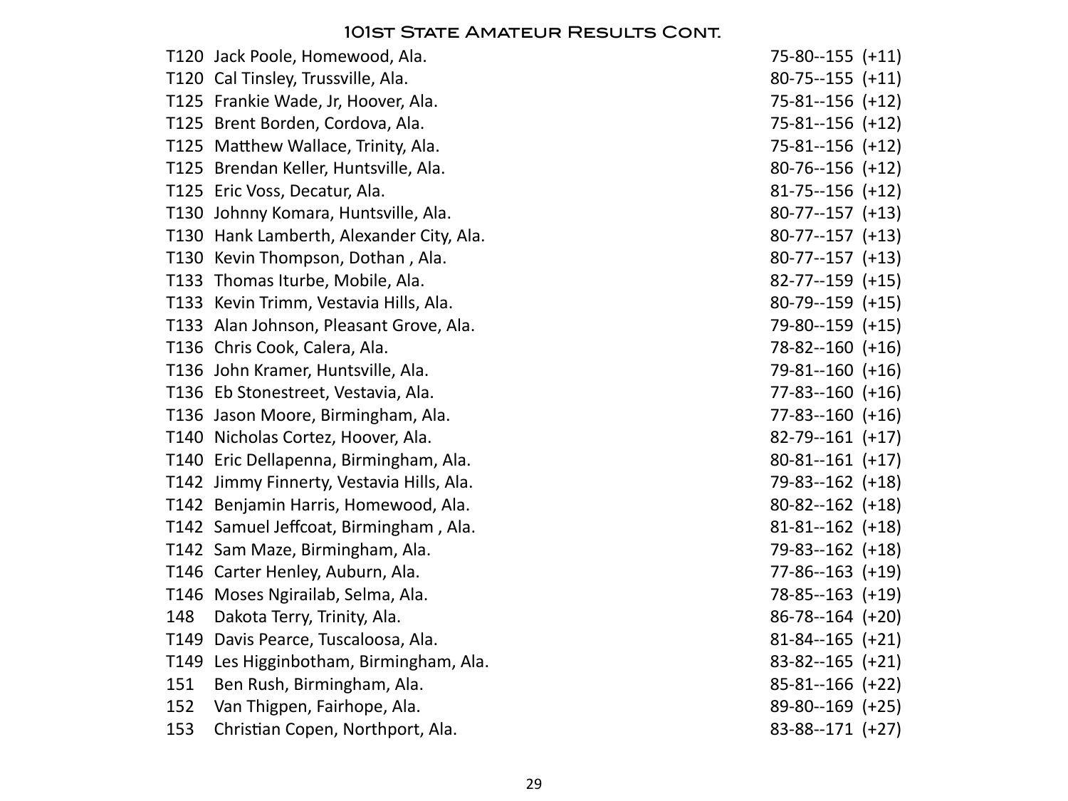## 101st State Amateur Results Cont.

| | | |
|---|---|---|
| T120 | Jack Poole, Homewood, Ala. | 75-80--155 (+11) |
| T120 | Cal Tinsley, Trussville, Ala. | 80-75--155 (+11) |
| T125 | Frankie Wade, Jr, Hoover, Ala. | 75-81--156 (+12) |
| T125 | Brent Borden, Cordova, Ala. | 75-81--156 (+12) |
| T125 | Matthew Wallace, Trinity, Ala. | 75-81--156 (+12) |
| T125 | Brendan Keller, Huntsville, Ala. | 80-76--156 (+12) |
| T125 | Eric Voss, Decatur, Ala. | 81-75--156 (+12) |
| T130 | Johnny Komara, Huntsville, Ala. | 80-77--157 (+13) |
| T130 | Hank Lamberth, Alexander City, Ala. | 80-77--157 (+13) |
| T130 | Kevin Thompson, Dothan , Ala. | 80-77--157 (+13) |
| T133 | Thomas Iturbe, Mobile, Ala. | 82-77--159 (+15) |
| T133 | Kevin Trimm, Vestavia Hills, Ala. | 80-79--159 (+15) |
| T133 | Alan Johnson, Pleasant Grove, Ala. | 79-80--159 (+15) |
| T136 | Chris Cook, Calera, Ala. | 78-82--160 (+16) |
| T136 | John Kramer, Huntsville, Ala. | 79-81--160 (+16) |
| T136 | Eb Stonestreet, Vestavia, Ala. | 77-83--160 (+16) |
| T136 | Jason Moore, Birmingham, Ala. | 77-83--160 (+16) |
| T140 | Nicholas Cortez, Hoover, Ala. | 82-79--161 (+17) |
| T140 | Eric Dellapenna, Birmingham, Ala. | 80-81--161 (+17) |
| T142 | Jimmy Finnerty, Vestavia Hills, Ala. | 79-83--162 (+18) |
| T142 | Benjamin Harris, Homewood, Ala. | 80-82--162 (+18) |
| T142 | Samuel Jeffcoat, Birmingham , Ala. | 81-81--162 (+18) |
| T142 | Sam Maze, Birmingham, Ala. | 79-83--162 (+18) |
| T146 | Carter Henley, Auburn, Ala. | 77-86--163 (+19) |
| T146 | Moses Ngirailab, Selma, Ala. | 78-85--163 (+19) |
| 148 | Dakota Terry, Trinity, Ala. | 86-78--164 (+20) |
| T149 | Davis Pearce, Tuscaloosa, Ala. | 81-84--165 (+21) |
| T149 | Les Higginbotham, Birmingham, Ala. | 83-82--165 (+21) |
| 151 | Ben Rush, Birmingham, Ala. | 85-81--166 (+22) |
| 152 | Van Thigpen, Fairhope, Ala. | 89-80--169 (+25) |
| 153 | Christian Copen, Northport, Ala. | 83-88--171 (+27) |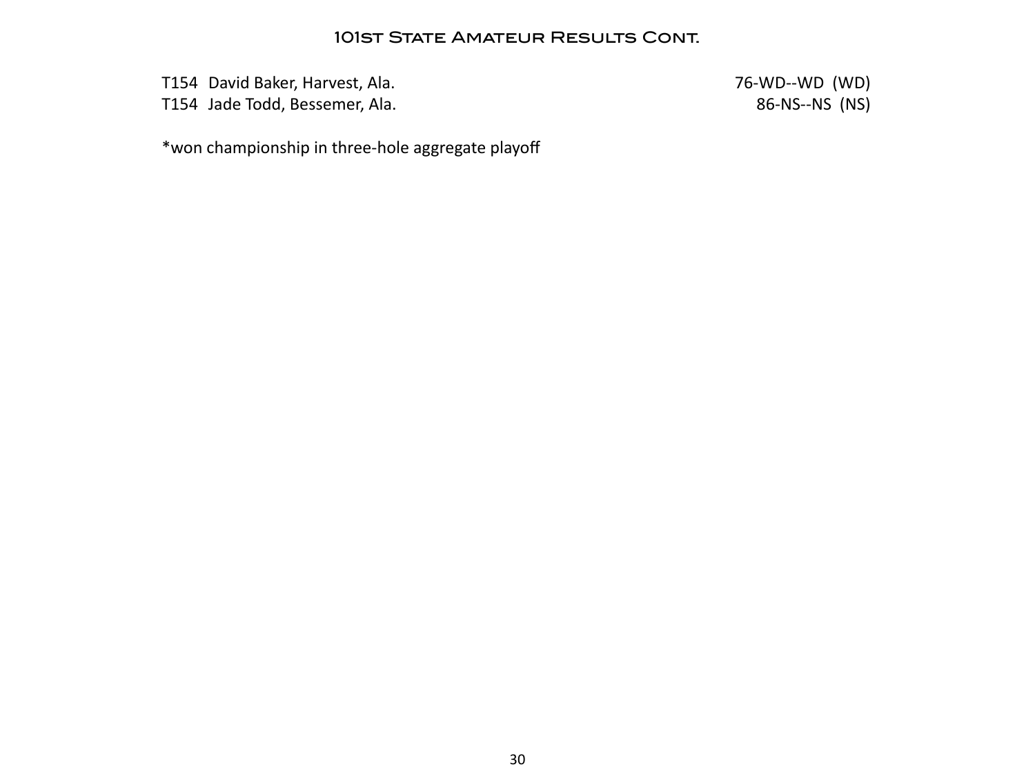## 101st State Amateur Results Cont.

| | | |
|---|---|---|
| T154 | David Baker, Harvest, Ala. | 76-WD--WD (WD) |
| T154 | Jade Todd, Bessemer, Ala. | 86-NS--NS (NS) |

*won championship in three-hole aggregate playoff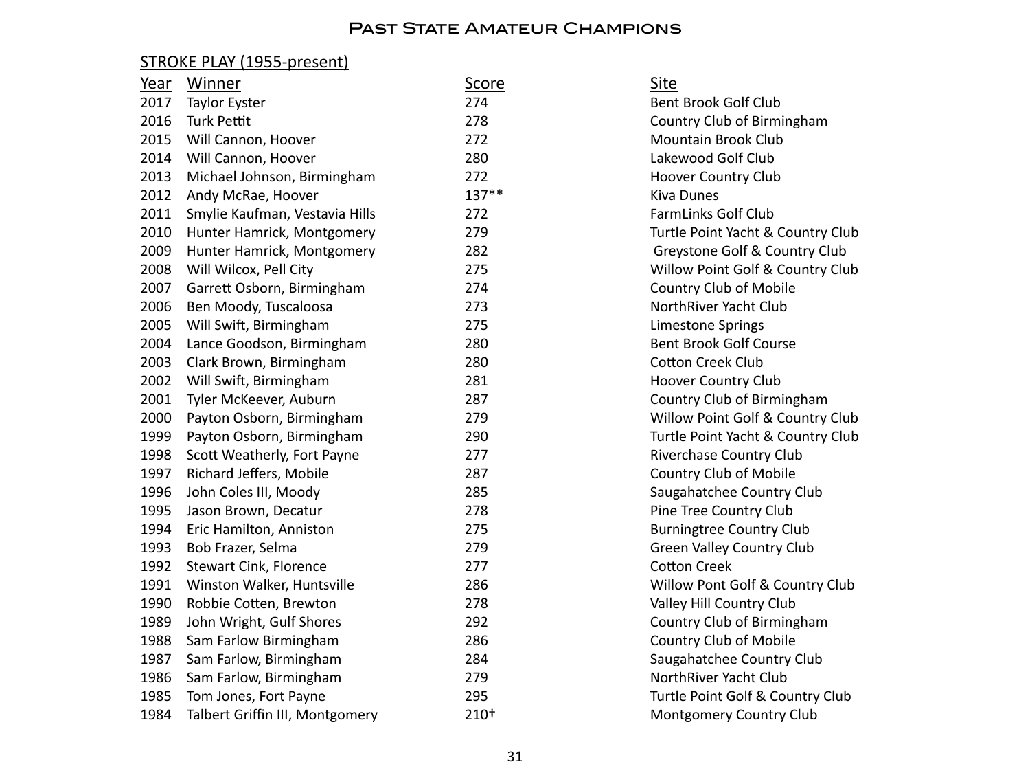# Past State Amateur Champions

## STROKE PLAY (1955-present)

| Year | Winner | Score | Site |
|---|---|---|---|
| 2017 | Taylor Eyster | 274 | Bent Brook Golf Club |
| 2016 | Turk Pettit | 278 | Country Club of Birmingham |
| 2015 | Will Cannon, Hoover | 272 | Mountain Brook Club |
| 2014 | Will Cannon, Hoover | 280 | Lakewood Golf Club |
| 2013 | Michael Johnson, Birmingham | 272 | Hoover Country Club |
| 2012 | Andy McRae, Hoover | 137** | Kiva Dunes |
| 2011 | Smylie Kaufman, Vestavia Hills | 272 | FarmLinks Golf Club |
| 2010 | Hunter Hamrick, Montgomery | 279 | Turtle Point Yacht & Country Club |
| 2009 | Hunter Hamrick, Montgomery | 282 | Greystone Golf & Country Club |
| 2008 | Will Wilcox, Pell City | 275 | Willow Point Golf & Country Club |
| 2007 | Garrett Osborn, Birmingham | 274 | Country Club of Mobile |
| 2006 | Ben Moody, Tuscaloosa | 273 | NorthRiver Yacht Club |
| 2005 | Will Swift, Birmingham | 275 | Limestone Springs |
| 2004 | Lance Goodson, Birmingham | 280 | Bent Brook Golf Course |
| 2003 | Clark Brown, Birmingham | 280 | Cotton Creek Club |
| 2002 | Will Swift, Birmingham | 281 | Hoover Country Club |
| 2001 | Tyler McKeever, Auburn | 287 | Country Club of Birmingham |
| 2000 | Payton Osborn, Birmingham | 279 | Willow Point Golf & Country Club |
| 1999 | Payton Osborn, Birmingham | 290 | Turtle Point Yacht & Country Club |
| 1998 | Scott Weatherly, Fort Payne | 277 | Riverchase Country Club |
| 1997 | Richard Jeffers, Mobile | 287 | Country Club of Mobile |
| 1996 | John Coles III, Moody | 285 | Saugahatchee Country Club |
| 1995 | Jason Brown, Decatur | 278 | Pine Tree Country Club |
| 1994 | Eric Hamilton, Anniston | 275 | Burningtree Country Club |
| 1993 | Bob Frazer, Selma | 279 | Green Valley Country Club |
| 1992 | Stewart Cink, Florence | 277 | Cotton Creek |
| 1991 | Winston Walker, Huntsville | 286 | Willow Pont Golf & Country Club |
| 1990 | Robbie Cotten, Brewton | 278 | Valley Hill Country Club |
| 1989 | John Wright, Gulf Shores | 292 | Country Club of Birmingham |
| 1988 | Sam Farlow Birmingham | 286 | Country Club of Mobile |
| 1987 | Sam Farlow, Birmingham | 284 | Saugahatchee Country Club |
| 1986 | Sam Farlow, Birmingham | 279 | NorthRiver Yacht Club |
| 1985 | Tom Jones, Fort Payne | 295 | Turtle Point Golf & Country Club |
| 1984 | Talbert Griffin III, Montgomery | 210† | Montgomery Country Club |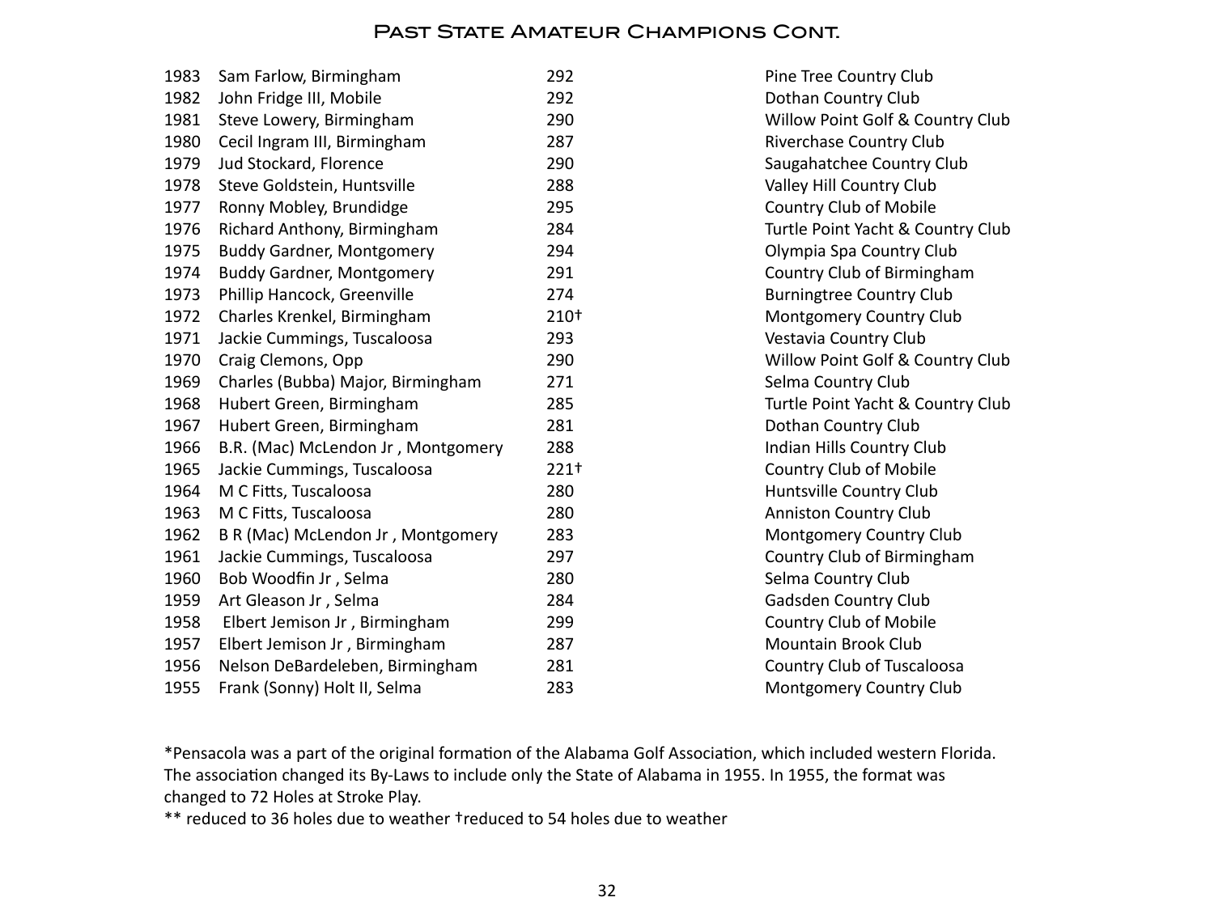# Past State Amateur Champions Cont.

| | | | |
|---|---|---|---|
| 1983 | Sam Farlow, Birmingham | 292 | Pine Tree Country Club |
| 1982 | John Fridge III, Mobile | 292 | Dothan Country Club |
| 1981 | Steve Lowery, Birmingham | 290 | Willow Point Golf & Country Club |
| 1980 | Cecil Ingram III, Birmingham | 287 | Riverchase Country Club |
| 1979 | Jud Stockard, Florence | 290 | Saugahatchee Country Club |
| 1978 | Steve Goldstein, Huntsville | 288 | Valley Hill Country Club |
| 1977 | Ronny Mobley, Brundidge | 295 | Country Club of Mobile |
| 1976 | Richard Anthony, Birmingham | 284 | Turtle Point Yacht & Country Club |
| 1975 | Buddy Gardner, Montgomery | 294 | Olympia Spa Country Club |
| 1974 | Buddy Gardner, Montgomery | 291 | Country Club of Birmingham |
| 1973 | Phillip Hancock, Greenville | 274 | Burningtree Country Club |
| 1972 | Charles Krenkel, Birmingham | 210† | Montgomery Country Club |
| 1971 | Jackie Cummings, Tuscaloosa | 293 | Vestavia Country Club |
| 1970 | Craig Clemons, Opp | 290 | Willow Point Golf & Country Club |
| 1969 | Charles (Bubba) Major, Birmingham | 271 | Selma Country Club |
| 1968 | Hubert Green, Birmingham | 285 | Turtle Point Yacht & Country Club |
| 1967 | Hubert Green, Birmingham | 281 | Dothan Country Club |
| 1966 | B.R. (Mac) McLendon Jr , Montgomery | 288 | Indian Hills Country Club |
| 1965 | Jackie Cummings, Tuscaloosa | 221† | Country Club of Mobile |
| 1964 | M C Fitts, Tuscaloosa | 280 | Huntsville Country Club |
| 1963 | M C Fitts, Tuscaloosa | 280 | Anniston Country Club |
| 1962 | B R (Mac) McLendon Jr , Montgomery | 283 | Montgomery Country Club |
| 1961 | Jackie Cummings, Tuscaloosa | 297 | Country Club of Birmingham |
| 1960 | Bob Woodfin Jr , Selma | 280 | Selma Country Club |
| 1959 | Art Gleason Jr , Selma | 284 | Gadsden Country Club |
| 1958 | Elbert Jemison Jr , Birmingham | 299 | Country Club of Mobile |
| 1957 | Elbert Jemison Jr , Birmingham | 287 | Mountain Brook Club |
| 1956 | Nelson DeBardeleben, Birmingham | 281 | Country Club of Tuscaloosa |
| 1955 | Frank (Sonny) Holt II, Selma | 283 | Montgomery Country Club |

*Pensacola was a part of the original formation of the Alabama Golf Association, which included western Florida. The association changed its By-Laws to include only the State of Alabama in 1955. In 1955, the format was changed to 72 Holes at Stroke Play.

** reduced to 36 holes due to weather †reduced to 54 holes due to weather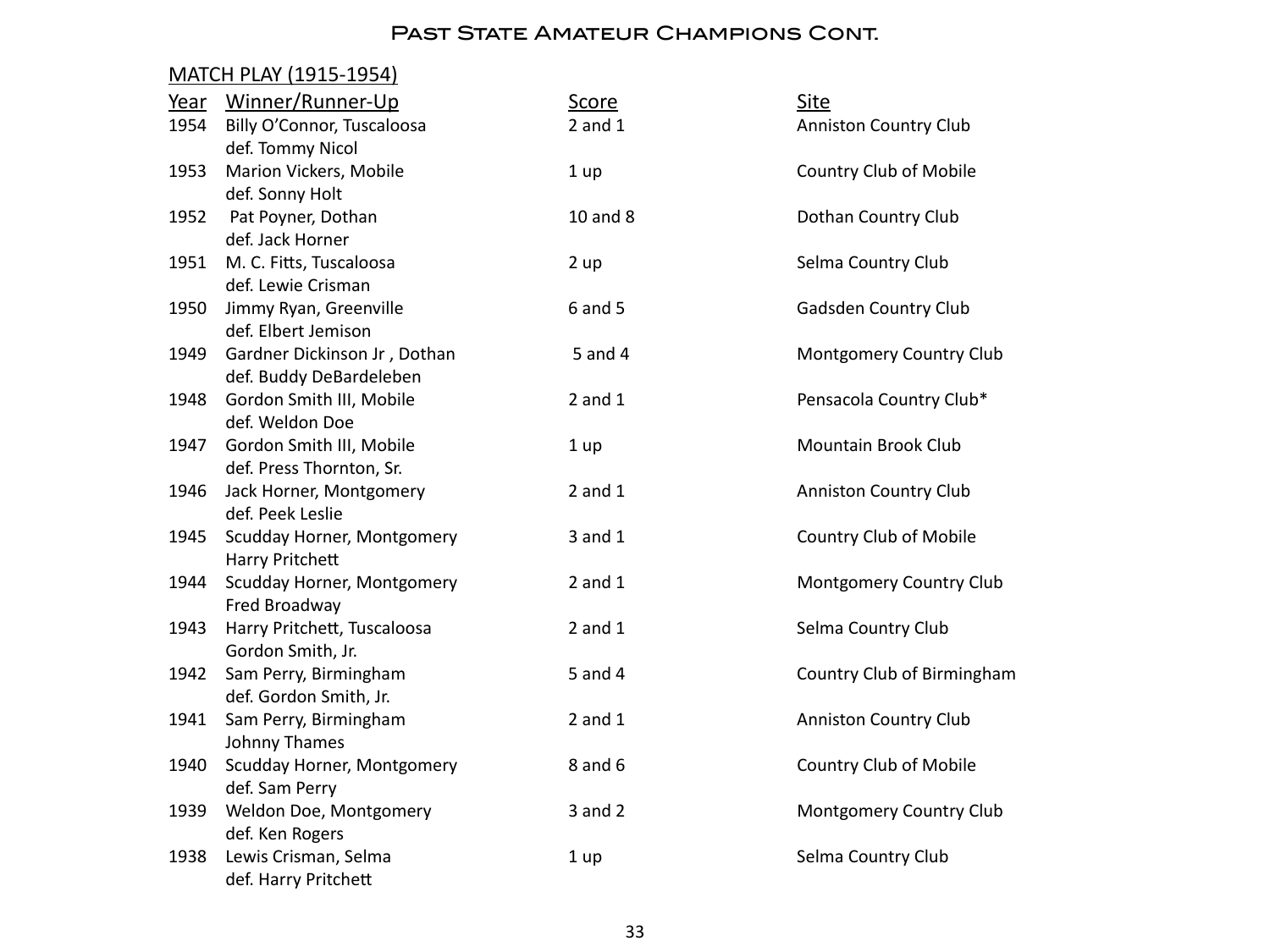# Past State Amateur Champions Cont.

## MATCH PLAY (1915-1954)

| Year | Winner/Runner-Up | Score | Site |
|---|---|---|---|
| 1954 | Billy O'Connor, Tuscaloosa<br>def. Tommy Nicol | 2 and 1 | Anniston Country Club |
| 1953 | Marion Vickers, Mobile<br>def. Sonny Holt | 1 up | Country Club of Mobile |
| 1952 | Pat Poyner, Dothan<br>def. Jack Horner | 10 and 8 | Dothan Country Club |
| 1951 | M. C. Fitts, Tuscaloosa<br>def. Lewie Crisman | 2 up | Selma Country Club |
| 1950 | Jimmy Ryan, Greenville<br>def. Elbert Jemison | 6 and 5 | Gadsden Country Club |
| 1949 | Gardner Dickinson Jr , Dothan<br>def. Buddy DeBardeleben | 5 and 4 | Montgomery Country Club |
| 1948 | Gordon Smith III, Mobile<br>def. Weldon Doe | 2 and 1 | Pensacola Country Club* |
| 1947 | Gordon Smith III, Mobile<br>def. Press Thornton, Sr. | 1 up | Mountain Brook Club |
| 1946 | Jack Horner, Montgomery<br>def. Peek Leslie | 2 and 1 | Anniston Country Club |
| 1945 | Scudday Horner, Montgomery<br>Harry Pritchett | 3 and 1 | Country Club of Mobile |
| 1944 | Scudday Horner, Montgomery<br>Fred Broadway | 2 and 1 | Montgomery Country Club |
| 1943 | Harry Pritchett, Tuscaloosa<br>Gordon Smith, Jr. | 2 and 1 | Selma Country Club |
| 1942 | Sam Perry, Birmingham<br>def. Gordon Smith, Jr. | 5 and 4 | Country Club of Birmingham |
| 1941 | Sam Perry, Birmingham<br>Johnny Thames | 2 and 1 | Anniston Country Club |
| 1940 | Scudday Horner, Montgomery<br>def. Sam Perry | 8 and 6 | Country Club of Mobile |
| 1939 | Weldon Doe, Montgomery<br>def. Ken Rogers | 3 and 2 | Montgomery Country Club |
| 1938 | Lewis Crisman, Selma<br>def. Harry Pritchett | 1 up | Selma Country Club |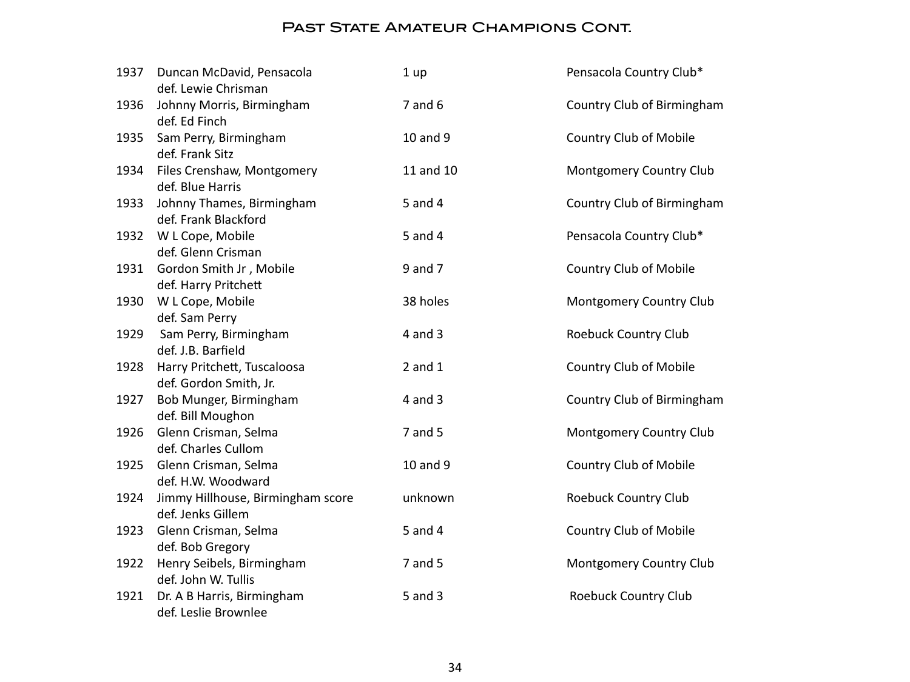## Past State Amateur Champions Cont.

| Year | Champion | Score | Site |
|---|---|---|---|
| 1937 | Duncan McDavid, Pensacola<br>def. Lewie Chrisman | 1 up | Pensacola Country Club* |
| 1936 | Johnny Morris, Birmingham<br>def. Ed Finch | 7 and 6 | Country Club of Birmingham |
| 1935 | Sam Perry, Birmingham<br>def. Frank Sitz | 10 and 9 | Country Club of Mobile |
| 1934 | Files Crenshaw, Montgomery<br>def. Blue Harris | 11 and 10 | Montgomery Country Club |
| 1933 | Johnny Thames, Birmingham<br>def. Frank Blackford | 5 and 4 | Country Club of Birmingham |
| 1932 | W L Cope, Mobile<br>def. Glenn Crisman | 5 and 4 | Pensacola Country Club* |
| 1931 | Gordon Smith Jr , Mobile<br>def. Harry Pritchett | 9 and 7 | Country Club of Mobile |
| 1930 | W L Cope, Mobile<br>def. Sam Perry | 38 holes | Montgomery Country Club |
| 1929 | Sam Perry, Birmingham<br>def. J.B. Barfield | 4 and 3 | Roebuck Country Club |
| 1928 | Harry Pritchett, Tuscaloosa<br>def. Gordon Smith, Jr. | 2 and 1 | Country Club of Mobile |
| 1927 | Bob Munger, Birmingham<br>def. Bill Moughon | 4 and 3 | Country Club of Birmingham |
| 1926 | Glenn Crisman, Selma<br>def. Charles Cullom | 7 and 5 | Montgomery Country Club |
| 1925 | Glenn Crisman, Selma<br>def. H.W. Woodward | 10 and 9 | Country Club of Mobile |
| 1924 | Jimmy Hillhouse, Birmingham score<br>def. Jenks Gillem | unknown | Roebuck Country Club |
| 1923 | Glenn Crisman, Selma<br>def. Bob Gregory | 5 and 4 | Country Club of Mobile |
| 1922 | Henry Seibels, Birmingham<br>def. John W. Tullis | 7 and 5 | Montgomery Country Club |
| 1921 | Dr. A B Harris, Birmingham<br>def. Leslie Brownlee | 5 and 3 | Roebuck Country Club |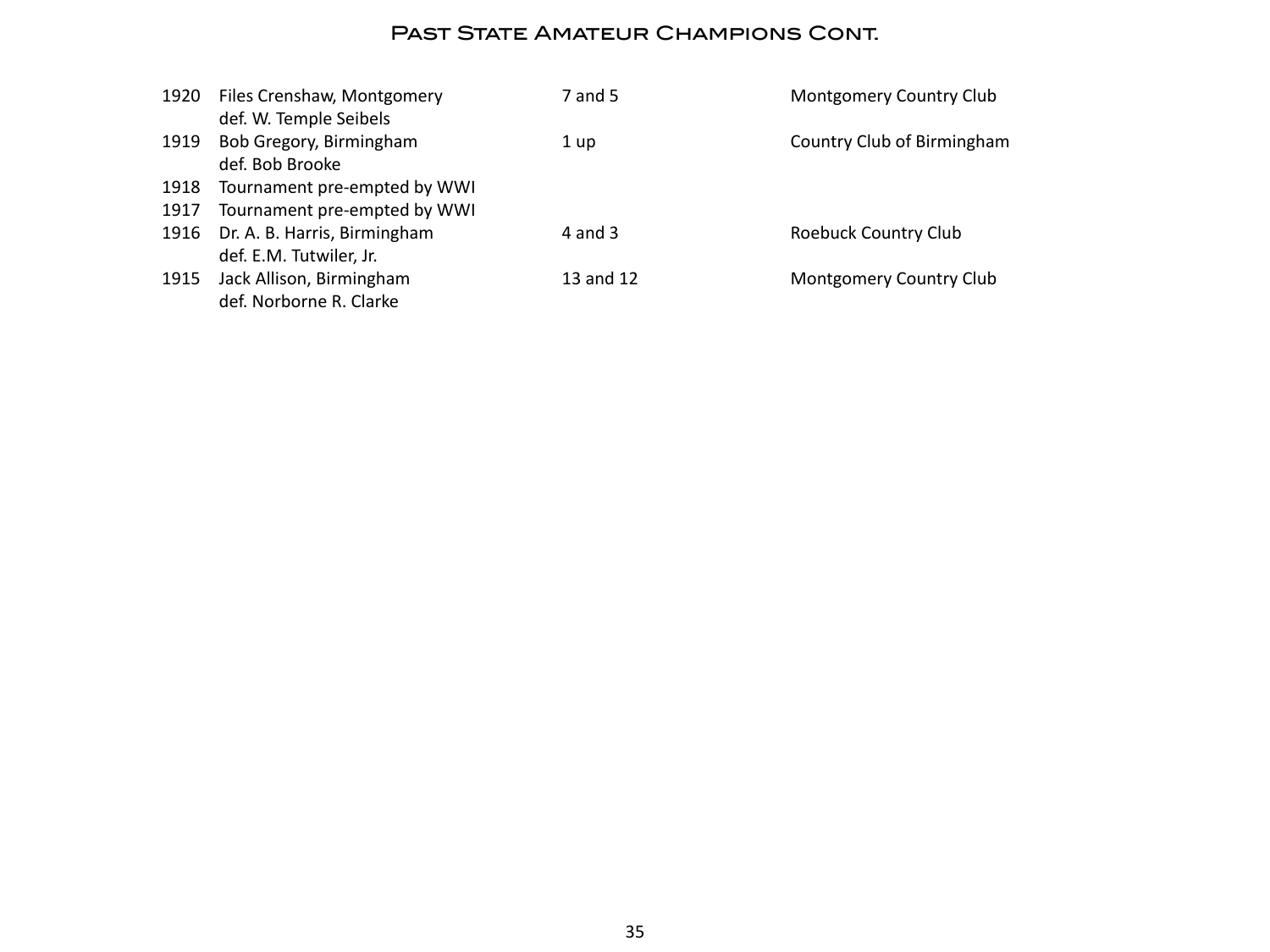# Past State Amateur Champions Cont.

| Year | Champion | Score | Site |
|---|---|---|---|
| 1920 | Files Crenshaw, Montgomery<br>def. W. Temple Seibels | 7 and 5 | Montgomery Country Club |
| 1919 | Bob Gregory, Birmingham<br>def. Bob Brooke | 1 up | Country Club of Birmingham |
| 1918 | Tournament pre-empted by WWI | | |
| 1917 | Tournament pre-empted by WWI | | |
| 1916 | Dr. A. B. Harris, Birmingham<br>def. E.M. Tutwiler, Jr. | 4 and 3 | Roebuck Country Club |
| 1915 | Jack Allison, Birmingham<br>def. Norborne R. Clarke | 13 and 12 | Montgomery Country Club |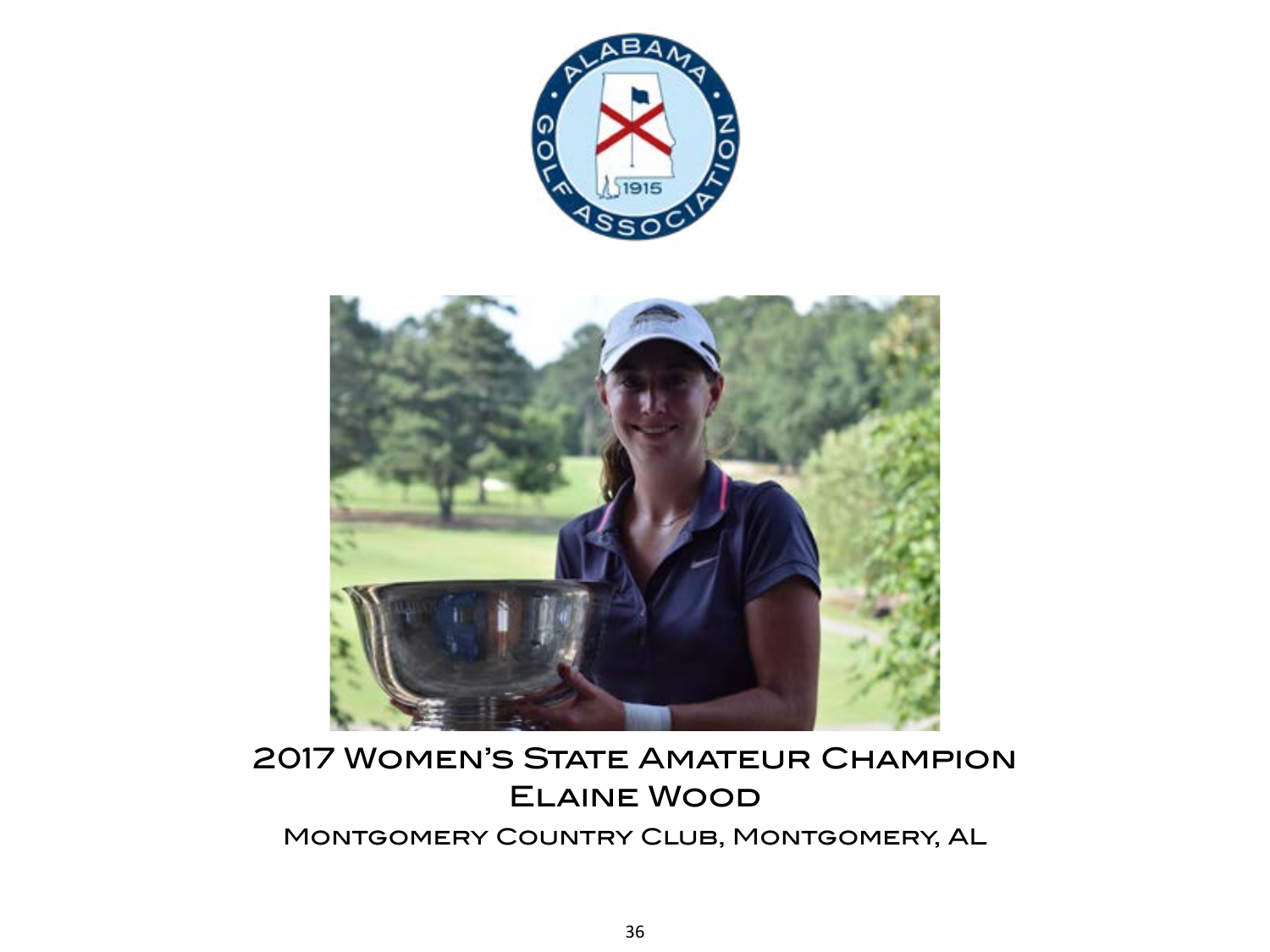2017 Women's State Amateur Champion

Elaine Wood

Montgomery Country Club, Montgomery, AL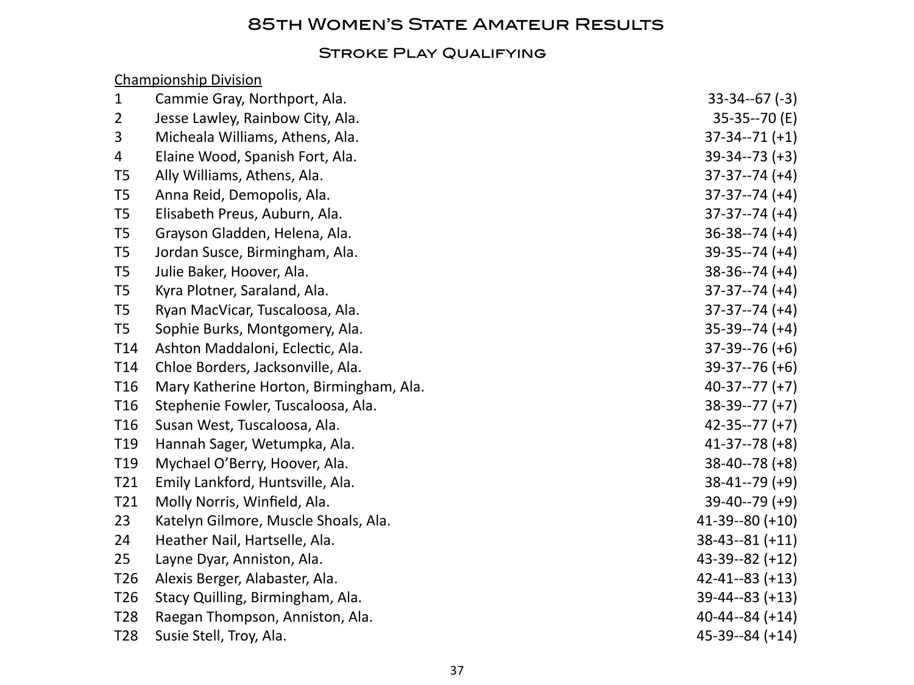# 85th Women's State Amateur Results

## Stroke Play Qualifying

Championship Division

| | | |
|---|---|---|
| 1 | Cammie Gray, Northport, Ala. | 33-34--67 (-3) |
| 2 | Jesse Lawley, Rainbow City, Ala. | 35-35--70 (E) |
| 3 | Micheala Williams, Athens, Ala. | 37-34--71 (+1) |
| 4 | Elaine Wood, Spanish Fort, Ala. | 39-34--73 (+3) |
| T5 | Ally Williams, Athens, Ala. | 37-37--74 (+4) |
| T5 | Anna Reid, Demopolis, Ala. | 37-37--74 (+4) |
| T5 | Elisabeth Preus, Auburn, Ala. | 37-37--74 (+4) |
| T5 | Grayson Gladden, Helena, Ala. | 36-38--74 (+4) |
| T5 | Jordan Susce, Birmingham, Ala. | 39-35--74 (+4) |
| T5 | Julie Baker, Hoover, Ala. | 38-36--74 (+4) |
| T5 | Kyra Plotner, Saraland, Ala. | 37-37--74 (+4) |
| T5 | Ryan MacVicar, Tuscaloosa, Ala. | 37-37--74 (+4) |
| T5 | Sophie Burks, Montgomery, Ala. | 35-39--74 (+4) |
| T14 | Ashton Maddaloni, Eclectic, Ala. | 37-39--76 (+6) |
| T14 | Chloe Borders, Jacksonville, Ala. | 39-37--76 (+6) |
| T16 | Mary Katherine Horton, Birmingham, Ala. | 40-37--77 (+7) |
| T16 | Stephenie Fowler, Tuscaloosa, Ala. | 38-39--77 (+7) |
| T16 | Susan West, Tuscaloosa, Ala. | 42-35--77 (+7) |
| T19 | Hannah Sager, Wetumpka, Ala. | 41-37--78 (+8) |
| T19 | Mychael O'Berry, Hoover, Ala. | 38-40--78 (+8) |
| T21 | Emily Lankford, Huntsville, Ala. | 38-41--79 (+9) |
| T21 | Molly Norris, Winfield, Ala. | 39-40--79 (+9) |
| 23 | Katelyn Gilmore, Muscle Shoals, Ala. | 41-39--80 (+10) |
| 24 | Heather Nail, Hartselle, Ala. | 38-43--81 (+11) |
| 25 | Layne Dyar, Anniston, Ala. | 43-39--82 (+12) |
| T26 | Alexis Berger, Alabaster, Ala. | 42-41--83 (+13) |
| T26 | Stacy Quilling, Birmingham, Ala. | 39-44--83 (+13) |
| T28 | Raegan Thompson, Anniston, Ala. | 40-44--84 (+14) |
| T28 | Susie Stell, Troy, Ala. | 45-39--84 (+14) |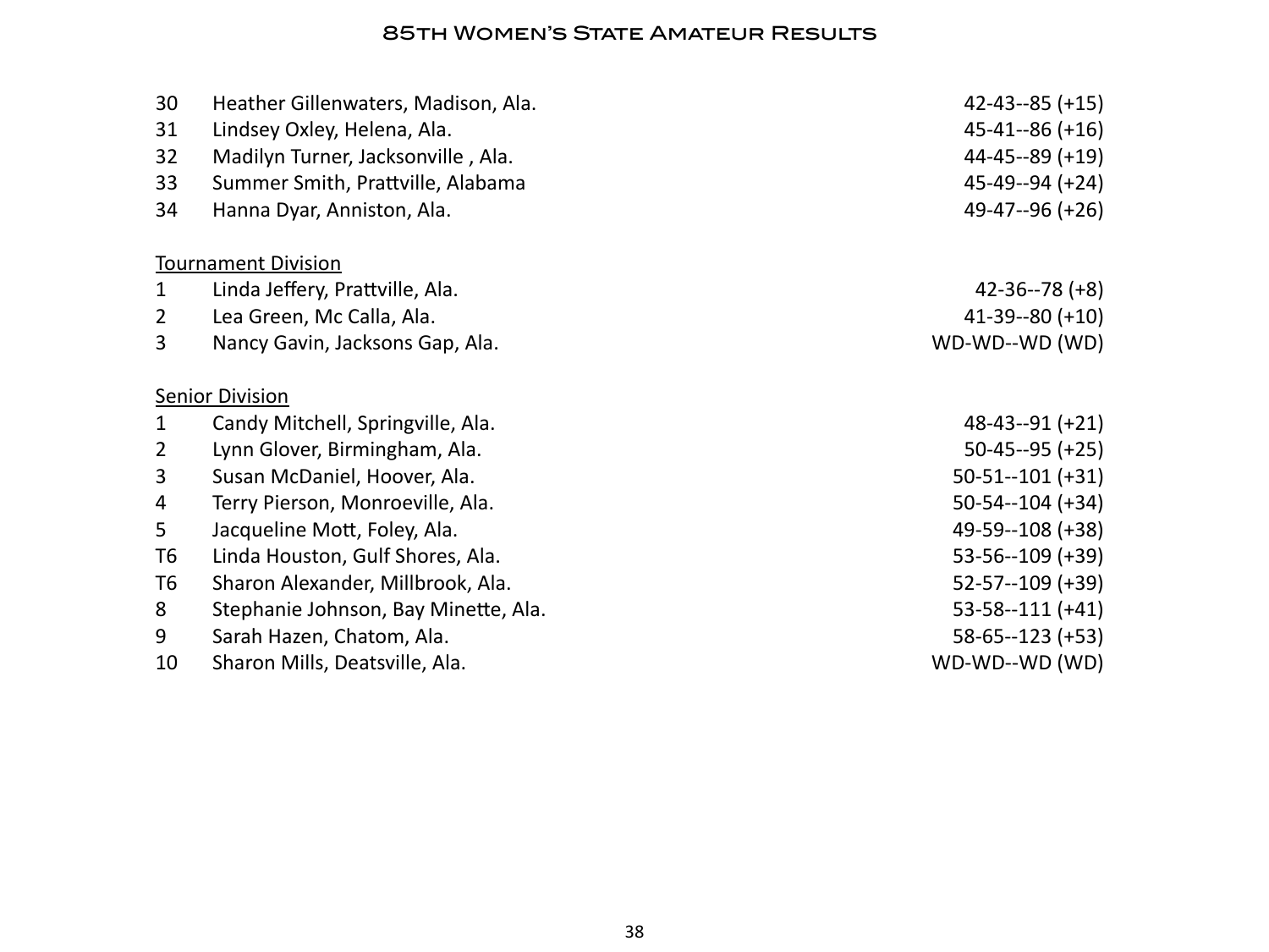| | | |
|---|---|---|
| 30 | Heather Gillenwaters, Madison, Ala. | 42-43--85 (+15) |
| 31 | Lindsey Oxley, Helena, Ala. | 45-41--86 (+16) |
| 32 | Madilyn Turner, Jacksonville , Ala. | 44-45--89 (+19) |
| 33 | Summer Smith, Prattville, Alabama | 45-49--94 (+24) |
| 34 | Hanna Dyar, Anniston, Ala. | 49-47--96 (+26) |

Tournament Division

| | | |
|---|---|---|
| 1 | Linda Jeffery, Prattville, Ala. | 42-36--78 (+8) |
| 2 | Lea Green, Mc Calla, Ala. | 41-39--80 (+10) |
| 3 | Nancy Gavin, Jacksons Gap, Ala. | WD-WD--WD (WD) |

Senior Division

| | | |
|---|---|---|
| 1 | Candy Mitchell, Springville, Ala. | 48-43--91 (+21) |
| 2 | Lynn Glover, Birmingham, Ala. | 50-45--95 (+25) |
| 3 | Susan McDaniel, Hoover, Ala. | 50-51--101 (+31) |
| 4 | Terry Pierson, Monroeville, Ala. | 50-54--104 (+34) |
| 5 | Jacqueline Mott, Foley, Ala. | 49-59--108 (+38) |
| T6 | Linda Houston, Gulf Shores, Ala. | 53-56--109 (+39) |
| T6 | Sharon Alexander, Millbrook, Ala. | 52-57--109 (+39) |
| 8 | Stephanie Johnson, Bay Minette, Ala. | 53-58--111 (+41) |
| 9 | Sarah Hazen, Chatom, Ala. | 58-65--123 (+53) |
| 10 | Sharon Mills, Deatsville, Ala. | WD-WD--WD (WD) |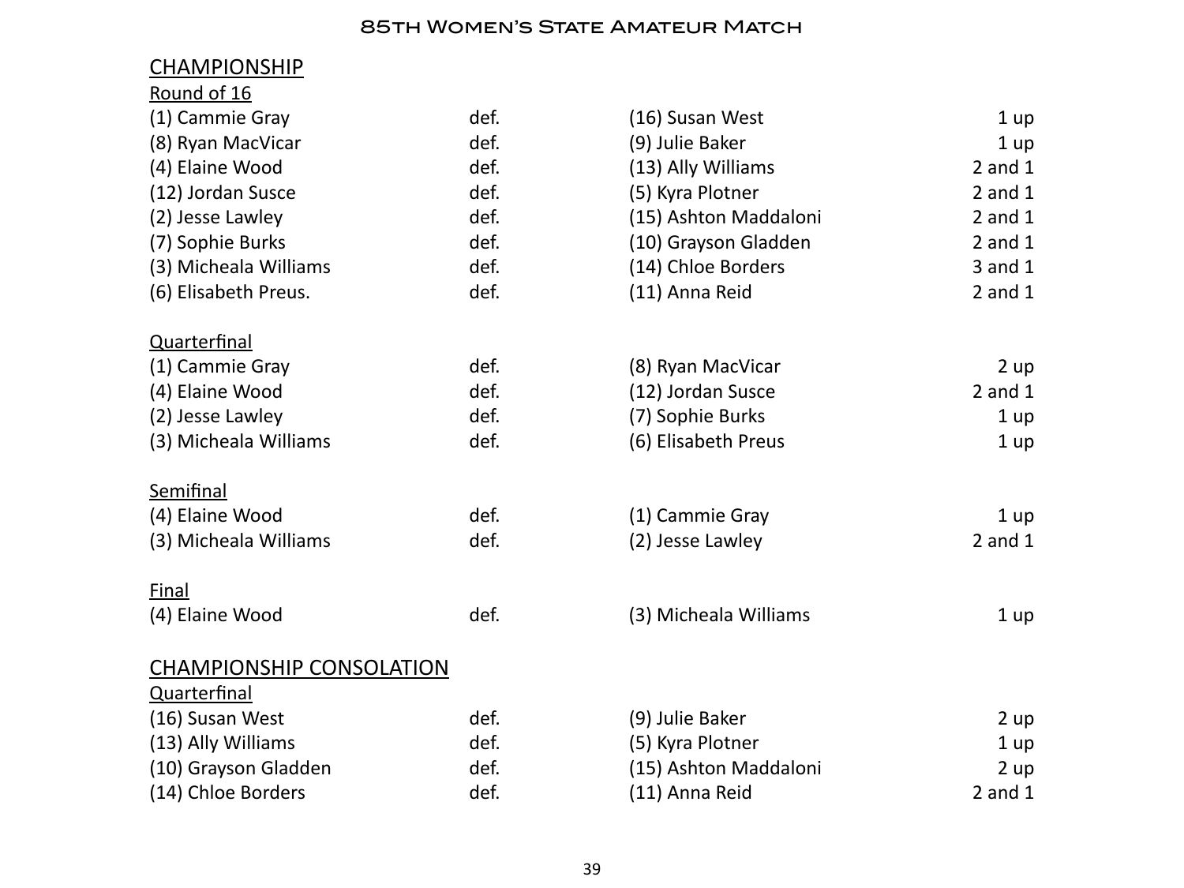# 85th Women's State Amateur Match

## CHAMPIONSHIP

### Round of 16

| | | | |
|---|---|---|---|
| (1) Cammie Gray | def. | (16) Susan West | 1 up |
| (8) Ryan MacVicar | def. | (9) Julie Baker | 1 up |
| (4) Elaine Wood | def. | (13) Ally Williams | 2 and 1 |
| (12) Jordan Susce | def. | (5) Kyra Plotner | 2 and 1 |
| (2) Jesse Lawley | def. | (15) Ashton Maddaloni | 2 and 1 |
| (7) Sophie Burks | def. | (10) Grayson Gladden | 2 and 1 |
| (3) Micheala Williams | def. | (14) Chloe Borders | 3 and 1 |
| (6) Elisabeth Preus. | def. | (11) Anna Reid | 2 and 1 |

### Quarterfinal

| | | | |
|---|---|---|---|
| (1) Cammie Gray | def. | (8) Ryan MacVicar | 2 up |
| (4) Elaine Wood | def. | (12) Jordan Susce | 2 and 1 |
| (2) Jesse Lawley | def. | (7) Sophie Burks | 1 up |
| (3) Micheala Williams | def. | (6) Elisabeth Preus | 1 up |

### Semifinal

| | | | |
|---|---|---|---|
| (4) Elaine Wood | def. | (1) Cammie Gray | 1 up |
| (3) Micheala Williams | def. | (2) Jesse Lawley | 2 and 1 |

### Final

| | | | |
|---|---|---|---|
| (4) Elaine Wood | def. | (3) Micheala Williams | 1 up |

## CHAMPIONSHIP CONSOLATION

### Quarterfinal

| | | | |
|---|---|---|---|
| (16) Susan West | def. | (9) Julie Baker | 2 up |
| (13) Ally Williams | def. | (5) Kyra Plotner | 1 up |
| (10) Grayson Gladden | def. | (15) Ashton Maddaloni | 2 up |
| (14) Chloe Borders | def. | (11) Anna Reid | 2 and 1 |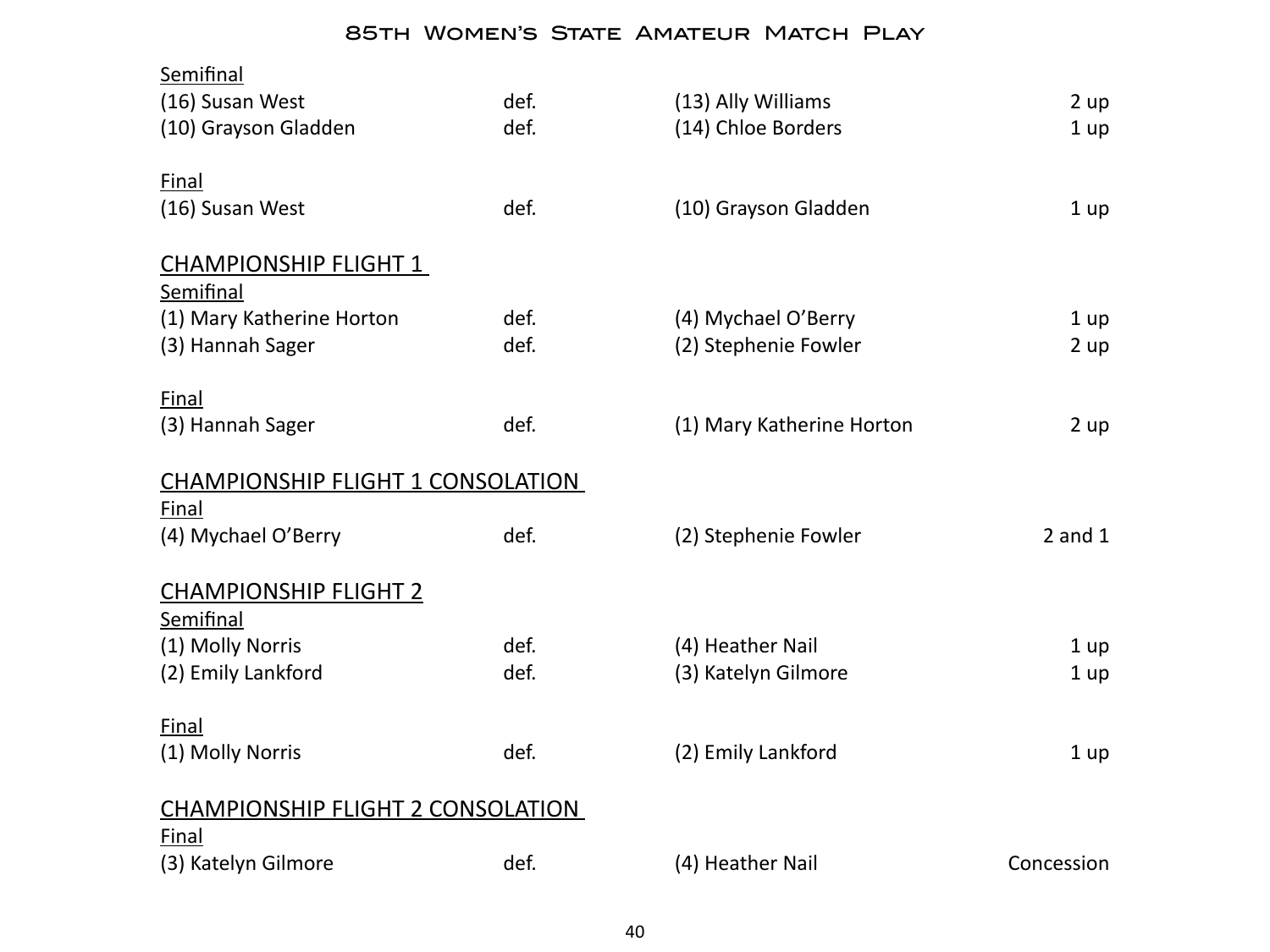Semifinal

| | | | |
|---|---|---|---|
| (16) Susan West | def. | (13) Ally Williams | 2 up |
| (10) Grayson Gladden | def. | (14) Chloe Borders | 1 up |

Final

| | | | |
|---|---|---|---|
| (16) Susan West | def. | (10) Grayson Gladden | 1 up |

## CHAMPIONSHIP FLIGHT 1

Semifinal

| | | | |
|---|---|---|---|
| (1) Mary Katherine Horton | def. | (4) Mychael O'Berry | 1 up |
| (3) Hannah Sager | def. | (2) Stephenie Fowler | 2 up |

Final

| | | | |
|---|---|---|---|
| (3) Hannah Sager | def. | (1) Mary Katherine Horton | 2 up |

## CHAMPIONSHIP FLIGHT 1 CONSOLATION

Final

| | | | |
|---|---|---|---|
| (4) Mychael O'Berry | def. | (2) Stephenie Fowler | 2 and 1 |

## CHAMPIONSHIP FLIGHT 2

Semifinal

| | | | |
|---|---|---|---|
| (1) Molly Norris | def. | (4) Heather Nail | 1 up |
| (2) Emily Lankford | def. | (3) Katelyn Gilmore | 1 up |

Final

| | | | |
|---|---|---|---|
| (1) Molly Norris | def. | (2) Emily Lankford | 1 up |

## CHAMPIONSHIP FLIGHT 2 CONSOLATION

Final

| | | | |
|---|---|---|---|
| (3) Katelyn Gilmore | def. | (4) Heather Nail | Concession |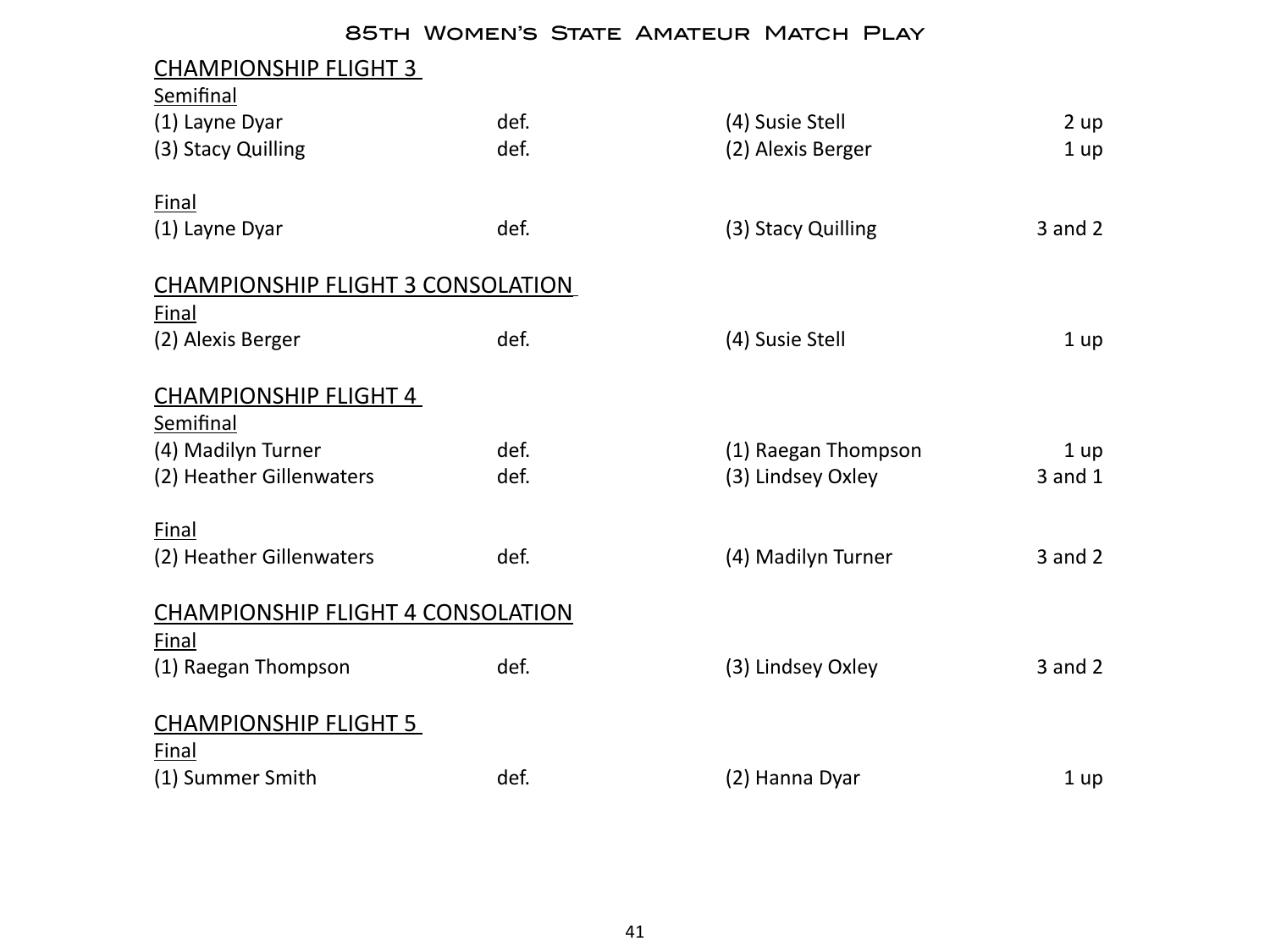# 85th Women's State Amateur Match Play

## CHAMPIONSHIP FLIGHT 3

### Semifinal

| | | | |
|---|---|---|---|
| (1) Layne Dyar | def. | (4) Susie Stell | 2 up |
| (3) Stacy Quilling | def. | (2) Alexis Berger | 1 up |

### Final

| | | | |
|---|---|---|---|
| (1) Layne Dyar | def. | (3) Stacy Quilling | 3 and 2 |

## CHAMPIONSHIP FLIGHT 3 CONSOLATION

### Final

| | | | |
|---|---|---|---|
| (2) Alexis Berger | def. | (4) Susie Stell | 1 up |

## CHAMPIONSHIP FLIGHT 4

### Semifinal

| | | | |
|---|---|---|---|
| (4) Madilyn Turner | def. | (1) Raegan Thompson | 1 up |
| (2) Heather Gillenwaters | def. | (3) Lindsey Oxley | 3 and 1 |

### Final

| | | | |
|---|---|---|---|
| (2) Heather Gillenwaters | def. | (4) Madilyn Turner | 3 and 2 |

## CHAMPIONSHIP FLIGHT 4 CONSOLATION

### Final

| | | | |
|---|---|---|---|
| (1) Raegan Thompson | def. | (3) Lindsey Oxley | 3 and 2 |

## CHAMPIONSHIP FLIGHT 5

### Final

| | | | |
|---|---|---|---|
| (1) Summer Smith | def. | (2) Hanna Dyar | 1 up |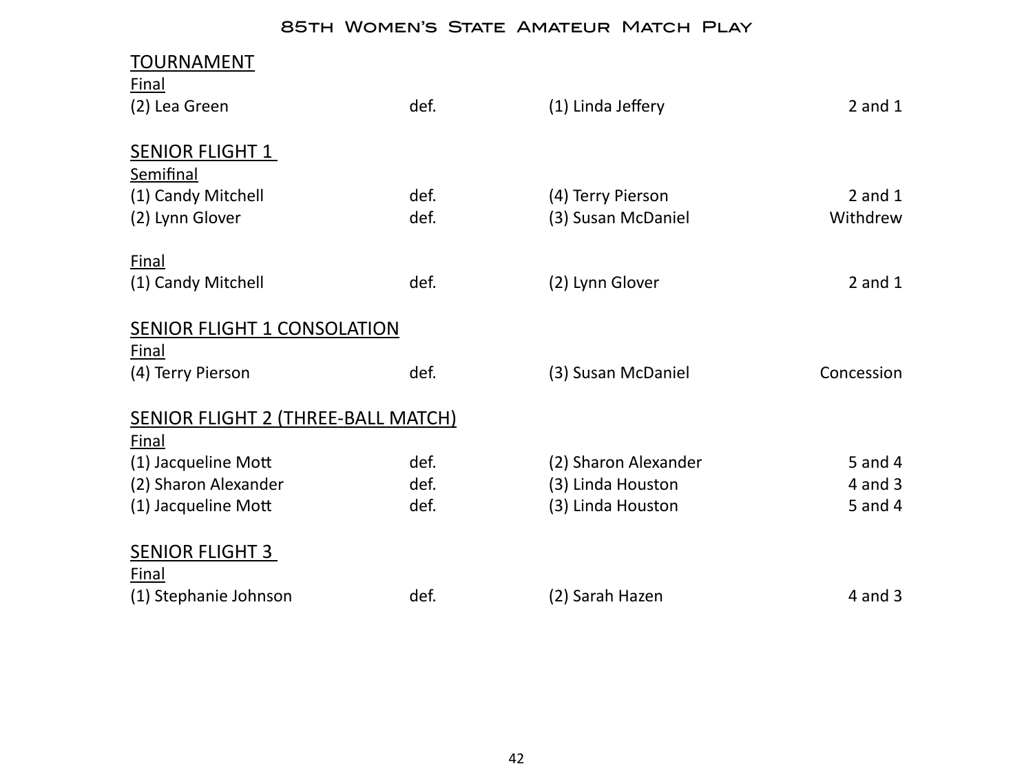## TOURNAMENT

Final

| | | | |
|---|---|---|---|
| (2) Lea Green | def. | (1) Linda Jeffery | 2 and 1 |

## SENIOR FLIGHT 1

Semifinal

| | | | |
|---|---|---|---|
| (1) Candy Mitchell | def. | (4) Terry Pierson | 2 and 1 |
| (2) Lynn Glover | def. | (3) Susan McDaniel | Withdrew |

Final

| | | | |
|---|---|---|---|
| (1) Candy Mitchell | def. | (2) Lynn Glover | 2 and 1 |

## SENIOR FLIGHT 1 CONSOLATION

Final

| | | | |
|---|---|---|---|
| (4) Terry Pierson | def. | (3) Susan McDaniel | Concession |

## SENIOR FLIGHT 2 (THREE-BALL MATCH)

Final

| | | | |
|---|---|---|---|
| (1) Jacqueline Mott | def. | (2) Sharon Alexander | 5 and 4 |
| (2) Sharon Alexander | def. | (3) Linda Houston | 4 and 3 |
| (1) Jacqueline Mott | def. | (3) Linda Houston | 5 and 4 |

## SENIOR FLIGHT 3

Final

| | | | |
|---|---|---|---|
| (1) Stephanie Johnson | def. | (2) Sarah Hazen | 4 and 3 |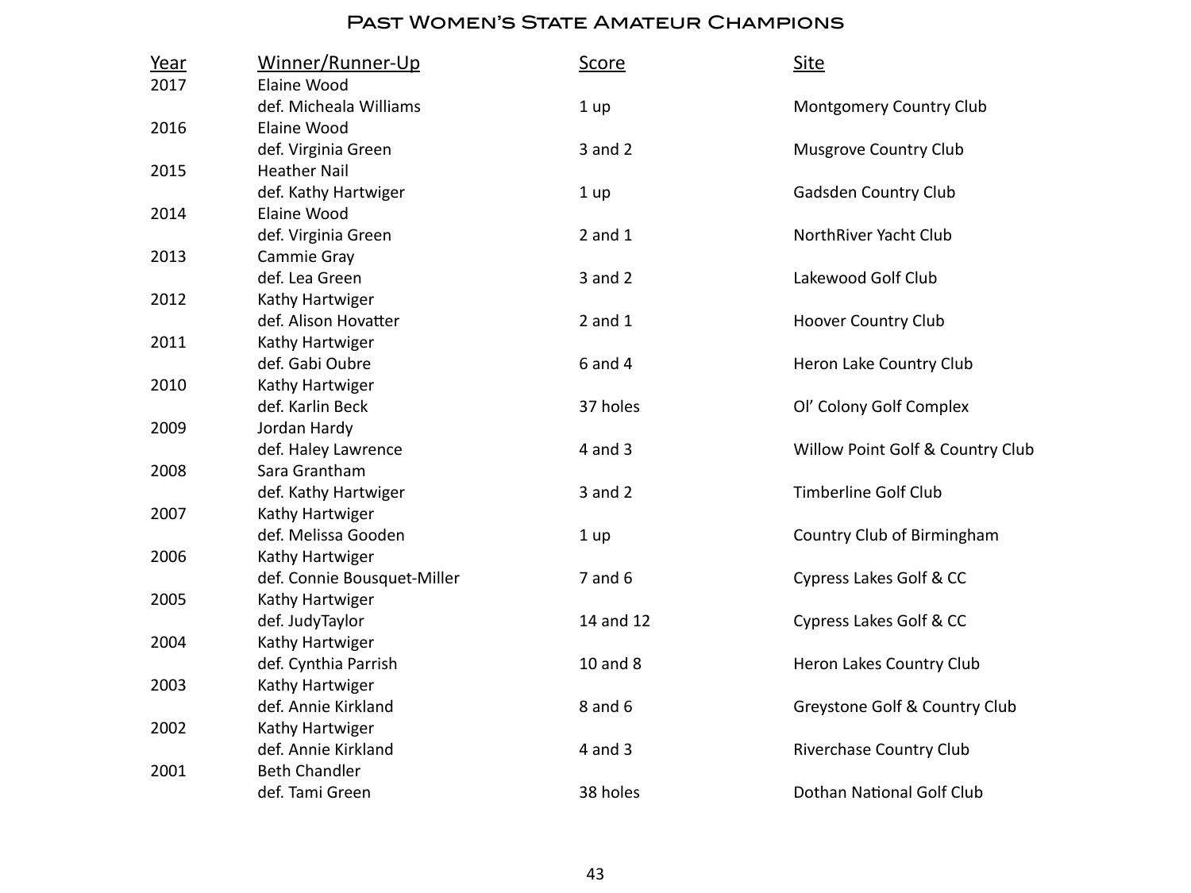# Past Women's State Amateur Champions

| Year | Winner/Runner-Up | Score | Site |
|---|---|---|---|
| 2017 | Elaine Wood | | |
| | def. Micheala Williams | 1 up | Montgomery Country Club |
| 2016 | Elaine Wood | | |
| | def. Virginia Green | 3 and 2 | Musgrove Country Club |
| 2015 | Heather Nail | | |
| | def. Kathy Hartwiger | 1 up | Gadsden Country Club |
| 2014 | Elaine Wood | | |
| | def. Virginia Green | 2 and 1 | NorthRiver Yacht Club |
| 2013 | Cammie Gray | | |
| | def. Lea Green | 3 and 2 | Lakewood Golf Club |
| 2012 | Kathy Hartwiger | | |
| | def. Alison Hovatter | 2 and 1 | Hoover Country Club |
| 2011 | Kathy Hartwiger | | |
| | def. Gabi Oubre | 6 and 4 | Heron Lake Country Club |
| 2010 | Kathy Hartwiger | | |
| | def. Karlin Beck | 37 holes | Ol' Colony Golf Complex |
| 2009 | Jordan Hardy | | |
| | def. Haley Lawrence | 4 and 3 | Willow Point Golf & Country Club |
| 2008 | Sara Grantham | | |
| | def. Kathy Hartwiger | 3 and 2 | Timberline Golf Club |
| 2007 | Kathy Hartwiger | | |
| | def. Melissa Gooden | 1 up | Country Club of Birmingham |
| 2006 | Kathy Hartwiger | | |
| | def. Connie Bousquet-Miller | 7 and 6 | Cypress Lakes Golf & CC |
| 2005 | Kathy Hartwiger | | |
| | def. JudyTaylor | 14 and 12 | Cypress Lakes Golf & CC |
| 2004 | Kathy Hartwiger | | |
| | def. Cynthia Parrish | 10 and 8 | Heron Lakes Country Club |
| 2003 | Kathy Hartwiger | | |
| | def. Annie Kirkland | 8 and 6 | Greystone Golf & Country Club |
| 2002 | Kathy Hartwiger | | |
| | def. Annie Kirkland | 4 and 3 | Riverchase Country Club |
| 2001 | Beth Chandler | | |
| | def. Tami Green | 38 holes | Dothan National Golf Club |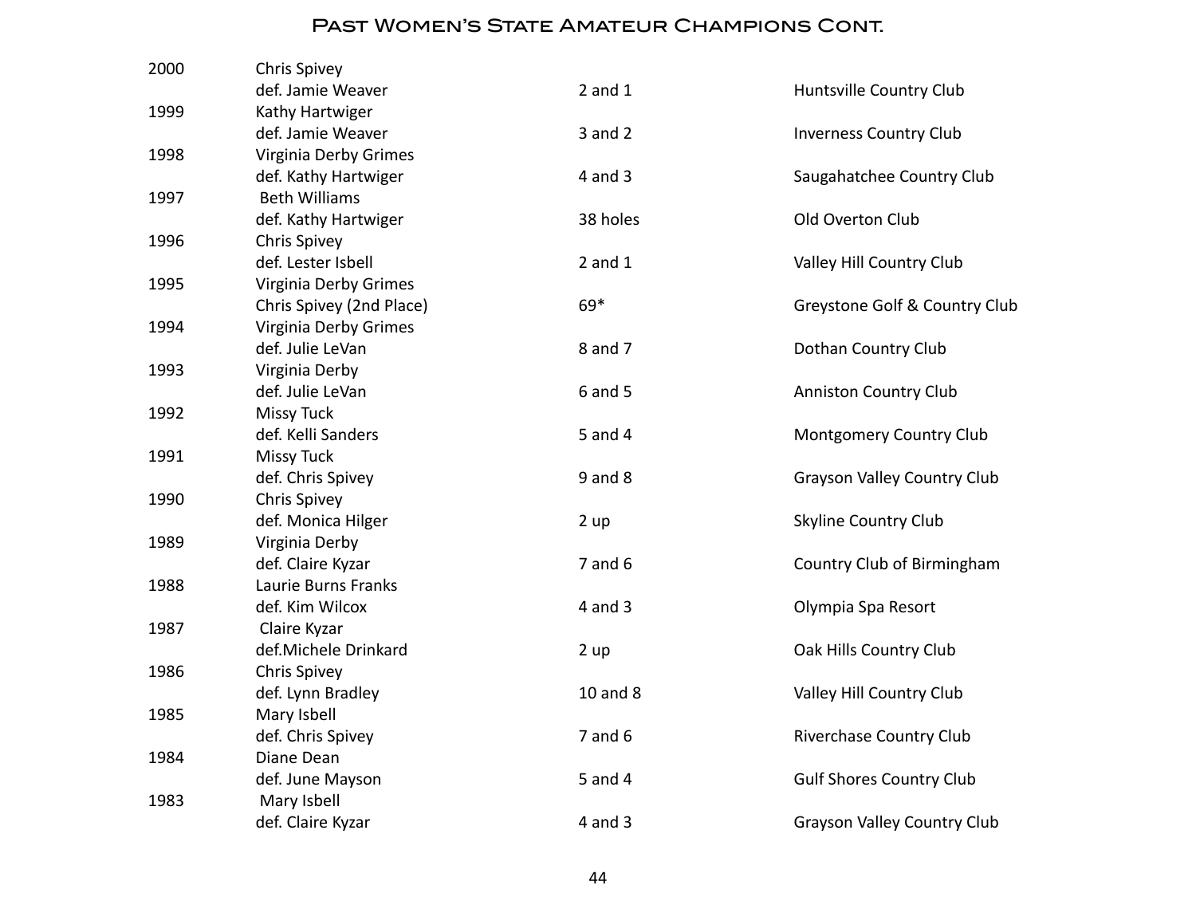# Past Women's State Amateur Champions Cont.

| Year | Champion / Runner-up | Score | Site |
|---|---|---|---|
| 2000 | Chris Spivey | | |
| | def. Jamie Weaver | 2 and 1 | Huntsville Country Club |
| 1999 | Kathy Hartwiger | | |
| | def. Jamie Weaver | 3 and 2 | Inverness Country Club |
| 1998 | Virginia Derby Grimes | | |
| | def. Kathy Hartwiger | 4 and 3 | Saugahatchee Country Club |
| 1997 | Beth Williams | | |
| | def. Kathy Hartwiger | 38 holes | Old Overton Club |
| 1996 | Chris Spivey | | |
| | def. Lester Isbell | 2 and 1 | Valley Hill Country Club |
| 1995 | Virginia Derby Grimes | | |
| | Chris Spivey (2nd Place) | 69* | Greystone Golf & Country Club |
| 1994 | Virginia Derby Grimes | | |
| | def. Julie LeVan | 8 and 7 | Dothan Country Club |
| 1993 | Virginia Derby | | |
| | def. Julie LeVan | 6 and 5 | Anniston Country Club |
| 1992 | Missy Tuck | | |
| | def. Kelli Sanders | 5 and 4 | Montgomery Country Club |
| 1991 | Missy Tuck | | |
| | def. Chris Spivey | 9 and 8 | Grayson Valley Country Club |
| 1990 | Chris Spivey | | |
| | def. Monica Hilger | 2 up | Skyline Country Club |
| 1989 | Virginia Derby | | |
| | def. Claire Kyzar | 7 and 6 | Country Club of Birmingham |
| 1988 | Laurie Burns Franks | | |
| | def. Kim Wilcox | 4 and 3 | Olympia Spa Resort |
| 1987 | Claire Kyzar | | |
| | def.Michele Drinkard | 2 up | Oak Hills Country Club |
| 1986 | Chris Spivey | | |
| | def. Lynn Bradley | 10 and 8 | Valley Hill Country Club |
| 1985 | Mary Isbell | | |
| | def. Chris Spivey | 7 and 6 | Riverchase Country Club |
| 1984 | Diane Dean | | |
| | def. June Mayson | 5 and 4 | Gulf Shores Country Club |
| 1983 | Mary Isbell | | |
| | def. Claire Kyzar | 4 and 3 | Grayson Valley Country Club |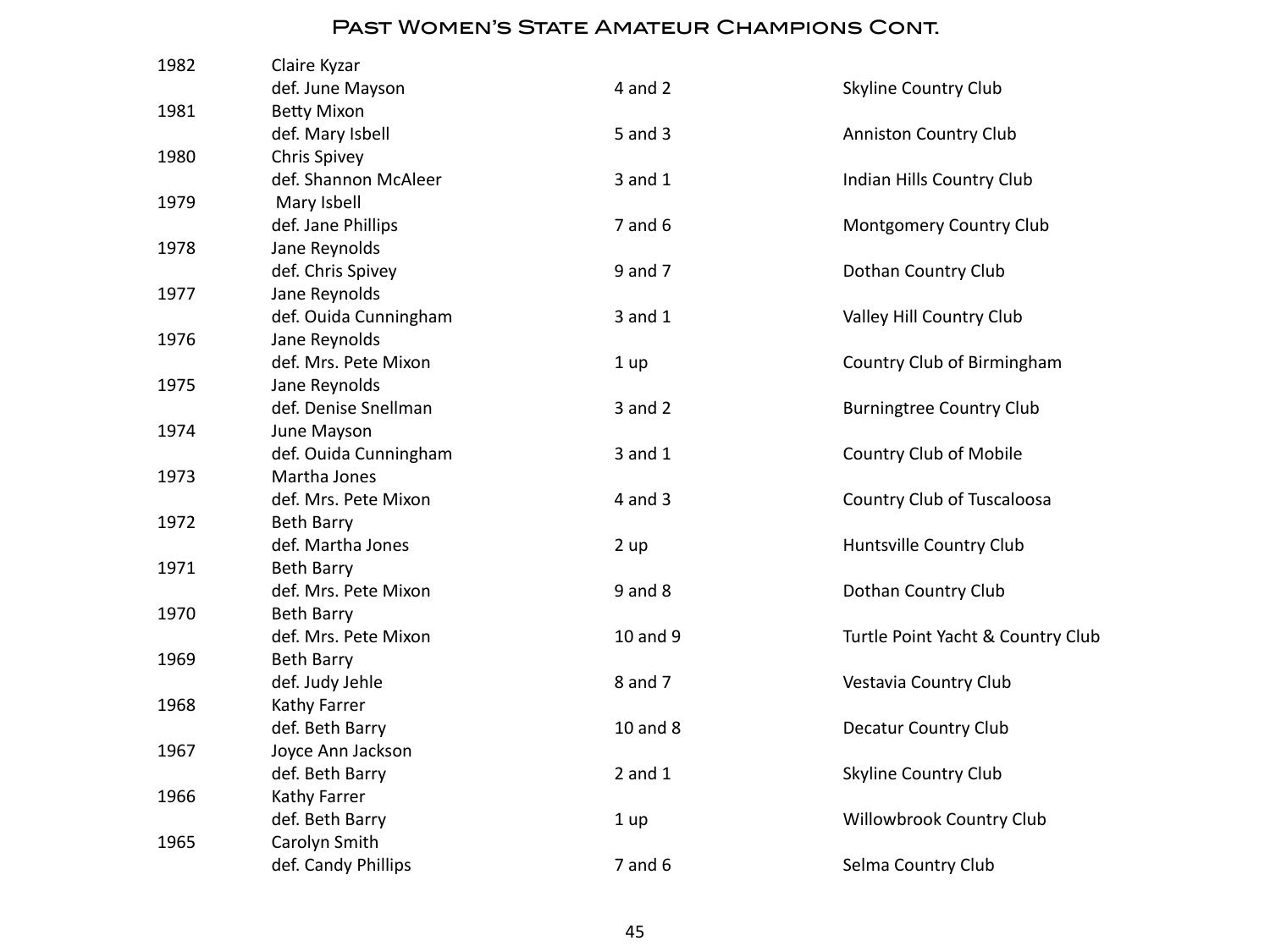# Past Women's State Amateur Champions Cont.

| Year | Champion | Score | Course |
|---|---|---|---|
| 1982 | Claire Kyzar | | |
| | def. June Mayson | 4 and 2 | Skyline Country Club |
| 1981 | Betty Mixon | | |
| | def. Mary Isbell | 5 and 3 | Anniston Country Club |
| 1980 | Chris Spivey | | |
| | def. Shannon McAleer | 3 and 1 | Indian Hills Country Club |
| 1979 | Mary Isbell | | |
| | def. Jane Phillips | 7 and 6 | Montgomery Country Club |
| 1978 | Jane Reynolds | | |
| | def. Chris Spivey | 9 and 7 | Dothan Country Club |
| 1977 | Jane Reynolds | | |
| | def. Ouida Cunningham | 3 and 1 | Valley Hill Country Club |
| 1976 | Jane Reynolds | | |
| | def. Mrs. Pete Mixon | 1 up | Country Club of Birmingham |
| 1975 | Jane Reynolds | | |
| | def. Denise Snellman | 3 and 2 | Burningtree Country Club |
| 1974 | June Mayson | | |
| | def. Ouida Cunningham | 3 and 1 | Country Club of Mobile |
| 1973 | Martha Jones | | |
| | def. Mrs. Pete Mixon | 4 and 3 | Country Club of Tuscaloosa |
| 1972 | Beth Barry | | |
| | def. Martha Jones | 2 up | Huntsville Country Club |
| 1971 | Beth Barry | | |
| | def. Mrs. Pete Mixon | 9 and 8 | Dothan Country Club |
| 1970 | Beth Barry | | |
| | def. Mrs. Pete Mixon | 10 and 9 | Turtle Point Yacht & Country Club |
| 1969 | Beth Barry | | |
| | def. Judy Jehle | 8 and 7 | Vestavia Country Club |
| 1968 | Kathy Farrer | | |
| | def. Beth Barry | 10 and 8 | Decatur Country Club |
| 1967 | Joyce Ann Jackson | | |
| | def. Beth Barry | 2 and 1 | Skyline Country Club |
| 1966 | Kathy Farrer | | |
| | def. Beth Barry | 1 up | Willowbrook Country Club |
| 1965 | Carolyn Smith | | |
| | def. Candy Phillips | 7 and 6 | Selma Country Club |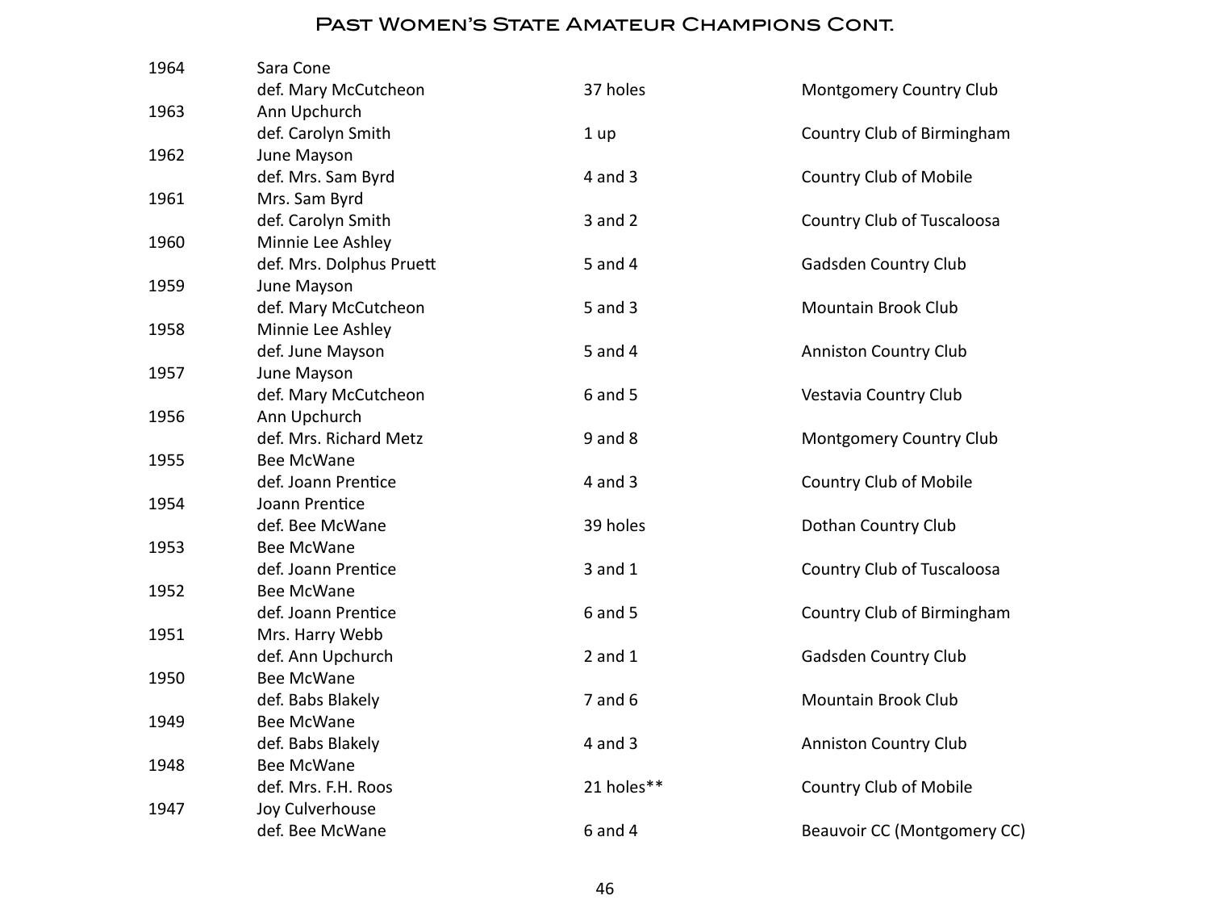# Past Women's State Amateur Champions Cont.

| Year | Champion / Runner-up | Score | Site |
|---|---|---|---|
| 1964 | Sara Cone | | |
| | def. Mary McCutcheon | 37 holes | Montgomery Country Club |
| 1963 | Ann Upchurch | | |
| | def. Carolyn Smith | 1 up | Country Club of Birmingham |
| 1962 | June Mayson | | |
| | def. Mrs. Sam Byrd | 4 and 3 | Country Club of Mobile |
| 1961 | Mrs. Sam Byrd | | |
| | def. Carolyn Smith | 3 and 2 | Country Club of Tuscaloosa |
| 1960 | Minnie Lee Ashley | | |
| | def. Mrs. Dolphus Pruett | 5 and 4 | Gadsden Country Club |
| 1959 | June Mayson | | |
| | def. Mary McCutcheon | 5 and 3 | Mountain Brook Club |
| 1958 | Minnie Lee Ashley | | |
| | def. June Mayson | 5 and 4 | Anniston Country Club |
| 1957 | June Mayson | | |
| | def. Mary McCutcheon | 6 and 5 | Vestavia Country Club |
| 1956 | Ann Upchurch | | |
| | def. Mrs. Richard Metz | 9 and 8 | Montgomery Country Club |
| 1955 | Bee McWane | | |
| | def. Joann Prentice | 4 and 3 | Country Club of Mobile |
| 1954 | Joann Prentice | | |
| | def. Bee McWane | 39 holes | Dothan Country Club |
| 1953 | Bee McWane | | |
| | def. Joann Prentice | 3 and 1 | Country Club of Tuscaloosa |
| 1952 | Bee McWane | | |
| | def. Joann Prentice | 6 and 5 | Country Club of Birmingham |
| 1951 | Mrs. Harry Webb | | |
| | def. Ann Upchurch | 2 and 1 | Gadsden Country Club |
| 1950 | Bee McWane | | |
| | def. Babs Blakely | 7 and 6 | Mountain Brook Club |
| 1949 | Bee McWane | | |
| | def. Babs Blakely | 4 and 3 | Anniston Country Club |
| 1948 | Bee McWane | | |
| | def. Mrs. F.H. Roos | 21 holes** | Country Club of Mobile |
| 1947 | Joy Culverhouse | | |
| | def. Bee McWane | 6 and 4 | Beauvoir CC (Montgomery CC) |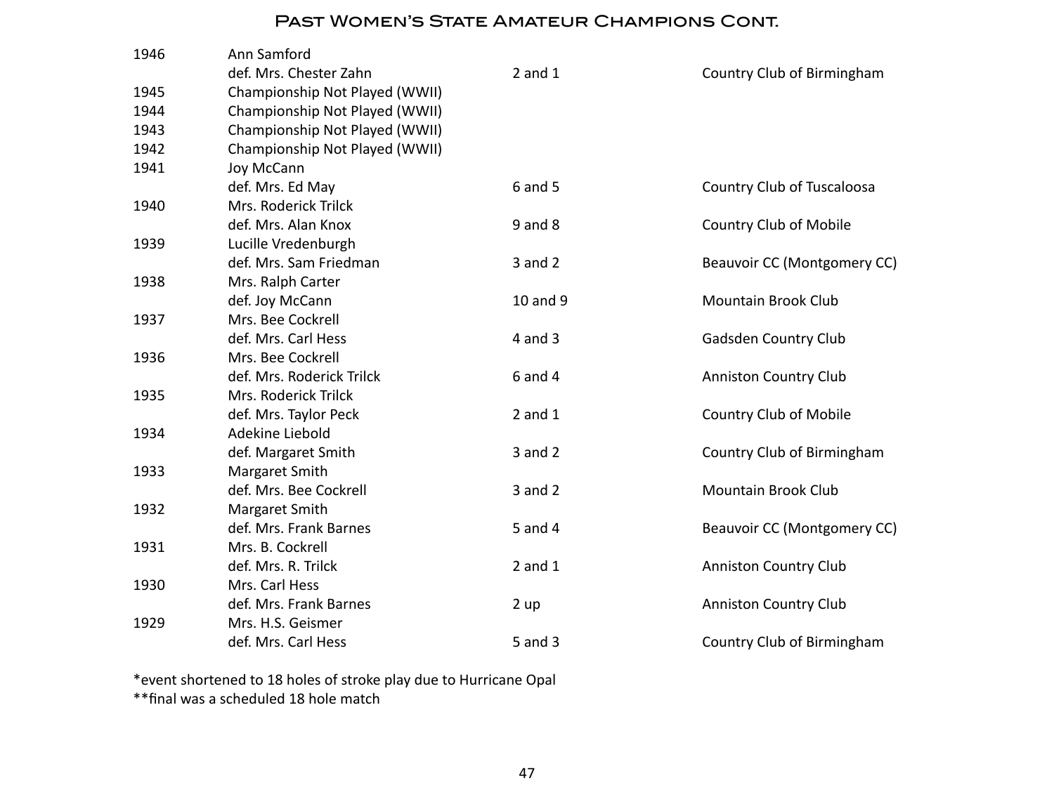# Past Women's State Amateur Champions Cont.

| Year | Champion | Score | Site |
|---|---|---|---|
| 1946 | Ann Samford | | |
| | def. Mrs. Chester Zahn | 2 and 1 | Country Club of Birmingham |
| 1945 | Championship Not Played (WWII) | | |
| 1944 | Championship Not Played (WWII) | | |
| 1943 | Championship Not Played (WWII) | | |
| 1942 | Championship Not Played (WWII) | | |
| 1941 | Joy McCann | | |
| | def. Mrs. Ed May | 6 and 5 | Country Club of Tuscaloosa |
| 1940 | Mrs. Roderick Trilck | | |
| | def. Mrs. Alan Knox | 9 and 8 | Country Club of Mobile |
| 1939 | Lucille Vredenburgh | | |
| | def. Mrs. Sam Friedman | 3 and 2 | Beauvoir CC (Montgomery CC) |
| 1938 | Mrs. Ralph Carter | | |
| | def. Joy McCann | 10 and 9 | Mountain Brook Club |
| 1937 | Mrs. Bee Cockrell | | |
| | def. Mrs. Carl Hess | 4 and 3 | Gadsden Country Club |
| 1936 | Mrs. Bee Cockrell | | |
| | def. Mrs. Roderick Trilck | 6 and 4 | Anniston Country Club |
| 1935 | Mrs. Roderick Trilck | | |
| | def. Mrs. Taylor Peck | 2 and 1 | Country Club of Mobile |
| 1934 | Adekine Liebold | | |
| | def. Margaret Smith | 3 and 2 | Country Club of Birmingham |
| 1933 | Margaret Smith | | |
| | def. Mrs. Bee Cockrell | 3 and 2 | Mountain Brook Club |
| 1932 | Margaret Smith | | |
| | def. Mrs. Frank Barnes | 5 and 4 | Beauvoir CC (Montgomery CC) |
| 1931 | Mrs. B. Cockrell | | |
| | def. Mrs. R. Trilck | 2 and 1 | Anniston Country Club |
| 1930 | Mrs. Carl Hess | | |
| | def. Mrs. Frank Barnes | 2 up | Anniston Country Club |
| 1929 | Mrs. H.S. Geismer | | |
| | def. Mrs. Carl Hess | 5 and 3 | Country Club of Birmingham |

*event shortened to 18 holes of stroke play due to Hurricane Opal

**final was a scheduled 18 hole match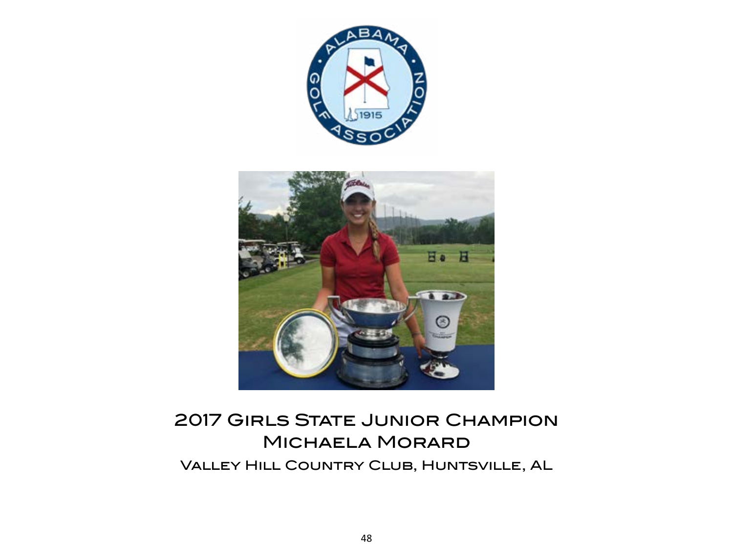## 2017 Girls State Junior Champion
## Michaela Morard

Valley Hill Country Club, Huntsville, AL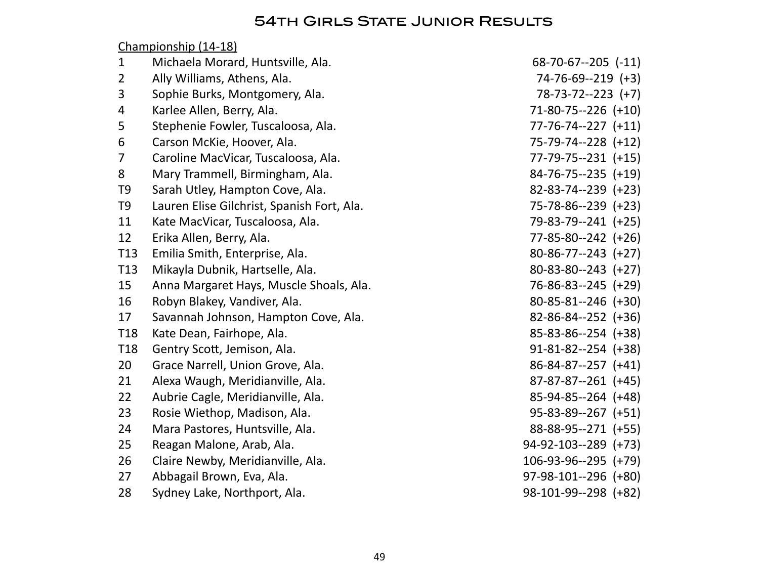# 54th Girls State Junior Results

Championship (14-18)

| Pos | Player | Score |
|---|---|---|
| 1 | Michaela Morard, Huntsville, Ala. | 68-70-67--205 (-11) |
| 2 | Ally Williams, Athens, Ala. | 74-76-69--219 (+3) |
| 3 | Sophie Burks, Montgomery, Ala. | 78-73-72--223 (+7) |
| 4 | Karlee Allen, Berry, Ala. | 71-80-75--226 (+10) |
| 5 | Stephenie Fowler, Tuscaloosa, Ala. | 77-76-74--227 (+11) |
| 6 | Carson McKie, Hoover, Ala. | 75-79-74--228 (+12) |
| 7 | Caroline MacVicar, Tuscaloosa, Ala. | 77-79-75--231 (+15) |
| 8 | Mary Trammell, Birmingham, Ala. | 84-76-75--235 (+19) |
| T9 | Sarah Utley, Hampton Cove, Ala. | 82-83-74--239 (+23) |
| T9 | Lauren Elise Gilchrist, Spanish Fort, Ala. | 75-78-86--239 (+23) |
| 11 | Kate MacVicar, Tuscaloosa, Ala. | 79-83-79--241 (+25) |
| 12 | Erika Allen, Berry, Ala. | 77-85-80--242 (+26) |
| T13 | Emilia Smith, Enterprise, Ala. | 80-86-77--243 (+27) |
| T13 | Mikayla Dubnik, Hartselle, Ala. | 80-83-80--243 (+27) |
| 15 | Anna Margaret Hays, Muscle Shoals, Ala. | 76-86-83--245 (+29) |
| 16 | Robyn Blakey, Vandiver, Ala. | 80-85-81--246 (+30) |
| 17 | Savannah Johnson, Hampton Cove, Ala. | 82-86-84--252 (+36) |
| T18 | Kate Dean, Fairhope, Ala. | 85-83-86--254 (+38) |
| T18 | Gentry Scott, Jemison, Ala. | 91-81-82--254 (+38) |
| 20 | Grace Narrell, Union Grove, Ala. | 86-84-87--257 (+41) |
| 21 | Alexa Waugh, Meridianville, Ala. | 87-87-87--261 (+45) |
| 22 | Aubrie Cagle, Meridianville, Ala. | 85-94-85--264 (+48) |
| 23 | Rosie Wiethop, Madison, Ala. | 95-83-89--267 (+51) |
| 24 | Mara Pastores, Huntsville, Ala. | 88-88-95--271 (+55) |
| 25 | Reagan Malone, Arab, Ala. | 94-92-103--289 (+73) |
| 26 | Claire Newby, Meridianville, Ala. | 106-93-96--295 (+79) |
| 27 | Abbagail Brown, Eva, Ala. | 97-98-101--296 (+80) |
| 28 | Sydney Lake, Northport, Ala. | 98-101-99--298 (+82) |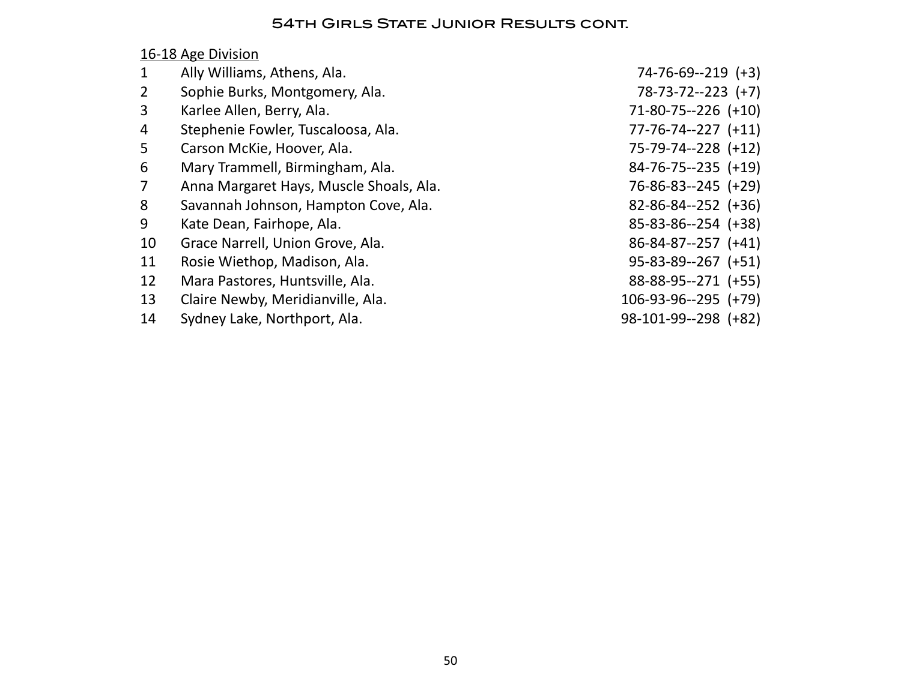# 54th Girls State Junior Results cont.

<u>16-18 Age Division</u>

| | | |
|---|---|---|
| 1 | Ally Williams, Athens, Ala. | 74-76-69--219 (+3) |
| 2 | Sophie Burks, Montgomery, Ala. | 78-73-72--223 (+7) |
| 3 | Karlee Allen, Berry, Ala. | 71-80-75--226 (+10) |
| 4 | Stephenie Fowler, Tuscaloosa, Ala. | 77-76-74--227 (+11) |
| 5 | Carson McKie, Hoover, Ala. | 75-79-74--228 (+12) |
| 6 | Mary Trammell, Birmingham, Ala. | 84-76-75--235 (+19) |
| 7 | Anna Margaret Hays, Muscle Shoals, Ala. | 76-86-83--245 (+29) |
| 8 | Savannah Johnson, Hampton Cove, Ala. | 82-86-84--252 (+36) |
| 9 | Kate Dean, Fairhope, Ala. | 85-83-86--254 (+38) |
| 10 | Grace Narrell, Union Grove, Ala. | 86-84-87--257 (+41) |
| 11 | Rosie Wiethop, Madison, Ala. | 95-83-89--267 (+51) |
| 12 | Mara Pastores, Huntsville, Ala. | 88-88-95--271 (+55) |
| 13 | Claire Newby, Meridianville, Ala. | 106-93-96--295 (+79) |
| 14 | Sydney Lake, Northport, Ala. | 98-101-99--298 (+82) |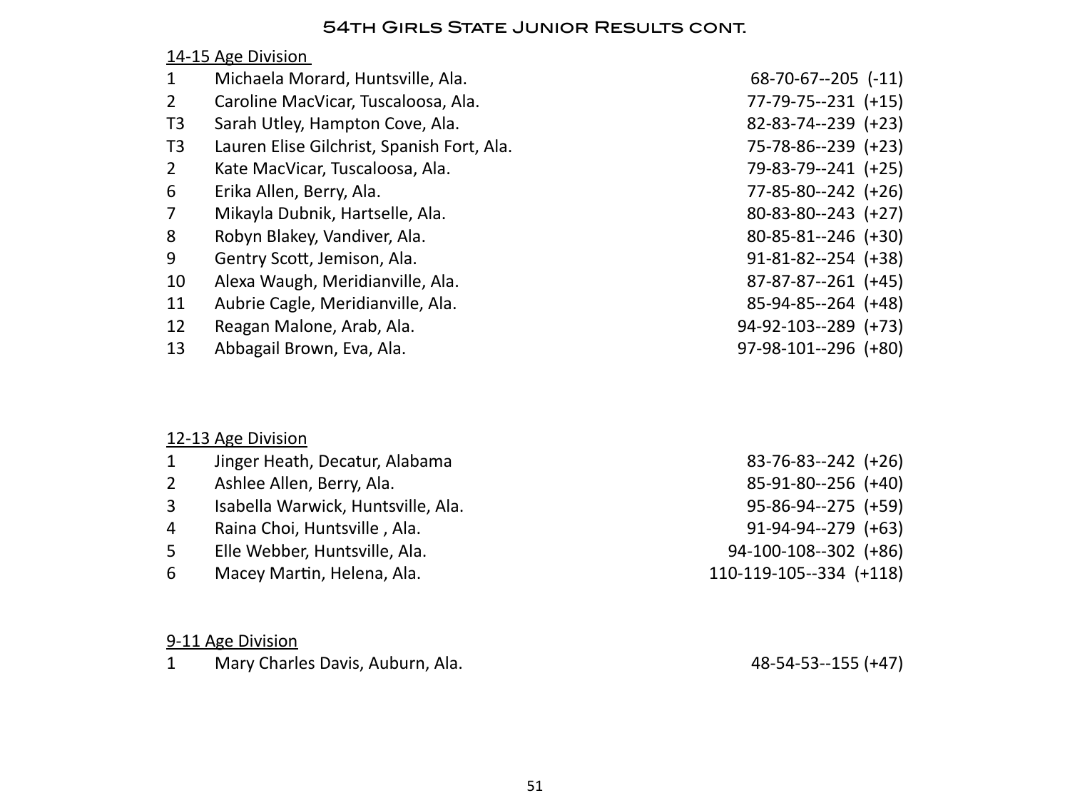# 54th Girls State Junior Results cont.

## 14-15 Age Division

| Pos | Name | Scores |
|---|---|---|
| 1 | Michaela Morard, Huntsville, Ala. | 68-70-67--205 (-11) |
| 2 | Caroline MacVicar, Tuscaloosa, Ala. | 77-79-75--231 (+15) |
| T3 | Sarah Utley, Hampton Cove, Ala. | 82-83-74--239 (+23) |
| T3 | Lauren Elise Gilchrist, Spanish Fort, Ala. | 75-78-86--239 (+23) |
| 2 | Kate MacVicar, Tuscaloosa, Ala. | 79-83-79--241 (+25) |
| 6 | Erika Allen, Berry, Ala. | 77-85-80--242 (+26) |
| 7 | Mikayla Dubnik, Hartselle, Ala. | 80-83-80--243 (+27) |
| 8 | Robyn Blakey, Vandiver, Ala. | 80-85-81--246 (+30) |
| 9 | Gentry Scott, Jemison, Ala. | 91-81-82--254 (+38) |
| 10 | Alexa Waugh, Meridianville, Ala. | 87-87-87--261 (+45) |
| 11 | Aubrie Cagle, Meridianville, Ala. | 85-94-85--264 (+48) |
| 12 | Reagan Malone, Arab, Ala. | 94-92-103--289 (+73) |
| 13 | Abbagail Brown, Eva, Ala. | 97-98-101--296 (+80) |

## 12-13 Age Division

| Pos | Name | Scores |
|---|---|---|
| 1 | Jinger Heath, Decatur, Alabama | 83-76-83--242 (+26) |
| 2 | Ashlee Allen, Berry, Ala. | 85-91-80--256 (+40) |
| 3 | Isabella Warwick, Huntsville, Ala. | 95-86-94--275 (+59) |
| 4 | Raina Choi, Huntsville , Ala. | 91-94-94--279 (+63) |
| 5 | Elle Webber, Huntsville, Ala. | 94-100-108--302 (+86) |
| 6 | Macey Martin, Helena, Ala. | 110-119-105--334 (+118) |

## 9-11 Age Division

| Pos | Name | Scores |
|---|---|---|
| 1 | Mary Charles Davis, Auburn, Ala. | 48-54-53--155 (+47) |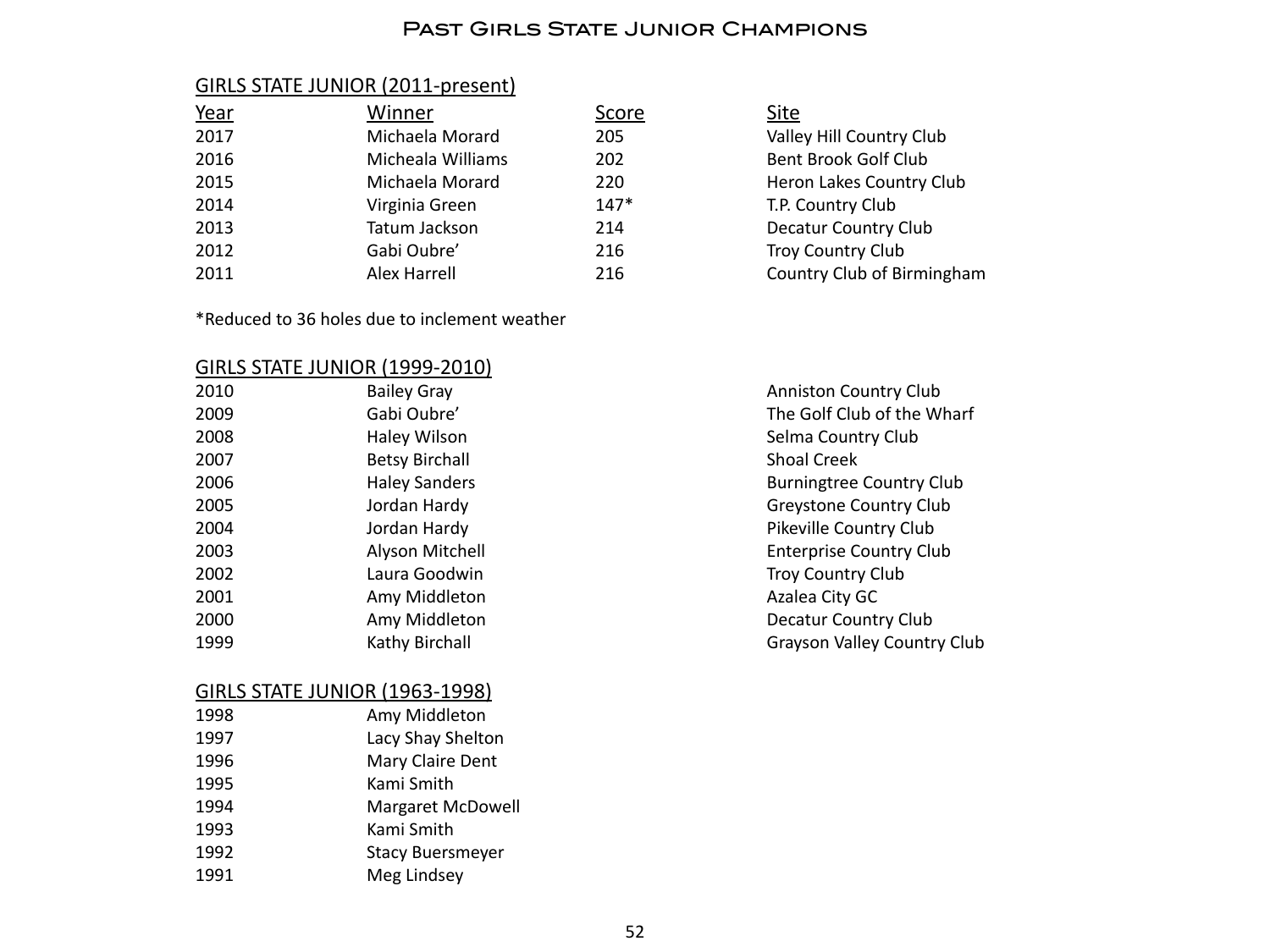# Past Girls State Junior Champions

## GIRLS STATE JUNIOR (2011-present)

| Year | Winner | Score | Site |
|---|---|---|---|
| 2017 | Michaela Morard | 205 | Valley Hill Country Club |
| 2016 | Micheala Williams | 202 | Bent Brook Golf Club |
| 2015 | Michaela Morard | 220 | Heron Lakes Country Club |
| 2014 | Virginia Green | 147* | T.P. Country Club |
| 2013 | Tatum Jackson | 214 | Decatur Country Club |
| 2012 | Gabi Oubre' | 216 | Troy Country Club |
| 2011 | Alex Harrell | 216 | Country Club of Birmingham |

*Reduced to 36 holes due to inclement weather

## GIRLS STATE JUNIOR (1999-2010)

| Year | Winner | Site |
|---|---|---|
| 2010 | Bailey Gray | Anniston Country Club |
| 2009 | Gabi Oubre' | The Golf Club of the Wharf |
| 2008 | Haley Wilson | Selma Country Club |
| 2007 | Betsy Birchall | Shoal Creek |
| 2006 | Haley Sanders | Burningtree Country Club |
| 2005 | Jordan Hardy | Greystone Country Club |
| 2004 | Jordan Hardy | Pikeville Country Club |
| 2003 | Alyson Mitchell | Enterprise Country Club |
| 2002 | Laura Goodwin | Troy Country Club |
| 2001 | Amy Middleton | Azalea City GC |
| 2000 | Amy Middleton | Decatur Country Club |
| 1999 | Kathy Birchall | Grayson Valley Country Club |

## GIRLS STATE JUNIOR (1963-1998)

| Year | Winner |
|---|---|
| 1998 | Amy Middleton |
| 1997 | Lacy Shay Shelton |
| 1996 | Mary Claire Dent |
| 1995 | Kami Smith |
| 1994 | Margaret McDowell |
| 1993 | Kami Smith |
| 1992 | Stacy Buersmeyer |
| 1991 | Meg Lindsey |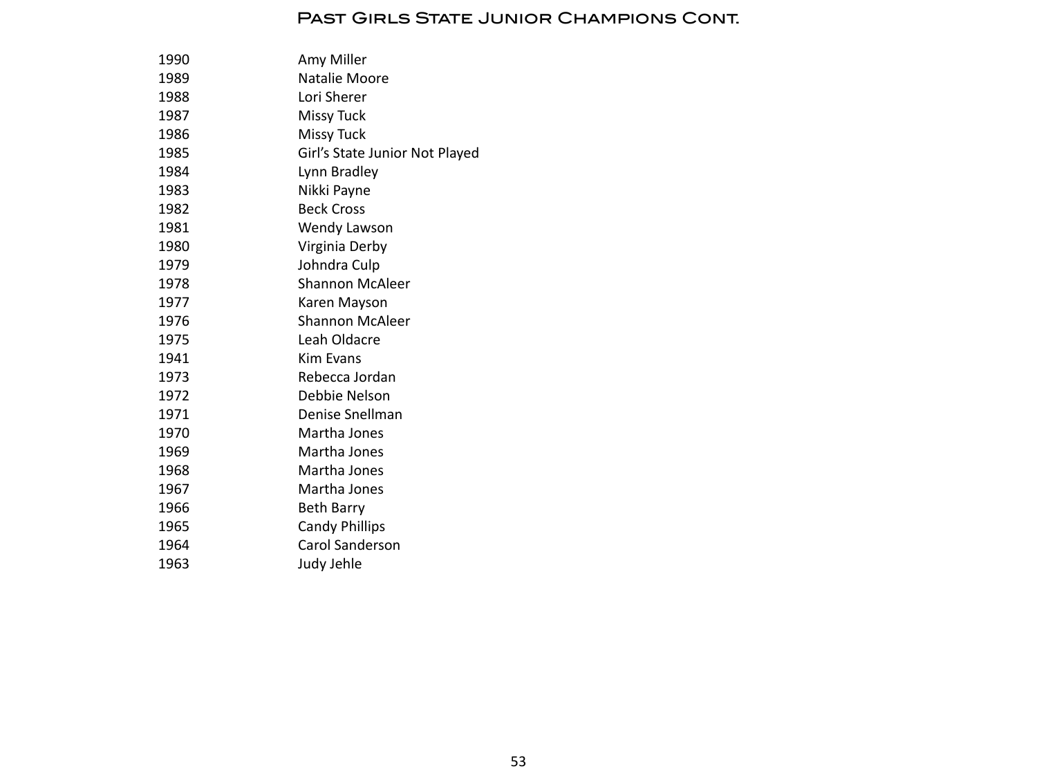# Past Girls State Junior Champions Cont.

| | |
|---|---|
| 1990 | Amy Miller |
| 1989 | Natalie Moore |
| 1988 | Lori Sherer |
| 1987 | Missy Tuck |
| 1986 | Missy Tuck |
| 1985 | Girl's State Junior Not Played |
| 1984 | Lynn Bradley |
| 1983 | Nikki Payne |
| 1982 | Beck Cross |
| 1981 | Wendy Lawson |
| 1980 | Virginia Derby |
| 1979 | Johndra Culp |
| 1978 | Shannon McAleer |
| 1977 | Karen Mayson |
| 1976 | Shannon McAleer |
| 1975 | Leah Oldacre |
| 1941 | Kim Evans |
| 1973 | Rebecca Jordan |
| 1972 | Debbie Nelson |
| 1971 | Denise Snellman |
| 1970 | Martha Jones |
| 1969 | Martha Jones |
| 1968 | Martha Jones |
| 1967 | Martha Jones |
| 1966 | Beth Barry |
| 1965 | Candy Phillips |
| 1964 | Carol Sanderson |
| 1963 | Judy Jehle |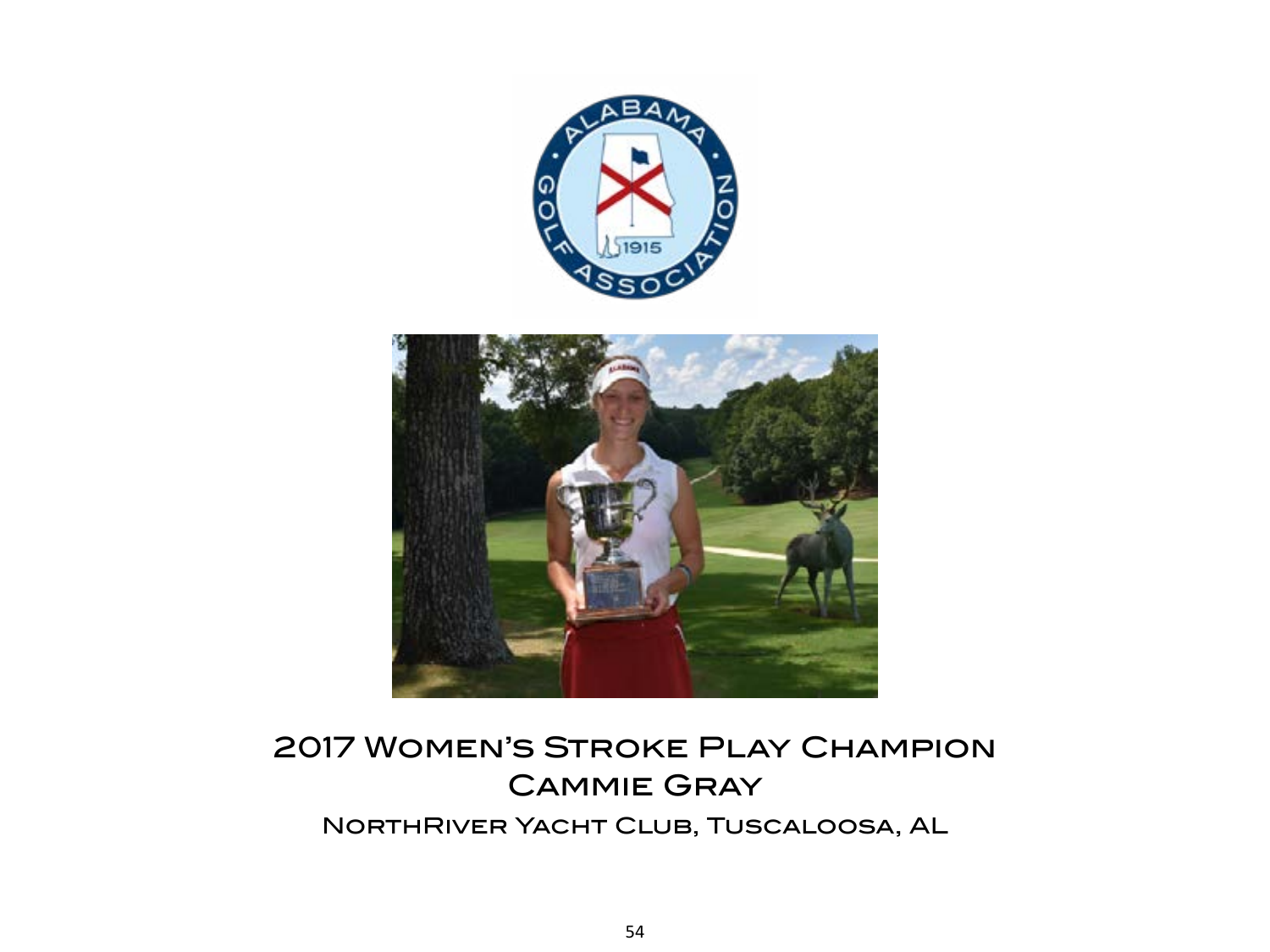# 2017 Women's Stroke Play Champion

## Cammie Gray

### NorthRiver Yacht Club, Tuscaloosa, AL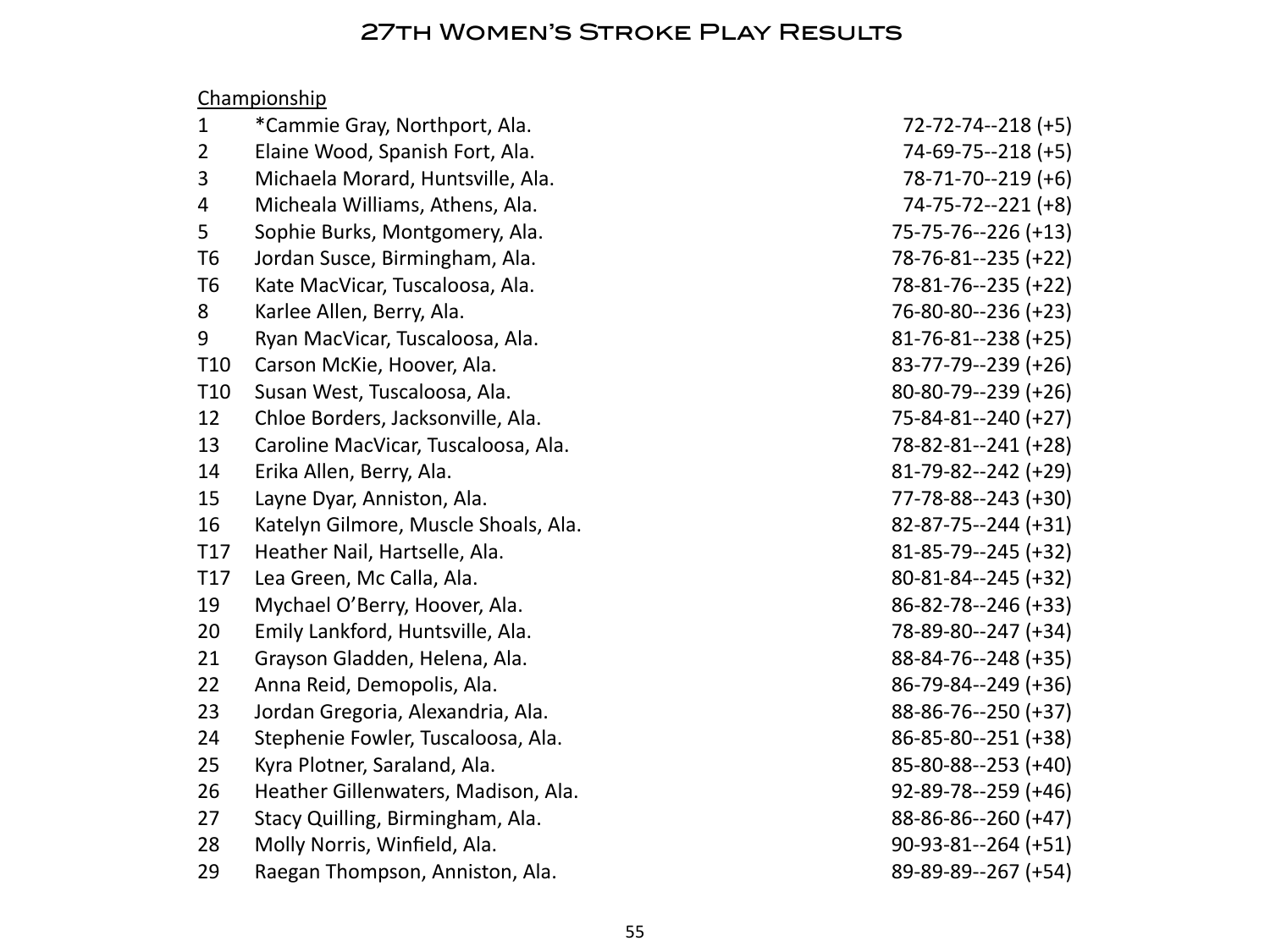# 27th Women's Stroke Play Results

Championship

| | | |
|---|---|---|
| 1 | *Cammie Gray, Northport, Ala. | 72-72-74--218 (+5) |
| 2 | Elaine Wood, Spanish Fort, Ala. | 74-69-75--218 (+5) |
| 3 | Michaela Morard, Huntsville, Ala. | 78-71-70--219 (+6) |
| 4 | Micheala Williams, Athens, Ala. | 74-75-72--221 (+8) |
| 5 | Sophie Burks, Montgomery, Ala. | 75-75-76--226 (+13) |
| T6 | Jordan Susce, Birmingham, Ala. | 78-76-81--235 (+22) |
| T6 | Kate MacVicar, Tuscaloosa, Ala. | 78-81-76--235 (+22) |
| 8 | Karlee Allen, Berry, Ala. | 76-80-80--236 (+23) |
| 9 | Ryan MacVicar, Tuscaloosa, Ala. | 81-76-81--238 (+25) |
| T10 | Carson McKie, Hoover, Ala. | 83-77-79--239 (+26) |
| T10 | Susan West, Tuscaloosa, Ala. | 80-80-79--239 (+26) |
| 12 | Chloe Borders, Jacksonville, Ala. | 75-84-81--240 (+27) |
| 13 | Caroline MacVicar, Tuscaloosa, Ala. | 78-82-81--241 (+28) |
| 14 | Erika Allen, Berry, Ala. | 81-79-82--242 (+29) |
| 15 | Layne Dyar, Anniston, Ala. | 77-78-88--243 (+30) |
| 16 | Katelyn Gilmore, Muscle Shoals, Ala. | 82-87-75--244 (+31) |
| T17 | Heather Nail, Hartselle, Ala. | 81-85-79--245 (+32) |
| T17 | Lea Green, Mc Calla, Ala. | 80-81-84--245 (+32) |
| 19 | Mychael O'Berry, Hoover, Ala. | 86-82-78--246 (+33) |
| 20 | Emily Lankford, Huntsville, Ala. | 78-89-80--247 (+34) |
| 21 | Grayson Gladden, Helena, Ala. | 88-84-76--248 (+35) |
| 22 | Anna Reid, Demopolis, Ala. | 86-79-84--249 (+36) |
| 23 | Jordan Gregoria, Alexandria, Ala. | 88-86-76--250 (+37) |
| 24 | Stephenie Fowler, Tuscaloosa, Ala. | 86-85-80--251 (+38) |
| 25 | Kyra Plotner, Saraland, Ala. | 85-80-88--253 (+40) |
| 26 | Heather Gillenwaters, Madison, Ala. | 92-89-78--259 (+46) |
| 27 | Stacy Quilling, Birmingham, Ala. | 88-86-86--260 (+47) |
| 28 | Molly Norris, Winfield, Ala. | 90-93-81--264 (+51) |
| 29 | Raegan Thompson, Anniston, Ala. | 89-89-89--267 (+54) |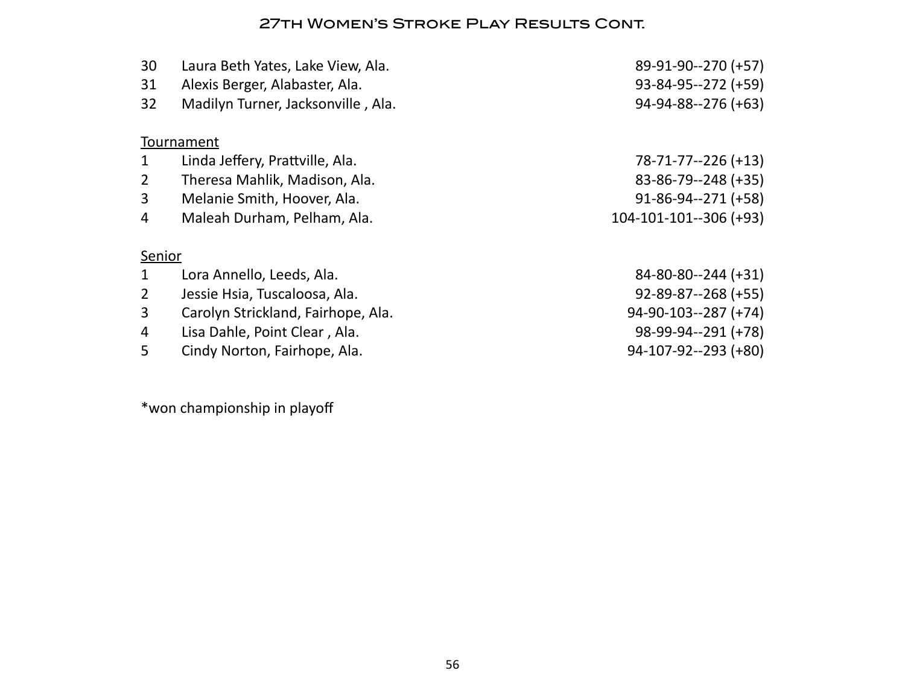# 27th Women's Stroke Play Results Cont.

| | | |
|---|---|---|
| 30 | Laura Beth Yates, Lake View, Ala. | 89-91-90--270 (+57) |
| 31 | Alexis Berger, Alabaster, Ala. | 93-84-95--272 (+59) |
| 32 | Madilyn Turner, Jacksonville , Ala. | 94-94-88--276 (+63) |

<u>Tournament</u>

| | | |
|---|---|---|
| 1 | Linda Jeffery, Prattville, Ala. | 78-71-77--226 (+13) |
| 2 | Theresa Mahlik, Madison, Ala. | 83-86-79--248 (+35) |
| 3 | Melanie Smith, Hoover, Ala. | 91-86-94--271 (+58) |
| 4 | Maleah Durham, Pelham, Ala. | 104-101-101--306 (+93) |

<u>Senior</u>

| | | |
|---|---|---|
| 1 | Lora Annello, Leeds, Ala. | 84-80-80--244 (+31) |
| 2 | Jessie Hsia, Tuscaloosa, Ala. | 92-89-87--268 (+55) |
| 3 | Carolyn Strickland, Fairhope, Ala. | 94-90-103--287 (+74) |
| 4 | Lisa Dahle, Point Clear , Ala. | 98-99-94--291 (+78) |
| 5 | Cindy Norton, Fairhope, Ala. | 94-107-92--293 (+80) |

*won championship in playoff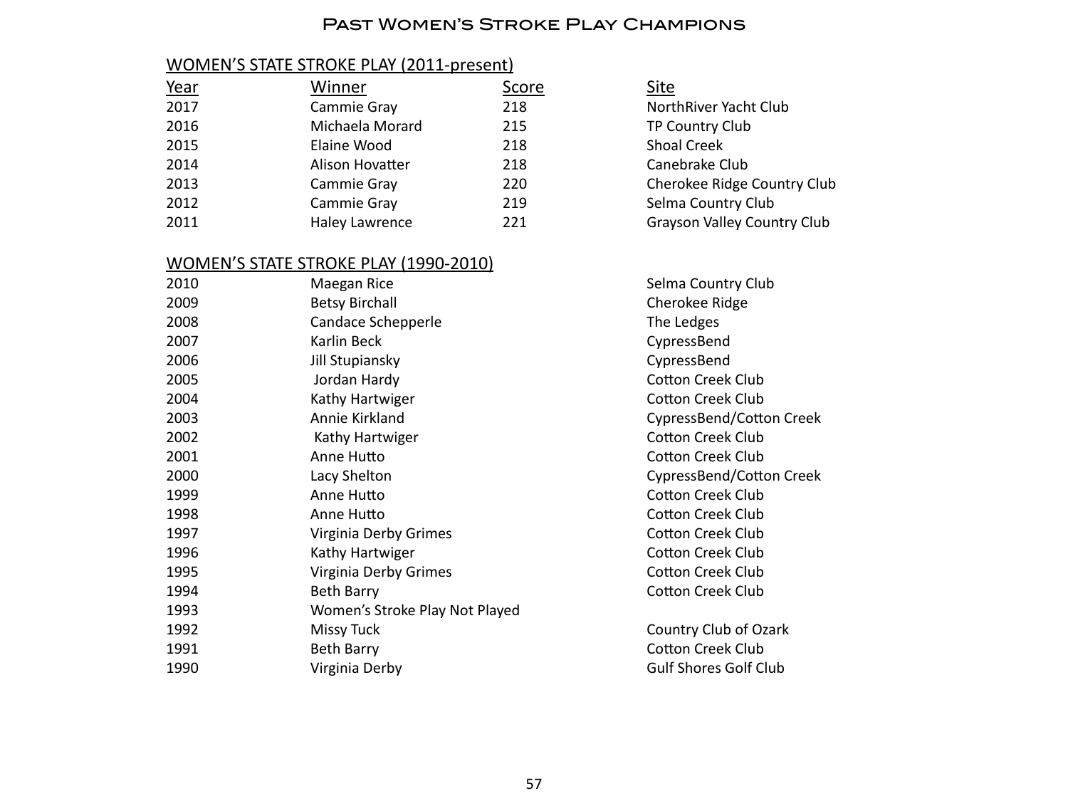# Past Women's Stroke Play Champions

## WOMEN'S STATE STROKE PLAY (2011-present)

| Year | Winner | Score | Site |
|---|---|---|---|
| 2017 | Cammie Gray | 218 | NorthRiver Yacht Club |
| 2016 | Michaela Morard | 215 | TP Country Club |
| 2015 | Elaine Wood | 218 | Shoal Creek |
| 2014 | Alison Hovatter | 218 | Canebrake Club |
| 2013 | Cammie Gray | 220 | Cherokee Ridge Country Club |
| 2012 | Cammie Gray | 219 | Selma Country Club |
| 2011 | Haley Lawrence | 221 | Grayson Valley Country Club |

## WOMEN'S STATE STROKE PLAY (1990-2010)

| Year | Winner | Site |
|---|---|---|
| 2010 | Maegan Rice | Selma Country Club |
| 2009 | Betsy Birchall | Cherokee Ridge |
| 2008 | Candace Schepperle | The Ledges |
| 2007 | Karlin Beck | CypressBend |
| 2006 | Jill Stupiansky | CypressBend |
| 2005 | Jordan Hardy | Cotton Creek Club |
| 2004 | Kathy Hartwiger | Cotton Creek Club |
| 2003 | Annie Kirkland | CypressBend/Cotton Creek |
| 2002 | Kathy Hartwiger | Cotton Creek Club |
| 2001 | Anne Hutto | Cotton Creek Club |
| 2000 | Lacy Shelton | CypressBend/Cotton Creek |
| 1999 | Anne Hutto | Cotton Creek Club |
| 1998 | Anne Hutto | Cotton Creek Club |
| 1997 | Virginia Derby Grimes | Cotton Creek Club |
| 1996 | Kathy Hartwiger | Cotton Creek Club |
| 1995 | Virginia Derby Grimes | Cotton Creek Club |
| 1994 | Beth Barry | Cotton Creek Club |
| 1993 | Women's Stroke Play Not Played | |
| 1992 | Missy Tuck | Country Club of Ozark |
| 1991 | Beth Barry | Cotton Creek Club |
| 1990 | Virginia Derby | Gulf Shores Golf Club |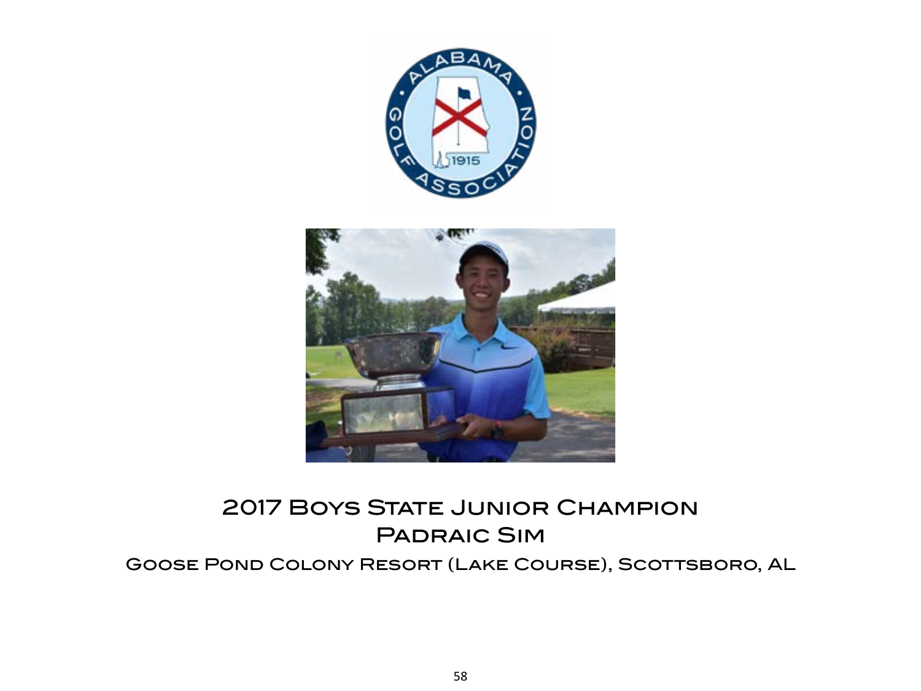## 2017 Boys State Junior Champion

## Padraic Sim

Goose Pond Colony Resort (Lake Course), Scottsboro, AL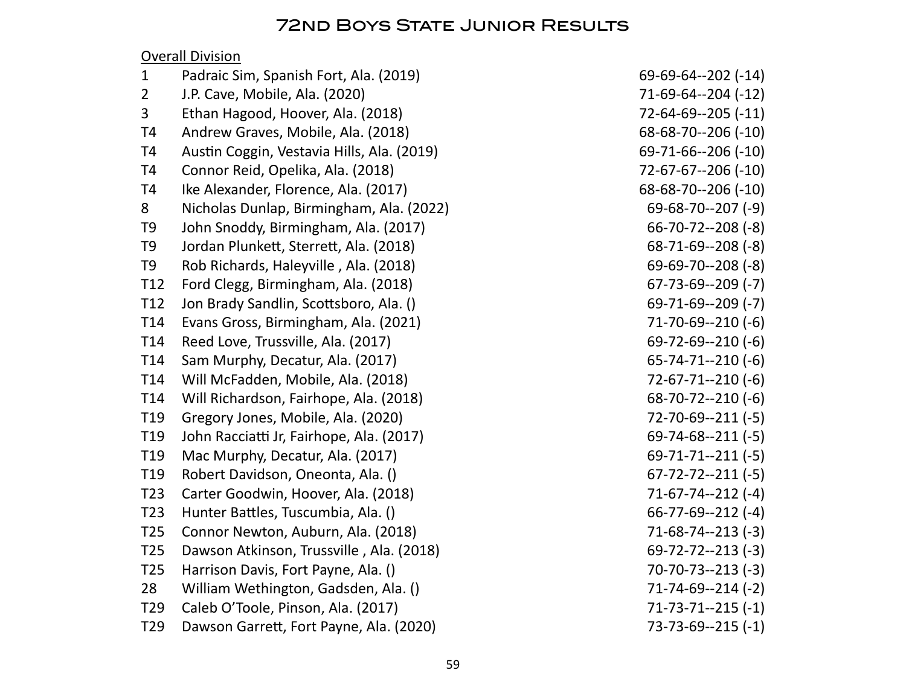# 72nd Boys State Junior Results

Overall Division

| Pos | Name | Scores |
|---|---|---|
| 1 | Padraic Sim, Spanish Fort, Ala. (2019) | 69-69-64--202 (-14) |
| 2 | J.P. Cave, Mobile, Ala. (2020) | 71-69-64--204 (-12) |
| 3 | Ethan Hagood, Hoover, Ala. (2018) | 72-64-69--205 (-11) |
| T4 | Andrew Graves, Mobile, Ala. (2018) | 68-68-70--206 (-10) |
| T4 | Austin Coggin, Vestavia Hills, Ala. (2019) | 69-71-66--206 (-10) |
| T4 | Connor Reid, Opelika, Ala. (2018) | 72-67-67--206 (-10) |
| T4 | Ike Alexander, Florence, Ala. (2017) | 68-68-70--206 (-10) |
| 8 | Nicholas Dunlap, Birmingham, Ala. (2022) | 69-68-70--207 (-9) |
| T9 | John Snoddy, Birmingham, Ala. (2017) | 66-70-72--208 (-8) |
| T9 | Jordan Plunkett, Sterrett, Ala. (2018) | 68-71-69--208 (-8) |
| T9 | Rob Richards, Haleyville , Ala. (2018) | 69-69-70--208 (-8) |
| T12 | Ford Clegg, Birmingham, Ala. (2018) | 67-73-69--209 (-7) |
| T12 | Jon Brady Sandlin, Scottsboro, Ala. () | 69-71-69--209 (-7) |
| T14 | Evans Gross, Birmingham, Ala. (2021) | 71-70-69--210 (-6) |
| T14 | Reed Love, Trussville, Ala. (2017) | 69-72-69--210 (-6) |
| T14 | Sam Murphy, Decatur, Ala. (2017) | 65-74-71--210 (-6) |
| T14 | Will McFadden, Mobile, Ala. (2018) | 72-67-71--210 (-6) |
| T14 | Will Richardson, Fairhope, Ala. (2018) | 68-70-72--210 (-6) |
| T19 | Gregory Jones, Mobile, Ala. (2020) | 72-70-69--211 (-5) |
| T19 | John Racciatti Jr, Fairhope, Ala. (2017) | 69-74-68--211 (-5) |
| T19 | Mac Murphy, Decatur, Ala. (2017) | 69-71-71--211 (-5) |
| T19 | Robert Davidson, Oneonta, Ala. () | 67-72-72--211 (-5) |
| T23 | Carter Goodwin, Hoover, Ala. (2018) | 71-67-74--212 (-4) |
| T23 | Hunter Battles, Tuscumbia, Ala. () | 66-77-69--212 (-4) |
| T25 | Connor Newton, Auburn, Ala. (2018) | 71-68-74--213 (-3) |
| T25 | Dawson Atkinson, Trussville , Ala. (2018) | 69-72-72--213 (-3) |
| T25 | Harrison Davis, Fort Payne, Ala. () | 70-70-73--213 (-3) |
| 28 | William Wethington, Gadsden, Ala. () | 71-74-69--214 (-2) |
| T29 | Caleb O'Toole, Pinson, Ala. (2017) | 71-73-71--215 (-1) |
| T29 | Dawson Garrett, Fort Payne, Ala. (2020) | 73-73-69--215 (-1) |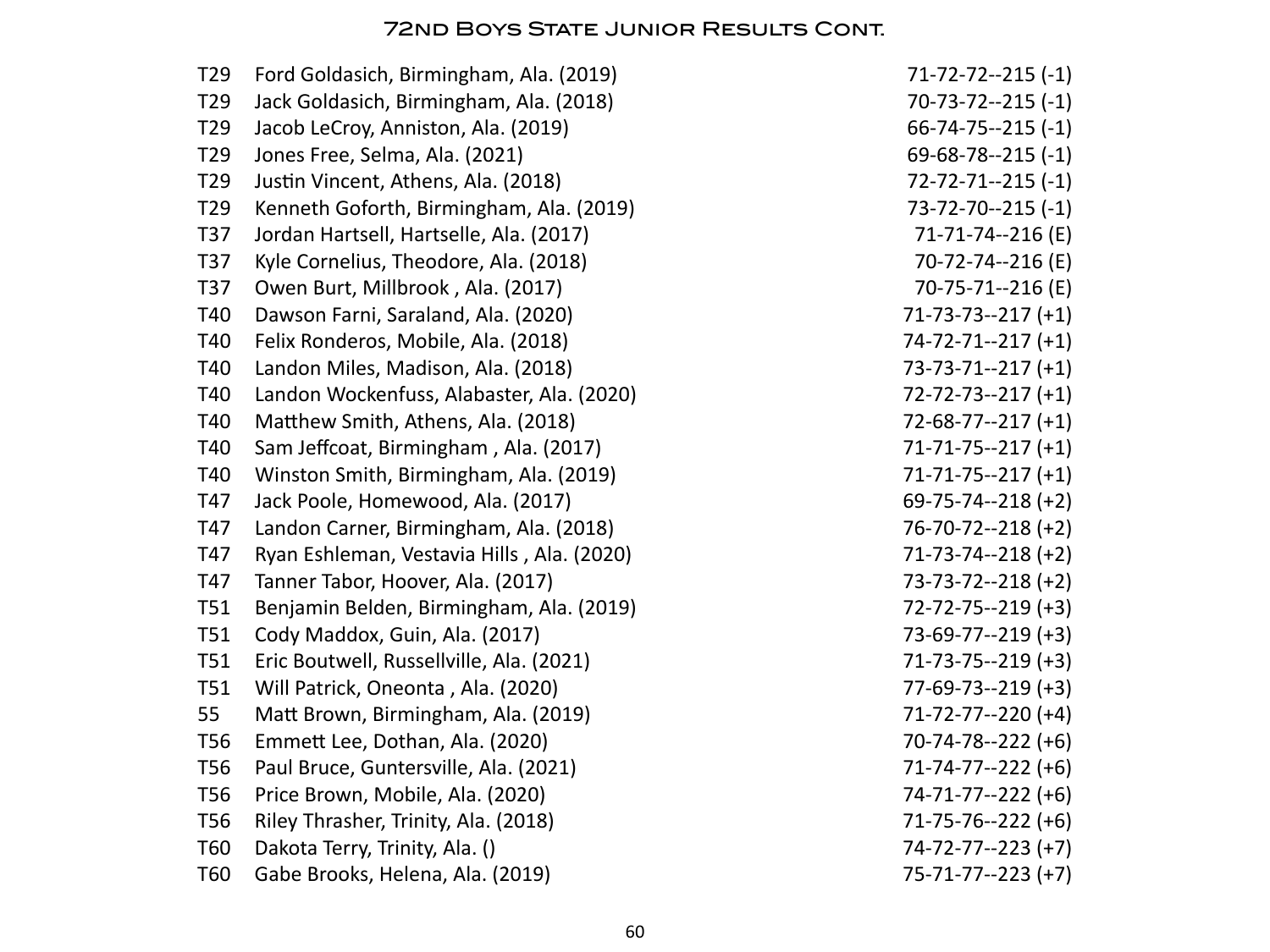## 72nd Boys State Junior Results Cont.

| | | |
|---|---|---|
| T29 | Ford Goldasich, Birmingham, Ala. (2019) | 71-72-72--215 (-1) |
| T29 | Jack Goldasich, Birmingham, Ala. (2018) | 70-73-72--215 (-1) |
| T29 | Jacob LeCroy, Anniston, Ala. (2019) | 66-74-75--215 (-1) |
| T29 | Jones Free, Selma, Ala. (2021) | 69-68-78--215 (-1) |
| T29 | Justin Vincent, Athens, Ala. (2018) | 72-72-71--215 (-1) |
| T29 | Kenneth Goforth, Birmingham, Ala. (2019) | 73-72-70--215 (-1) |
| T37 | Jordan Hartsell, Hartselle, Ala. (2017) | 71-71-74--216 (E) |
| T37 | Kyle Cornelius, Theodore, Ala. (2018) | 70-72-74--216 (E) |
| T37 | Owen Burt, Millbrook , Ala. (2017) | 70-75-71--216 (E) |
| T40 | Dawson Farni, Saraland, Ala. (2020) | 71-73-73--217 (+1) |
| T40 | Felix Ronderos, Mobile, Ala. (2018) | 74-72-71--217 (+1) |
| T40 | Landon Miles, Madison, Ala. (2018) | 73-73-71--217 (+1) |
| T40 | Landon Wockenfuss, Alabaster, Ala. (2020) | 72-72-73--217 (+1) |
| T40 | Matthew Smith, Athens, Ala. (2018) | 72-68-77--217 (+1) |
| T40 | Sam Jeffcoat, Birmingham , Ala. (2017) | 71-71-75--217 (+1) |
| T40 | Winston Smith, Birmingham, Ala. (2019) | 71-71-75--217 (+1) |
| T47 | Jack Poole, Homewood, Ala. (2017) | 69-75-74--218 (+2) |
| T47 | Landon Carner, Birmingham, Ala. (2018) | 76-70-72--218 (+2) |
| T47 | Ryan Eshleman, Vestavia Hills , Ala. (2020) | 71-73-74--218 (+2) |
| T47 | Tanner Tabor, Hoover, Ala. (2017) | 73-73-72--218 (+2) |
| T51 | Benjamin Belden, Birmingham, Ala. (2019) | 72-72-75--219 (+3) |
| T51 | Cody Maddox, Guin, Ala. (2017) | 73-69-77--219 (+3) |
| T51 | Eric Boutwell, Russellville, Ala. (2021) | 71-73-75--219 (+3) |
| T51 | Will Patrick, Oneonta , Ala. (2020) | 77-69-73--219 (+3) |
| 55 | Matt Brown, Birmingham, Ala. (2019) | 71-72-77--220 (+4) |
| T56 | Emmett Lee, Dothan, Ala. (2020) | 70-74-78--222 (+6) |
| T56 | Paul Bruce, Guntersville, Ala. (2021) | 71-74-77--222 (+6) |
| T56 | Price Brown, Mobile, Ala. (2020) | 74-71-77--222 (+6) |
| T56 | Riley Thrasher, Trinity, Ala. (2018) | 71-75-76--222 (+6) |
| T60 | Dakota Terry, Trinity, Ala. () | 74-72-77--223 (+7) |
| T60 | Gabe Brooks, Helena, Ala. (2019) | 75-71-77--223 (+7) |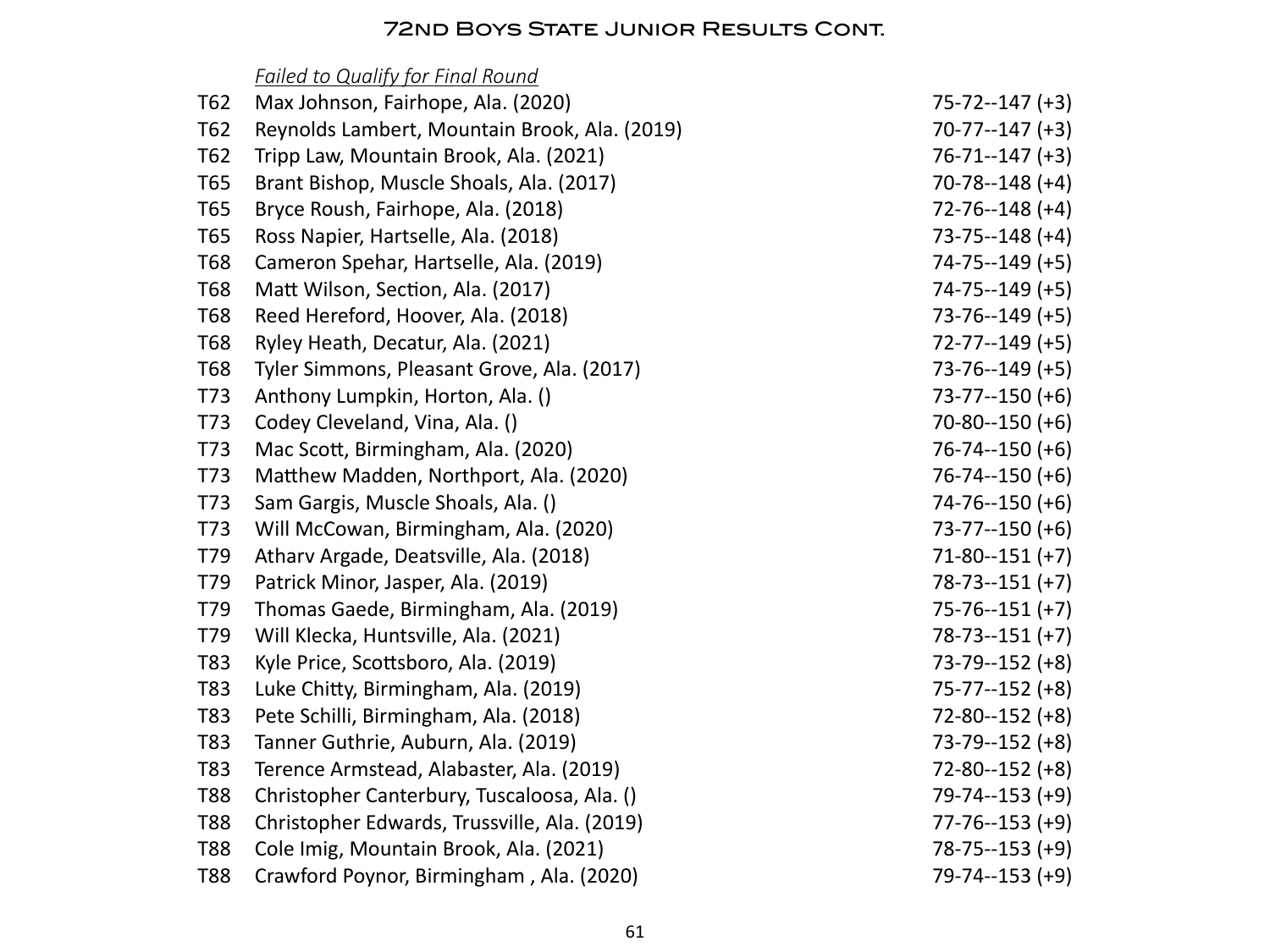# 72nd Boys State Junior Results Cont.

*Failed to Qualify for Final Round*

| | | |
|---|---|---|
| T62 | Max Johnson, Fairhope, Ala. (2020) | 75-72--147 (+3) |
| T62 | Reynolds Lambert, Mountain Brook, Ala. (2019) | 70-77--147 (+3) |
| T62 | Tripp Law, Mountain Brook, Ala. (2021) | 76-71--147 (+3) |
| T65 | Brant Bishop, Muscle Shoals, Ala. (2017) | 70-78--148 (+4) |
| T65 | Bryce Roush, Fairhope, Ala. (2018) | 72-76--148 (+4) |
| T65 | Ross Napier, Hartselle, Ala. (2018) | 73-75--148 (+4) |
| T68 | Cameron Spehar, Hartselle, Ala. (2019) | 74-75--149 (+5) |
| T68 | Matt Wilson, Section, Ala. (2017) | 74-75--149 (+5) |
| T68 | Reed Hereford, Hoover, Ala. (2018) | 73-76--149 (+5) |
| T68 | Ryley Heath, Decatur, Ala. (2021) | 72-77--149 (+5) |
| T68 | Tyler Simmons, Pleasant Grove, Ala. (2017) | 73-76--149 (+5) |
| T73 | Anthony Lumpkin, Horton, Ala. () | 73-77--150 (+6) |
| T73 | Codey Cleveland, Vina, Ala. () | 70-80--150 (+6) |
| T73 | Mac Scott, Birmingham, Ala. (2020) | 76-74--150 (+6) |
| T73 | Matthew Madden, Northport, Ala. (2020) | 76-74--150 (+6) |
| T73 | Sam Gargis, Muscle Shoals, Ala. () | 74-76--150 (+6) |
| T73 | Will McCowan, Birmingham, Ala. (2020) | 73-77--150 (+6) |
| T79 | Atharv Argade, Deatsville, Ala. (2018) | 71-80--151 (+7) |
| T79 | Patrick Minor, Jasper, Ala. (2019) | 78-73--151 (+7) |
| T79 | Thomas Gaede, Birmingham, Ala. (2019) | 75-76--151 (+7) |
| T79 | Will Klecka, Huntsville, Ala. (2021) | 78-73--151 (+7) |
| T83 | Kyle Price, Scottsboro, Ala. (2019) | 73-79--152 (+8) |
| T83 | Luke Chitty, Birmingham, Ala. (2019) | 75-77--152 (+8) |
| T83 | Pete Schilli, Birmingham, Ala. (2018) | 72-80--152 (+8) |
| T83 | Tanner Guthrie, Auburn, Ala. (2019) | 73-79--152 (+8) |
| T83 | Terence Armstead, Alabaster, Ala. (2019) | 72-80--152 (+8) |
| T88 | Christopher Canterbury, Tuscaloosa, Ala. () | 79-74--153 (+9) |
| T88 | Christopher Edwards, Trussville, Ala. (2019) | 77-76--153 (+9) |
| T88 | Cole Imig, Mountain Brook, Ala. (2021) | 78-75--153 (+9) |
| T88 | Crawford Poynor, Birmingham , Ala. (2020) | 79-74--153 (+9) |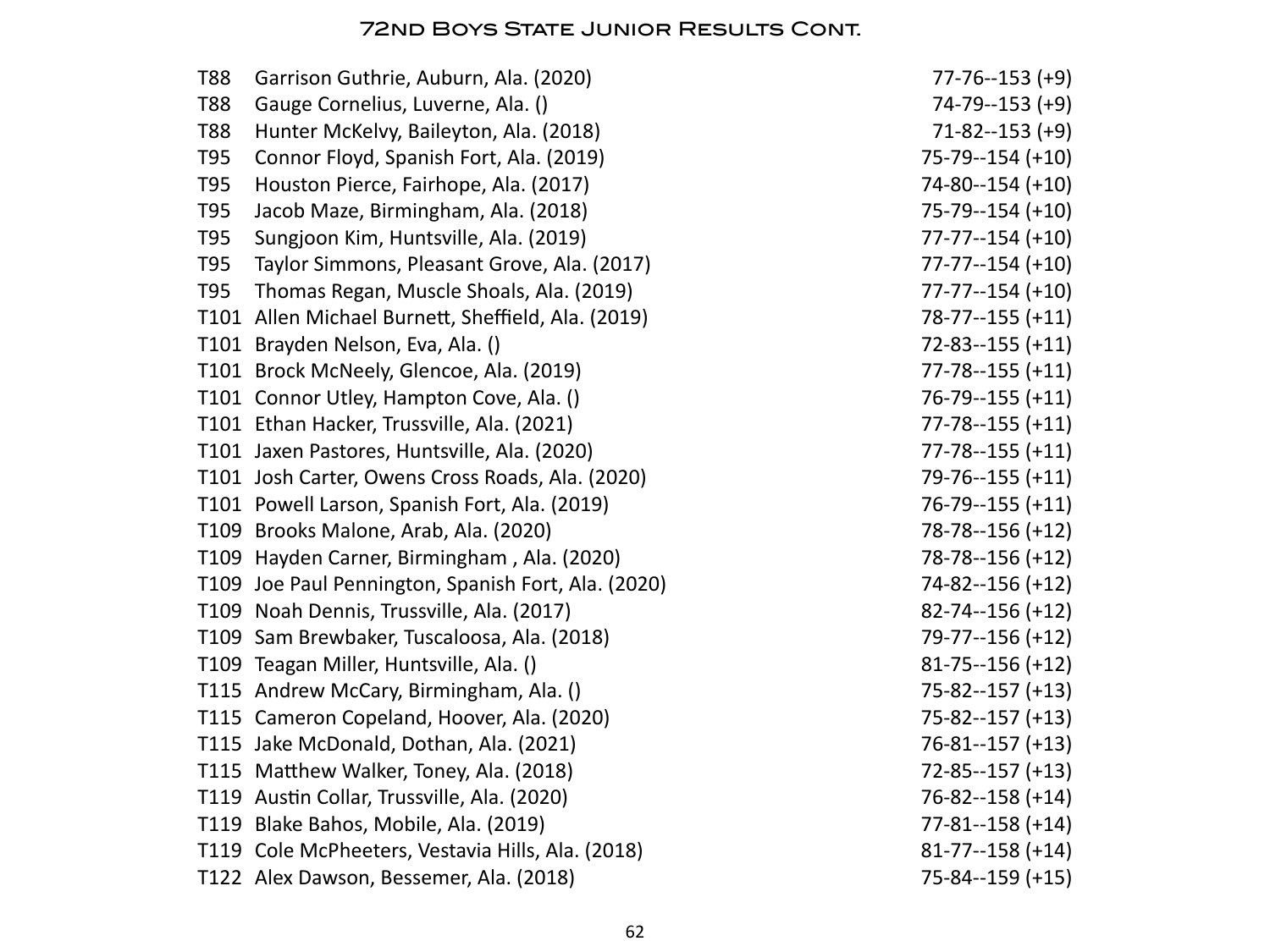## 72nd Boys State Junior Results Cont.

| | | |
|---|---|---|
| T88 | Garrison Guthrie, Auburn, Ala. (2020) | 77-76--153 (+9) |
| T88 | Gauge Cornelius, Luverne, Ala. () | 74-79--153 (+9) |
| T88 | Hunter McKelvy, Baileyton, Ala. (2018) | 71-82--153 (+9) |
| T95 | Connor Floyd, Spanish Fort, Ala. (2019) | 75-79--154 (+10) |
| T95 | Houston Pierce, Fairhope, Ala. (2017) | 74-80--154 (+10) |
| T95 | Jacob Maze, Birmingham, Ala. (2018) | 75-79--154 (+10) |
| T95 | Sungjoon Kim, Huntsville, Ala. (2019) | 77-77--154 (+10) |
| T95 | Taylor Simmons, Pleasant Grove, Ala. (2017) | 77-77--154 (+10) |
| T95 | Thomas Regan, Muscle Shoals, Ala. (2019) | 77-77--154 (+10) |
| T101 | Allen Michael Burnett, Sheffield, Ala. (2019) | 78-77--155 (+11) |
| T101 | Brayden Nelson, Eva, Ala. () | 72-83--155 (+11) |
| T101 | Brock McNeely, Glencoe, Ala. (2019) | 77-78--155 (+11) |
| T101 | Connor Utley, Hampton Cove, Ala. () | 76-79--155 (+11) |
| T101 | Ethan Hacker, Trussville, Ala. (2021) | 77-78--155 (+11) |
| T101 | Jaxen Pastores, Huntsville, Ala. (2020) | 77-78--155 (+11) |
| T101 | Josh Carter, Owens Cross Roads, Ala. (2020) | 79-76--155 (+11) |
| T101 | Powell Larson, Spanish Fort, Ala. (2019) | 76-79--155 (+11) |
| T109 | Brooks Malone, Arab, Ala. (2020) | 78-78--156 (+12) |
| T109 | Hayden Carner, Birmingham , Ala. (2020) | 78-78--156 (+12) |
| T109 | Joe Paul Pennington, Spanish Fort, Ala. (2020) | 74-82--156 (+12) |
| T109 | Noah Dennis, Trussville, Ala. (2017) | 82-74--156 (+12) |
| T109 | Sam Brewbaker, Tuscaloosa, Ala. (2018) | 79-77--156 (+12) |
| T109 | Teagan Miller, Huntsville, Ala. () | 81-75--156 (+12) |
| T115 | Andrew McCary, Birmingham, Ala. () | 75-82--157 (+13) |
| T115 | Cameron Copeland, Hoover, Ala. (2020) | 75-82--157 (+13) |
| T115 | Jake McDonald, Dothan, Ala. (2021) | 76-81--157 (+13) |
| T115 | Matthew Walker, Toney, Ala. (2018) | 72-85--157 (+13) |
| T119 | Austin Collar, Trussville, Ala. (2020) | 76-82--158 (+14) |
| T119 | Blake Bahos, Mobile, Ala. (2019) | 77-81--158 (+14) |
| T119 | Cole McPheeters, Vestavia Hills, Ala. (2018) | 81-77--158 (+14) |
| T122 | Alex Dawson, Bessemer, Ala. (2018) | 75-84--159 (+15) |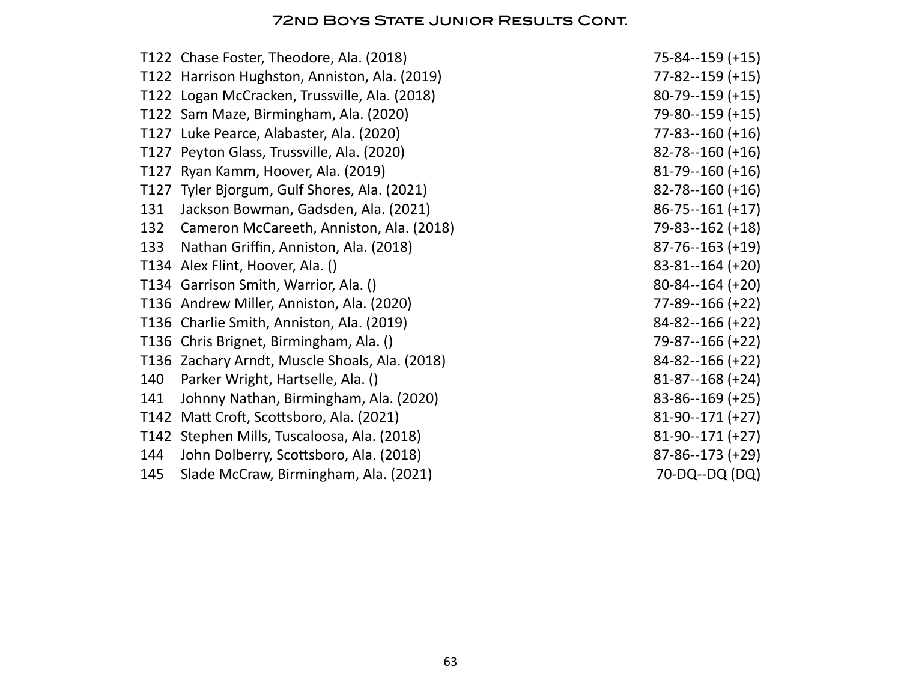## 72nd Boys State Junior Results Cont.

| Pos | Name | Score |
|---|---|---|
| T122 | Chase Foster, Theodore, Ala. (2018) | 75-84--159 (+15) |
| T122 | Harrison Hughston, Anniston, Ala. (2019) | 77-82--159 (+15) |
| T122 | Logan McCracken, Trussville, Ala. (2018) | 80-79--159 (+15) |
| T122 | Sam Maze, Birmingham, Ala. (2020) | 79-80--159 (+15) |
| T127 | Luke Pearce, Alabaster, Ala. (2020) | 77-83--160 (+16) |
| T127 | Peyton Glass, Trussville, Ala. (2020) | 82-78--160 (+16) |
| T127 | Ryan Kamm, Hoover, Ala. (2019) | 81-79--160 (+16) |
| T127 | Tyler Bjorgum, Gulf Shores, Ala. (2021) | 82-78--160 (+16) |
| 131 | Jackson Bowman, Gadsden, Ala. (2021) | 86-75--161 (+17) |
| 132 | Cameron McCareeth, Anniston, Ala. (2018) | 79-83--162 (+18) |
| 133 | Nathan Griffin, Anniston, Ala. (2018) | 87-76--163 (+19) |
| T134 | Alex Flint, Hoover, Ala. () | 83-81--164 (+20) |
| T134 | Garrison Smith, Warrior, Ala. () | 80-84--164 (+20) |
| T136 | Andrew Miller, Anniston, Ala. (2020) | 77-89--166 (+22) |
| T136 | Charlie Smith, Anniston, Ala. (2019) | 84-82--166 (+22) |
| T136 | Chris Brignet, Birmingham, Ala. () | 79-87--166 (+22) |
| T136 | Zachary Arndt, Muscle Shoals, Ala. (2018) | 84-82--166 (+22) |
| 140 | Parker Wright, Hartselle, Ala. () | 81-87--168 (+24) |
| 141 | Johnny Nathan, Birmingham, Ala. (2020) | 83-86--169 (+25) |
| T142 | Matt Croft, Scottsboro, Ala. (2021) | 81-90--171 (+27) |
| T142 | Stephen Mills, Tuscaloosa, Ala. (2018) | 81-90--171 (+27) |
| 144 | John Dolberry, Scottsboro, Ala. (2018) | 87-86--173 (+29) |
| 145 | Slade McCraw, Birmingham, Ala. (2021) | 70-DQ--DQ (DQ) |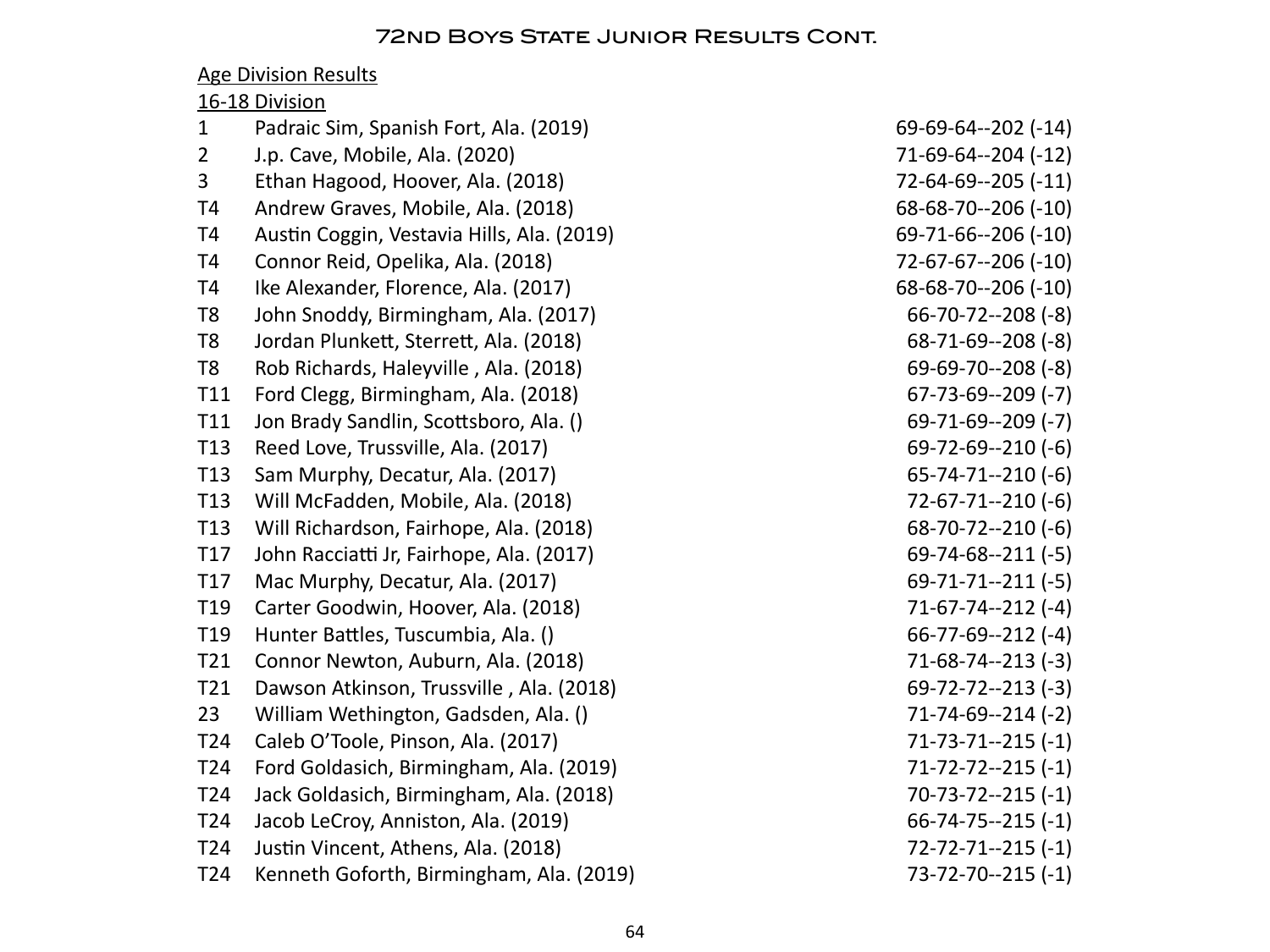# 72nd Boys State Junior Results Cont.

Age Division Results

16-18 Division

| Pos | Player | Scores |
|---|---|---|
| 1 | Padraic Sim, Spanish Fort, Ala. (2019) | 69-69-64--202 (-14) |
| 2 | J.p. Cave, Mobile, Ala. (2020) | 71-69-64--204 (-12) |
| 3 | Ethan Hagood, Hoover, Ala. (2018) | 72-64-69--205 (-11) |
| T4 | Andrew Graves, Mobile, Ala. (2018) | 68-68-70--206 (-10) |
| T4 | Austin Coggin, Vestavia Hills, Ala. (2019) | 69-71-66--206 (-10) |
| T4 | Connor Reid, Opelika, Ala. (2018) | 72-67-67--206 (-10) |
| T4 | Ike Alexander, Florence, Ala. (2017) | 68-68-70--206 (-10) |
| T8 | John Snoddy, Birmingham, Ala. (2017) | 66-70-72--208 (-8) |
| T8 | Jordan Plunkett, Sterrett, Ala. (2018) | 68-71-69--208 (-8) |
| T8 | Rob Richards, Haleyville , Ala. (2018) | 69-69-70--208 (-8) |
| T11 | Ford Clegg, Birmingham, Ala. (2018) | 67-73-69--209 (-7) |
| T11 | Jon Brady Sandlin, Scottsboro, Ala. () | 69-71-69--209 (-7) |
| T13 | Reed Love, Trussville, Ala. (2017) | 69-72-69--210 (-6) |
| T13 | Sam Murphy, Decatur, Ala. (2017) | 65-74-71--210 (-6) |
| T13 | Will McFadden, Mobile, Ala. (2018) | 72-67-71--210 (-6) |
| T13 | Will Richardson, Fairhope, Ala. (2018) | 68-70-72--210 (-6) |
| T17 | John Racciatti Jr, Fairhope, Ala. (2017) | 69-74-68--211 (-5) |
| T17 | Mac Murphy, Decatur, Ala. (2017) | 69-71-71--211 (-5) |
| T19 | Carter Goodwin, Hoover, Ala. (2018) | 71-67-74--212 (-4) |
| T19 | Hunter Battles, Tuscumbia, Ala. () | 66-77-69--212 (-4) |
| T21 | Connor Newton, Auburn, Ala. (2018) | 71-68-74--213 (-3) |
| T21 | Dawson Atkinson, Trussville , Ala. (2018) | 69-72-72--213 (-3) |
| 23 | William Wethington, Gadsden, Ala. () | 71-74-69--214 (-2) |
| T24 | Caleb O'Toole, Pinson, Ala. (2017) | 71-73-71--215 (-1) |
| T24 | Ford Goldasich, Birmingham, Ala. (2019) | 71-72-72--215 (-1) |
| T24 | Jack Goldasich, Birmingham, Ala. (2018) | 70-73-72--215 (-1) |
| T24 | Jacob LeCroy, Anniston, Ala. (2019) | 66-74-75--215 (-1) |
| T24 | Justin Vincent, Athens, Ala. (2018) | 72-72-71--215 (-1) |
| T24 | Kenneth Goforth, Birmingham, Ala. (2019) | 73-72-70--215 (-1) |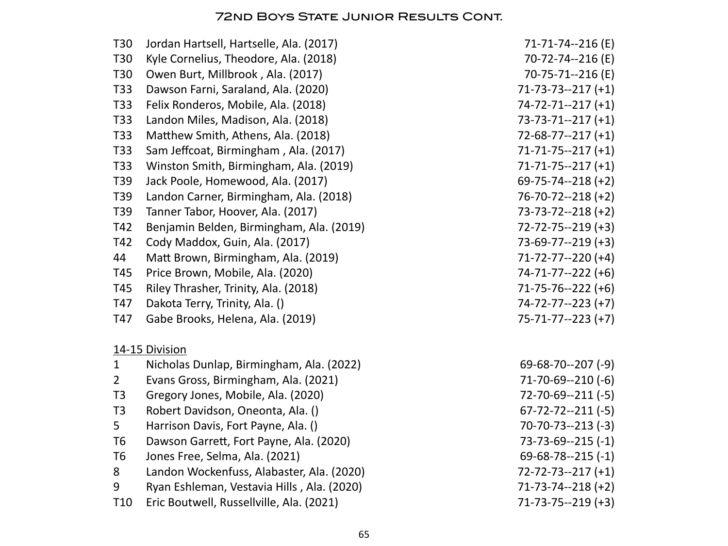## 72nd Boys State Junior Results Cont.

| | | |
|---|---|---|
| T30 | Jordan Hartsell, Hartselle, Ala. (2017) | 71-71-74--216 (E) |
| T30 | Kyle Cornelius, Theodore, Ala. (2018) | 70-72-74--216 (E) |
| T30 | Owen Burt, Millbrook , Ala. (2017) | 70-75-71--216 (E) |
| T33 | Dawson Farni, Saraland, Ala. (2020) | 71-73-73--217 (+1) |
| T33 | Felix Ronderos, Mobile, Ala. (2018) | 74-72-71--217 (+1) |
| T33 | Landon Miles, Madison, Ala. (2018) | 73-73-71--217 (+1) |
| T33 | Matthew Smith, Athens, Ala. (2018) | 72-68-77--217 (+1) |
| T33 | Sam Jeffcoat, Birmingham , Ala. (2017) | 71-71-75--217 (+1) |
| T33 | Winston Smith, Birmingham, Ala. (2019) | 71-71-75--217 (+1) |
| T39 | Jack Poole, Homewood, Ala. (2017) | 69-75-74--218 (+2) |
| T39 | Landon Carner, Birmingham, Ala. (2018) | 76-70-72--218 (+2) |
| T39 | Tanner Tabor, Hoover, Ala. (2017) | 73-73-72--218 (+2) |
| T42 | Benjamin Belden, Birmingham, Ala. (2019) | 72-72-75--219 (+3) |
| T42 | Cody Maddox, Guin, Ala. (2017) | 73-69-77--219 (+3) |
| 44 | Matt Brown, Birmingham, Ala. (2019) | 71-72-77--220 (+4) |
| T45 | Price Brown, Mobile, Ala. (2020) | 74-71-77--222 (+6) |
| T45 | Riley Thrasher, Trinity, Ala. (2018) | 71-75-76--222 (+6) |
| T47 | Dakota Terry, Trinity, Ala. () | 74-72-77--223 (+7) |
| T47 | Gabe Brooks, Helena, Ala. (2019) | 75-71-77--223 (+7) |

<u>14-15 Division</u>

| | | |
|---|---|---|
| 1 | Nicholas Dunlap, Birmingham, Ala. (2022) | 69-68-70--207 (-9) |
| 2 | Evans Gross, Birmingham, Ala. (2021) | 71-70-69--210 (-6) |
| T3 | Gregory Jones, Mobile, Ala. (2020) | 72-70-69--211 (-5) |
| T3 | Robert Davidson, Oneonta, Ala. () | 67-72-72--211 (-5) |
| 5 | Harrison Davis, Fort Payne, Ala. () | 70-70-73--213 (-3) |
| T6 | Dawson Garrett, Fort Payne, Ala. (2020) | 73-73-69--215 (-1) |
| T6 | Jones Free, Selma, Ala. (2021) | 69-68-78--215 (-1) |
| 8 | Landon Wockenfuss, Alabaster, Ala. (2020) | 72-72-73--217 (+1) |
| 9 | Ryan Eshleman, Vestavia Hills , Ala. (2020) | 71-73-74--218 (+2) |
| T10 | Eric Boutwell, Russellville, Ala. (2021) | 71-73-75--219 (+3) |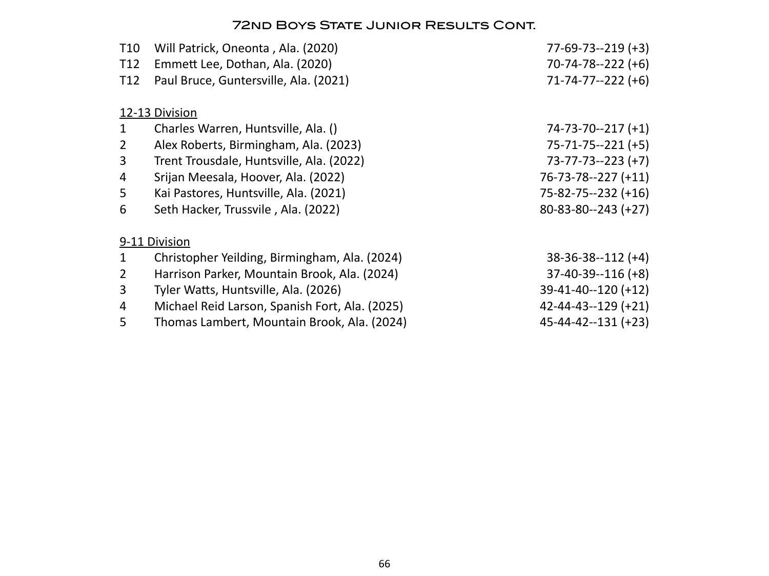# 72nd Boys State Junior Results Cont.

| Pos | Player | Scores |
|---|---|---|
| T10 | Will Patrick, Oneonta , Ala. (2020) | 77-69-73--219 (+3) |
| T12 | Emmett Lee, Dothan, Ala. (2020) | 70-74-78--222 (+6) |
| T12 | Paul Bruce, Guntersville, Ala. (2021) | 71-74-77--222 (+6) |

<u>12-13 Division</u>

| Pos | Player | Scores |
|---|---|---|
| 1 | Charles Warren, Huntsville, Ala. () | 74-73-70--217 (+1) |
| 2 | Alex Roberts, Birmingham, Ala. (2023) | 75-71-75--221 (+5) |
| 3 | Trent Trousdale, Huntsville, Ala. (2022) | 73-77-73--223 (+7) |
| 4 | Srijan Meesala, Hoover, Ala. (2022) | 76-73-78--227 (+11) |
| 5 | Kai Pastores, Huntsville, Ala. (2021) | 75-82-75--232 (+16) |
| 6 | Seth Hacker, Trussvile , Ala. (2022) | 80-83-80--243 (+27) |

<u>9-11 Division</u>

| Pos | Player | Scores |
|---|---|---|
| 1 | Christopher Yeilding, Birmingham, Ala. (2024) | 38-36-38--112 (+4) |
| 2 | Harrison Parker, Mountain Brook, Ala. (2024) | 37-40-39--116 (+8) |
| 3 | Tyler Watts, Huntsville, Ala. (2026) | 39-41-40--120 (+12) |
| 4 | Michael Reid Larson, Spanish Fort, Ala. (2025) | 42-44-43--129 (+21) |
| 5 | Thomas Lambert, Mountain Brook, Ala. (2024) | 45-44-42--131 (+23) |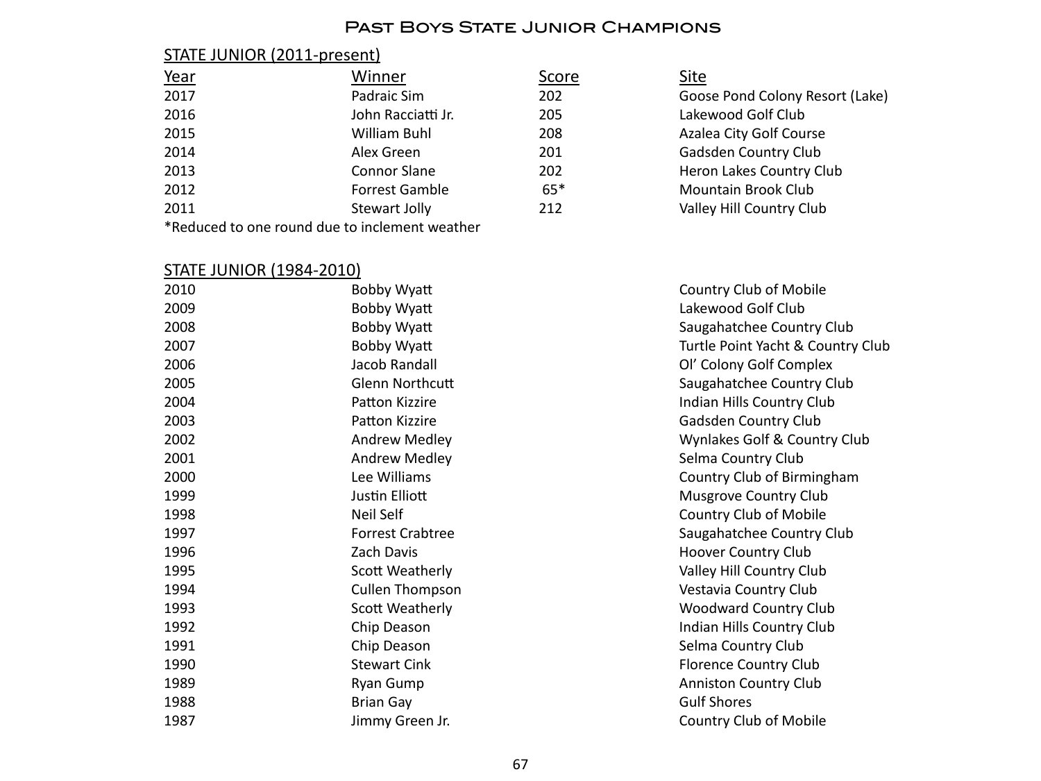# Past Boys State Junior Champions

## STATE JUNIOR (2011-present)

| Year | Winner | Score | Site |
|---|---|---|---|
| 2017 | Padraic Sim | 202 | Goose Pond Colony Resort (Lake) |
| 2016 | John Racciatti Jr. | 205 | Lakewood Golf Club |
| 2015 | William Buhl | 208 | Azalea City Golf Course |
| 2014 | Alex Green | 201 | Gadsden Country Club |
| 2013 | Connor Slane | 202 | Heron Lakes Country Club |
| 2012 | Forrest Gamble | 65* | Mountain Brook Club |
| 2011 | Stewart Jolly | 212 | Valley Hill Country Club |

*Reduced to one round due to inclement weather

## STATE JUNIOR (1984-2010)

| Year | Winner | Score | Site |
|---|---|---|---|
| 2010 | Bobby Wyatt | | Country Club of Mobile |
| 2009 | Bobby Wyatt | | Lakewood Golf Club |
| 2008 | Bobby Wyatt | | Saugahatchee Country Club |
| 2007 | Bobby Wyatt | | Turtle Point Yacht & Country Club |
| 2006 | Jacob Randall | | Ol' Colony Golf Complex |
| 2005 | Glenn Northcutt | | Saugahatchee Country Club |
| 2004 | Patton Kizzire | | Indian Hills Country Club |
| 2003 | Patton Kizzire | | Gadsden Country Club |
| 2002 | Andrew Medley | | Wynlakes Golf & Country Club |
| 2001 | Andrew Medley | | Selma Country Club |
| 2000 | Lee Williams | | Country Club of Birmingham |
| 1999 | Justin Elliott | | Musgrove Country Club |
| 1998 | Neil Self | | Country Club of Mobile |
| 1997 | Forrest Crabtree | | Saugahatchee Country Club |
| 1996 | Zach Davis | | Hoover Country Club |
| 1995 | Scott Weatherly | | Valley Hill Country Club |
| 1994 | Cullen Thompson | | Vestavia Country Club |
| 1993 | Scott Weatherly | | Woodward Country Club |
| 1992 | Chip Deason | | Indian Hills Country Club |
| 1991 | Chip Deason | | Selma Country Club |
| 1990 | Stewart Cink | | Florence Country Club |
| 1989 | Ryan Gump | | Anniston Country Club |
| 1988 | Brian Gay | | Gulf Shores |
| 1987 | Jimmy Green Jr. | | Country Club of Mobile |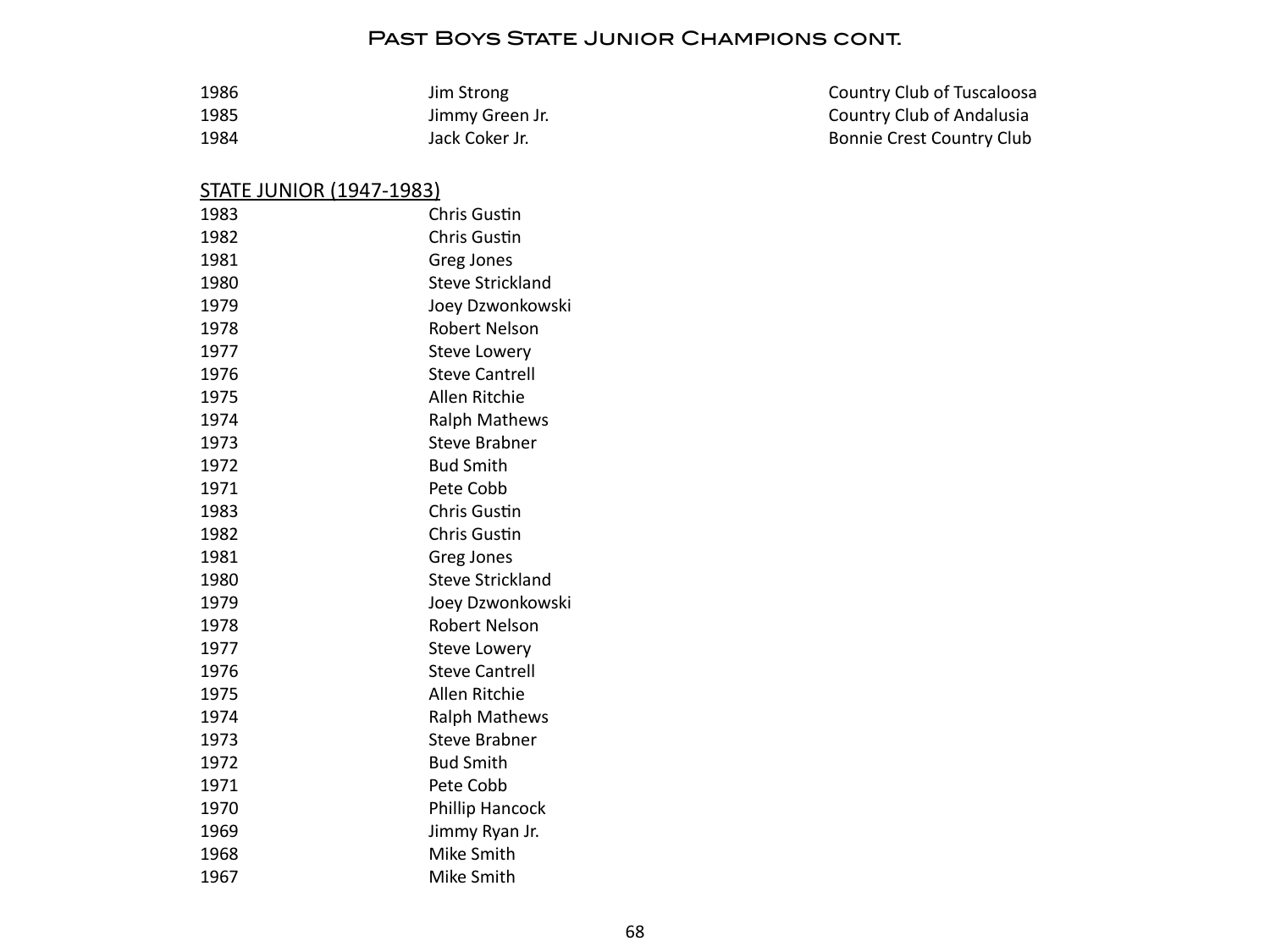# Past Boys State Junior Champions cont.

| | | |
|---|---|---|
| 1986 | Jim Strong | Country Club of Tuscaloosa |
| 1985 | Jimmy Green Jr. | Country Club of Andalusia |
| 1984 | Jack Coker Jr. | Bonnie Crest Country Club |

<u>STATE JUNIOR (1947-1983)</u>

| | |
|---|---|
| 1983 | Chris Gustin |
| 1982 | Chris Gustin |
| 1981 | Greg Jones |
| 1980 | Steve Strickland |
| 1979 | Joey Dzwonkowski |
| 1978 | Robert Nelson |
| 1977 | Steve Lowery |
| 1976 | Steve Cantrell |
| 1975 | Allen Ritchie |
| 1974 | Ralph Mathews |
| 1973 | Steve Brabner |
| 1972 | Bud Smith |
| 1971 | Pete Cobb |
| 1983 | Chris Gustin |
| 1982 | Chris Gustin |
| 1981 | Greg Jones |
| 1980 | Steve Strickland |
| 1979 | Joey Dzwonkowski |
| 1978 | Robert Nelson |
| 1977 | Steve Lowery |
| 1976 | Steve Cantrell |
| 1975 | Allen Ritchie |
| 1974 | Ralph Mathews |
| 1973 | Steve Brabner |
| 1972 | Bud Smith |
| 1971 | Pete Cobb |
| 1970 | Phillip Hancock |
| 1969 | Jimmy Ryan Jr. |
| 1968 | Mike Smith |
| 1967 | Mike Smith |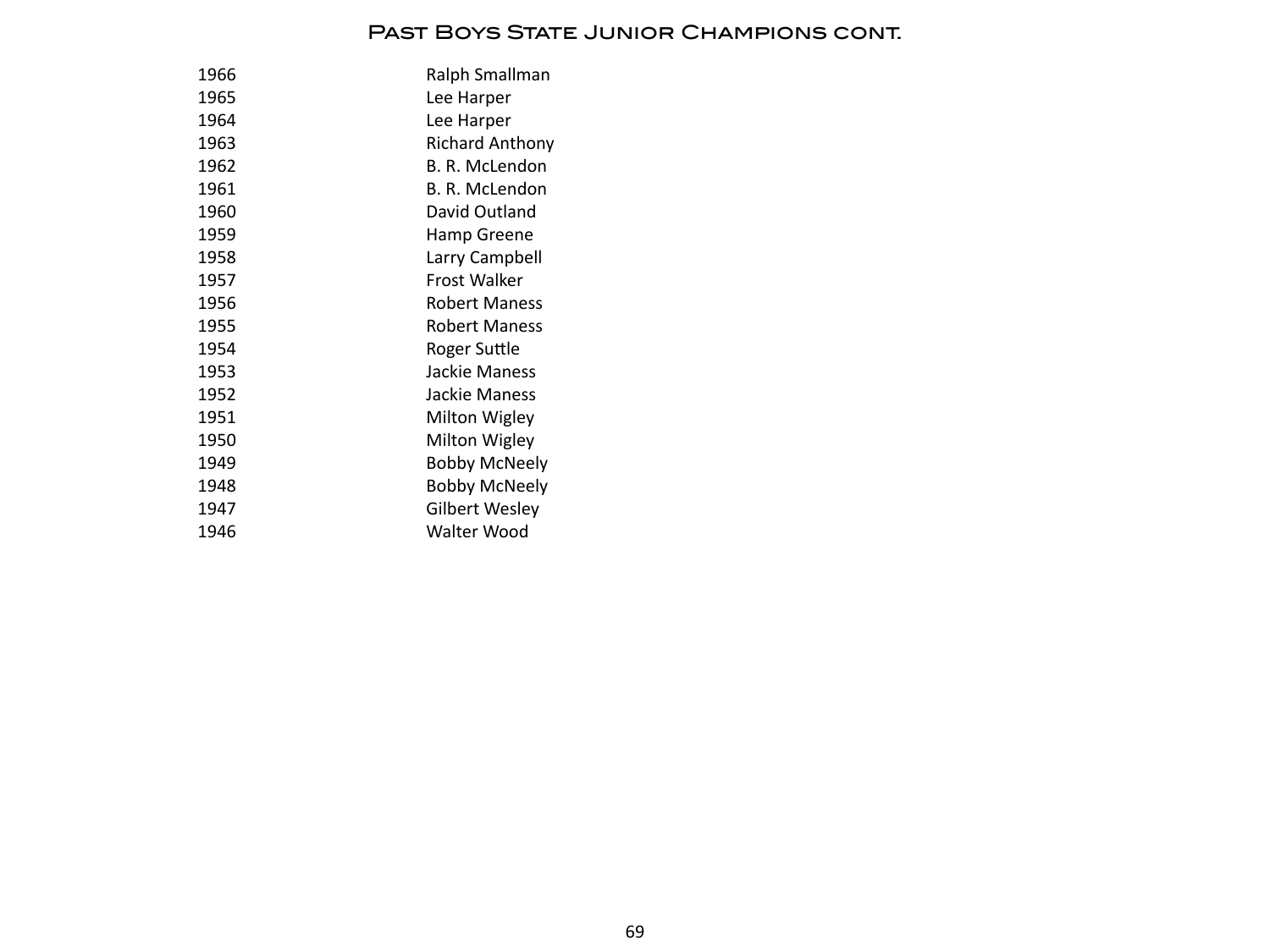## Past Boys State Junior Champions cont.

| Year | Champion |
|---|---|
| 1966 | Ralph Smallman |
| 1965 | Lee Harper |
| 1964 | Lee Harper |
| 1963 | Richard Anthony |
| 1962 | B. R. McLendon |
| 1961 | B. R. McLendon |
| 1960 | David Outland |
| 1959 | Hamp Greene |
| 1958 | Larry Campbell |
| 1957 | Frost Walker |
| 1956 | Robert Maness |
| 1955 | Robert Maness |
| 1954 | Roger Suttle |
| 1953 | Jackie Maness |
| 1952 | Jackie Maness |
| 1951 | Milton Wigley |
| 1950 | Milton Wigley |
| 1949 | Bobby McNeely |
| 1948 | Bobby McNeely |
| 1947 | Gilbert Wesley |
| 1946 | Walter Wood |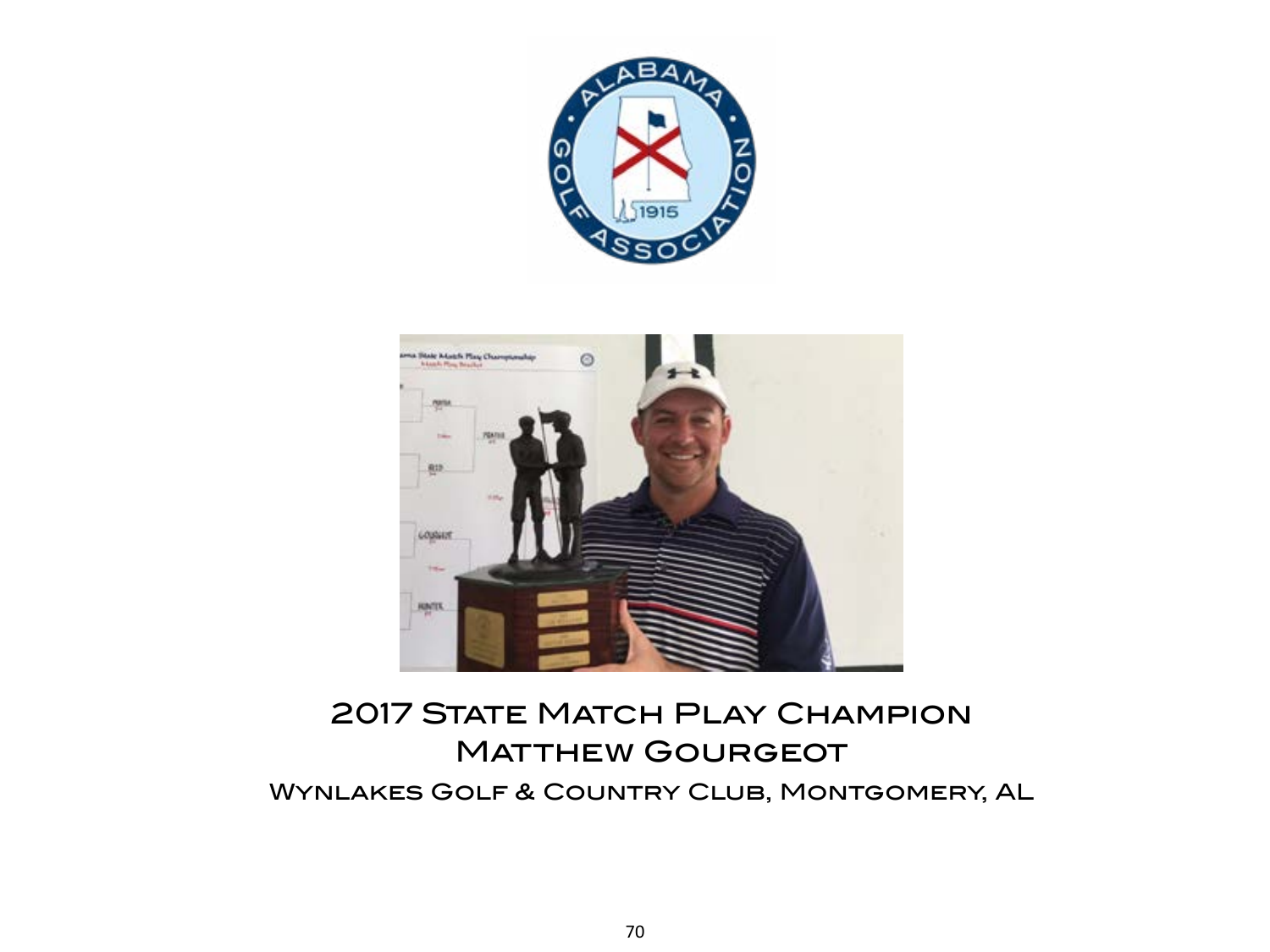# 2017 State Match Play Champion

## Matthew Gourgeot

### Wynlakes Golf & Country Club, Montgomery, AL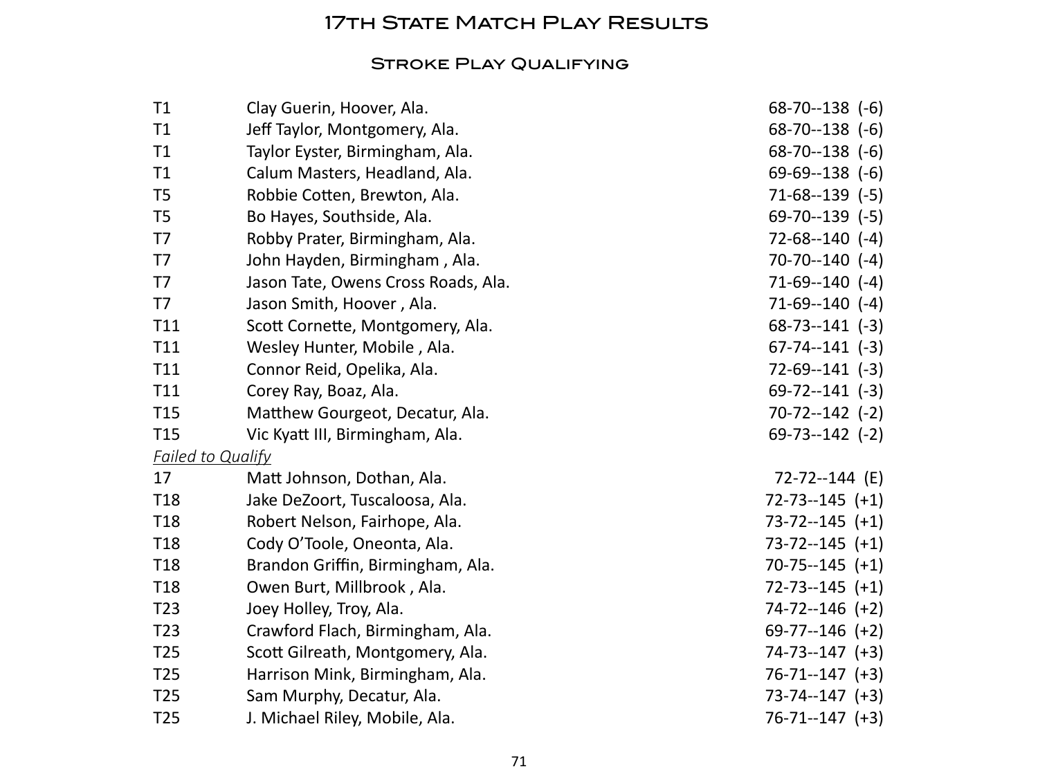# 17th State Match Play Results

## Stroke Play Qualifying

| | | |
|---|---|---|
| T1 | Clay Guerin, Hoover, Ala. | 68-70--138 (-6) |
| T1 | Jeff Taylor, Montgomery, Ala. | 68-70--138 (-6) |
| T1 | Taylor Eyster, Birmingham, Ala. | 68-70--138 (-6) |
| T1 | Calum Masters, Headland, Ala. | 69-69--138 (-6) |
| T5 | Robbie Cotten, Brewton, Ala. | 71-68--139 (-5) |
| T5 | Bo Hayes, Southside, Ala. | 69-70--139 (-5) |
| T7 | Robby Prater, Birmingham, Ala. | 72-68--140 (-4) |
| T7 | John Hayden, Birmingham , Ala. | 70-70--140 (-4) |
| T7 | Jason Tate, Owens Cross Roads, Ala. | 71-69--140 (-4) |
| T7 | Jason Smith, Hoover , Ala. | 71-69--140 (-4) |
| T11 | Scott Cornette, Montgomery, Ala. | 68-73--141 (-3) |
| T11 | Wesley Hunter, Mobile , Ala. | 67-74--141 (-3) |
| T11 | Connor Reid, Opelika, Ala. | 72-69--141 (-3) |
| T11 | Corey Ray, Boaz, Ala. | 69-72--141 (-3) |
| T15 | Matthew Gourgeot, Decatur, Ala. | 70-72--142 (-2) |
| T15 | Vic Kyatt III, Birmingham, Ala. | 69-73--142 (-2) |
| *Failed to Qualify* | | |
| 17 | Matt Johnson, Dothan, Ala. | 72-72--144 (E) |
| T18 | Jake DeZoort, Tuscaloosa, Ala. | 72-73--145 (+1) |
| T18 | Robert Nelson, Fairhope, Ala. | 73-72--145 (+1) |
| T18 | Cody O'Toole, Oneonta, Ala. | 73-72--145 (+1) |
| T18 | Brandon Griffin, Birmingham, Ala. | 70-75--145 (+1) |
| T18 | Owen Burt, Millbrook , Ala. | 72-73--145 (+1) |
| T23 | Joey Holley, Troy, Ala. | 74-72--146 (+2) |
| T23 | Crawford Flach, Birmingham, Ala. | 69-77--146 (+2) |
| T25 | Scott Gilreath, Montgomery, Ala. | 74-73--147 (+3) |
| T25 | Harrison Mink, Birmingham, Ala. | 76-71--147 (+3) |
| T25 | Sam Murphy, Decatur, Ala. | 73-74--147 (+3) |
| T25 | J. Michael Riley, Mobile, Ala. | 76-71--147 (+3) |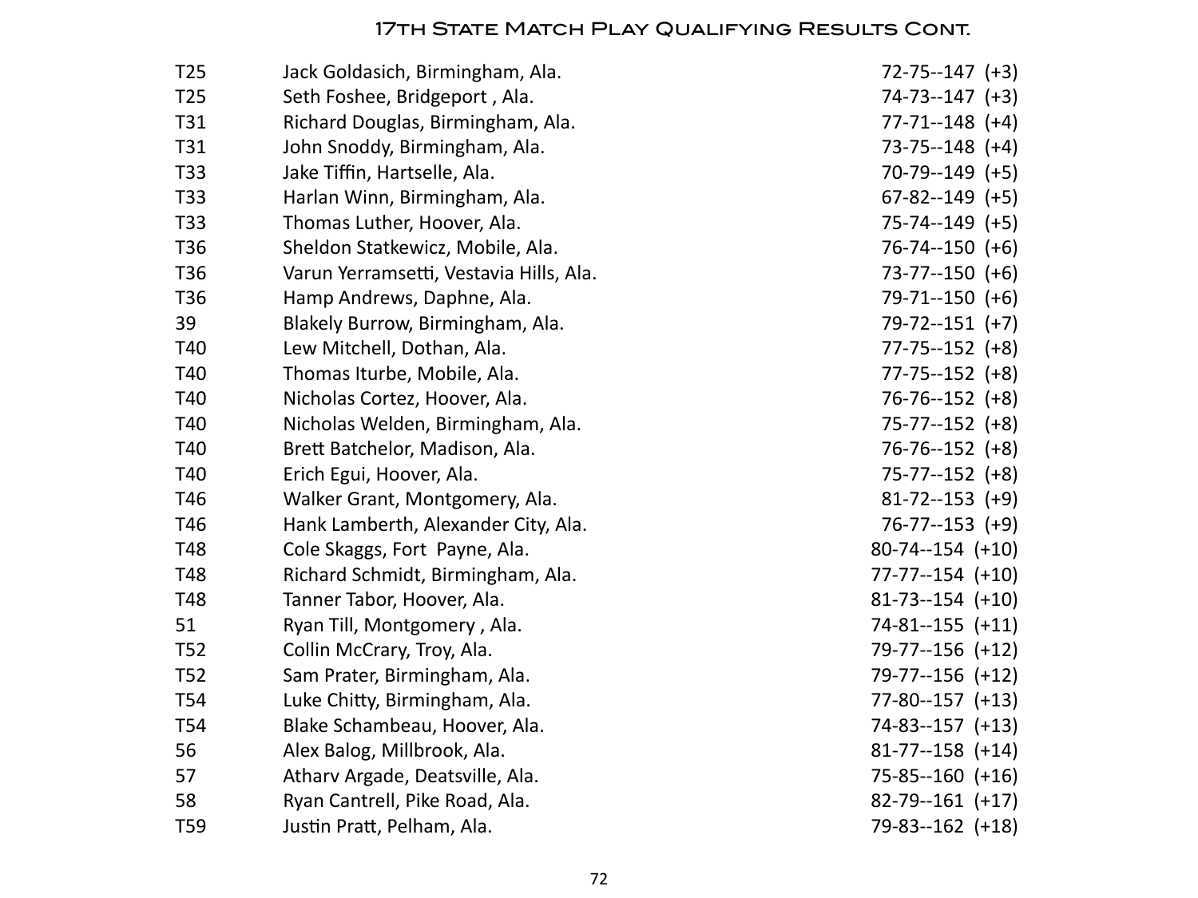# 17th State Match Play Qualifying Results Cont.

| | | |
|---|---|---|
| T25 | Jack Goldasich, Birmingham, Ala. | 72-75--147 (+3) |
| T25 | Seth Foshee, Bridgeport , Ala. | 74-73--147 (+3) |
| T31 | Richard Douglas, Birmingham, Ala. | 77-71--148 (+4) |
| T31 | John Snoddy, Birmingham, Ala. | 73-75--148 (+4) |
| T33 | Jake Tiffin, Hartselle, Ala. | 70-79--149 (+5) |
| T33 | Harlan Winn, Birmingham, Ala. | 67-82--149 (+5) |
| T33 | Thomas Luther, Hoover, Ala. | 75-74--149 (+5) |
| T36 | Sheldon Statkewicz, Mobile, Ala. | 76-74--150 (+6) |
| T36 | Varun Yerramsetti, Vestavia Hills, Ala. | 73-77--150 (+6) |
| T36 | Hamp Andrews, Daphne, Ala. | 79-71--150 (+6) |
| 39 | Blakely Burrow, Birmingham, Ala. | 79-72--151 (+7) |
| T40 | Lew Mitchell, Dothan, Ala. | 77-75--152 (+8) |
| T40 | Thomas Iturbe, Mobile, Ala. | 77-75--152 (+8) |
| T40 | Nicholas Cortez, Hoover, Ala. | 76-76--152 (+8) |
| T40 | Nicholas Welden, Birmingham, Ala. | 75-77--152 (+8) |
| T40 | Brett Batchelor, Madison, Ala. | 76-76--152 (+8) |
| T40 | Erich Egui, Hoover, Ala. | 75-77--152 (+8) |
| T46 | Walker Grant, Montgomery, Ala. | 81-72--153 (+9) |
| T46 | Hank Lamberth, Alexander City, Ala. | 76-77--153 (+9) |
| T48 | Cole Skaggs, Fort Payne, Ala. | 80-74--154 (+10) |
| T48 | Richard Schmidt, Birmingham, Ala. | 77-77--154 (+10) |
| T48 | Tanner Tabor, Hoover, Ala. | 81-73--154 (+10) |
| 51 | Ryan Till, Montgomery , Ala. | 74-81--155 (+11) |
| T52 | Collin McCrary, Troy, Ala. | 79-77--156 (+12) |
| T52 | Sam Prater, Birmingham, Ala. | 79-77--156 (+12) |
| T54 | Luke Chitty, Birmingham, Ala. | 77-80--157 (+13) |
| T54 | Blake Schambeau, Hoover, Ala. | 74-83--157 (+13) |
| 56 | Alex Balog, Millbrook, Ala. | 81-77--158 (+14) |
| 57 | Atharv Argade, Deatsville, Ala. | 75-85--160 (+16) |
| 58 | Ryan Cantrell, Pike Road, Ala. | 82-79--161 (+17) |
| T59 | Justin Pratt, Pelham, Ala. | 79-83--162 (+18) |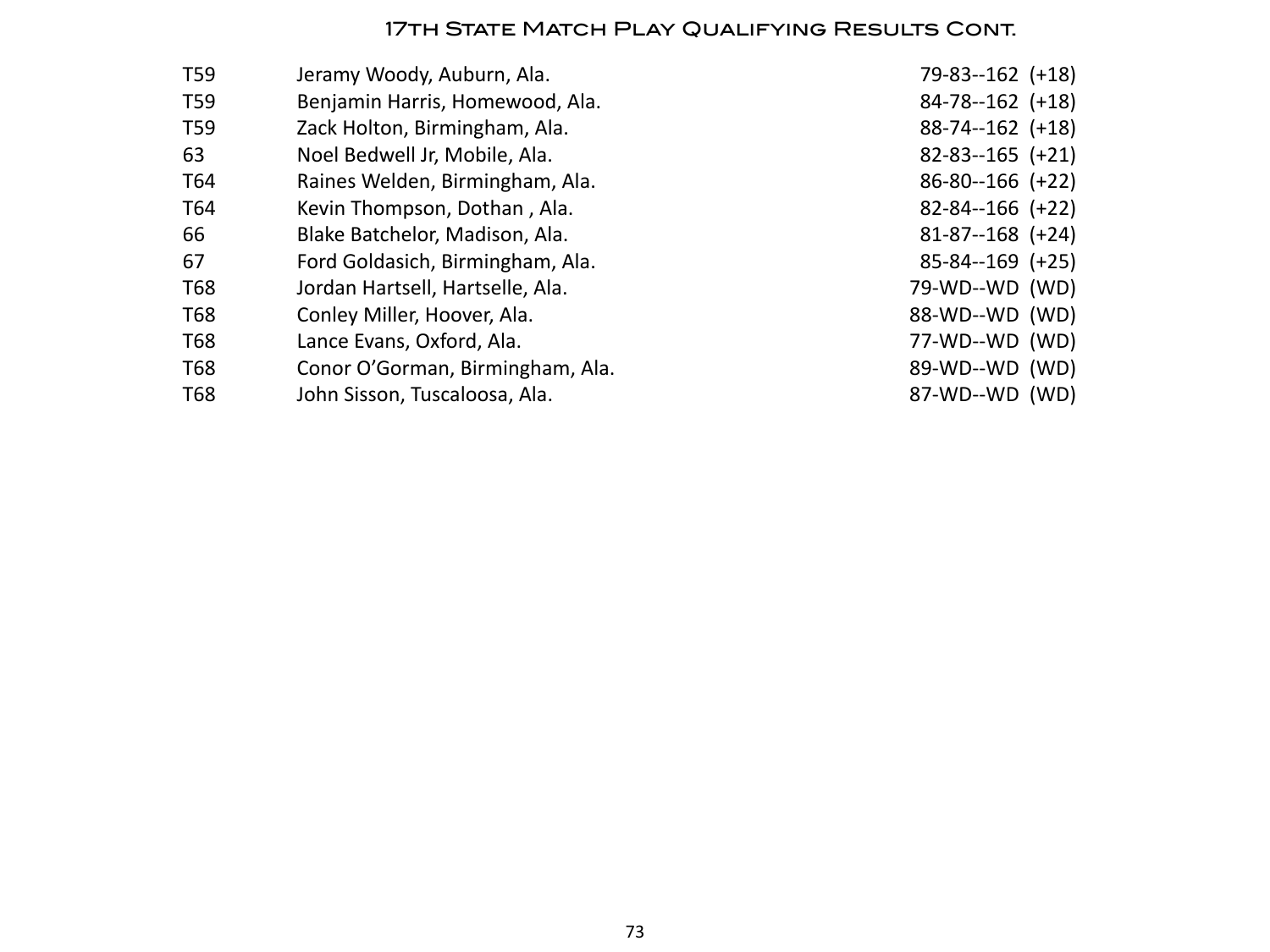## 17th State Match Play Qualifying Results Cont.

| | | |
|---|---|---|
| T59 | Jeramy Woody, Auburn, Ala. | 79-83--162 (+18) |
| T59 | Benjamin Harris, Homewood, Ala. | 84-78--162 (+18) |
| T59 | Zack Holton, Birmingham, Ala. | 88-74--162 (+18) |
| 63 | Noel Bedwell Jr, Mobile, Ala. | 82-83--165 (+21) |
| T64 | Raines Welden, Birmingham, Ala. | 86-80--166 (+22) |
| T64 | Kevin Thompson, Dothan , Ala. | 82-84--166 (+22) |
| 66 | Blake Batchelor, Madison, Ala. | 81-87--168 (+24) |
| 67 | Ford Goldasich, Birmingham, Ala. | 85-84--169 (+25) |
| T68 | Jordan Hartsell, Hartselle, Ala. | 79-WD--WD (WD) |
| T68 | Conley Miller, Hoover, Ala. | 88-WD--WD (WD) |
| T68 | Lance Evans, Oxford, Ala. | 77-WD--WD (WD) |
| T68 | Conor O'Gorman, Birmingham, Ala. | 89-WD--WD (WD) |
| T68 | John Sisson, Tuscaloosa, Ala. | 87-WD--WD (WD) |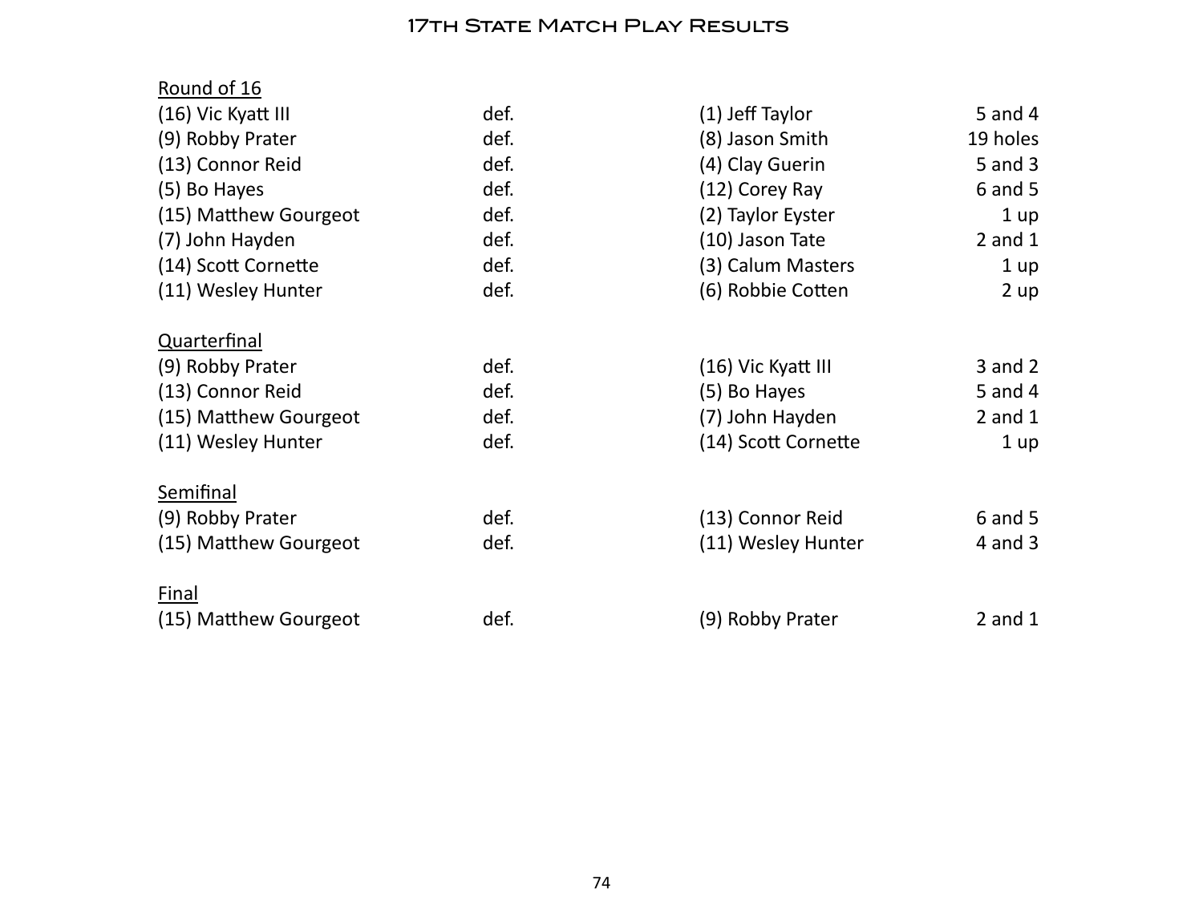# 17th State Match Play Results

## Round of 16

| Winner | | Opponent | Result |
|---|---|---|---|
| (16) Vic Kyatt III | def. | (1) Jeff Taylor | 5 and 4 |
| (9) Robby Prater | def. | (8) Jason Smith | 19 holes |
| (13) Connor Reid | def. | (4) Clay Guerin | 5 and 3 |
| (5) Bo Hayes | def. | (12) Corey Ray | 6 and 5 |
| (15) Matthew Gourgeot | def. | (2) Taylor Eyster | 1 up |
| (7) John Hayden | def. | (10) Jason Tate | 2 and 1 |
| (14) Scott Cornette | def. | (3) Calum Masters | 1 up |
| (11) Wesley Hunter | def. | (6) Robbie Cotten | 2 up |

## Quarterfinal

| Winner | | Opponent | Result |
|---|---|---|---|
| (9) Robby Prater | def. | (16) Vic Kyatt III | 3 and 2 |
| (13) Connor Reid | def. | (5) Bo Hayes | 5 and 4 |
| (15) Matthew Gourgeot | def. | (7) John Hayden | 2 and 1 |
| (11) Wesley Hunter | def. | (14) Scott Cornette | 1 up |

## Semifinal

| Winner | | Opponent | Result |
|---|---|---|---|
| (9) Robby Prater | def. | (13) Connor Reid | 6 and 5 |
| (15) Matthew Gourgeot | def. | (11) Wesley Hunter | 4 and 3 |

## Final

| Winner | | Opponent | Result |
|---|---|---|---|
| (15) Matthew Gourgeot | def. | (9) Robby Prater | 2 and 1 |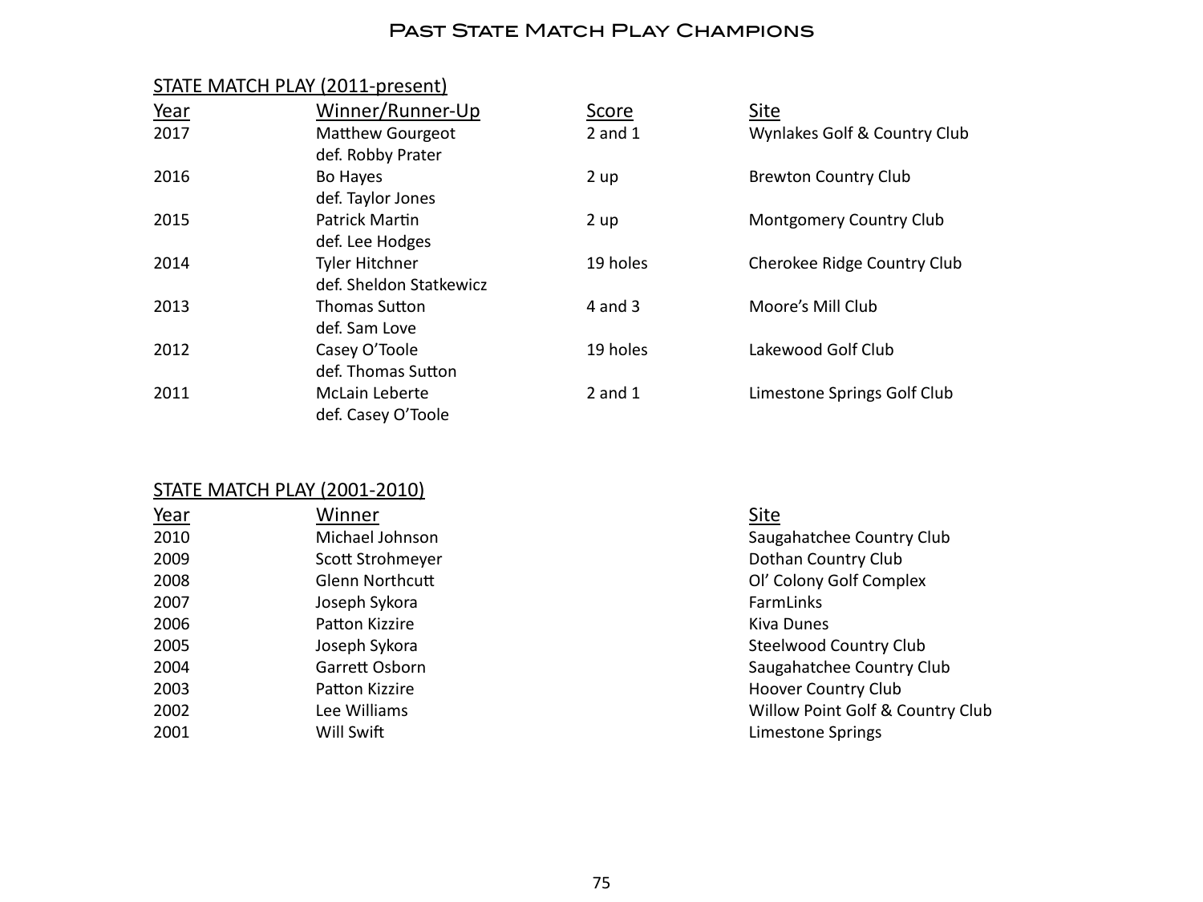# Past State Match Play Champions

## STATE MATCH PLAY (2011-present)

| Year | Winner/Runner-Up | Score | Site |
|---|---|---|---|
| 2017 | Matthew Gourgeot def. Robby Prater | 2 and 1 | Wynlakes Golf & Country Club |
| 2016 | Bo Hayes def. Taylor Jones | 2 up | Brewton Country Club |
| 2015 | Patrick Martin def. Lee Hodges | 2 up | Montgomery Country Club |
| 2014 | Tyler Hitchner def. Sheldon Statkewicz | 19 holes | Cherokee Ridge Country Club |
| 2013 | Thomas Sutton def. Sam Love | 4 and 3 | Moore's Mill Club |
| 2012 | Casey O'Toole def. Thomas Sutton | 19 holes | Lakewood Golf Club |
| 2011 | McLain Leberte def. Casey O'Toole | 2 and 1 | Limestone Springs Golf Club |

## STATE MATCH PLAY (2001-2010)

| Year | Winner | Site |
|---|---|---|
| 2010 | Michael Johnson | Saugahatchee Country Club |
| 2009 | Scott Strohmeyer | Dothan Country Club |
| 2008 | Glenn Northcutt | Ol' Colony Golf Complex |
| 2007 | Joseph Sykora | FarmLinks |
| 2006 | Patton Kizzire | Kiva Dunes |
| 2005 | Joseph Sykora | Steelwood Country Club |
| 2004 | Garrett Osborn | Saugahatchee Country Club |
| 2003 | Patton Kizzire | Hoover Country Club |
| 2002 | Lee Williams | Willow Point Golf & Country Club |
| 2001 | Will Swift | Limestone Springs |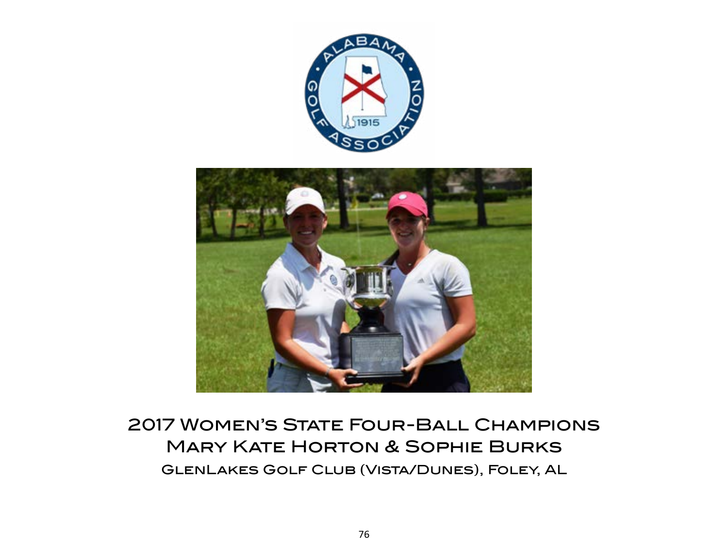2017 Women's State Four-Ball Champions
Mary Kate Horton & Sophie Burks
GlenLakes Golf Club (Vista/Dunes), Foley, AL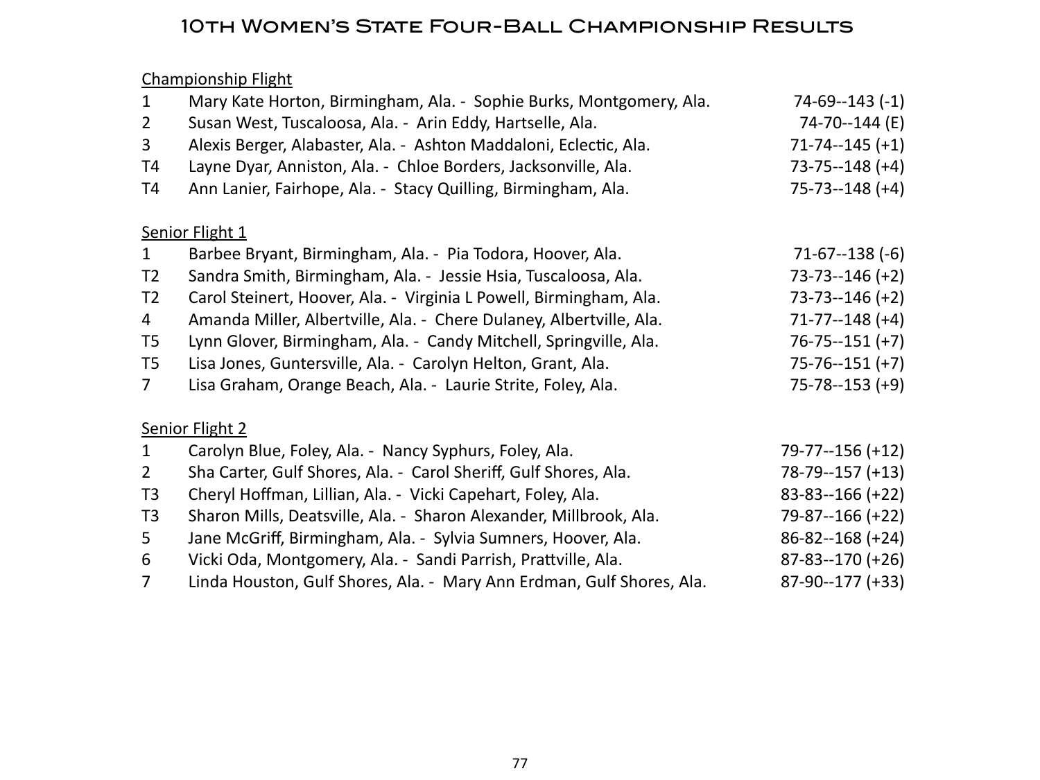# 10th Women's State Four-Ball Championship Results

Championship Flight

| | | |
|---|---|---|
| 1 | Mary Kate Horton, Birmingham, Ala. - Sophie Burks, Montgomery, Ala. | 74-69--143 (-1) |
| 2 | Susan West, Tuscaloosa, Ala. - Arin Eddy, Hartselle, Ala. | 74-70--144 (E) |
| 3 | Alexis Berger, Alabaster, Ala. - Ashton Maddaloni, Eclectic, Ala. | 71-74--145 (+1) |
| T4 | Layne Dyar, Anniston, Ala. - Chloe Borders, Jacksonville, Ala. | 73-75--148 (+4) |
| T4 | Ann Lanier, Fairhope, Ala. - Stacy Quilling, Birmingham, Ala. | 75-73--148 (+4) |

Senior Flight 1

| | | |
|---|---|---|
| 1 | Barbee Bryant, Birmingham, Ala. - Pia Todora, Hoover, Ala. | 71-67--138 (-6) |
| T2 | Sandra Smith, Birmingham, Ala. - Jessie Hsia, Tuscaloosa, Ala. | 73-73--146 (+2) |
| T2 | Carol Steinert, Hoover, Ala. - Virginia L Powell, Birmingham, Ala. | 73-73--146 (+2) |
| 4 | Amanda Miller, Albertville, Ala. - Chere Dulaney, Albertville, Ala. | 71-77--148 (+4) |
| T5 | Lynn Glover, Birmingham, Ala. - Candy Mitchell, Springville, Ala. | 76-75--151 (+7) |
| T5 | Lisa Jones, Guntersville, Ala. - Carolyn Helton, Grant, Ala. | 75-76--151 (+7) |
| 7 | Lisa Graham, Orange Beach, Ala. - Laurie Strite, Foley, Ala. | 75-78--153 (+9) |

Senior Flight 2

| | | |
|---|---|---|
| 1 | Carolyn Blue, Foley, Ala. - Nancy Syphurs, Foley, Ala. | 79-77--156 (+12) |
| 2 | Sha Carter, Gulf Shores, Ala. - Carol Sheriff, Gulf Shores, Ala. | 78-79--157 (+13) |
| T3 | Cheryl Hoffman, Lillian, Ala. - Vicki Capehart, Foley, Ala. | 83-83--166 (+22) |
| T3 | Sharon Mills, Deatsville, Ala. - Sharon Alexander, Millbrook, Ala. | 79-87--166 (+22) |
| 5 | Jane McGriff, Birmingham, Ala. - Sylvia Sumners, Hoover, Ala. | 86-82--168 (+24) |
| 6 | Vicki Oda, Montgomery, Ala. - Sandi Parrish, Prattville, Ala. | 87-83--170 (+26) |
| 7 | Linda Houston, Gulf Shores, Ala. - Mary Ann Erdman, Gulf Shores, Ala. | 87-90--177 (+33) |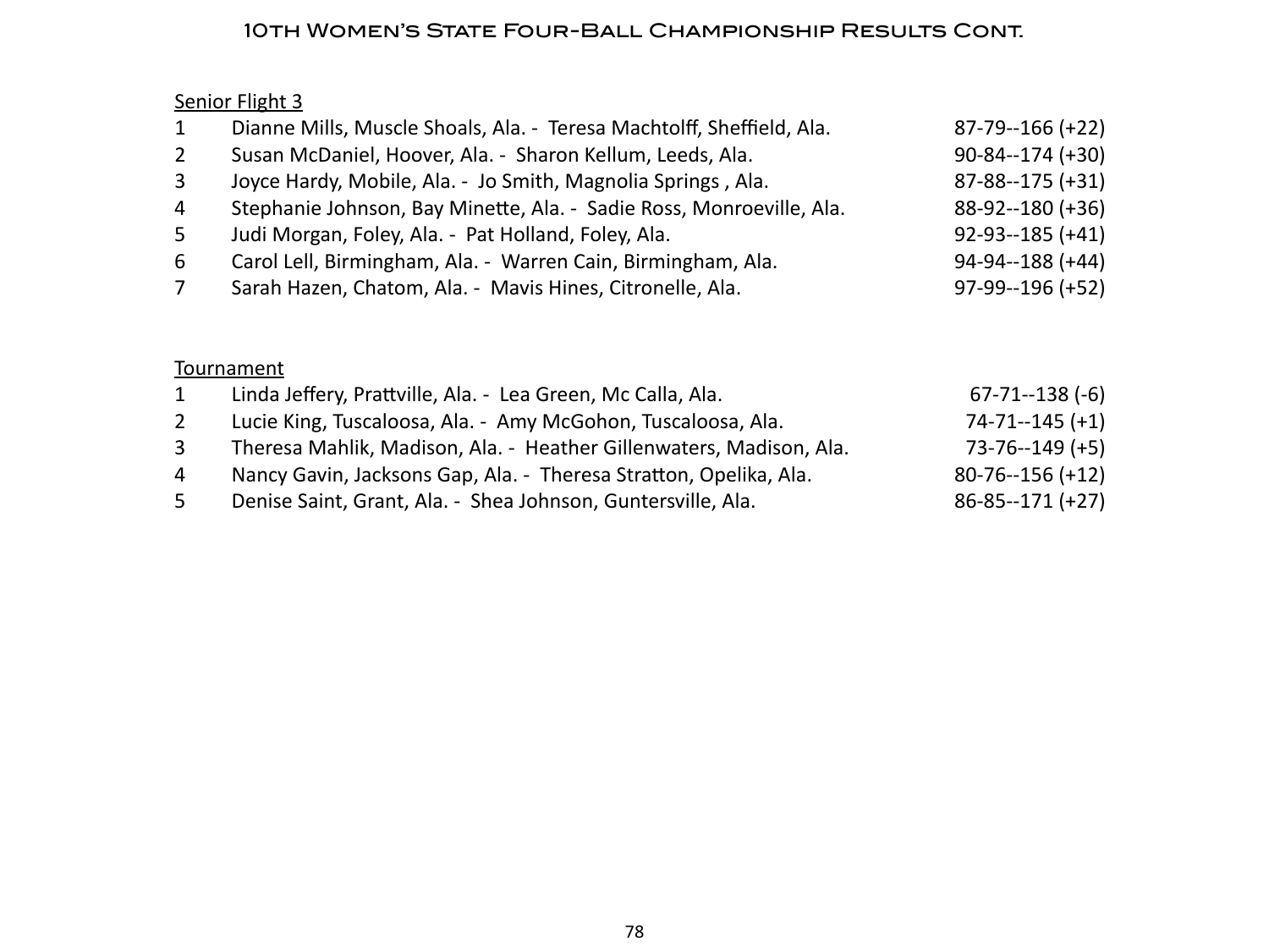# 10th Women's State Four-Ball Championship Results Cont.

Senior Flight 3

| | | |
|---|---|---|
| 1 | Dianne Mills, Muscle Shoals, Ala. - Teresa Machtolff, Sheffield, Ala. | 87-79--166 (+22) |
| 2 | Susan McDaniel, Hoover, Ala. - Sharon Kellum, Leeds, Ala. | 90-84--174 (+30) |
| 3 | Joyce Hardy, Mobile, Ala. - Jo Smith, Magnolia Springs , Ala. | 87-88--175 (+31) |
| 4 | Stephanie Johnson, Bay Minette, Ala. - Sadie Ross, Monroeville, Ala. | 88-92--180 (+36) |
| 5 | Judi Morgan, Foley, Ala. - Pat Holland, Foley, Ala. | 92-93--185 (+41) |
| 6 | Carol Lell, Birmingham, Ala. - Warren Cain, Birmingham, Ala. | 94-94--188 (+44) |
| 7 | Sarah Hazen, Chatom, Ala. - Mavis Hines, Citronelle, Ala. | 97-99--196 (+52) |

Tournament

| | | |
|---|---|---|
| 1 | Linda Jeffery, Prattville, Ala. - Lea Green, Mc Calla, Ala. | 67-71--138 (-6) |
| 2 | Lucie King, Tuscaloosa, Ala. - Amy McGohon, Tuscaloosa, Ala. | 74-71--145 (+1) |
| 3 | Theresa Mahlik, Madison, Ala. - Heather Gillenwaters, Madison, Ala. | 73-76--149 (+5) |
| 4 | Nancy Gavin, Jacksons Gap, Ala. - Theresa Stratton, Opelika, Ala. | 80-76--156 (+12) |
| 5 | Denise Saint, Grant, Ala. - Shea Johnson, Guntersville, Ala. | 86-85--171 (+27) |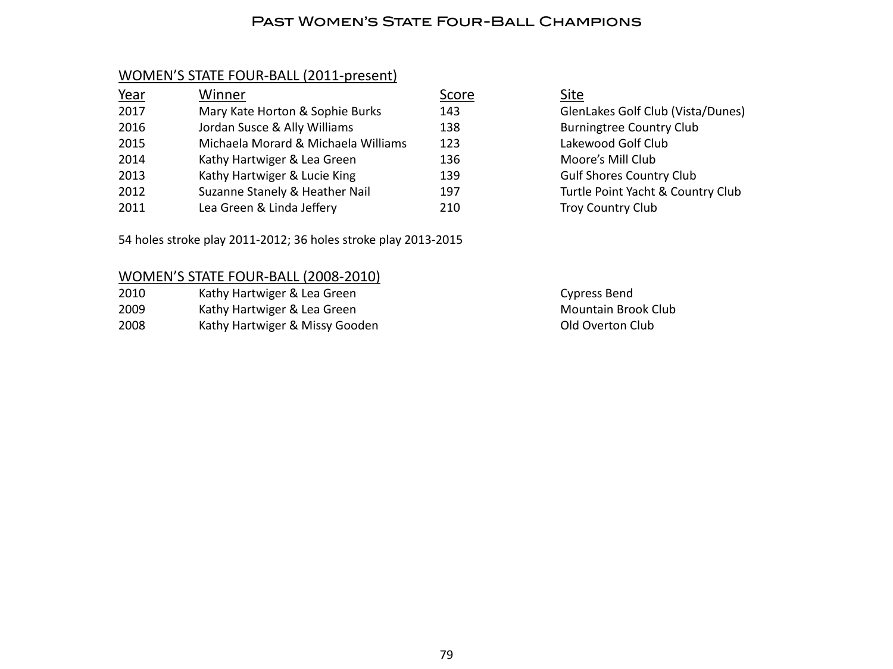# Past Women's State Four-Ball Champions

## WOMEN'S STATE FOUR-BALL (2011-present)

| Year | Winner | Score | Site |
|---|---|---|---|
| 2017 | Mary Kate Horton & Sophie Burks | 143 | GlenLakes Golf Club (Vista/Dunes) |
| 2016 | Jordan Susce & Ally Williams | 138 | Burningtree Country Club |
| 2015 | Michaela Morard & Michaela Williams | 123 | Lakewood Golf Club |
| 2014 | Kathy Hartwiger & Lea Green | 136 | Moore's Mill Club |
| 2013 | Kathy Hartwiger & Lucie King | 139 | Gulf Shores Country Club |
| 2012 | Suzanne Stanely & Heather Nail | 197 | Turtle Point Yacht & Country Club |
| 2011 | Lea Green & Linda Jeffery | 210 | Troy Country Club |

54 holes stroke play 2011-2012; 36 holes stroke play 2013-2015

## WOMEN'S STATE FOUR-BALL (2008-2010)

| Year | Winner | Site |
|---|---|---|
| 2010 | Kathy Hartwiger & Lea Green | Cypress Bend |
| 2009 | Kathy Hartwiger & Lea Green | Mountain Brook Club |
| 2008 | Kathy Hartwiger & Missy Gooden | Old Overton Club |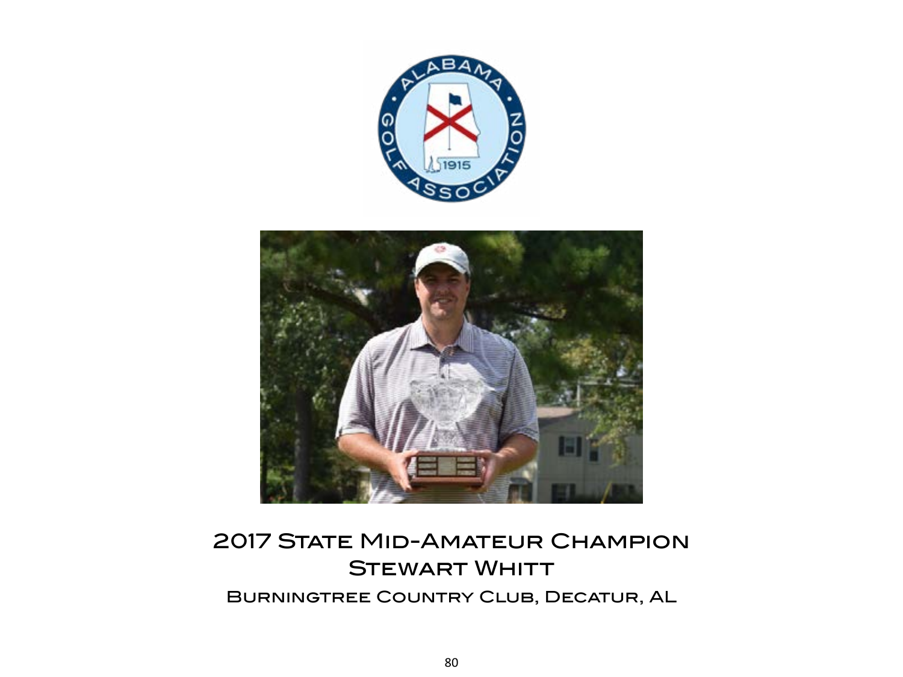# 2017 State Mid-Amateur Champion

## Stewart Whitt

### Burningtree Country Club, Decatur, AL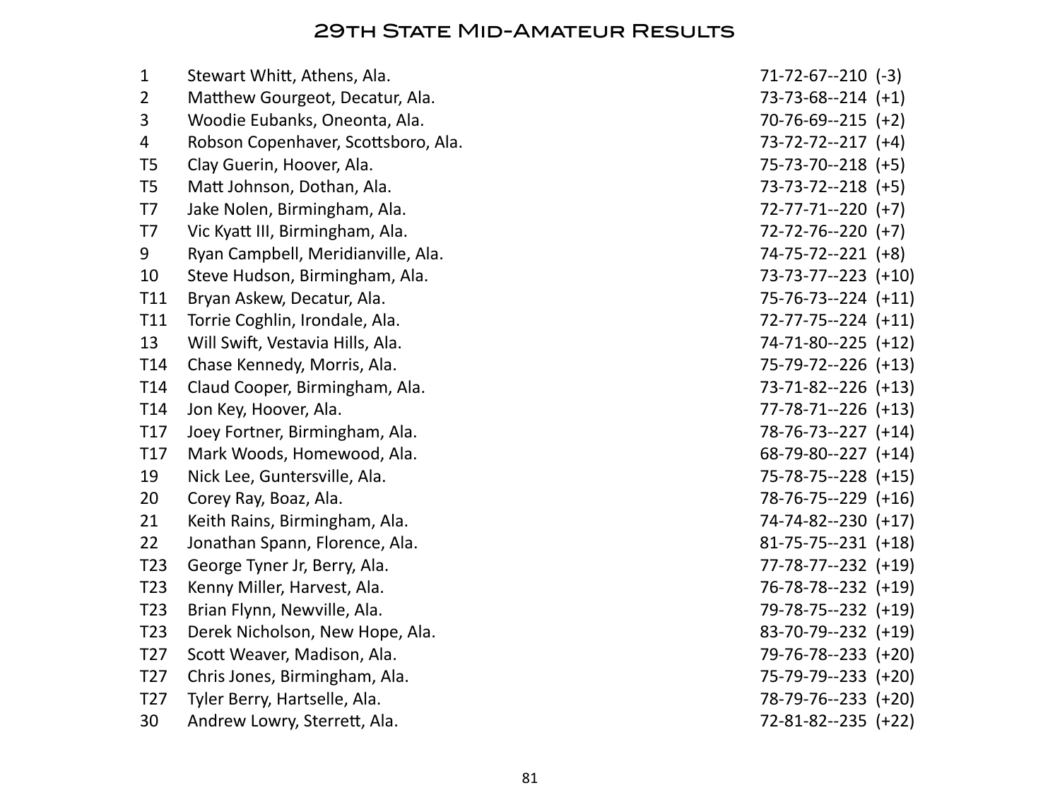# 29th State Mid-Amateur Results

| Pos. | Player | Scores |
|---|---|---|
| 1 | Stewart Whitt, Athens, Ala. | 71-72-67--210 (-3) |
| 2 | Matthew Gourgeot, Decatur, Ala. | 73-73-68--214 (+1) |
| 3 | Woodie Eubanks, Oneonta, Ala. | 70-76-69--215 (+2) |
| 4 | Robson Copenhaver, Scottsboro, Ala. | 73-72-72--217 (+4) |
| T5 | Clay Guerin, Hoover, Ala. | 75-73-70--218 (+5) |
| T5 | Matt Johnson, Dothan, Ala. | 73-73-72--218 (+5) |
| T7 | Jake Nolen, Birmingham, Ala. | 72-77-71--220 (+7) |
| T7 | Vic Kyatt III, Birmingham, Ala. | 72-72-76--220 (+7) |
| 9 | Ryan Campbell, Meridianville, Ala. | 74-75-72--221 (+8) |
| 10 | Steve Hudson, Birmingham, Ala. | 73-73-77--223 (+10) |
| T11 | Bryan Askew, Decatur, Ala. | 75-76-73--224 (+11) |
| T11 | Torrie Coghlin, Irondale, Ala. | 72-77-75--224 (+11) |
| 13 | Will Swift, Vestavia Hills, Ala. | 74-71-80--225 (+12) |
| T14 | Chase Kennedy, Morris, Ala. | 75-79-72--226 (+13) |
| T14 | Claud Cooper, Birmingham, Ala. | 73-71-82--226 (+13) |
| T14 | Jon Key, Hoover, Ala. | 77-78-71--226 (+13) |
| T17 | Joey Fortner, Birmingham, Ala. | 78-76-73--227 (+14) |
| T17 | Mark Woods, Homewood, Ala. | 68-79-80--227 (+14) |
| 19 | Nick Lee, Guntersville, Ala. | 75-78-75--228 (+15) |
| 20 | Corey Ray, Boaz, Ala. | 78-76-75--229 (+16) |
| 21 | Keith Rains, Birmingham, Ala. | 74-74-82--230 (+17) |
| 22 | Jonathan Spann, Florence, Ala. | 81-75-75--231 (+18) |
| T23 | George Tyner Jr, Berry, Ala. | 77-78-77--232 (+19) |
| T23 | Kenny Miller, Harvest, Ala. | 76-78-78--232 (+19) |
| T23 | Brian Flynn, Newville, Ala. | 79-78-75--232 (+19) |
| T23 | Derek Nicholson, New Hope, Ala. | 83-70-79--232 (+19) |
| T27 | Scott Weaver, Madison, Ala. | 79-76-78--233 (+20) |
| T27 | Chris Jones, Birmingham, Ala. | 75-79-79--233 (+20) |
| T27 | Tyler Berry, Hartselle, Ala. | 78-79-76--233 (+20) |
| 30 | Andrew Lowry, Sterrett, Ala. | 72-81-82--235 (+22) |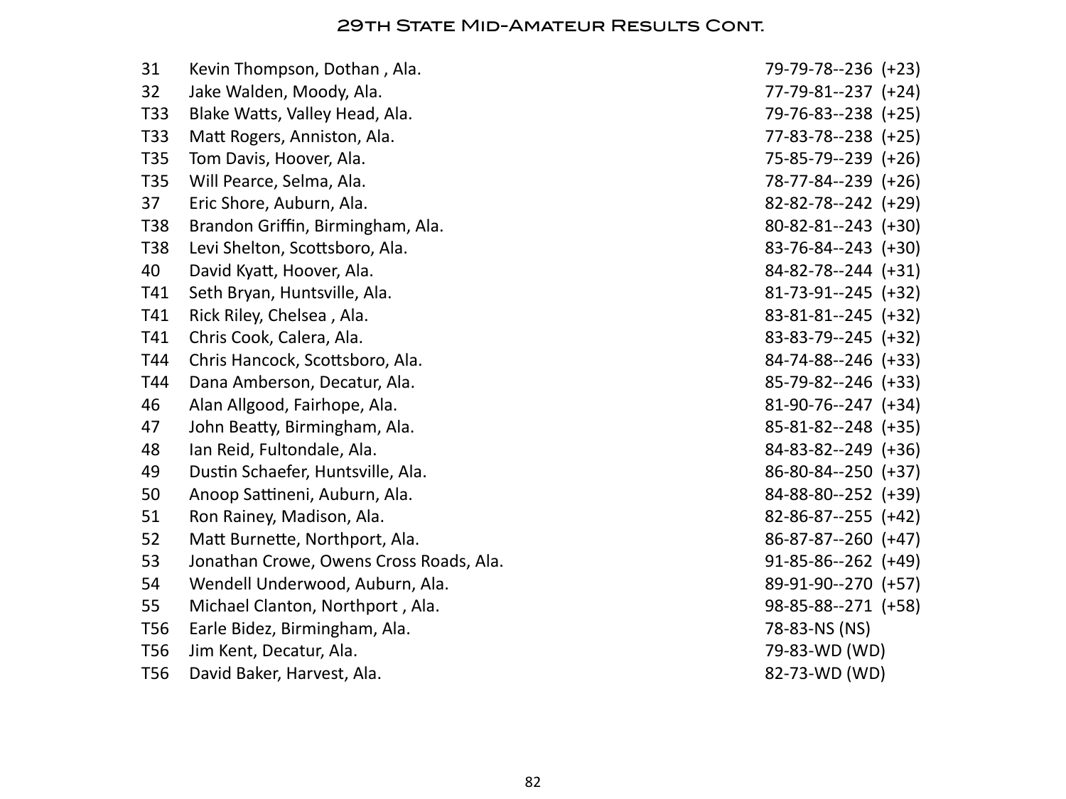# 29th State Mid-Amateur Results Cont.

| | | |
|---|---|---|
| 31 | Kevin Thompson, Dothan , Ala. | 79-79-78--236 (+23) |
| 32 | Jake Walden, Moody, Ala. | 77-79-81--237 (+24) |
| T33 | Blake Watts, Valley Head, Ala. | 79-76-83--238 (+25) |
| T33 | Matt Rogers, Anniston, Ala. | 77-83-78--238 (+25) |
| T35 | Tom Davis, Hoover, Ala. | 75-85-79--239 (+26) |
| T35 | Will Pearce, Selma, Ala. | 78-77-84--239 (+26) |
| 37 | Eric Shore, Auburn, Ala. | 82-82-78--242 (+29) |
| T38 | Brandon Griffin, Birmingham, Ala. | 80-82-81--243 (+30) |
| T38 | Levi Shelton, Scottsboro, Ala. | 83-76-84--243 (+30) |
| 40 | David Kyatt, Hoover, Ala. | 84-82-78--244 (+31) |
| T41 | Seth Bryan, Huntsville, Ala. | 81-73-91--245 (+32) |
| T41 | Rick Riley, Chelsea , Ala. | 83-81-81--245 (+32) |
| T41 | Chris Cook, Calera, Ala. | 83-83-79--245 (+32) |
| T44 | Chris Hancock, Scottsboro, Ala. | 84-74-88--246 (+33) |
| T44 | Dana Amberson, Decatur, Ala. | 85-79-82--246 (+33) |
| 46 | Alan Allgood, Fairhope, Ala. | 81-90-76--247 (+34) |
| 47 | John Beatty, Birmingham, Ala. | 85-81-82--248 (+35) |
| 48 | Ian Reid, Fultondale, Ala. | 84-83-82--249 (+36) |
| 49 | Dustin Schaefer, Huntsville, Ala. | 86-80-84--250 (+37) |
| 50 | Anoop Sattineni, Auburn, Ala. | 84-88-80--252 (+39) |
| 51 | Ron Rainey, Madison, Ala. | 82-86-87--255 (+42) |
| 52 | Matt Burnette, Northport, Ala. | 86-87-87--260 (+47) |
| 53 | Jonathan Crowe, Owens Cross Roads, Ala. | 91-85-86--262 (+49) |
| 54 | Wendell Underwood, Auburn, Ala. | 89-91-90--270 (+57) |
| 55 | Michael Clanton, Northport , Ala. | 98-85-88--271 (+58) |
| T56 | Earle Bidez, Birmingham, Ala. | 78-83-NS (NS) |
| T56 | Jim Kent, Decatur, Ala. | 79-83-WD (WD) |
| T56 | David Baker, Harvest, Ala. | 82-73-WD (WD) |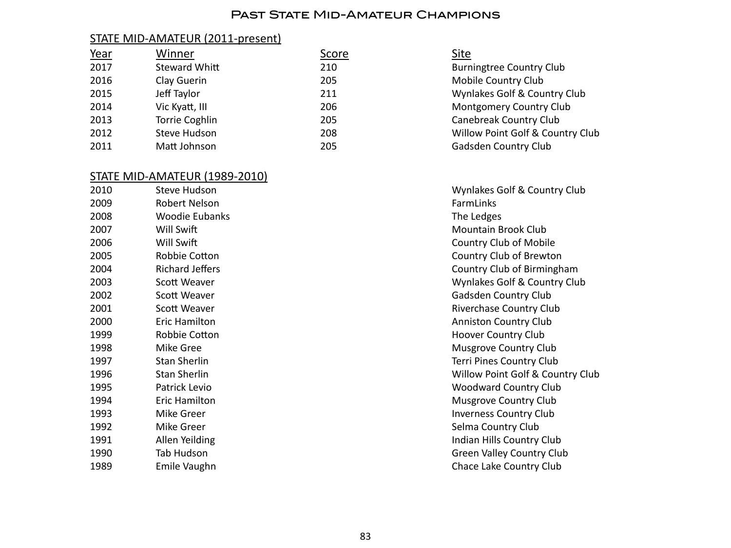# Past State Mid-Amateur Champions

## STATE MID-AMATEUR (2011-present)

| Year | Winner | Score | Site |
|---|---|---|---|
| 2017 | Steward Whitt | 210 | Burningtree Country Club |
| 2016 | Clay Guerin | 205 | Mobile Country Club |
| 2015 | Jeff Taylor | 211 | Wynlakes Golf & Country Club |
| 2014 | Vic Kyatt, III | 206 | Montgomery Country Club |
| 2013 | Torrie Coghlin | 205 | Canebreak Country Club |
| 2012 | Steve Hudson | 208 | Willow Point Golf & Country Club |
| 2011 | Matt Johnson | 205 | Gadsden Country Club |

## STATE MID-AMATEUR (1989-2010)

| Year | Winner | Site |
|---|---|---|
| 2010 | Steve Hudson | Wynlakes Golf & Country Club |
| 2009 | Robert Nelson | FarmLinks |
| 2008 | Woodie Eubanks | The Ledges |
| 2007 | Will Swift | Mountain Brook Club |
| 2006 | Will Swift | Country Club of Mobile |
| 2005 | Robbie Cotton | Country Club of Brewton |
| 2004 | Richard Jeffers | Country Club of Birmingham |
| 2003 | Scott Weaver | Wynlakes Golf & Country Club |
| 2002 | Scott Weaver | Gadsden Country Club |
| 2001 | Scott Weaver | Riverchase Country Club |
| 2000 | Eric Hamilton | Anniston Country Club |
| 1999 | Robbie Cotton | Hoover Country Club |
| 1998 | Mike Gree | Musgrove Country Club |
| 1997 | Stan Sherlin | Terri Pines Country Club |
| 1996 | Stan Sherlin | Willow Point Golf & Country Club |
| 1995 | Patrick Levio | Woodward Country Club |
| 1994 | Eric Hamilton | Musgrove Country Club |
| 1993 | Mike Greer | Inverness Country Club |
| 1992 | Mike Greer | Selma Country Club |
| 1991 | Allen Yeilding | Indian Hills Country Club |
| 1990 | Tab Hudson | Green Valley Country Club |
| 1989 | Emile Vaughn | Chace Lake Country Club |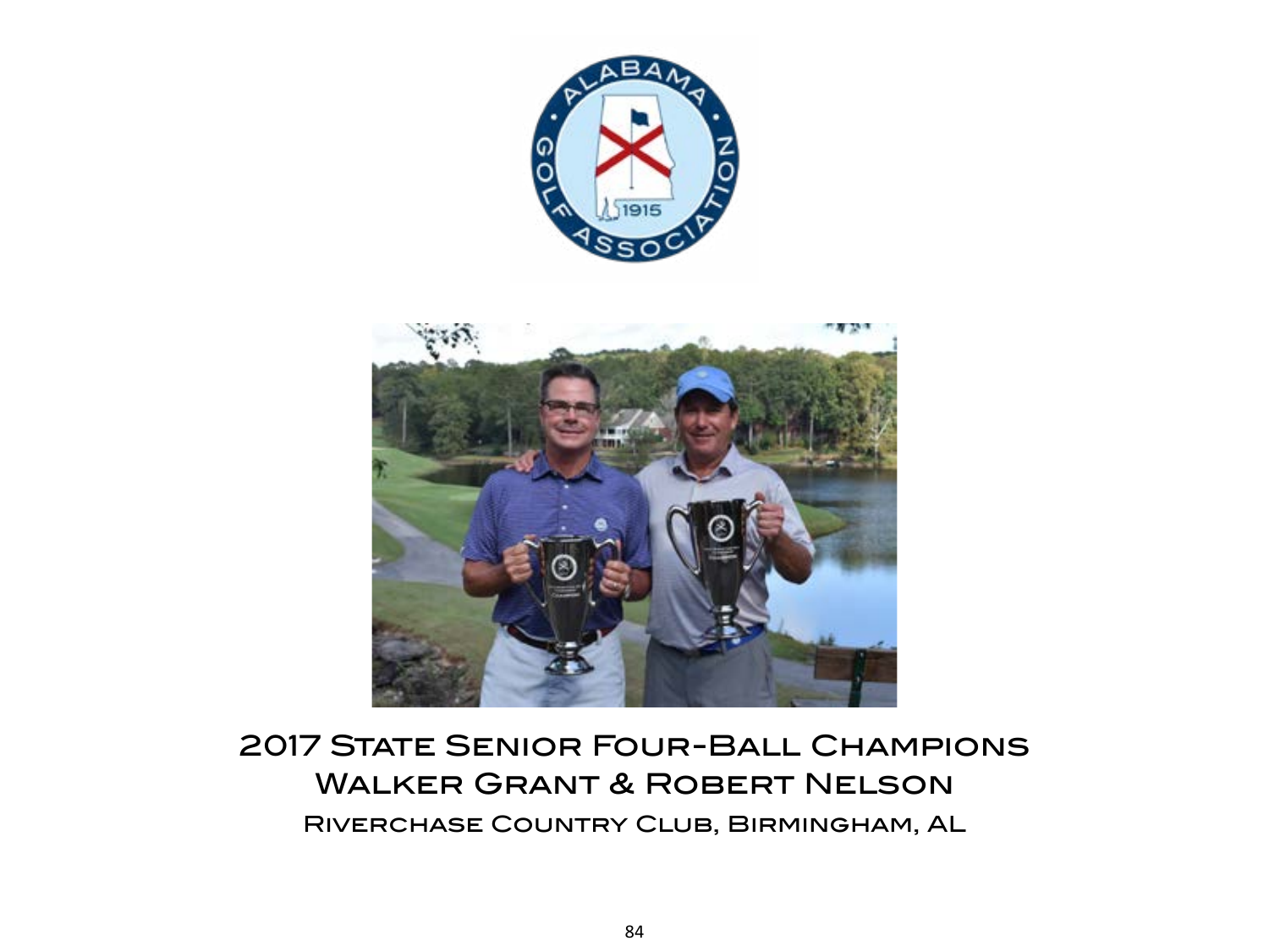2017 State Senior Four-Ball Champions

Walker Grant & Robert Nelson

Riverchase Country Club, Birmingham, AL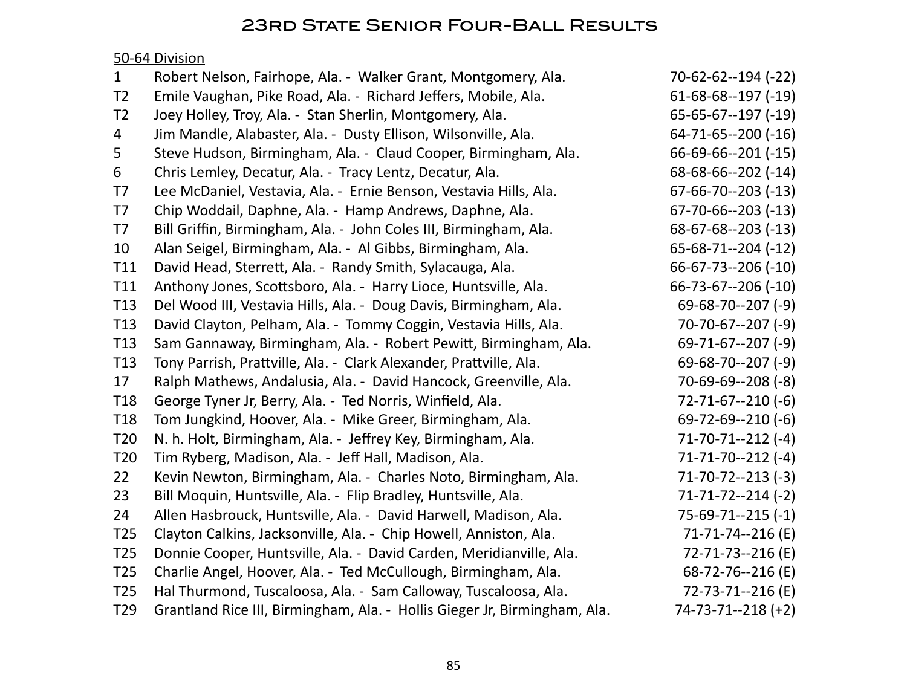# 23rd State Senior Four-Ball Results

<u>50-64 Division</u>

| | | |
|---|---|---|
| 1 | Robert Nelson, Fairhope, Ala. - Walker Grant, Montgomery, Ala. | 70-62-62--194 (-22) |
| T2 | Emile Vaughan, Pike Road, Ala. - Richard Jeffers, Mobile, Ala. | 61-68-68--197 (-19) |
| T2 | Joey Holley, Troy, Ala. - Stan Sherlin, Montgomery, Ala. | 65-65-67--197 (-19) |
| 4 | Jim Mandle, Alabaster, Ala. - Dusty Ellison, Wilsonville, Ala. | 64-71-65--200 (-16) |
| 5 | Steve Hudson, Birmingham, Ala. - Claud Cooper, Birmingham, Ala. | 66-69-66--201 (-15) |
| 6 | Chris Lemley, Decatur, Ala. - Tracy Lentz, Decatur, Ala. | 68-68-66--202 (-14) |
| T7 | Lee McDaniel, Vestavia, Ala. - Ernie Benson, Vestavia Hills, Ala. | 67-66-70--203 (-13) |
| T7 | Chip Woddail, Daphne, Ala. - Hamp Andrews, Daphne, Ala. | 67-70-66--203 (-13) |
| T7 | Bill Griffin, Birmingham, Ala. - John Coles III, Birmingham, Ala. | 68-67-68--203 (-13) |
| 10 | Alan Seigel, Birmingham, Ala. - Al Gibbs, Birmingham, Ala. | 65-68-71--204 (-12) |
| T11 | David Head, Sterrett, Ala. - Randy Smith, Sylacauga, Ala. | 66-67-73--206 (-10) |
| T11 | Anthony Jones, Scottsboro, Ala. - Harry Lioce, Huntsville, Ala. | 66-73-67--206 (-10) |
| T13 | Del Wood III, Vestavia Hills, Ala. - Doug Davis, Birmingham, Ala. | 69-68-70--207 (-9) |
| T13 | David Clayton, Pelham, Ala. - Tommy Coggin, Vestavia Hills, Ala. | 70-70-67--207 (-9) |
| T13 | Sam Gannaway, Birmingham, Ala. - Robert Pewitt, Birmingham, Ala. | 69-71-67--207 (-9) |
| T13 | Tony Parrish, Prattville, Ala. - Clark Alexander, Prattville, Ala. | 69-68-70--207 (-9) |
| 17 | Ralph Mathews, Andalusia, Ala. - David Hancock, Greenville, Ala. | 70-69-69--208 (-8) |
| T18 | George Tyner Jr, Berry, Ala. - Ted Norris, Winfield, Ala. | 72-71-67--210 (-6) |
| T18 | Tom Jungkind, Hoover, Ala. - Mike Greer, Birmingham, Ala. | 69-72-69--210 (-6) |
| T20 | N. h. Holt, Birmingham, Ala. - Jeffrey Key, Birmingham, Ala. | 71-70-71--212 (-4) |
| T20 | Tim Ryberg, Madison, Ala. - Jeff Hall, Madison, Ala. | 71-71-70--212 (-4) |
| 22 | Kevin Newton, Birmingham, Ala. - Charles Noto, Birmingham, Ala. | 71-70-72--213 (-3) |
| 23 | Bill Moquin, Huntsville, Ala. - Flip Bradley, Huntsville, Ala. | 71-71-72--214 (-2) |
| 24 | Allen Hasbrouck, Huntsville, Ala. - David Harwell, Madison, Ala. | 75-69-71--215 (-1) |
| T25 | Clayton Calkins, Jacksonville, Ala. - Chip Howell, Anniston, Ala. | 71-71-74--216 (E) |
| T25 | Donnie Cooper, Huntsville, Ala. - David Carden, Meridianville, Ala. | 72-71-73--216 (E) |
| T25 | Charlie Angel, Hoover, Ala. - Ted McCullough, Birmingham, Ala. | 68-72-76--216 (E) |
| T25 | Hal Thurmond, Tuscaloosa, Ala. - Sam Calloway, Tuscaloosa, Ala. | 72-73-71--216 (E) |
| T29 | Grantland Rice III, Birmingham, Ala. - Hollis Gieger Jr, Birmingham, Ala. | 74-73-71--218 (+2) |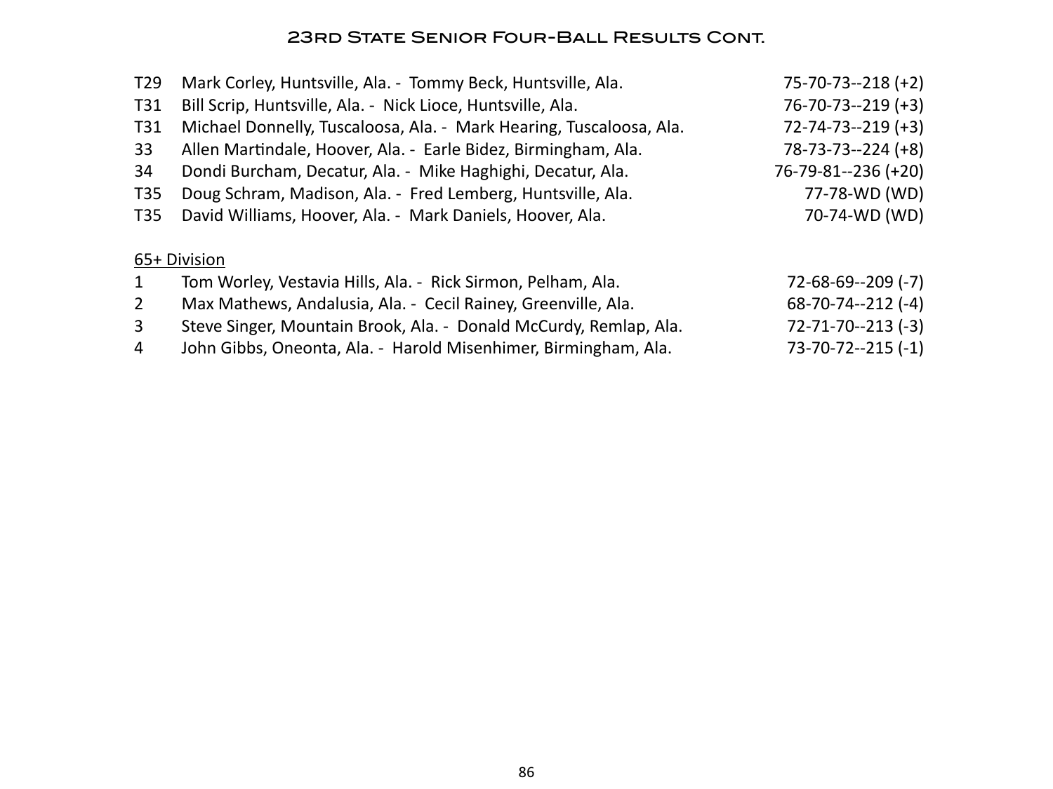# 23rd State Senior Four-Ball Results Cont.

| | | |
|---|---|---|
| T29 | Mark Corley, Huntsville, Ala. - Tommy Beck, Huntsville, Ala. | 75-70-73--218 (+2) |
| T31 | Bill Scrip, Huntsville, Ala. - Nick Lioce, Huntsville, Ala. | 76-70-73--219 (+3) |
| T31 | Michael Donnelly, Tuscaloosa, Ala. - Mark Hearing, Tuscaloosa, Ala. | 72-74-73--219 (+3) |
| 33 | Allen Martindale, Hoover, Ala. - Earle Bidez, Birmingham, Ala. | 78-73-73--224 (+8) |
| 34 | Dondi Burcham, Decatur, Ala. - Mike Haghighi, Decatur, Ala. | 76-79-81--236 (+20) |
| T35 | Doug Schram, Madison, Ala. - Fred Lemberg, Huntsville, Ala. | 77-78-WD (WD) |
| T35 | David Williams, Hoover, Ala. - Mark Daniels, Hoover, Ala. | 70-74-WD (WD) |

<u>65+ Division</u>

| | | |
|---|---|---|
| 1 | Tom Worley, Vestavia Hills, Ala. - Rick Sirmon, Pelham, Ala. | 72-68-69--209 (-7) |
| 2 | Max Mathews, Andalusia, Ala. - Cecil Rainey, Greenville, Ala. | 68-70-74--212 (-4) |
| 3 | Steve Singer, Mountain Brook, Ala. - Donald McCurdy, Remlap, Ala. | 72-71-70--213 (-3) |
| 4 | John Gibbs, Oneonta, Ala. - Harold Misenhimer, Birmingham, Ala. | 73-70-72--215 (-1) |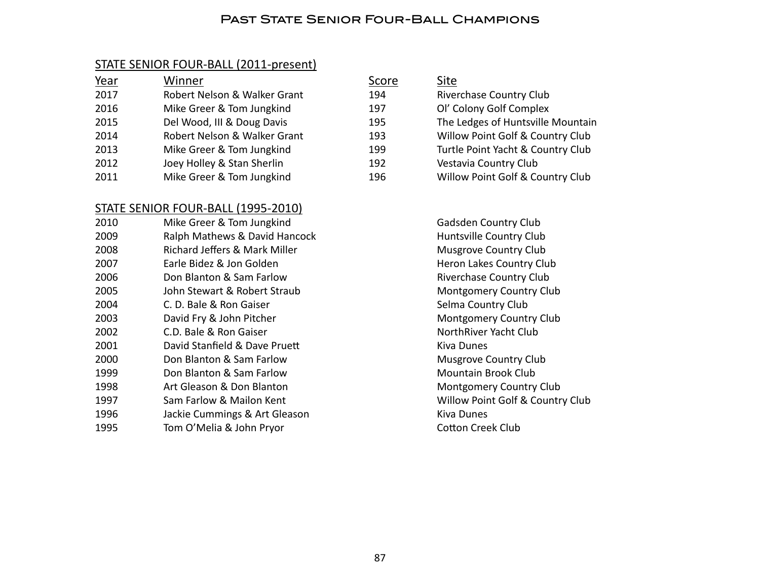# Past State Senior Four-Ball Champions

## STATE SENIOR FOUR-BALL (2011-present)

| Year | Winner | Score | Site |
|---|---|---|---|
| 2017 | Robert Nelson & Walker Grant | 194 | Riverchase Country Club |
| 2016 | Mike Greer & Tom Jungkind | 197 | Ol' Colony Golf Complex |
| 2015 | Del Wood, III & Doug Davis | 195 | The Ledges of Huntsville Mountain |
| 2014 | Robert Nelson & Walker Grant | 193 | Willow Point Golf & Country Club |
| 2013 | Mike Greer & Tom Jungkind | 199 | Turtle Point Yacht & Country Club |
| 2012 | Joey Holley & Stan Sherlin | 192 | Vestavia Country Club |
| 2011 | Mike Greer & Tom Jungkind | 196 | Willow Point Golf & Country Club |

## STATE SENIOR FOUR-BALL (1995-2010)

| Year | Winner | Site |
|---|---|---|
| 2010 | Mike Greer & Tom Jungkind | Gadsden Country Club |
| 2009 | Ralph Mathews & David Hancock | Huntsville Country Club |
| 2008 | Richard Jeffers & Mark Miller | Musgrove Country Club |
| 2007 | Earle Bidez & Jon Golden | Heron Lakes Country Club |
| 2006 | Don Blanton & Sam Farlow | Riverchase Country Club |
| 2005 | John Stewart & Robert Straub | Montgomery Country Club |
| 2004 | C. D. Bale & Ron Gaiser | Selma Country Club |
| 2003 | David Fry & John Pitcher | Montgomery Country Club |
| 2002 | C.D. Bale & Ron Gaiser | NorthRiver Yacht Club |
| 2001 | David Stanfield & Dave Pruett | Kiva Dunes |
| 2000 | Don Blanton & Sam Farlow | Musgrove Country Club |
| 1999 | Don Blanton & Sam Farlow | Mountain Brook Club |
| 1998 | Art Gleason & Don Blanton | Montgomery Country Club |
| 1997 | Sam Farlow & Mailon Kent | Willow Point Golf & Country Club |
| 1996 | Jackie Cummings & Art Gleason | Kiva Dunes |
| 1995 | Tom O'Melia & John Pryor | Cotton Creek Club |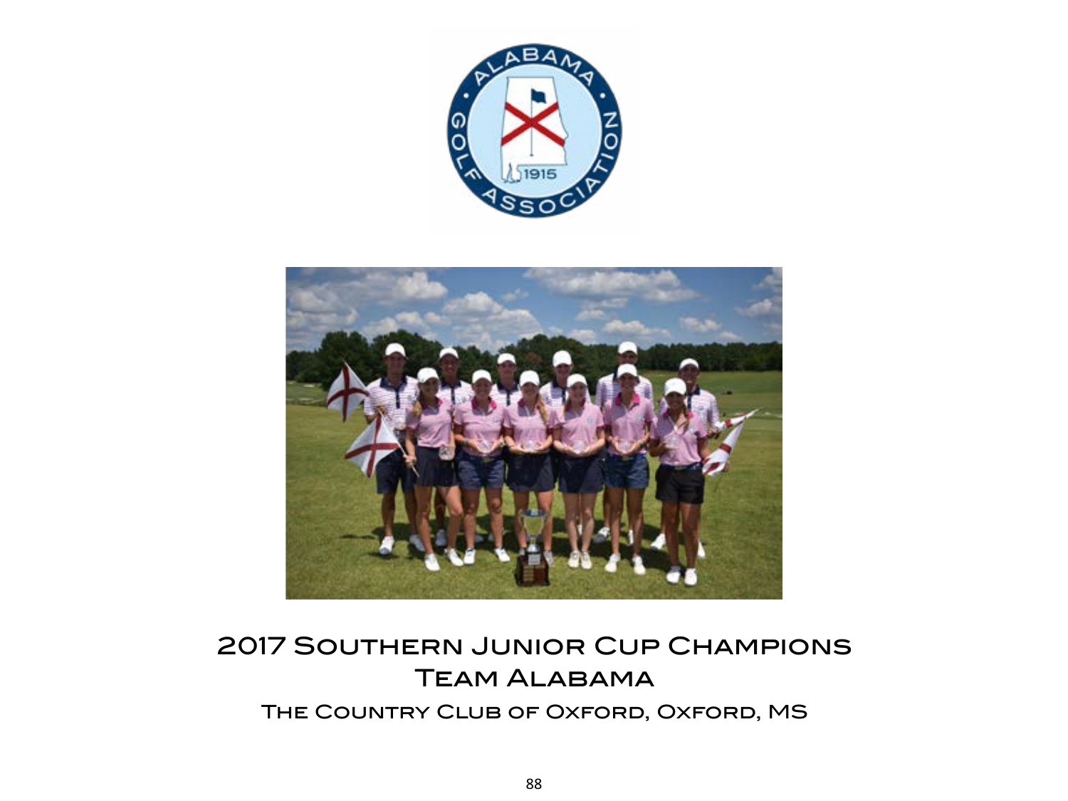# 2017 Southern Junior Cup Champions

## Team Alabama

### The Country Club of Oxford, Oxford, MS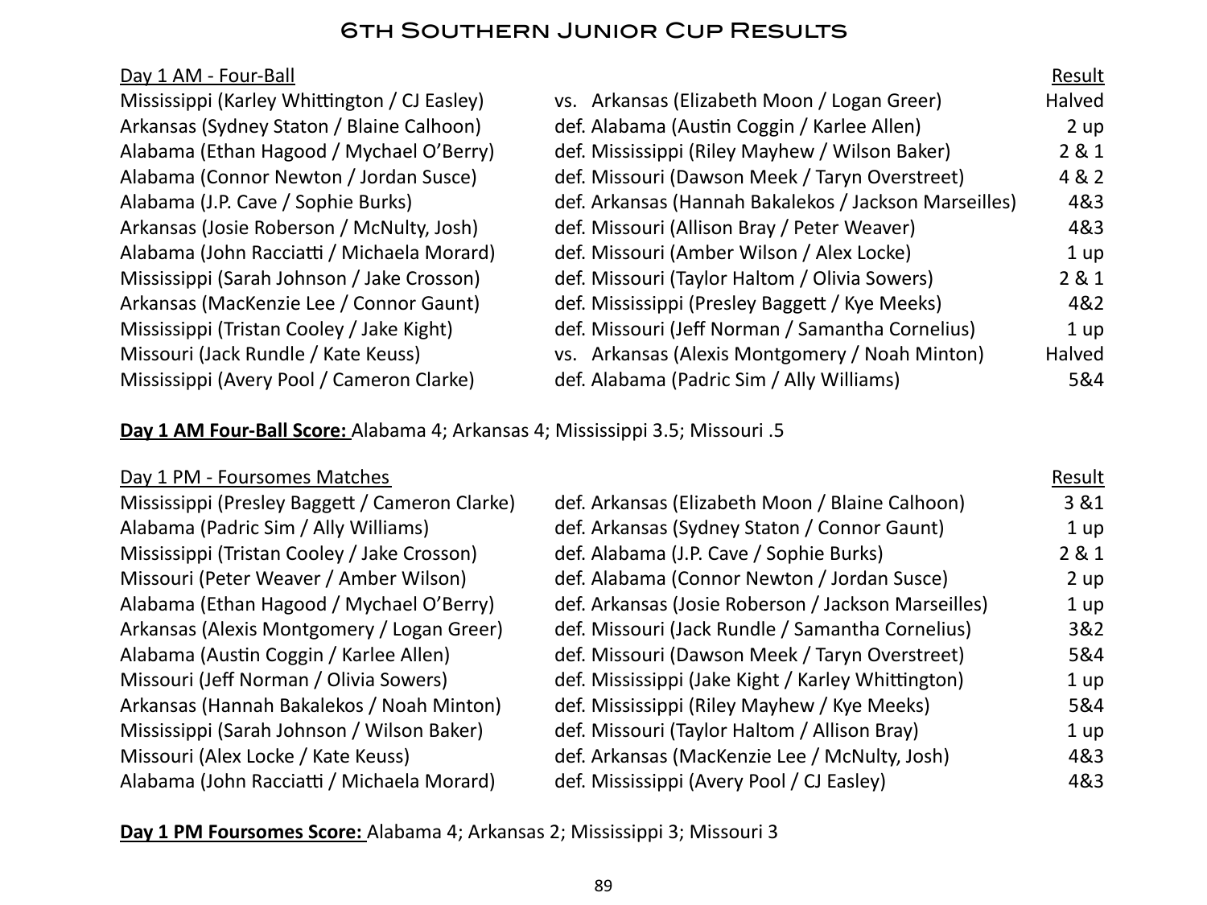# 6th Southern Junior Cup Results

| Day 1 AM - Four-Ball | | Result |
|---|---|---|
| Mississippi (Karley Whittington / CJ Easley) | vs. Arkansas (Elizabeth Moon / Logan Greer) | Halved |
| Arkansas (Sydney Staton / Blaine Calhoon) | def. Alabama (Austin Coggin / Karlee Allen) | 2 up |
| Alabama (Ethan Hagood / Mychael O'Berry) | def. Mississippi (Riley Mayhew / Wilson Baker) | 2 & 1 |
| Alabama (Connor Newton / Jordan Susce) | def. Missouri (Dawson Meek / Taryn Overstreet) | 4 & 2 |
| Alabama (J.P. Cave / Sophie Burks) | def. Arkansas (Hannah Bakalekos / Jackson Marseilles) | 4&3 |
| Arkansas (Josie Roberson / McNulty, Josh) | def. Missouri (Allison Bray / Peter Weaver) | 4&3 |
| Alabama (John Racciatti / Michaela Morard) | def. Missouri (Amber Wilson / Alex Locke) | 1 up |
| Mississippi (Sarah Johnson / Jake Crosson) | def. Missouri (Taylor Haltom / Olivia Sowers) | 2 & 1 |
| Arkansas (MacKenzie Lee / Connor Gaunt) | def. Mississippi (Presley Baggett / Kye Meeks) | 4&2 |
| Mississippi (Tristan Cooley / Jake Kight) | def. Missouri (Jeff Norman / Samantha Cornelius) | 1 up |
| Missouri (Jack Rundle / Kate Keuss) | vs. Arkansas (Alexis Montgomery / Noah Minton) | Halved |
| Mississippi (Avery Pool / Cameron Clarke) | def. Alabama (Padric Sim / Ally Williams) | 5&4 |

**Day 1 AM Four-Ball Score:** Alabama 4; Arkansas 4; Mississippi 3.5; Missouri .5

| Day 1 PM - Foursomes Matches | | Result |
|---|---|---|
| Mississippi (Presley Baggett / Cameron Clarke) | def. Arkansas (Elizabeth Moon / Blaine Calhoon) | 3 &1 |
| Alabama (Padric Sim / Ally Williams) | def. Arkansas (Sydney Staton / Connor Gaunt) | 1 up |
| Mississippi (Tristan Cooley / Jake Crosson) | def. Alabama (J.P. Cave / Sophie Burks) | 2 & 1 |
| Missouri (Peter Weaver / Amber Wilson) | def. Alabama (Connor Newton / Jordan Susce) | 2 up |
| Alabama (Ethan Hagood / Mychael O'Berry) | def. Arkansas (Josie Roberson / Jackson Marseilles) | 1 up |
| Arkansas (Alexis Montgomery / Logan Greer) | def. Missouri (Jack Rundle / Samantha Cornelius) | 3&2 |
| Alabama (Austin Coggin / Karlee Allen) | def. Missouri (Dawson Meek / Taryn Overstreet) | 5&4 |
| Missouri (Jeff Norman / Olivia Sowers) | def. Mississippi (Jake Kight / Karley Whittington) | 1 up |
| Arkansas (Hannah Bakalekos / Noah Minton) | def. Mississippi (Riley Mayhew / Kye Meeks) | 5&4 |
| Mississippi (Sarah Johnson / Wilson Baker) | def. Missouri (Taylor Haltom / Allison Bray) | 1 up |
| Missouri (Alex Locke / Kate Keuss) | def. Arkansas (MacKenzie Lee / McNulty, Josh) | 4&3 |
| Alabama (John Racciatti / Michaela Morard) | def. Mississippi (Avery Pool / CJ Easley) | 4&3 |

**Day 1 PM Foursomes Score:** Alabama 4; Arkansas 2; Mississippi 3; Missouri 3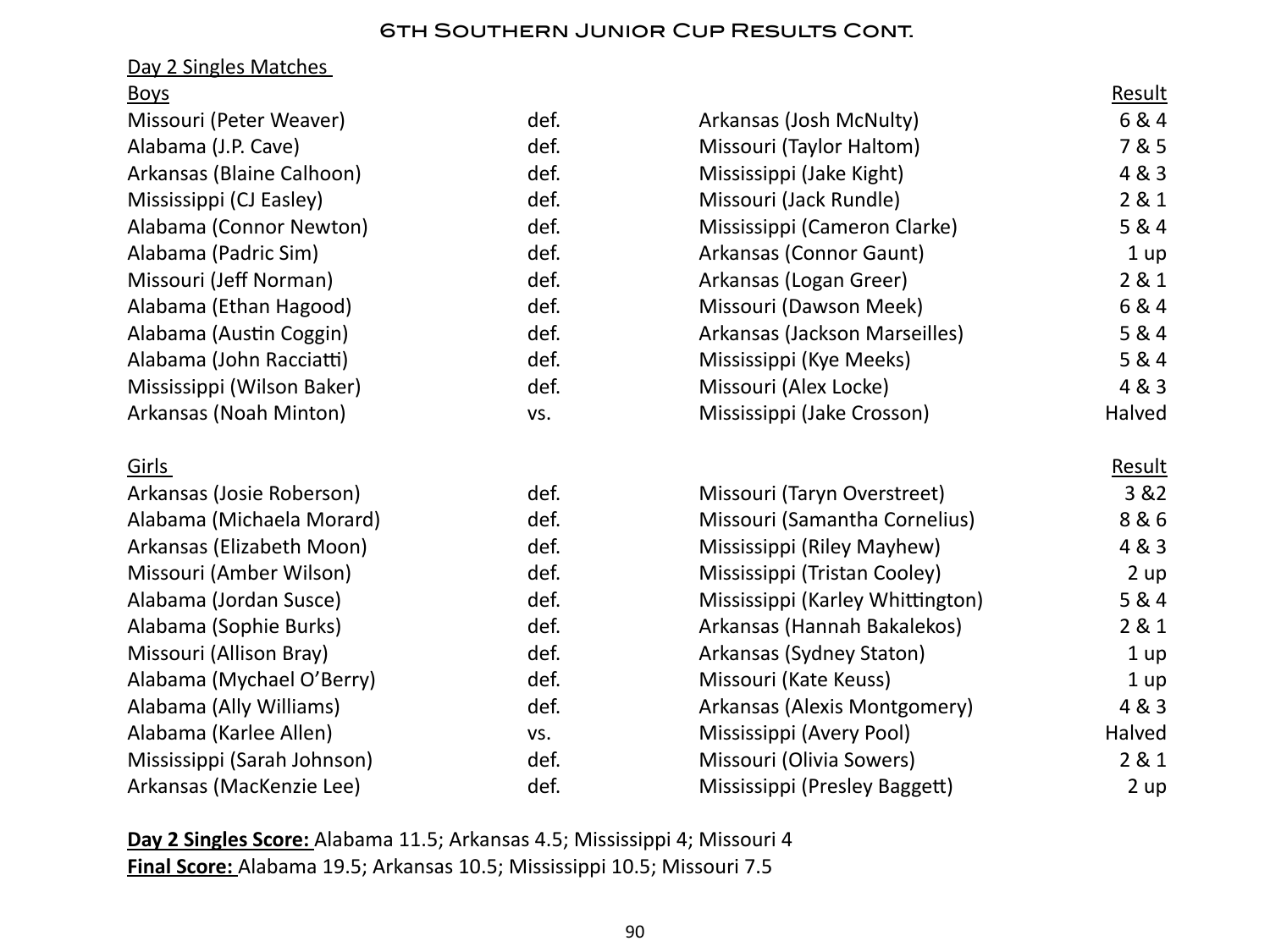# 6th Southern Junior Cup Results Cont.

Day 2 Singles Matches

| Boys | | | Result |
|---|---|---|---|
| Missouri (Peter Weaver) | def. | Arkansas (Josh McNulty) | 6 & 4 |
| Alabama (J.P. Cave) | def. | Missouri (Taylor Haltom) | 7 & 5 |
| Arkansas (Blaine Calhoon) | def. | Mississippi (Jake Kight) | 4 & 3 |
| Mississippi (CJ Easley) | def. | Missouri (Jack Rundle) | 2 & 1 |
| Alabama (Connor Newton) | def. | Mississippi (Cameron Clarke) | 5 & 4 |
| Alabama (Padric Sim) | def. | Arkansas (Connor Gaunt) | 1 up |
| Missouri (Jeff Norman) | def. | Arkansas (Logan Greer) | 2 & 1 |
| Alabama (Ethan Hagood) | def. | Missouri (Dawson Meek) | 6 & 4 |
| Alabama (Austin Coggin) | def. | Arkansas (Jackson Marseilles) | 5 & 4 |
| Alabama (John Racciatti) | def. | Mississippi (Kye Meeks) | 5 & 4 |
| Mississippi (Wilson Baker) | def. | Missouri (Alex Locke) | 4 & 3 |
| Arkansas (Noah Minton) | vs. | Mississippi (Jake Crosson) | Halved |

| Girls | | | Result |
|---|---|---|---|
| Arkansas (Josie Roberson) | def. | Missouri (Taryn Overstreet) | 3 &2 |
| Alabama (Michaela Morard) | def. | Missouri (Samantha Cornelius) | 8 & 6 |
| Arkansas (Elizabeth Moon) | def. | Mississippi (Riley Mayhew) | 4 & 3 |
| Missouri (Amber Wilson) | def. | Mississippi (Tristan Cooley) | 2 up |
| Alabama (Jordan Susce) | def. | Mississippi (Karley Whittington) | 5 & 4 |
| Alabama (Sophie Burks) | def. | Arkansas (Hannah Bakalekos) | 2 & 1 |
| Missouri (Allison Bray) | def. | Arkansas (Sydney Staton) | 1 up |
| Alabama (Mychael O'Berry) | def. | Missouri (Kate Keuss) | 1 up |
| Alabama (Ally Williams) | def. | Arkansas (Alexis Montgomery) | 4 & 3 |
| Alabama (Karlee Allen) | vs. | Mississippi (Avery Pool) | Halved |
| Mississippi (Sarah Johnson) | def. | Missouri (Olivia Sowers) | 2 & 1 |
| Arkansas (MacKenzie Lee) | def. | Mississippi (Presley Baggett) | 2 up |

**Day 2 Singles Score:** Alabama 11.5; Arkansas 4.5; Mississippi 4; Missouri 4

**Final Score:** Alabama 19.5; Arkansas 10.5; Mississippi 10.5; Missouri 7.5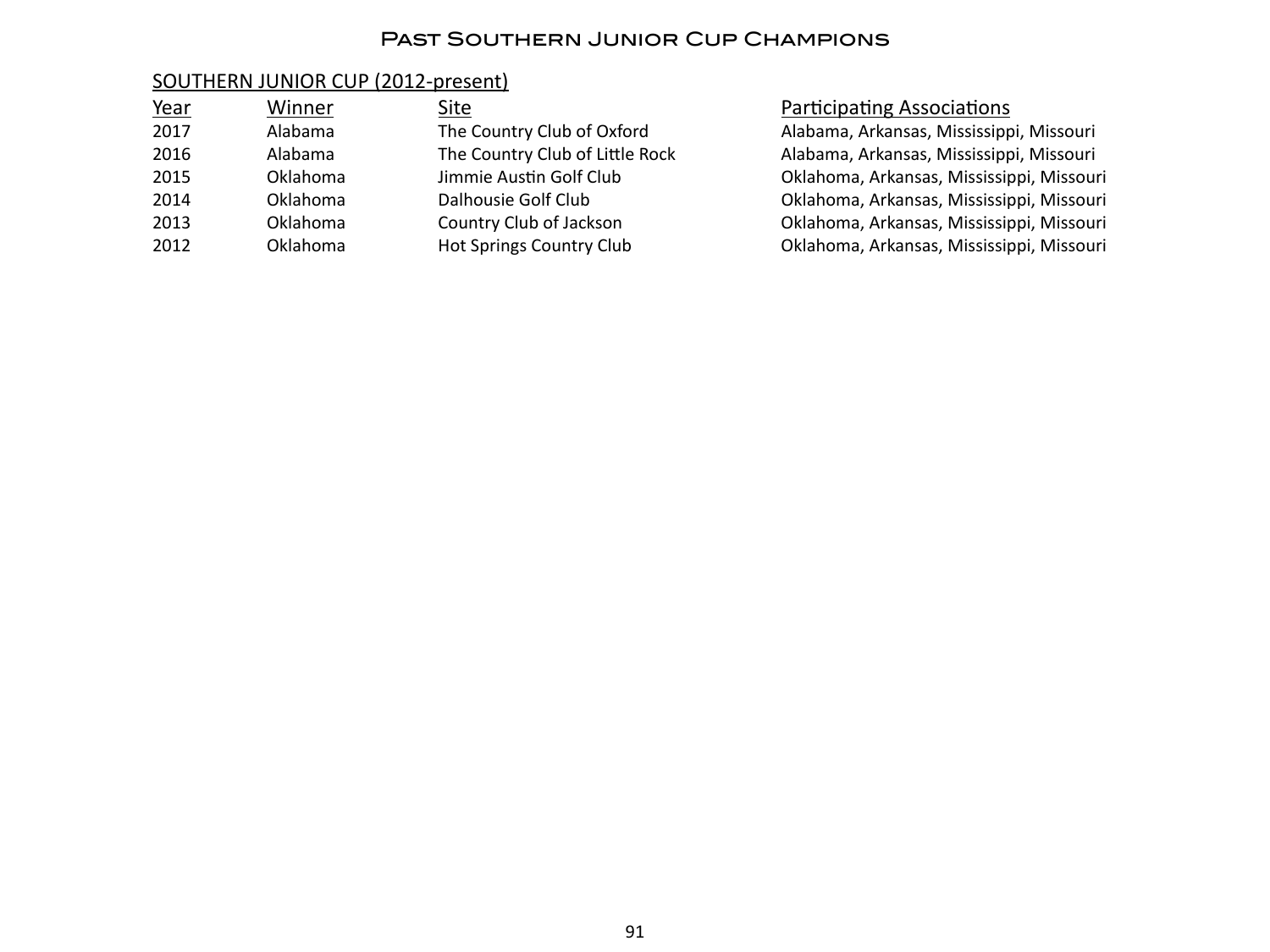# Past Southern Junior Cup Champions

## SOUTHERN JUNIOR CUP (2012-present)

| Year | Winner | Site | Participating Associations |
|---|---|---|---|
| 2017 | Alabama | The Country Club of Oxford | Alabama, Arkansas, Mississippi, Missouri |
| 2016 | Alabama | The Country Club of Little Rock | Alabama, Arkansas, Mississippi, Missouri |
| 2015 | Oklahoma | Jimmie Austin Golf Club | Oklahoma, Arkansas, Mississippi, Missouri |
| 2014 | Oklahoma | Dalhousie Golf Club | Oklahoma, Arkansas, Mississippi, Missouri |
| 2013 | Oklahoma | Country Club of Jackson | Oklahoma, Arkansas, Mississippi, Missouri |
| 2012 | Oklahoma | Hot Springs Country Club | Oklahoma, Arkansas, Mississippi, Missouri |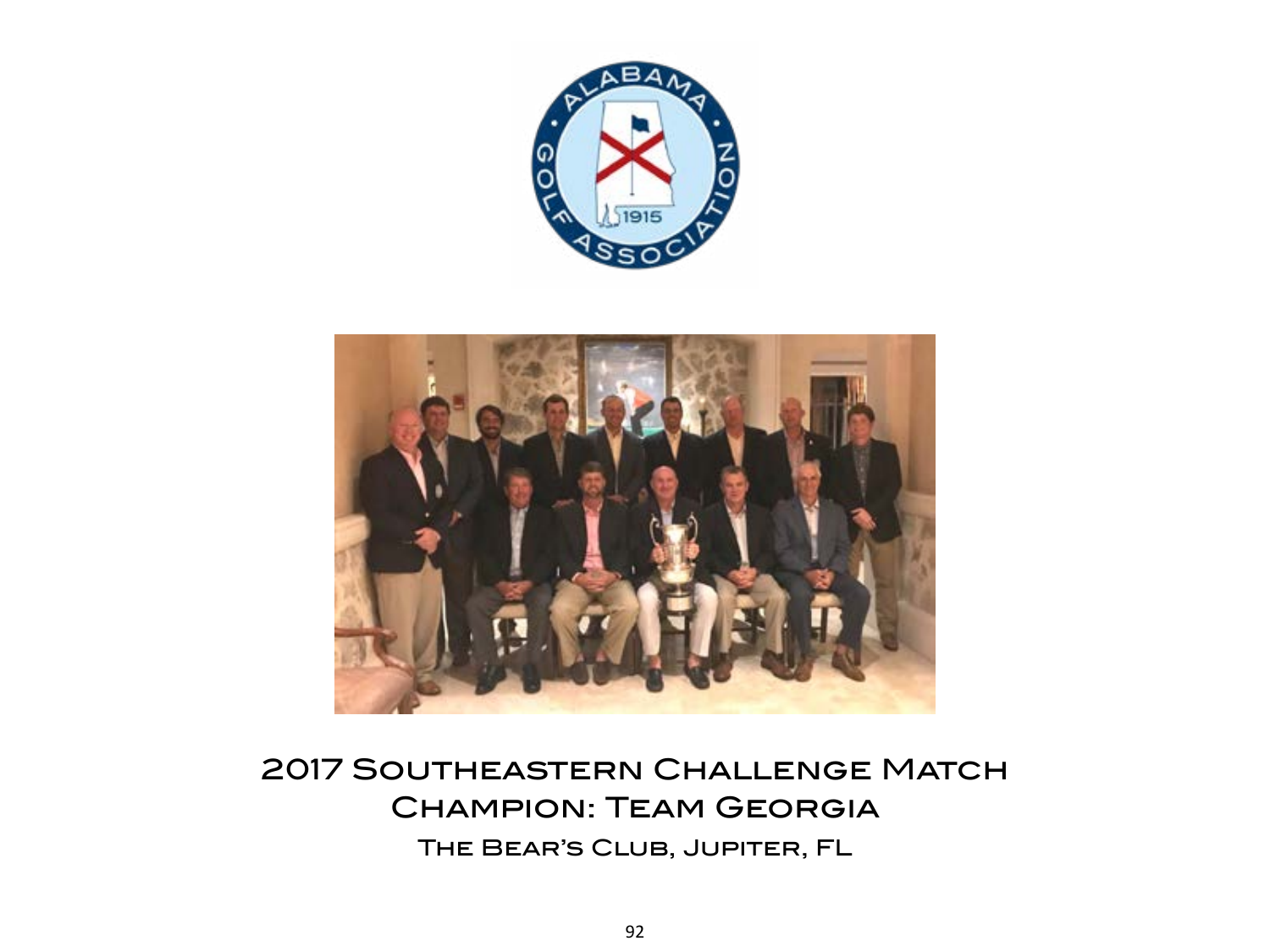## 2017 Southeastern Challenge Match Champion: Team Georgia

The Bear's Club, Jupiter, FL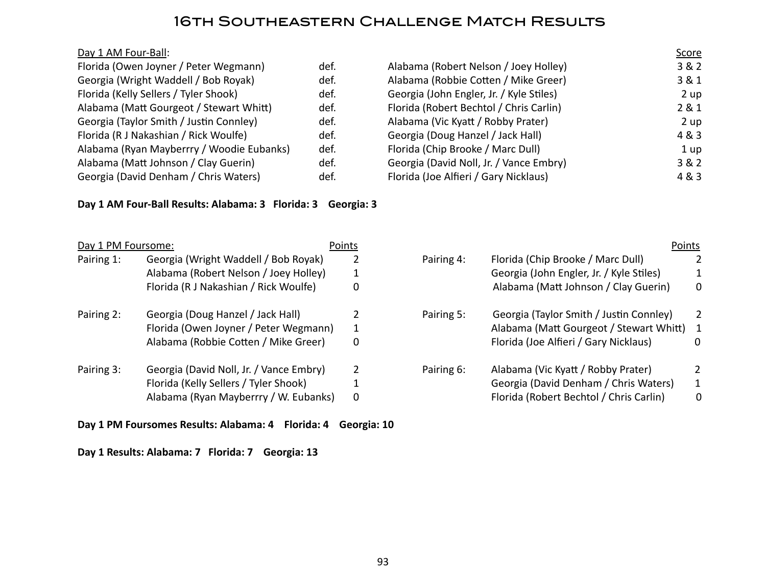# 16th Southeastern Challenge Match Results

Day 1 AM Four-Ball:

| Winner | | Loser | Score |
|---|---|---|---|
| Florida (Owen Joyner / Peter Wegmann) | def. | Alabama (Robert Nelson / Joey Holley) | 3 & 2 |
| Georgia (Wright Waddell / Bob Royak) | def. | Alabama (Robbie Cotten / Mike Greer) | 3 & 1 |
| Florida (Kelly Sellers / Tyler Shook) | def. | Georgia (John Engler, Jr. / Kyle Stiles) | 2 up |
| Alabama (Matt Gourgeot / Stewart Whitt) | def. | Florida (Robert Bechtol / Chris Carlin) | 2 & 1 |
| Georgia (Taylor Smith / Justin Connley) | def. | Alabama (Vic Kyatt / Robby Prater) | 2 up |
| Florida (R J Nakashian / Rick Woulfe) | def. | Georgia (Doug Hanzel / Jack Hall) | 4 & 3 |
| Alabama (Ryan Mayberrry / Woodie Eubanks) | def. | Florida (Chip Brooke / Marc Dull) | 1 up |
| Alabama (Matt Johnson / Clay Guerin) | def. | Georgia (David Noll, Jr. / Vance Embry) | 3 & 2 |
| Georgia (David Denham / Chris Waters) | def. | Florida (Joe Alfieri / Gary Nicklaus) | 4 & 3 |

**Day 1 AM Four-Ball Results: Alabama: 3 Florida: 3 Georgia: 3**

Day 1 PM Foursome:

| Pairing | Team | Points |
|---|---|---|
| Pairing 1: | Georgia (Wright Waddell / Bob Royak) | 2 |
| | Alabama (Robert Nelson / Joey Holley) | 1 |
| | Florida (R J Nakashian / Rick Woulfe) | 0 |
| Pairing 2: | Georgia (Doug Hanzel / Jack Hall) | 2 |
| | Florida (Owen Joyner / Peter Wegmann) | 1 |
| | Alabama (Robbie Cotten / Mike Greer) | 0 |
| Pairing 3: | Georgia (David Noll, Jr. / Vance Embry) | 2 |
| | Florida (Kelly Sellers / Tyler Shook) | 1 |
| | Alabama (Ryan Mayberrry / W. Eubanks) | 0 |
| Pairing 4: | Florida (Chip Brooke / Marc Dull) | 2 |
| | Georgia (John Engler, Jr. / Kyle Stiles) | 1 |
| | Alabama (Matt Johnson / Clay Guerin) | 0 |
| Pairing 5: | Georgia (Taylor Smith / Justin Connley) | 2 |
| | Alabama (Matt Gourgeot / Stewart Whitt) | 1 |
| | Florida (Joe Alfieri / Gary Nicklaus) | 0 |
| Pairing 6: | Alabama (Vic Kyatt / Robby Prater) | 2 |
| | Georgia (David Denham / Chris Waters) | 1 |
| | Florida (Robert Bechtol / Chris Carlin) | 0 |

**Day 1 PM Foursomes Results: Alabama: 4 Florida: 4 Georgia: 10**

**Day 1 Results: Alabama: 7 Florida: 7 Georgia: 13**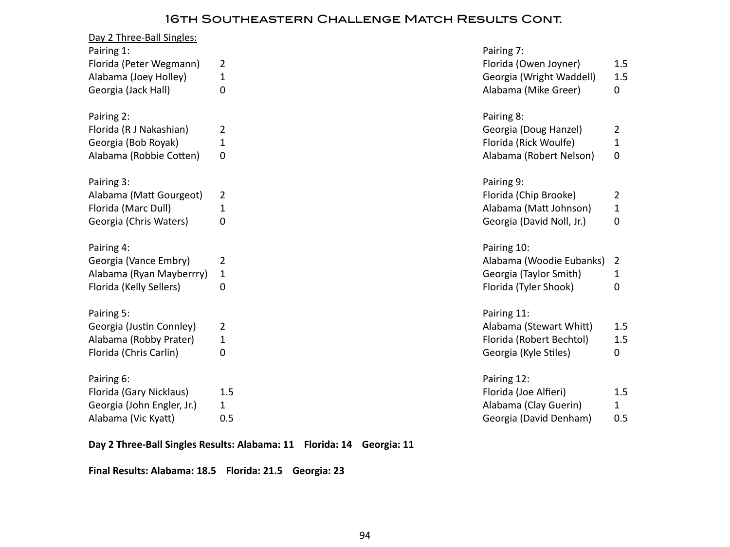# 16th Southeastern Challenge Match Results Cont.

Day 2 Three-Ball Singles:

Pairing 1:

| | |
|---|---|
| Florida (Peter Wegmann) | 2 |
| Alabama (Joey Holley) | 1 |
| Georgia (Jack Hall) | 0 |

Pairing 2:

| | |
|---|---|
| Florida (R J Nakashian) | 2 |
| Georgia (Bob Royak) | 1 |
| Alabama (Robbie Cotten) | 0 |

Pairing 3:

| | |
|---|---|
| Alabama (Matt Gourgeot) | 2 |
| Florida (Marc Dull) | 1 |
| Georgia (Chris Waters) | 0 |

Pairing 4:

| | |
|---|---|
| Georgia (Vance Embry) | 2 |
| Alabama (Ryan Mayberrry) | 1 |
| Florida (Kelly Sellers) | 0 |

Pairing 5:

| | |
|---|---|
| Georgia (Justin Connley) | 2 |
| Alabama (Robby Prater) | 1 |
| Florida (Chris Carlin) | 0 |

Pairing 6:

| | |
|---|---|
| Florida (Gary Nicklaus) | 1.5 |
| Georgia (John Engler, Jr.) | 1 |
| Alabama (Vic Kyatt) | 0.5 |

Pairing 7:

| | |
|---|---|
| Florida (Owen Joyner) | 1.5 |
| Georgia (Wright Waddell) | 1.5 |
| Alabama (Mike Greer) | 0 |

Pairing 8:

| | |
|---|---|
| Georgia (Doug Hanzel) | 2 |
| Florida (Rick Woulfe) | 1 |
| Alabama (Robert Nelson) | 0 |

Pairing 9:

| | |
|---|---|
| Florida (Chip Brooke) | 2 |
| Alabama (Matt Johnson) | 1 |
| Georgia (David Noll, Jr.) | 0 |

Pairing 10:

| | |
|---|---|
| Alabama (Woodie Eubanks) | 2 |
| Georgia (Taylor Smith) | 1 |
| Florida (Tyler Shook) | 0 |

Pairing 11:

| | |
|---|---|
| Alabama (Stewart Whitt) | 1.5 |
| Florida (Robert Bechtol) | 1.5 |
| Georgia (Kyle Stiles) | 0 |

Pairing 12:

| | |
|---|---|
| Florida (Joe Alfieri) | 1.5 |
| Alabama (Clay Guerin) | 1 |
| Georgia (David Denham) | 0.5 |

**Day 2 Three-Ball Singles Results: Alabama: 11 Florida: 14 Georgia: 11**

**Final Results: Alabama: 18.5 Florida: 21.5 Georgia: 23**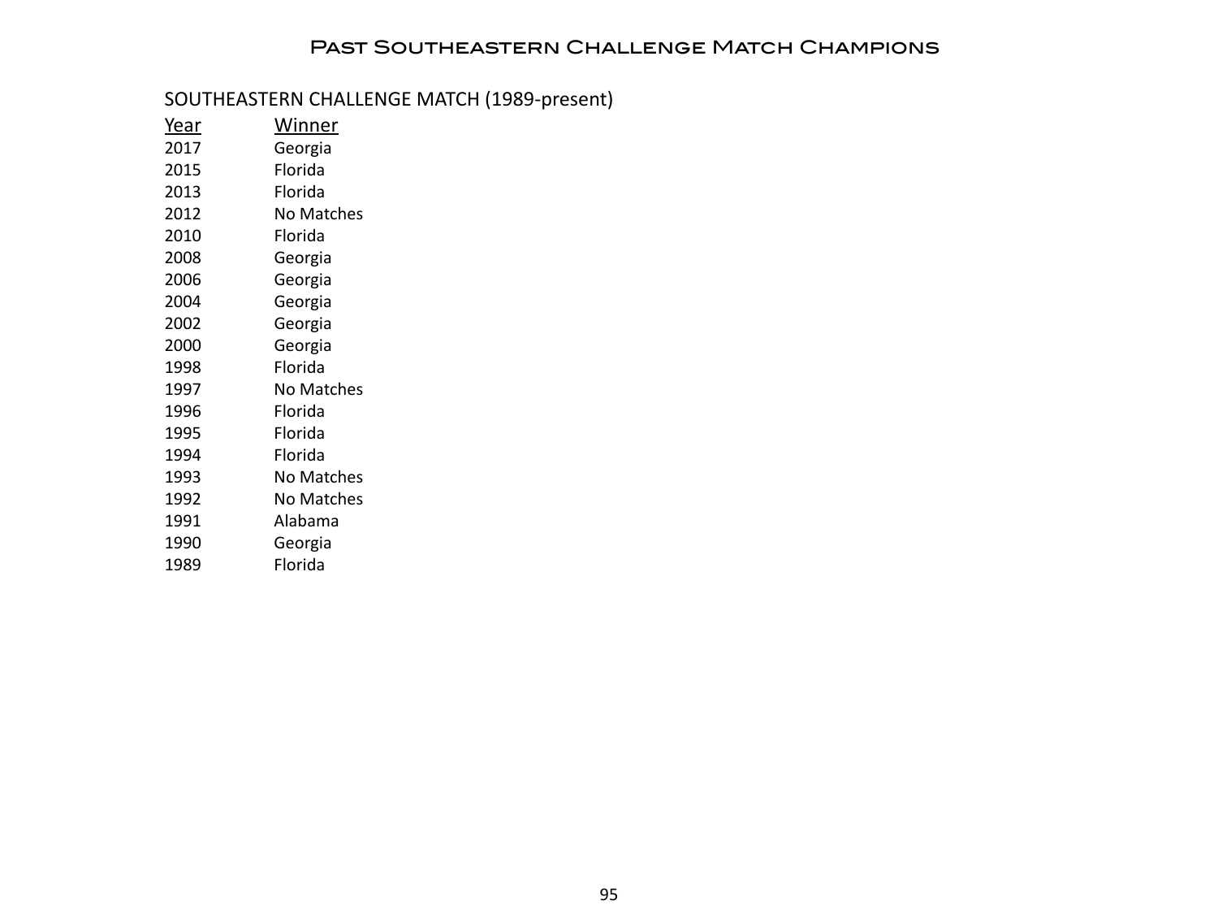# Past Southeastern Challenge Match Champions

## SOUTHEASTERN CHALLENGE MATCH (1989-present)

| Year | Winner |
| --- | --- |
| 2017 | Georgia |
| 2015 | Florida |
| 2013 | Florida |
| 2012 | No Matches |
| 2010 | Florida |
| 2008 | Georgia |
| 2006 | Georgia |
| 2004 | Georgia |
| 2002 | Georgia |
| 2000 | Georgia |
| 1998 | Florida |
| 1997 | No Matches |
| 1996 | Florida |
| 1995 | Florida |
| 1994 | Florida |
| 1993 | No Matches |
| 1992 | No Matches |
| 1991 | Alabama |
| 1990 | Georgia |
| 1989 | Florida |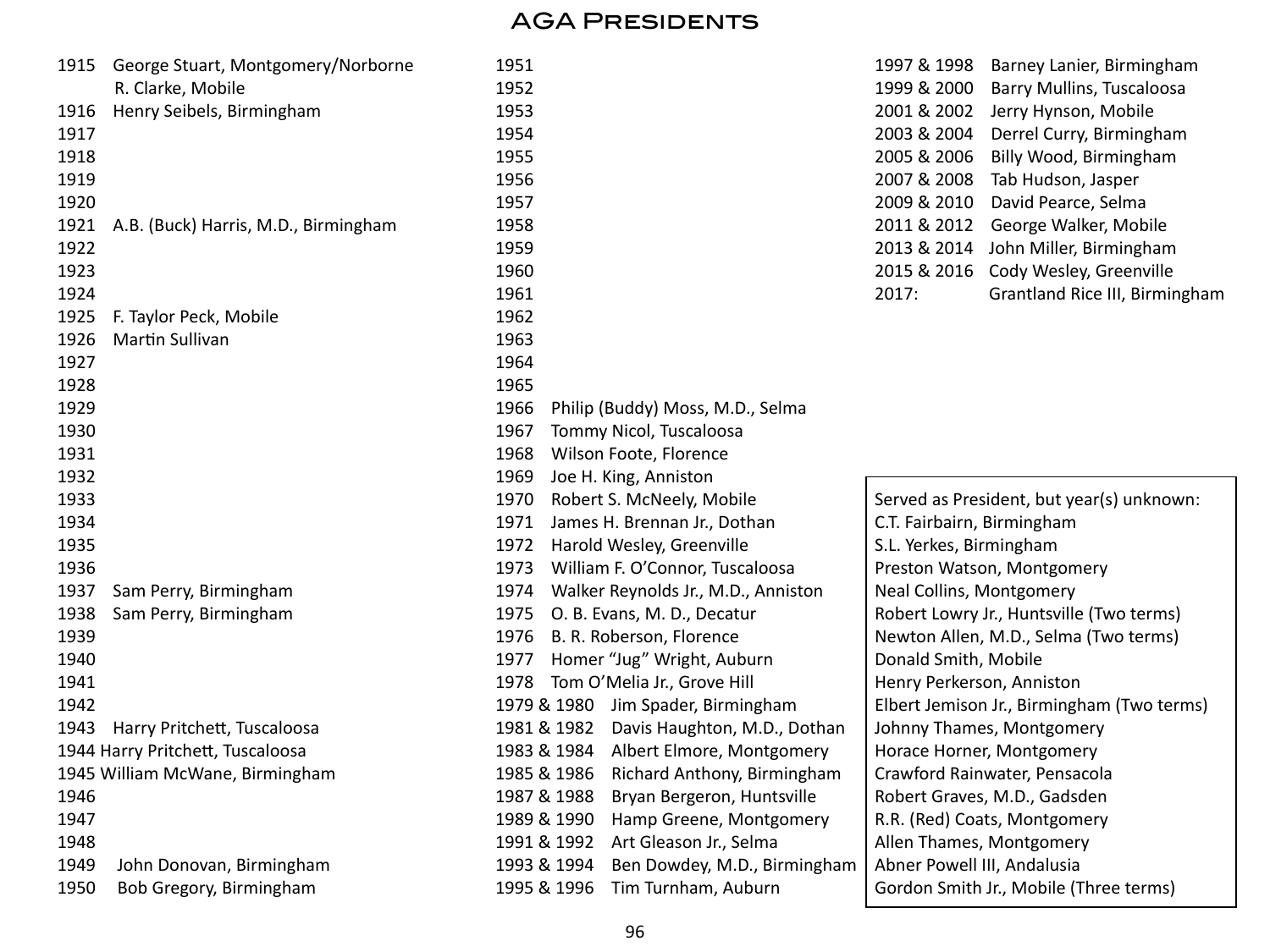# AGA Presidents

1915 George Stuart, Montgomery/Norborne R. Clarke, Mobile
1916 Henry Seibels, Birmingham
1917
1918
1919
1920
1921 A.B. (Buck) Harris, M.D., Birmingham
1922
1923
1924
1925 F. Taylor Peck, Mobile
1926 Martin Sullivan
1927
1928
1929
1930
1931
1932
1933
1934
1935
1936
1937 Sam Perry, Birmingham
1938 Sam Perry, Birmingham
1939
1940
1941
1942
1943 Harry Pritchett, Tuscaloosa
1944 Harry Pritchett, Tuscaloosa
1945 William McWane, Birmingham
1946
1947
1948
1949 John Donovan, Birmingham
1950 Bob Gregory, Birmingham
1951
1952
1953
1954
1955
1956
1957
1958
1959
1960
1961
1962
1963
1964
1965
1966 Philip (Buddy) Moss, M.D., Selma
1967 Tommy Nicol, Tuscaloosa
1968 Wilson Foote, Florence
1969 Joe H. King, Anniston
1970 Robert S. McNeely, Mobile
1971 James H. Brennan Jr., Dothan
1972 Harold Wesley, Greenville
1973 William F. O'Connor, Tuscaloosa
1974 Walker Reynolds Jr., M.D., Anniston
1975 O. B. Evans, M. D., Decatur
1976 B. R. Roberson, Florence
1977 Homer "Jug" Wright, Auburn
1978 Tom O'Melia Jr., Grove Hill
1979 & 1980 Jim Spader, Birmingham
1981 & 1982 Davis Haughton, M.D., Dothan
1983 & 1984 Albert Elmore, Montgomery
1985 & 1986 Richard Anthony, Birmingham
1987 & 1988 Bryan Bergeron, Huntsville
1989 & 1990 Hamp Greene, Montgomery
1991 & 1992 Art Gleason Jr., Selma
1993 & 1994 Ben Dowdey, M.D., Birmingham
1995 & 1996 Tim Turnham, Auburn
1997 & 1998 Barney Lanier, Birmingham
1999 & 2000 Barry Mullins, Tuscaloosa
2001 & 2002 Jerry Hynson, Mobile
2003 & 2004 Derrel Curry, Birmingham
2005 & 2006 Billy Wood, Birmingham
2007 & 2008 Tab Hudson, Jasper
2009 & 2010 David Pearce, Selma
2011 & 2012 George Walker, Mobile
2013 & 2014 John Miller, Birmingham
2015 & 2016 Cody Wesley, Greenville
2017: Grantland Rice III, Birmingham

Served as President, but year(s) unknown:
C.T. Fairbairn, Birmingham
S.L. Yerkes, Birmingham
Preston Watson, Montgomery
Neal Collins, Montgomery
Robert Lowry Jr., Huntsville (Two terms)
Newton Allen, M.D., Selma (Two terms)
Donald Smith, Mobile
Henry Perkerson, Anniston
Elbert Jemison Jr., Birmingham (Two terms)
Johnny Thames, Montgomery
Horace Horner, Montgomery
Crawford Rainwater, Pensacola
Robert Graves, M.D., Gadsden
R.R. (Red) Coats, Montgomery
Allen Thames, Montgomery
Abner Powell III, Andalusia
Gordon Smith Jr., Mobile (Three terms)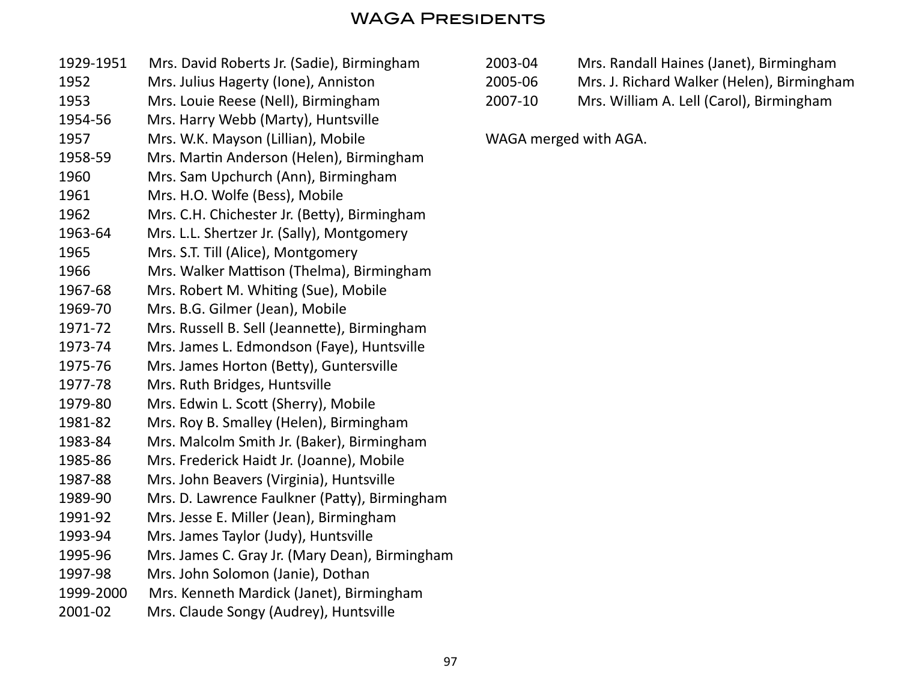# WAGA Presidents

1929-1951 Mrs. David Roberts Jr. (Sadie), Birmingham
1952 Mrs. Julius Hagerty (Ione), Anniston
1953 Mrs. Louie Reese (Nell), Birmingham
1954-56 Mrs. Harry Webb (Marty), Huntsville
1957 Mrs. W.K. Mayson (Lillian), Mobile
1958-59 Mrs. Martin Anderson (Helen), Birmingham
1960 Mrs. Sam Upchurch (Ann), Birmingham
1961 Mrs. H.O. Wolfe (Bess), Mobile
1962 Mrs. C.H. Chichester Jr. (Betty), Birmingham
1963-64 Mrs. L.L. Shertzer Jr. (Sally), Montgomery
1965 Mrs. S.T. Till (Alice), Montgomery
1966 Mrs. Walker Mattison (Thelma), Birmingham
1967-68 Mrs. Robert M. Whiting (Sue), Mobile
1969-70 Mrs. B.G. Gilmer (Jean), Mobile
1971-72 Mrs. Russell B. Sell (Jeannette), Birmingham
1973-74 Mrs. James L. Edmondson (Faye), Huntsville
1975-76 Mrs. James Horton (Betty), Guntersville
1977-78 Mrs. Ruth Bridges, Huntsville
1979-80 Mrs. Edwin L. Scott (Sherry), Mobile
1981-82 Mrs. Roy B. Smalley (Helen), Birmingham
1983-84 Mrs. Malcolm Smith Jr. (Baker), Birmingham
1985-86 Mrs. Frederick Haidt Jr. (Joanne), Mobile
1987-88 Mrs. John Beavers (Virginia), Huntsville
1989-90 Mrs. D. Lawrence Faulkner (Patty), Birmingham
1991-92 Mrs. Jesse E. Miller (Jean), Birmingham
1993-94 Mrs. James Taylor (Judy), Huntsville
1995-96 Mrs. James C. Gray Jr. (Mary Dean), Birmingham
1997-98 Mrs. John Solomon (Janie), Dothan
1999-2000 Mrs. Kenneth Mardick (Janet), Birmingham
2001-02 Mrs. Claude Songy (Audrey), Huntsville
2003-04 Mrs. Randall Haines (Janet), Birmingham
2005-06 Mrs. J. Richard Walker (Helen), Birmingham
2007-10 Mrs. William A. Lell (Carol), Birmingham

WAGA merged with AGA.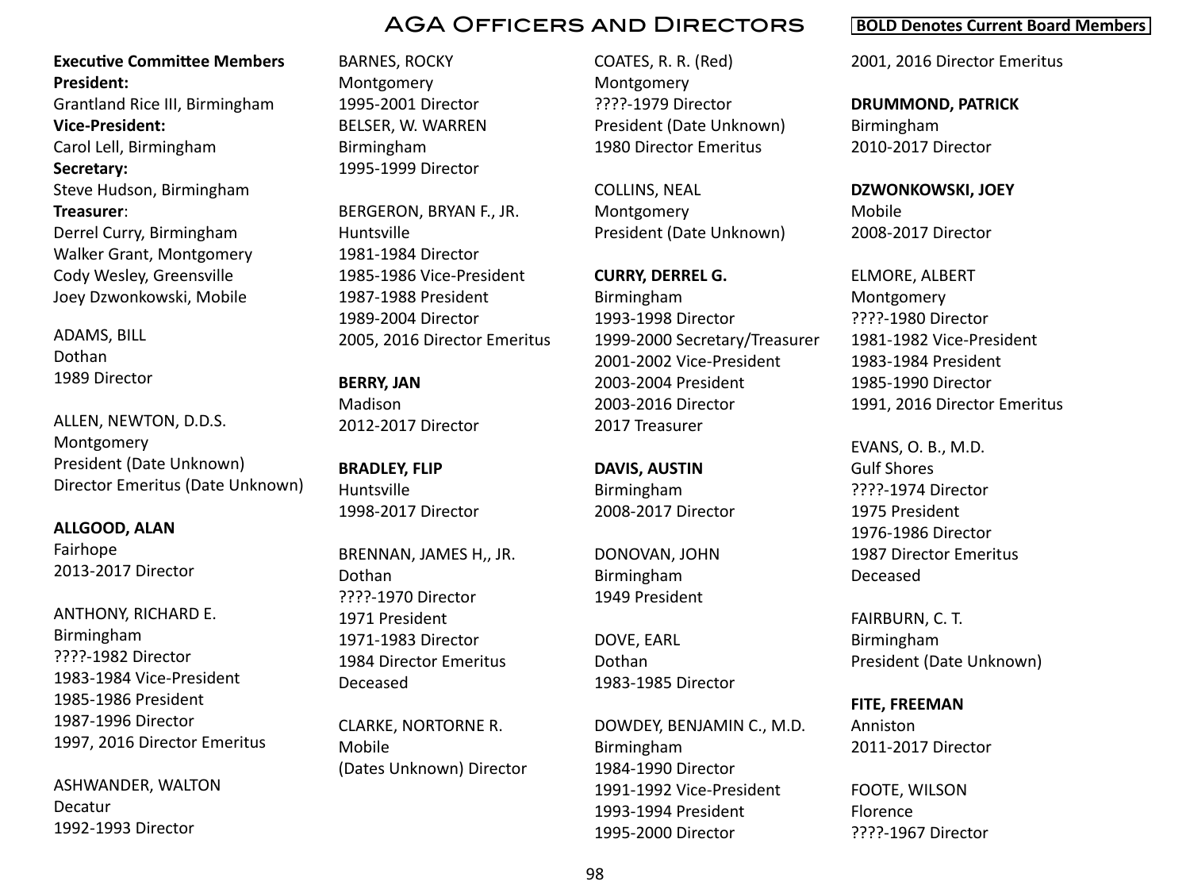# AGA Officers and Directors

**BOLD Denotes Current Board Members**

**Executive Committee Members**
**President:**
Grantland Rice III, Birmingham
**Vice-President:**
Carol Lell, Birmingham
**Secretary:**
Steve Hudson, Birmingham
**Treasurer**:
Derrel Curry, Birmingham
Walker Grant, Montgomery
Cody Wesley, Greensville
Joey Dzwonkowski, Mobile

ADAMS, BILL
Dothan
1989 Director

ALLEN, NEWTON, D.D.S.
Montgomery
President (Date Unknown)
Director Emeritus (Date Unknown)

**ALLGOOD, ALAN**
Fairhope
2013-2017 Director

ANTHONY, RICHARD E.
Birmingham
????-1982 Director
1983-1984 Vice-President
1985-1986 President
1987-1996 Director
1997, 2016 Director Emeritus

ASHWANDER, WALTON
Decatur
1992-1993 Director

BARNES, ROCKY
Montgomery
1995-2001 Director

BELSER, W. WARREN
Birmingham
1995-1999 Director

BERGERON, BRYAN F., JR.
Huntsville
1981-1984 Director
1985-1986 Vice-President
1987-1988 President
1989-2004 Director
2005, 2016 Director Emeritus

**BERRY, JAN**
Madison
2012-2017 Director

**BRADLEY, FLIP**
Huntsville
1998-2017 Director

BRENNAN, JAMES H,, JR.
Dothan
????-1970 Director
1971 President
1971-1983 Director
1984 Director Emeritus
Deceased

CLARKE, NORTORNE R.
Mobile
(Dates Unknown) Director

COATES, R. R. (Red)
Montgomery
????-1979 Director
President (Date Unknown)
1980 Director Emeritus

COLLINS, NEAL
Montgomery
President (Date Unknown)

**CURRY, DERREL G.**
Birmingham
1993-1998 Director
1999-2000 Secretary/Treasurer
2001-2002 Vice-President
2003-2004 President
2003-2016 Director
2017 Treasurer

**DAVIS, AUSTIN**
Birmingham
2008-2017 Director

DONOVAN, JOHN
Birmingham
1949 President

DOVE, EARL
Dothan
1983-1985 Director

DOWDEY, BENJAMIN C., M.D.
Birmingham
1984-1990 Director
1991-1992 Vice-President
1993-1994 President
1995-2000 Director
2001, 2016 Director Emeritus

**DRUMMOND, PATRICK**
Birmingham
2010-2017 Director

**DZWONKOWSKI, JOEY**
Mobile
2008-2017 Director

ELMORE, ALBERT
Montgomery
????-1980 Director
1981-1982 Vice-President
1983-1984 President
1985-1990 Director
1991, 2016 Director Emeritus

EVANS, O. B., M.D.
Gulf Shores
????-1974 Director
1975 President
1976-1986 Director
1987 Director Emeritus
Deceased

FAIRBURN, C. T.
Birmingham
President (Date Unknown)

**FITE, FREEMAN**
Anniston
2011-2017 Director

FOOTE, WILSON
Florence
????-1967 Director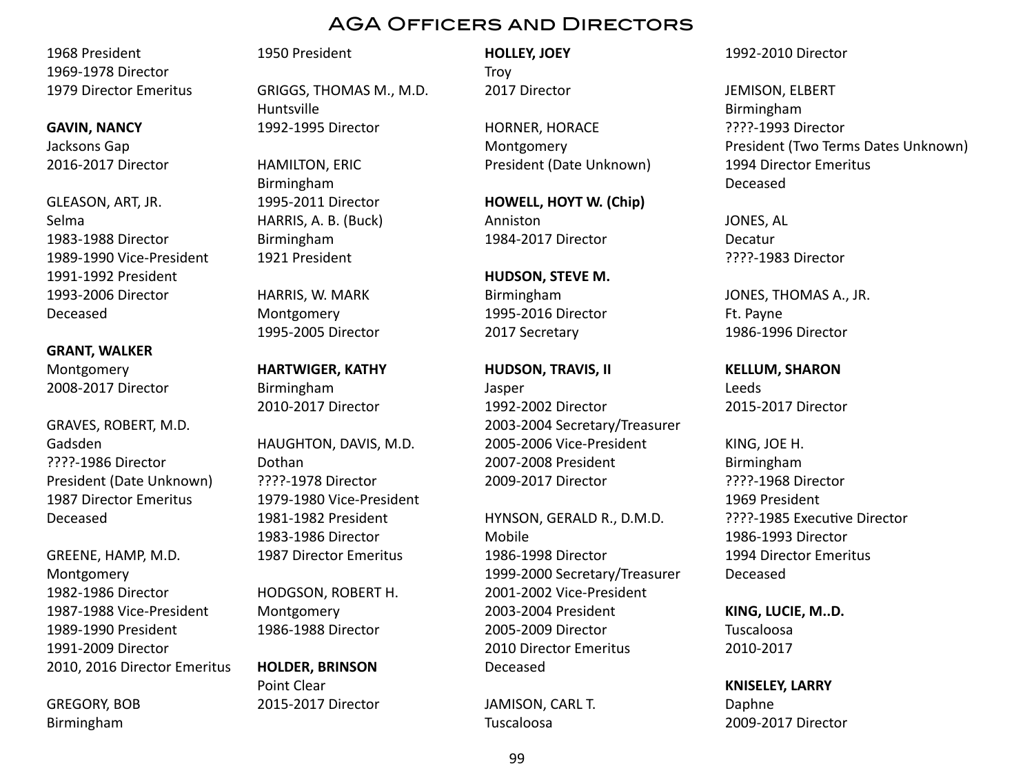# AGA Officers and Directors

1968 President
1969-1978 Director
1979 Director Emeritus

**GAVIN, NANCY**
Jacksons Gap
2016-2017 Director

GLEASON, ART, JR.
Selma
1983-1988 Director
1989-1990 Vice-President
1991-1992 President
1993-2006 Director
Deceased

**GRANT, WALKER**
Montgomery
2008-2017 Director

GRAVES, ROBERT, M.D.
Gadsden
????-1986 Director
President (Date Unknown)
1987 Director Emeritus
Deceased

GREENE, HAMP, M.D.
Montgomery
1982-1986 Director
1987-1988 Vice-President
1989-1990 President
1991-2009 Director
2010, 2016 Director Emeritus

GREGORY, BOB
Birmingham
1950 President

GRIGGS, THOMAS M., M.D.
Huntsville
1992-1995 Director

HAMILTON, ERIC
Birmingham
1995-2011 Director
HARRIS, A. B. (Buck)
Birmingham
1921 President

HARRIS, W. MARK
Montgomery
1995-2005 Director

**HARTWIGER, KATHY**
Birmingham
2010-2017 Director

HAUGHTON, DAVIS, M.D.
Dothan
????-1978 Director
1979-1980 Vice-President
1981-1982 President
1983-1986 Director
1987 Director Emeritus

HODGSON, ROBERT H.
Montgomery
1986-1988 Director

**HOLDER, BRINSON**
Point Clear
2015-2017 Director

**HOLLEY, JOEY**
Troy
2017 Director

HORNER, HORACE
Montgomery
President (Date Unknown)

**HOWELL, HOYT W. (Chip)**
Anniston
1984-2017 Director

**HUDSON, STEVE M.**
Birmingham
1995-2016 Director
2017 Secretary

**HUDSON, TRAVIS, II**
Jasper
1992-2002 Director
2003-2004 Secretary/Treasurer
2005-2006 Vice-President
2007-2008 President
2009-2017 Director

HYNSON, GERALD R., D.M.D.
Mobile
1986-1998 Director
1999-2000 Secretary/Treasurer
2001-2002 Vice-President
2003-2004 President
2005-2009 Director
2010 Director Emeritus
Deceased

JAMISON, CARL T.
Tuscaloosa
1992-2010 Director

JEMISON, ELBERT
Birmingham
????-1993 Director
President (Two Terms Dates Unknown)
1994 Director Emeritus
Deceased

JONES, AL
Decatur
????-1983 Director

JONES, THOMAS A., JR.
Ft. Payne
1986-1996 Director

**KELLUM, SHARON**
Leeds
2015-2017 Director

KING, JOE H.
Birmingham
????-1968 Director
1969 President
????-1985 Executive Director
1986-1993 Director
1994 Director Emeritus
Deceased

**KING, LUCIE, M..D.**
Tuscaloosa
2010-2017

**KNISELEY, LARRY**
Daphne
2009-2017 Director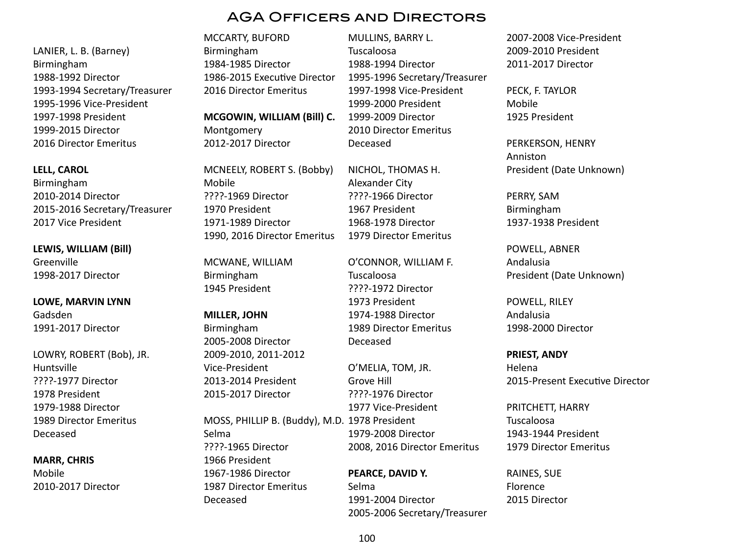# AGA Officers and Directors

LANIER, L. B. (Barney)
Birmingham
1988-1992 Director
1993-1994 Secretary/Treasurer
1995-1996 Vice-President
1997-1998 President
1999-2015 Director
2016 Director Emeritus

**LELL, CAROL**
Birmingham
2010-2014 Director
2015-2016 Secretary/Treasurer
2017 Vice President

**LEWIS, WILLIAM (Bill)**
Greenville
1998-2017 Director

**LOWE, MARVIN LYNN**
Gadsden
1991-2017 Director

LOWRY, ROBERT (Bob), JR.
Huntsville
????-1977 Director
1978 President
1979-1988 Director
1989 Director Emeritus
Deceased

**MARR, CHRIS**
Mobile
2010-2017 Director

MCCARTY, BUFORD
Birmingham
1984-1985 Director
1986-2015 Executive Director
2016 Director Emeritus

**MCGOWIN, WILLIAM (Bill) C.**
Montgomery
2012-2017 Director

MCNEELY, ROBERT S. (Bobby)
Mobile
????-1969 Director
1970 President
1971-1989 Director
1990, 2016 Director Emeritus

MCWANE, WILLIAM
Birmingham
1945 President

**MILLER, JOHN**
Birmingham
2005-2008 Director
2009-2010, 2011-2012
Vice-President
2013-2014 President
2015-2017 Director

MOSS, PHILLIP B. (Buddy), M.D.
Selma
????-1965 Director
1966 President
1967-1986 Director
1987 Director Emeritus
Deceased

MULLINS, BARRY L.
Tuscaloosa
1988-1994 Director
1995-1996 Secretary/Treasurer
1997-1998 Vice-President
1999-2000 President
1999-2009 Director
2010 Director Emeritus
Deceased

NICHOL, THOMAS H.
Alexander City
????-1966 Director
1967 President
1968-1978 Director
1979 Director Emeritus

O'CONNOR, WILLIAM F.
Tuscaloosa
????-1972 Director
1973 President
1974-1988 Director
1989 Director Emeritus
Deceased

O'MELIA, TOM, JR.
Grove Hill
????-1976 Director
1977 Vice-President
1978 President
1979-2008 Director
2008, 2016 Director Emeritus

**PEARCE, DAVID Y.**
Selma
1991-2004 Director
2005-2006 Secretary/Treasurer
2007-2008 Vice-President
2009-2010 President
2011-2017 Director

PECK, F. TAYLOR
Mobile
1925 President

PERKERSON, HENRY
Anniston
President (Date Unknown)

PERRY, SAM
Birmingham
1937-1938 President

POWELL, ABNER
Andalusia
President (Date Unknown)

POWELL, RILEY
Andalusia
1998-2000 Director

**PRIEST, ANDY**
Helena
2015-Present Executive Director

PRITCHETT, HARRY
Tuscaloosa
1943-1944 President
1979 Director Emeritus

RAINES, SUE
Florence
2015 Director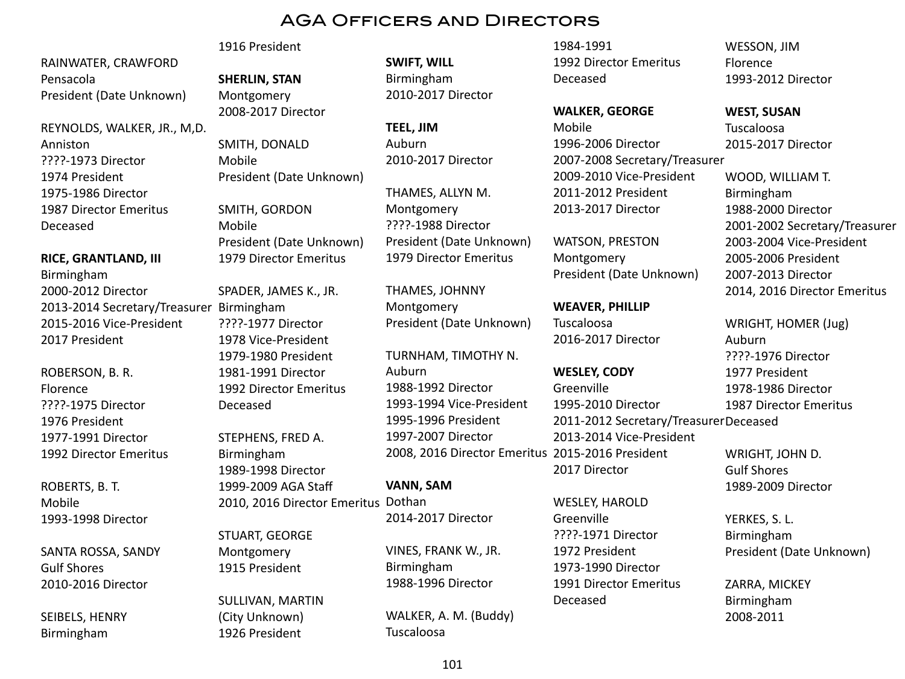# AGA Officers and Directors

1916 President

RAINWATER, CRAWFORD
Pensacola
President (Date Unknown)

REYNOLDS, WALKER, JR., M,D.
Anniston
????-1973 Director
1974 President
1975-1986 Director
1987 Director Emeritus
Deceased

**RICE, GRANTLAND, III**
Birmingham
2000-2012 Director
2013-2014 Secretary/Treasurer
2015-2016 Vice-President
2017 President

ROBERSON, B. R.
Florence
????-1975 Director
1976 President
1977-1991 Director
1992 Director Emeritus

ROBERTS, B. T.
Mobile
1993-1998 Director

SANTA ROSSA, SANDY
Gulf Shores
2010-2016 Director

SEIBELS, HENRY
Birmingham

**SHERLIN, STAN**
Montgomery
2008-2017 Director

SMITH, DONALD
Mobile
President (Date Unknown)

SMITH, GORDON
Mobile
President (Date Unknown)
1979 Director Emeritus

SPADER, JAMES K., JR.
Birmingham
????-1977 Director
1978 Vice-President
1979-1980 President
1981-1991 Director
1992 Director Emeritus
Deceased

STEPHENS, FRED A.
Birmingham
1989-1998 Director
1999-2009 AGA Staff
2010, 2016 Director Emeritus

STUART, GEORGE
Montgomery
1915 President

SULLIVAN, MARTIN
(City Unknown)
1926 President

**SWIFT, WILL**
Birmingham
2010-2017 Director

**TEEL, JIM**
Auburn
2010-2017 Director

THAMES, ALLYN M.
Montgomery
????-1988 Director
President (Date Unknown)
1979 Director Emeritus

THAMES, JOHNNY
Montgomery
President (Date Unknown)

TURNHAM, TIMOTHY N.
Auburn
1988-1992 Director
1993-1994 Vice-President
1995-1996 President
1997-2007 Director
2008, 2016 Director Emeritus

**VANN, SAM**
Dothan
2014-2017 Director

VINES, FRANK W., JR.
Birmingham
1988-1996 Director

WALKER, A. M. (Buddy)
Tuscaloosa
1984-1991
1992 Director Emeritus
Deceased

**WALKER, GEORGE**
Mobile
1996-2006 Director
2007-2008 Secretary/Treasurer
2009-2010 Vice-President
2011-2012 President
2013-2017 Director

WATSON, PRESTON
Montgomery
President (Date Unknown)

**WEAVER, PHILLIP**
Tuscaloosa
2016-2017 Director

**WESLEY, CODY**
Greenville
1995-2010 Director
2011-2012 Secretary/Treasurer
2013-2014 Vice-President
2015-2016 President
2017 Director

WESLEY, HAROLD
Greenville
????-1971 Director
1972 President
1973-1990 Director
1991 Director Emeritus
Deceased

WESSON, JIM
Florence
1993-2012 Director

**WEST, SUSAN**
Tuscaloosa
2015-2017 Director

WOOD, WILLIAM T.
Birmingham
1988-2000 Director
2001-2002 Secretary/Treasurer
2003-2004 Vice-President
2005-2006 President
2007-2013 Director
2014, 2016 Director Emeritus

WRIGHT, HOMER (Jug)
Auburn
????-1976 Director
1977 President
1978-1986 Director
1987 Director Emeritus
Deceased

WRIGHT, JOHN D.
Gulf Shores
1989-2009 Director

YERKES, S. L.
Birmingham
President (Date Unknown)

ZARRA, MICKEY
Birmingham
2008-2011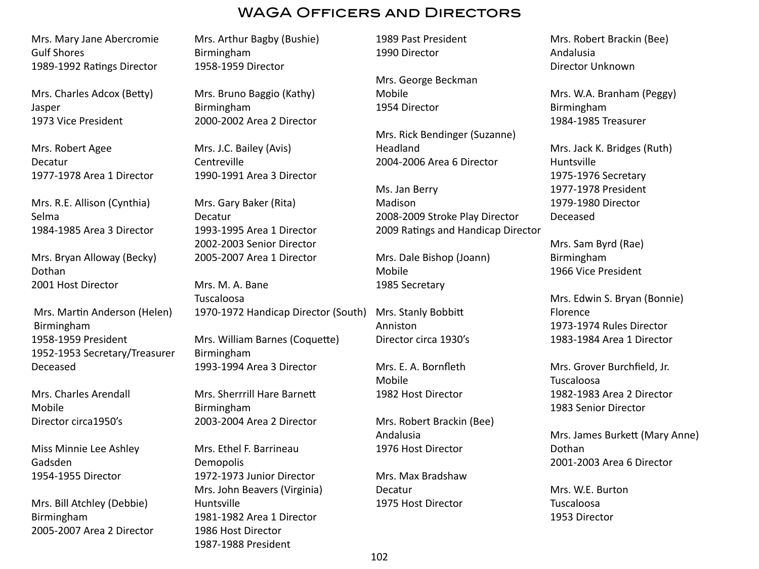# WAGA Officers and Directors

Mrs. Mary Jane Abercromie
Gulf Shores
1989-1992 Ratings Director

Mrs. Charles Adcox (Betty)
Jasper
1973 Vice President

Mrs. Robert Agee
Decatur
1977-1978 Area 1 Director

Mrs. R.E. Allison (Cynthia)
Selma
1984-1985 Area 3 Director

Mrs. Bryan Alloway (Becky)
Dothan
2001 Host Director

Mrs. Martin Anderson (Helen)
Birmingham
1958-1959 President
1952-1953 Secretary/Treasurer
Deceased

Mrs. Charles Arendall
Mobile
Director circa1950's

Miss Minnie Lee Ashley
Gadsden
1954-1955 Director

Mrs. Bill Atchley (Debbie)
Birmingham
2005-2007 Area 2 Director

Mrs. Arthur Bagby (Bushie)
Birmingham
1958-1959 Director

Mrs. Bruno Baggio (Kathy)
Birmingham
2000-2002 Area 2 Director

Mrs. J.C. Bailey (Avis)
Centreville
1990-1991 Area 3 Director

Mrs. Gary Baker (Rita)
Decatur
1993-1995 Area 1 Director
2002-2003 Senior Director
2005-2007 Area 1 Director

Mrs. M. A. Bane
Tuscaloosa
1970-1972 Handicap Director (South)

Mrs. William Barnes (Coquette)
Birmingham
1993-1994 Area 3 Director

Mrs. Sherrrill Hare Barnett
Birmingham
2003-2004 Area 2 Director

Mrs. Ethel F. Barrineau
Demopolis
1972-1973 Junior Director

Mrs. John Beavers (Virginia)
Huntsville
1981-1982 Area 1 Director
1986 Host Director
1987-1988 President
1989 Past President
1990 Director

Mrs. George Beckman
Mobile
1954 Director

Mrs. Rick Bendinger (Suzanne)
Headland
2004-2006 Area 6 Director

Ms. Jan Berry
Madison
2008-2009 Stroke Play Director
2009 Ratings and Handicap Director

Mrs. Dale Bishop (Joann)
Mobile
1985 Secretary

Mrs. Stanly Bobbitt
Anniston
Director circa 1930's

Mrs. E. A. Bornfleth
Mobile
1982 Host Director

Mrs. Robert Brackin (Bee)
Andalusia
1976 Host Director

Mrs. Max Bradshaw
Decatur
1975 Host Director

Mrs. Robert Brackin (Bee)
Andalusia
Director Unknown

Mrs. W.A. Branham (Peggy)
Birmingham
1984-1985 Treasurer

Mrs. Jack K. Bridges (Ruth)
Huntsville
1975-1976 Secretary
1977-1978 President
1979-1980 Director
Deceased

Mrs. Sam Byrd (Rae)
Birmingham
1966 Vice President

Mrs. Edwin S. Bryan (Bonnie)
Florence
1973-1974 Rules Director
1983-1984 Area 1 Director

Mrs. Grover Burchfield, Jr.
Tuscaloosa
1982-1983 Area 2 Director
1983 Senior Director

Mrs. James Burkett (Mary Anne)
Dothan
2001-2003 Area 6 Director

Mrs. W.E. Burton
Tuscaloosa
1953 Director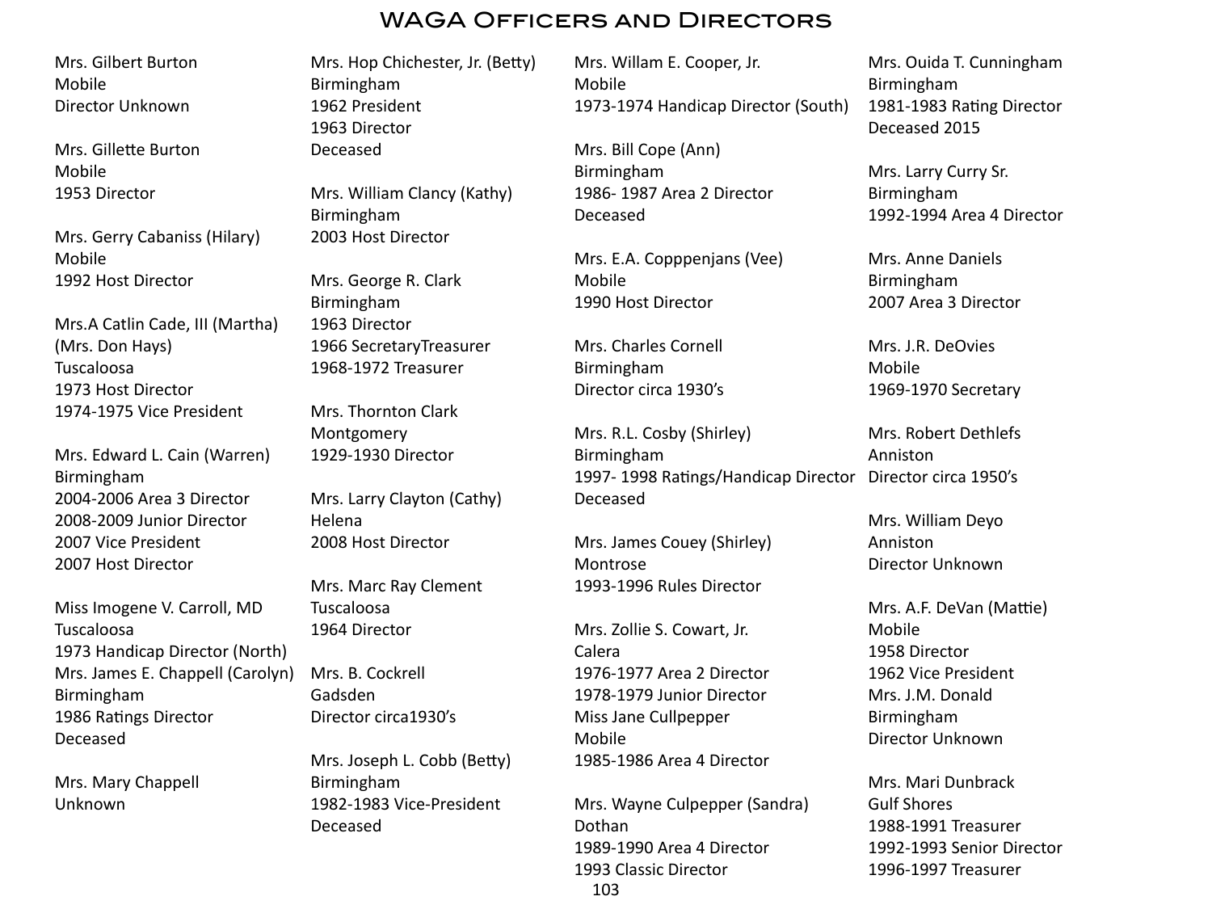# WAGA Officers and Directors

Mrs. Gilbert Burton
Mobile
Director Unknown

Mrs. Gillette Burton
Mobile
1953 Director

Mrs. Gerry Cabaniss (Hilary)
Mobile
1992 Host Director

Mrs.A Catlin Cade, III (Martha)
(Mrs. Don Hays)
Tuscaloosa
1973 Host Director
1974-1975 Vice President

Mrs. Edward L. Cain (Warren)
Birmingham
2004-2006 Area 3 Director
2008-2009 Junior Director
2007 Vice President
2007 Host Director

Miss Imogene V. Carroll, MD
Tuscaloosa
1973 Handicap Director (North)

Mrs. James E. Chappell (Carolyn)
Birmingham
1986 Ratings Director
Deceased

Mrs. Mary Chappell
Unknown

Mrs. Hop Chichester, Jr. (Betty)
Birmingham
1962 President
1963 Director
Deceased

Mrs. William Clancy (Kathy)
Birmingham
2003 Host Director

Mrs. George R. Clark
Birmingham
1963 Director
1966 SecretaryTreasurer
1968-1972 Treasurer

Mrs. Thornton Clark
Montgomery
1929-1930 Director

Mrs. Larry Clayton (Cathy)
Helena
2008 Host Director

Mrs. Marc Ray Clement
Tuscaloosa
1964 Director

Mrs. B. Cockrell
Gadsden
Director circa1930's

Mrs. Joseph L. Cobb (Betty)
Birmingham
1982-1983 Vice-President
Deceased

Mrs. Willam E. Cooper, Jr.
Mobile
1973-1974 Handicap Director (South)

Mrs. Bill Cope (Ann)
Birmingham
1986- 1987 Area 2 Director
Deceased

Mrs. E.A. Copppenjans (Vee)
Mobile
1990 Host Director

Mrs. Charles Cornell
Birmingham
Director circa 1930's

Mrs. R.L. Cosby (Shirley)
Birmingham
1997- 1998 Ratings/Handicap Director
Deceased

Mrs. James Couey (Shirley)
Montrose
1993-1996 Rules Director

Mrs. Zollie S. Cowart, Jr.
Calera
1976-1977 Area 2 Director
1978-1979 Junior Director

Miss Jane Cullpepper
Mobile
1985-1986 Area 4 Director

Mrs. Wayne Culpepper (Sandra)
Dothan
1989-1990 Area 4 Director
1993 Classic Director

Mrs. Ouida T. Cunningham
Birmingham
1981-1983 Rating Director
Deceased 2015

Mrs. Larry Curry Sr.
Birmingham
1992-1994 Area 4 Director

Mrs. Anne Daniels
Birmingham
2007 Area 3 Director

Mrs. J.R. DeOvies
Mobile
1969-1970 Secretary

Mrs. Robert Dethlefs
Anniston
Director circa 1950's

Mrs. William Deyo
Anniston
Director Unknown

Mrs. A.F. DeVan (Mattie)
Mobile
1958 Director
1962 Vice President

Mrs. J.M. Donald
Birmingham
Director Unknown

Mrs. Mari Dunbrack
Gulf Shores
1988-1991 Treasurer
1992-1993 Senior Director
1996-1997 Treasurer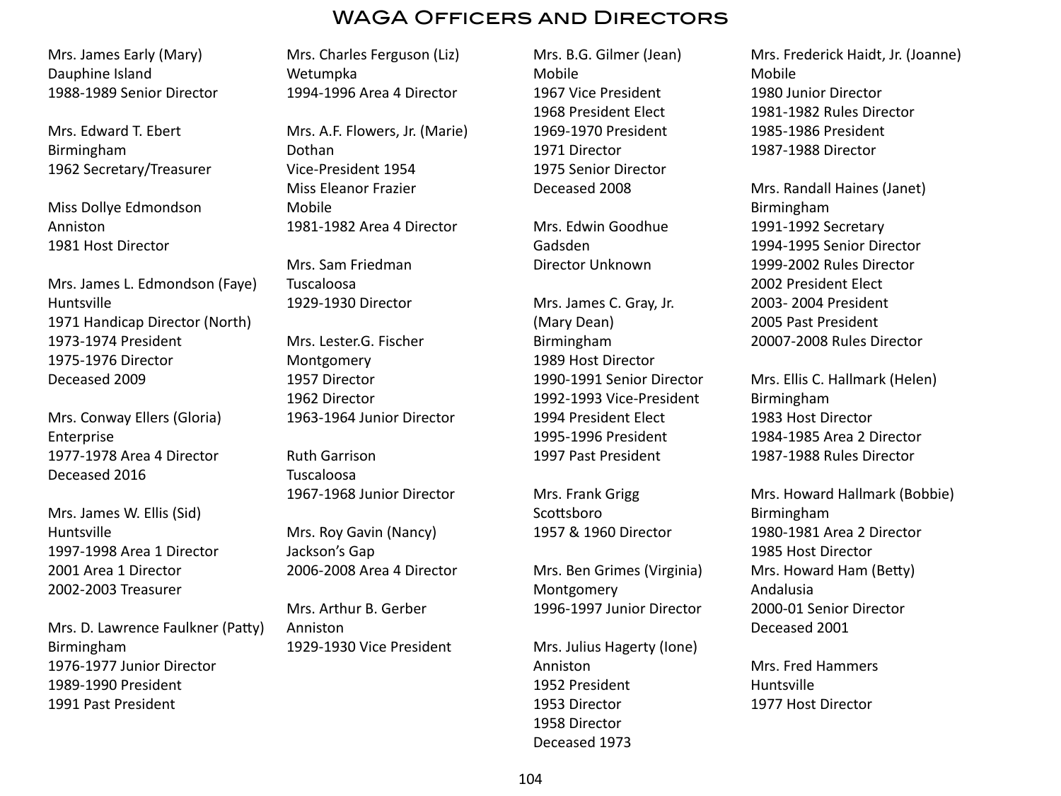# WAGA Officers and Directors

Mrs. James Early (Mary)
Dauphine Island
1988-1989 Senior Director

Mrs. Edward T. Ebert
Birmingham
1962 Secretary/Treasurer

Miss Dollye Edmondson
Anniston
1981 Host Director

Mrs. James L. Edmondson (Faye)
Huntsville
1971 Handicap Director (North)
1973-1974 President
1975-1976 Director
Deceased 2009

Mrs. Conway Ellers (Gloria)
Enterprise
1977-1978 Area 4 Director
Deceased 2016

Mrs. James W. Ellis (Sid)
Huntsville
1997-1998 Area 1 Director
2001 Area 1 Director
2002-2003 Treasurer

Mrs. D. Lawrence Faulkner (Patty)
Birmingham
1976-1977 Junior Director
1989-1990 President
1991 Past President

Mrs. Charles Ferguson (Liz)
Wetumpka
1994-1996 Area 4 Director

Mrs. A.F. Flowers, Jr. (Marie)
Dothan
Vice-President 1954
Miss Eleanor Frazier
Mobile
1981-1982 Area 4 Director

Mrs. Sam Friedman
Tuscaloosa
1929-1930 Director

Mrs. Lester.G. Fischer
Montgomery
1957 Director
1962 Director
1963-1964 Junior Director

Ruth Garrison
Tuscaloosa
1967-1968 Junior Director

Mrs. Roy Gavin (Nancy)
Jackson's Gap
2006-2008 Area 4 Director

Mrs. Arthur B. Gerber
Anniston
1929-1930 Vice President

Mrs. B.G. Gilmer (Jean)
Mobile
1967 Vice President
1968 President Elect
1969-1970 President
1971 Director
1975 Senior Director
Deceased 2008

Mrs. Edwin Goodhue
Gadsden
Director Unknown

Mrs. James C. Gray, Jr.
(Mary Dean)
Birmingham
1989 Host Director
1990-1991 Senior Director
1992-1993 Vice-President
1994 President Elect
1995-1996 President
1997 Past President

Mrs. Frank Grigg
Scottsboro
1957 & 1960 Director

Mrs. Ben Grimes (Virginia)
Montgomery
1996-1997 Junior Director

Mrs. Julius Hagerty (Ione)
Anniston
1952 President
1953 Director
1958 Director
Deceased 1973

Mrs. Frederick Haidt, Jr. (Joanne)
Mobile
1980 Junior Director
1981-1982 Rules Director
1985-1986 President
1987-1988 Director

Mrs. Randall Haines (Janet)
Birmingham
1991-1992 Secretary
1994-1995 Senior Director
1999-2002 Rules Director
2002 President Elect
2003- 2004 President
2005 Past President
20007-2008 Rules Director

Mrs. Ellis C. Hallmark (Helen)
Birmingham
1983 Host Director
1984-1985 Area 2 Director
1987-1988 Rules Director

Mrs. Howard Hallmark (Bobbie)
Birmingham
1980-1981 Area 2 Director
1985 Host Director
Mrs. Howard Ham (Betty)
Andalusia
2000-01 Senior Director
Deceased 2001

Mrs. Fred Hammers
Huntsville
1977 Host Director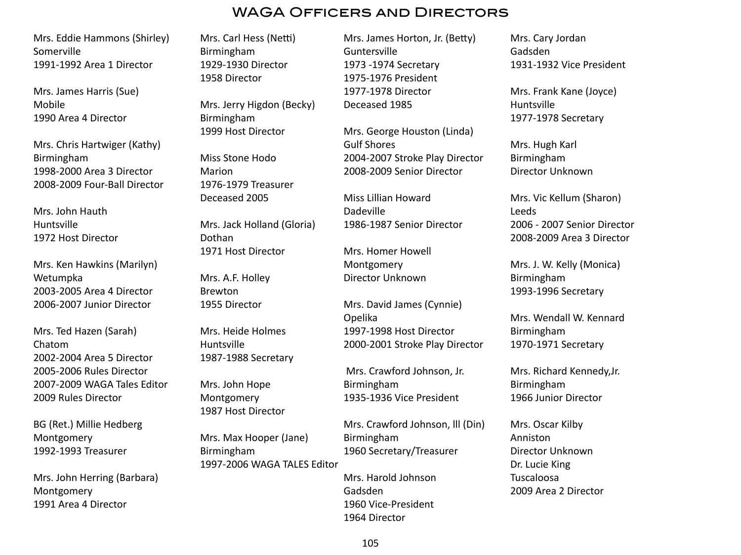# WAGA Officers and Directors

Mrs. Eddie Hammons (Shirley)
Somerville
1991-1992 Area 1 Director

Mrs. James Harris (Sue)
Mobile
1990 Area 4 Director

Mrs. Chris Hartwiger (Kathy)
Birmingham
1998-2000 Area 3 Director
2008-2009 Four-Ball Director

Mrs. John Hauth
Huntsville
1972 Host Director

Mrs. Ken Hawkins (Marilyn)
Wetumpka
2003-2005 Area 4 Director
2006-2007 Junior Director

Mrs. Ted Hazen (Sarah)
Chatom
2002-2004 Area 5 Director
2005-2006 Rules Director
2007-2009 WAGA Tales Editor
2009 Rules Director

BG (Ret.) Millie Hedberg
Montgomery
1992-1993 Treasurer

Mrs. John Herring (Barbara)
Montgomery
1991 Area 4 Director

Mrs. Carl Hess (Netti)
Birmingham
1929-1930 Director
1958 Director

Mrs. Jerry Higdon (Becky)
Birmingham
1999 Host Director

Miss Stone Hodo
Marion
1976-1979 Treasurer
Deceased 2005

Mrs. Jack Holland (Gloria)
Dothan
1971 Host Director

Mrs. A.F. Holley
Brewton
1955 Director

Mrs. Heide Holmes
Huntsville
1987-1988 Secretary

Mrs. John Hope
Montgomery
1987 Host Director

Mrs. Max Hooper (Jane)
Birmingham
1997-2006 WAGA TALES Editor

Mrs. James Horton, Jr. (Betty)
Guntersville
1973 -1974 Secretary
1975-1976 President
1977-1978 Director
Deceased 1985

Mrs. George Houston (Linda)
Gulf Shores
2004-2007 Stroke Play Director
2008-2009 Senior Director

Miss Lillian Howard
Dadeville
1986-1987 Senior Director

Mrs. Homer Howell
Montgomery
Director Unknown

Mrs. David James (Cynnie)
Opelika
1997-1998 Host Director
2000-2001 Stroke Play Director

Mrs. Crawford Johnson, Jr.
Birmingham
1935-1936 Vice President

Mrs. Crawford Johnson, lll (Din)
Birmingham
1960 Secretary/Treasurer

Mrs. Harold Johnson
Gadsden
1960 Vice-President
1964 Director

Mrs. Cary Jordan
Gadsden
1931-1932 Vice President

Mrs. Frank Kane (Joyce)
Huntsville
1977-1978 Secretary

Mrs. Hugh Karl
Birmingham
Director Unknown

Mrs. Vic Kellum (Sharon)
Leeds
2006 - 2007 Senior Director
2008-2009 Area 3 Director

Mrs. J. W. Kelly (Monica)
Birmingham
1993-1996 Secretary

Mrs. Wendall W. Kennard
Birmingham
1970-1971 Secretary

Mrs. Richard Kennedy,Jr.
Birmingham
1966 Junior Director

Mrs. Oscar Kilby
Anniston
Director Unknown

Dr. Lucie King
Tuscaloosa
2009 Area 2 Director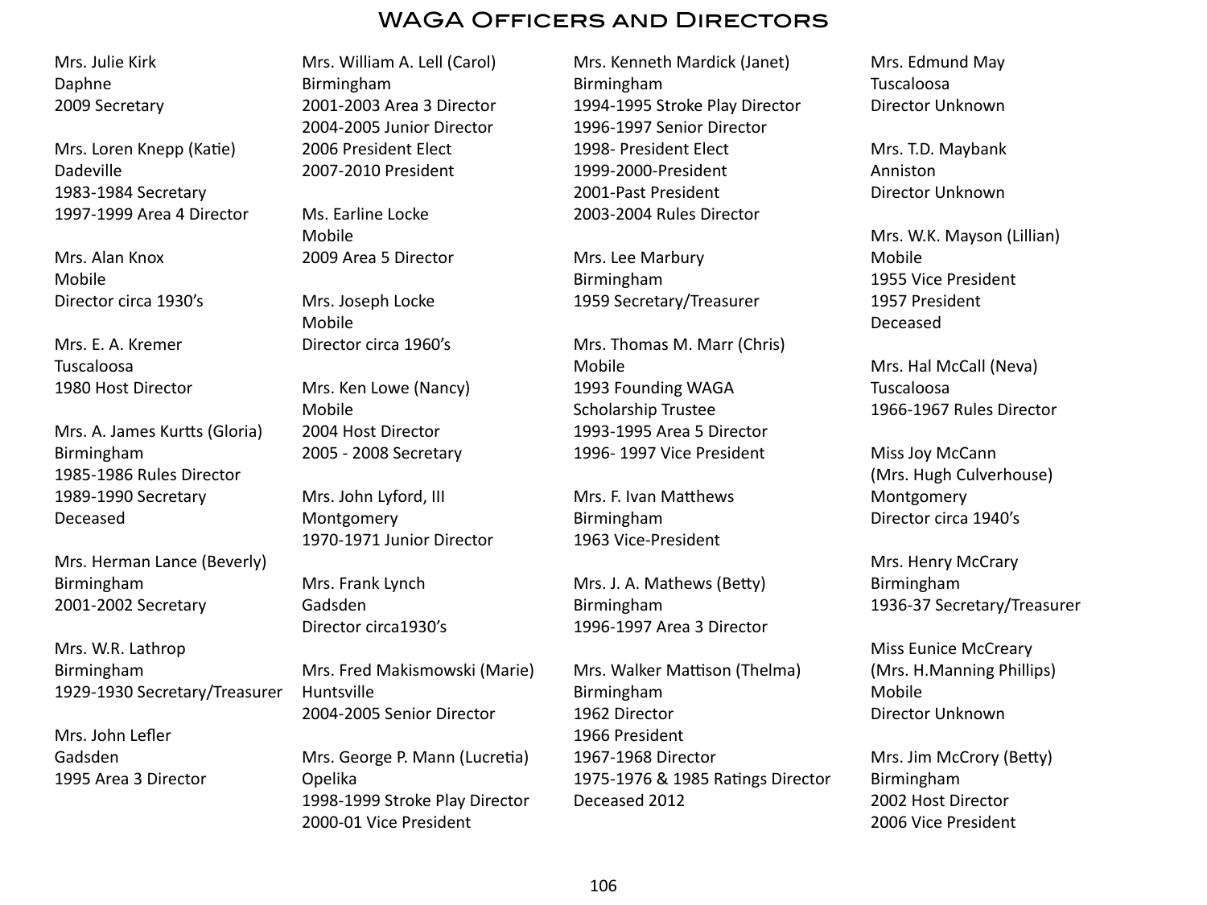# WAGA Officers and Directors

Mrs. Julie Kirk
Daphne
2009 Secretary

Mrs. Loren Knepp (Katie)
Dadeville
1983-1984 Secretary
1997-1999 Area 4 Director

Mrs. Alan Knox
Mobile
Director circa 1930's

Mrs. E. A. Kremer
Tuscaloosa
1980 Host Director

Mrs. A. James Kurtts (Gloria)
Birmingham
1985-1986 Rules Director
1989-1990 Secretary
Deceased

Mrs. Herman Lance (Beverly)
Birmingham
2001-2002 Secretary

Mrs. W.R. Lathrop
Birmingham
1929-1930 Secretary/Treasurer

Mrs. John Lefler
Gadsden
1995 Area 3 Director

Mrs. William A. Lell (Carol)
Birmingham
2001-2003 Area 3 Director
2004-2005 Junior Director
2006 President Elect
2007-2010 President

Ms. Earline Locke
Mobile
2009 Area 5 Director

Mrs. Joseph Locke
Mobile
Director circa 1960's

Mrs. Ken Lowe (Nancy)
Mobile
2004 Host Director
2005 - 2008 Secretary

Mrs. John Lyford, III
Montgomery
1970-1971 Junior Director

Mrs. Frank Lynch
Gadsden
Director circa1930's

Mrs. Fred Makismowski (Marie)
Huntsville
2004-2005 Senior Director

Mrs. George P. Mann (Lucretia)
Opelika
1998-1999 Stroke Play Director
2000-01 Vice President

Mrs. Kenneth Mardick (Janet)
Birmingham
1994-1995 Stroke Play Director
1996-1997 Senior Director
1998- President Elect
1999-2000-President
2001-Past President
2003-2004 Rules Director

Mrs. Lee Marbury
Birmingham
1959 Secretary/Treasurer

Mrs. Thomas M. Marr (Chris)
Mobile
1993 Founding WAGA
Scholarship Trustee
1993-1995 Area 5 Director
1996- 1997 Vice President

Mrs. F. Ivan Matthews
Birmingham
1963 Vice-President

Mrs. J. A. Mathews (Betty)
Birmingham
1996-1997 Area 3 Director

Mrs. Walker Mattison (Thelma)
Birmingham
1962 Director
1966 President
1967-1968 Director
1975-1976 & 1985 Ratings Director
Deceased 2012

Mrs. Edmund May
Tuscaloosa
Director Unknown

Mrs. T.D. Maybank
Anniston
Director Unknown

Mrs. W.K. Mayson (Lillian)
Mobile
1955 Vice President
1957 President
Deceased

Mrs. Hal McCall (Neva)
Tuscaloosa
1966-1967 Rules Director

Miss Joy McCann
(Mrs. Hugh Culverhouse)
Montgomery
Director circa 1940's

Mrs. Henry McCrary
Birmingham
1936-37 Secretary/Treasurer

Miss Eunice McCreary
(Mrs. H.Manning Phillips)
Mobile
Director Unknown

Mrs. Jim McCrory (Betty)
Birmingham
2002 Host Director
2006 Vice President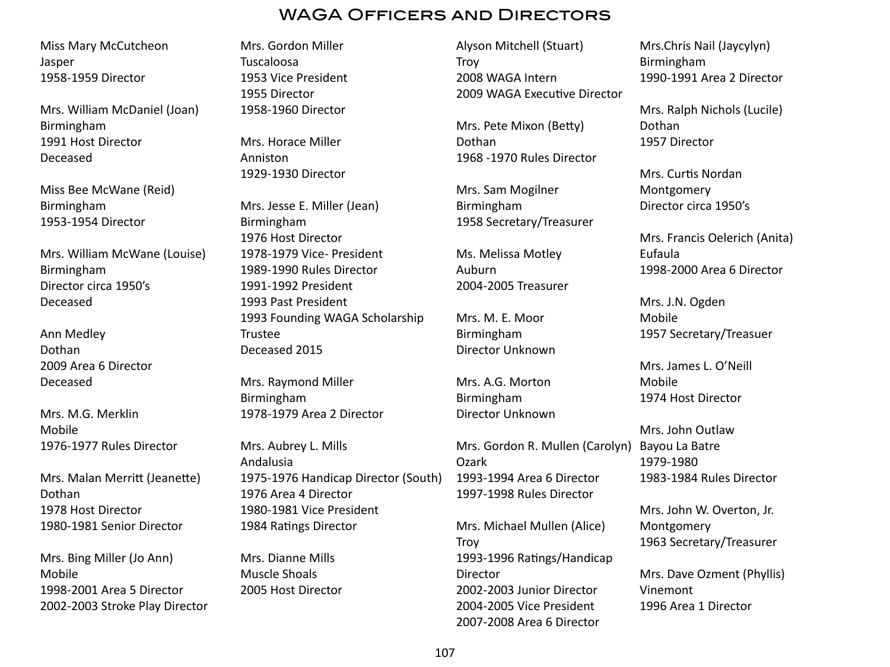# WAGA Officers and Directors

Miss Mary McCutcheon
Jasper
1958-1959 Director

Mrs. William McDaniel (Joan)
Birmingham
1991 Host Director
Deceased

Miss Bee McWane (Reid)
Birmingham
1953-1954 Director

Mrs. William McWane (Louise)
Birmingham
Director circa 1950's
Deceased

Ann Medley
Dothan
2009 Area 6 Director
Deceased

Mrs. M.G. Merklin
Mobile
1976-1977 Rules Director

Mrs. Malan Merritt (Jeanette)
Dothan
1978 Host Director
1980-1981 Senior Director

Mrs. Bing Miller (Jo Ann)
Mobile
1998-2001 Area 5 Director
2002-2003 Stroke Play Director

Mrs. Gordon Miller
Tuscaloosa
1953 Vice President
1955 Director
1958-1960 Director

Mrs. Horace Miller
Anniston
1929-1930 Director

Mrs. Jesse E. Miller (Jean)
Birmingham
1976 Host Director
1978-1979 Vice- President
1989-1990 Rules Director
1991-1992 President
1993 Past President
1993 Founding WAGA Scholarship Trustee
Deceased 2015

Mrs. Raymond Miller
Birmingham
1978-1979 Area 2 Director

Mrs. Aubrey L. Mills
Andalusia
1975-1976 Handicap Director (South)
1976 Area 4 Director
1980-1981 Vice President
1984 Ratings Director

Mrs. Dianne Mills
Muscle Shoals
2005 Host Director

Alyson Mitchell (Stuart)
Troy
2008 WAGA Intern
2009 WAGA Executive Director

Mrs. Pete Mixon (Betty)
Dothan
1968 -1970 Rules Director

Mrs. Sam Mogilner
Birmingham
1958 Secretary/Treasurer

Ms. Melissa Motley
Auburn
2004-2005 Treasurer

Mrs. M. E. Moor
Birmingham
Director Unknown

Mrs. A.G. Morton
Birmingham
Director Unknown

Mrs. Gordon R. Mullen (Carolyn)
Ozark
1993-1994 Area 6 Director
1997-1998 Rules Director

Mrs. Michael Mullen (Alice)
Troy
1993-1996 Ratings/Handicap Director
2002-2003 Junior Director
2004-2005 Vice President
2007-2008 Area 6 Director

Mrs.Chris Nail (Jaycylyn)
Birmingham
1990-1991 Area 2 Director

Mrs. Ralph Nichols (Lucile)
Dothan
1957 Director

Mrs. Curtis Nordan
Montgomery
Director circa 1950's

Mrs. Francis Oelerich (Anita)
Eufaula
1998-2000 Area 6 Director

Mrs. J.N. Ogden
Mobile
1957 Secretary/Treasuer

Mrs. James L. O'Neill
Mobile
1974 Host Director

Mrs. John Outlaw
Bayou La Batre
1979-1980
1983-1984 Rules Director

Mrs. John W. Overton, Jr.
Montgomery
1963 Secretary/Treasurer

Mrs. Dave Ozment (Phyllis)
Vinemont
1996 Area 1 Director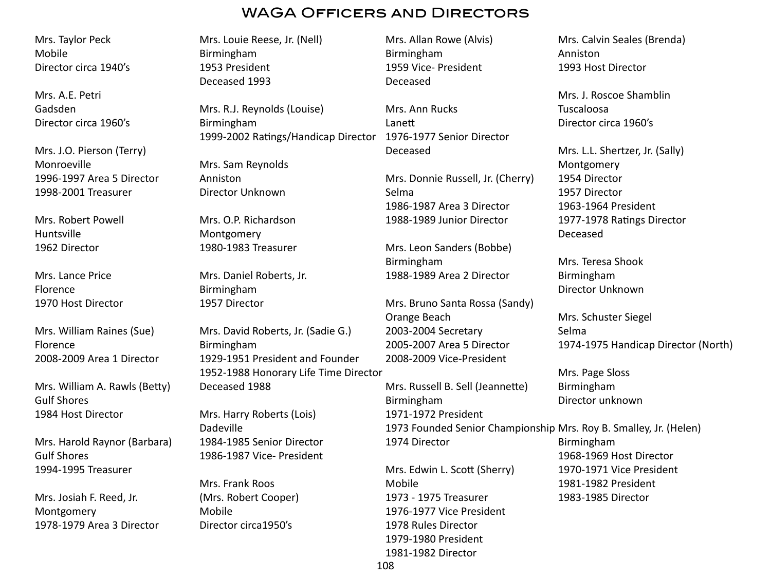# WAGA Officers and Directors

Mrs. Taylor Peck
Mobile
Director circa 1940's

Mrs. A.E. Petri
Gadsden
Director circa 1960's

Mrs. J.O. Pierson (Terry)
Monroeville
1996-1997 Area 5 Director
1998-2001 Treasurer

Mrs. Robert Powell
Huntsville
1962 Director

Mrs. Lance Price
Florence
1970 Host Director

Mrs. William Raines (Sue)
Florence
2008-2009 Area 1 Director

Mrs. William A. Rawls (Betty)
Gulf Shores
1984 Host Director

Mrs. Harold Raynor (Barbara)
Gulf Shores
1994-1995 Treasurer

Mrs. Josiah F. Reed, Jr.
Montgomery
1978-1979 Area 3 Director

Mrs. Louie Reese, Jr. (Nell)
Birmingham
1953 President
Deceased 1993

Mrs. R.J. Reynolds (Louise)
Birmingham
1999-2002 Ratings/Handicap Director

Mrs. Sam Reynolds
Anniston
Director Unknown

Mrs. O.P. Richardson
Montgomery
1980-1983 Treasurer

Mrs. Daniel Roberts, Jr.
Birmingham
1957 Director

Mrs. David Roberts, Jr. (Sadie G.)
Birmingham
1929-1951 President and Founder
1952-1988 Honorary Life Time Director
Deceased 1988

Mrs. Harry Roberts (Lois)
Dadeville
1984-1985 Senior Director
1986-1987 Vice- President

Mrs. Frank Roos
(Mrs. Robert Cooper)
Mobile
Director circa1950's

Mrs. Allan Rowe (Alvis)
Birmingham
1959 Vice- President
Deceased

Mrs. Ann Rucks
Lanett
1976-1977 Senior Director
Deceased

Mrs. Donnie Russell, Jr. (Cherry)
Selma
1986-1987 Area 3 Director
1988-1989 Junior Director

Mrs. Leon Sanders (Bobbe)
Birmingham
1988-1989 Area 2 Director

Mrs. Bruno Santa Rossa (Sandy)
Orange Beach
2003-2004 Secretary
2005-2007 Area 5 Director
2008-2009 Vice-President

Mrs. Russell B. Sell (Jeannette)
Birmingham
1971-1972 President
1973 Founded Senior Championship
1974 Director

Mrs. Edwin L. Scott (Sherry)
Mobile
1973 - 1975 Treasurer
1976-1977 Vice President
1978 Rules Director
1979-1980 President
1981-1982 Director

Mrs. Calvin Seales (Brenda)
Anniston
1993 Host Director

Mrs. J. Roscoe Shamblin
Tuscaloosa
Director circa 1960's

Mrs. L.L. Shertzer, Jr. (Sally)
Montgomery
1954 Director
1957 Director
1963-1964 President
1977-1978 Ratings Director
Deceased

Mrs. Teresa Shook
Birmingham
Director Unknown

Mrs. Schuster Siegel
Selma
1974-1975 Handicap Director (North)

Mrs. Page Sloss
Birmingham
Director unknown

Mrs. Roy B. Smalley, Jr. (Helen)
Birmingham
1968-1969 Host Director
1970-1971 Vice President
1981-1982 President
1983-1985 Director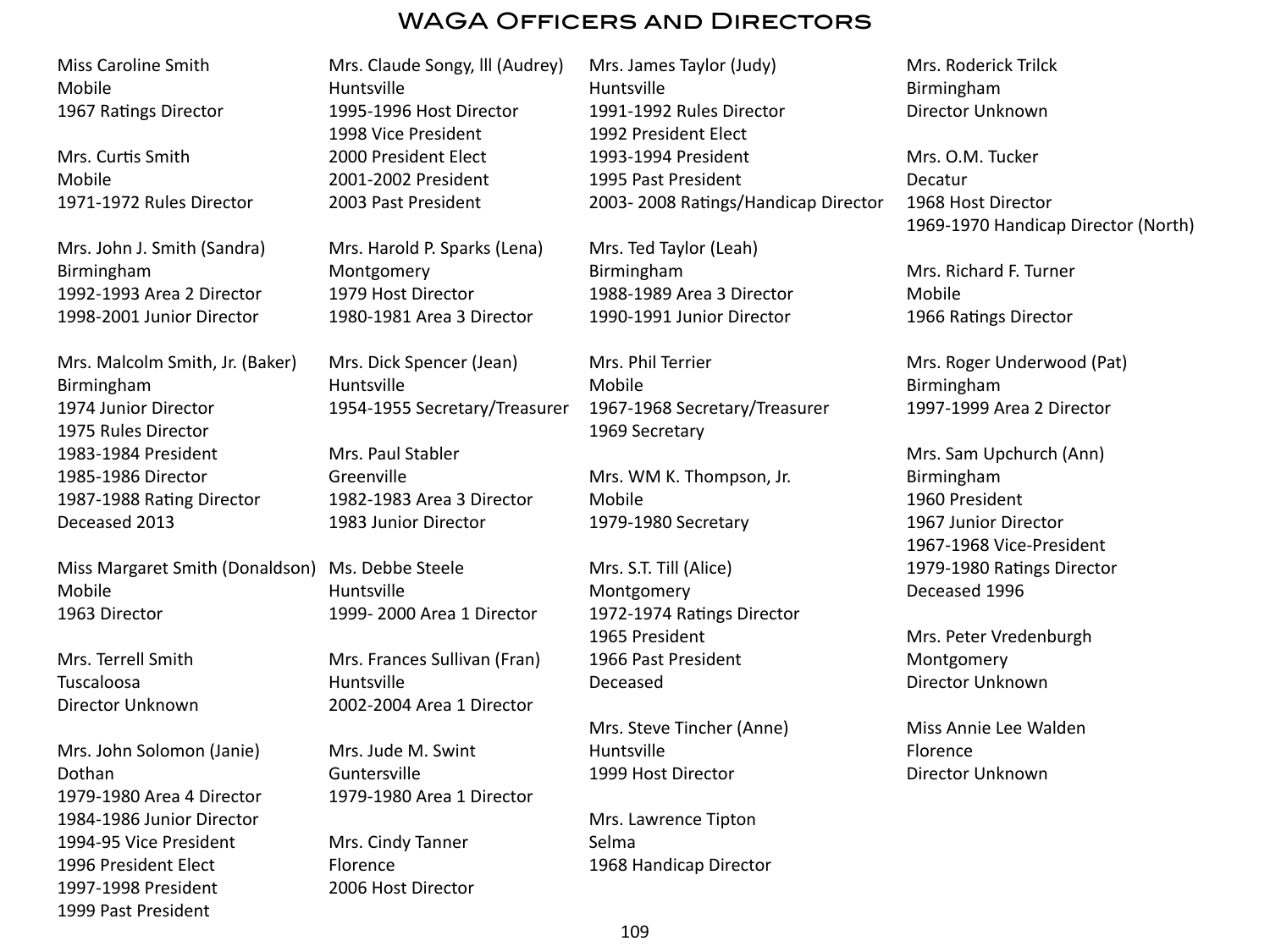# WAGA Officers and Directors

Miss Caroline Smith
Mobile
1967 Ratings Director

Mrs. Curtis Smith
Mobile
1971-1972 Rules Director

Mrs. John J. Smith (Sandra)
Birmingham
1992-1993 Area 2 Director
1998-2001 Junior Director

Mrs. Malcolm Smith, Jr. (Baker)
Birmingham
1974 Junior Director
1975 Rules Director
1983-1984 President
1985-1986 Director
1987-1988 Rating Director
Deceased 2013

Miss Margaret Smith (Donaldson)
Mobile
1963 Director

Mrs. Terrell Smith
Tuscaloosa
Director Unknown

Mrs. John Solomon (Janie)
Dothan
1979-1980 Area 4 Director
1984-1986 Junior Director
1994-95 Vice President
1996 President Elect
1997-1998 President
1999 Past President

Mrs. Claude Songy, lll (Audrey)
Huntsville
1995-1996 Host Director
1998 Vice President
2000 President Elect
2001-2002 President
2003 Past President

Mrs. Harold P. Sparks (Lena)
Montgomery
1979 Host Director
1980-1981 Area 3 Director

Mrs. Dick Spencer (Jean)
Huntsville
1954-1955 Secretary/Treasurer

Mrs. Paul Stabler
Greenville
1982-1983 Area 3 Director
1983 Junior Director

Ms. Debbe Steele
Huntsville
1999- 2000 Area 1 Director

Mrs. Frances Sullivan (Fran)
Huntsville
2002-2004 Area 1 Director

Mrs. Jude M. Swint
Guntersville
1979-1980 Area 1 Director

Mrs. Cindy Tanner
Florence
2006 Host Director

Mrs. James Taylor (Judy)
Huntsville
1991-1992 Rules Director
1992 President Elect
1993-1994 President
1995 Past President
2003- 2008 Ratings/Handicap Director

Mrs. Ted Taylor (Leah)
Birmingham
1988-1989 Area 3 Director
1990-1991 Junior Director

Mrs. Phil Terrier
Mobile
1967-1968 Secretary/Treasurer
1969 Secretary

Mrs. WM K. Thompson, Jr.
Mobile
1979-1980 Secretary

Mrs. S.T. Till (Alice)
Montgomery
1972-1974 Ratings Director
1965 President
1966 Past President
Deceased

Mrs. Steve Tincher (Anne)
Huntsville
1999 Host Director

Mrs. Lawrence Tipton
Selma
1968 Handicap Director

Mrs. Roderick Trilck
Birmingham
Director Unknown

Mrs. O.M. Tucker
Decatur
1968 Host Director
1969-1970 Handicap Director (North)

Mrs. Richard F. Turner
Mobile
1966 Ratings Director

Mrs. Roger Underwood (Pat)
Birmingham
1997-1999 Area 2 Director

Mrs. Sam Upchurch (Ann)
Birmingham
1960 President
1967 Junior Director
1967-1968 Vice-President
1979-1980 Ratings Director
Deceased 1996

Mrs. Peter Vredenburgh
Montgomery
Director Unknown

Miss Annie Lee Walden
Florence
Director Unknown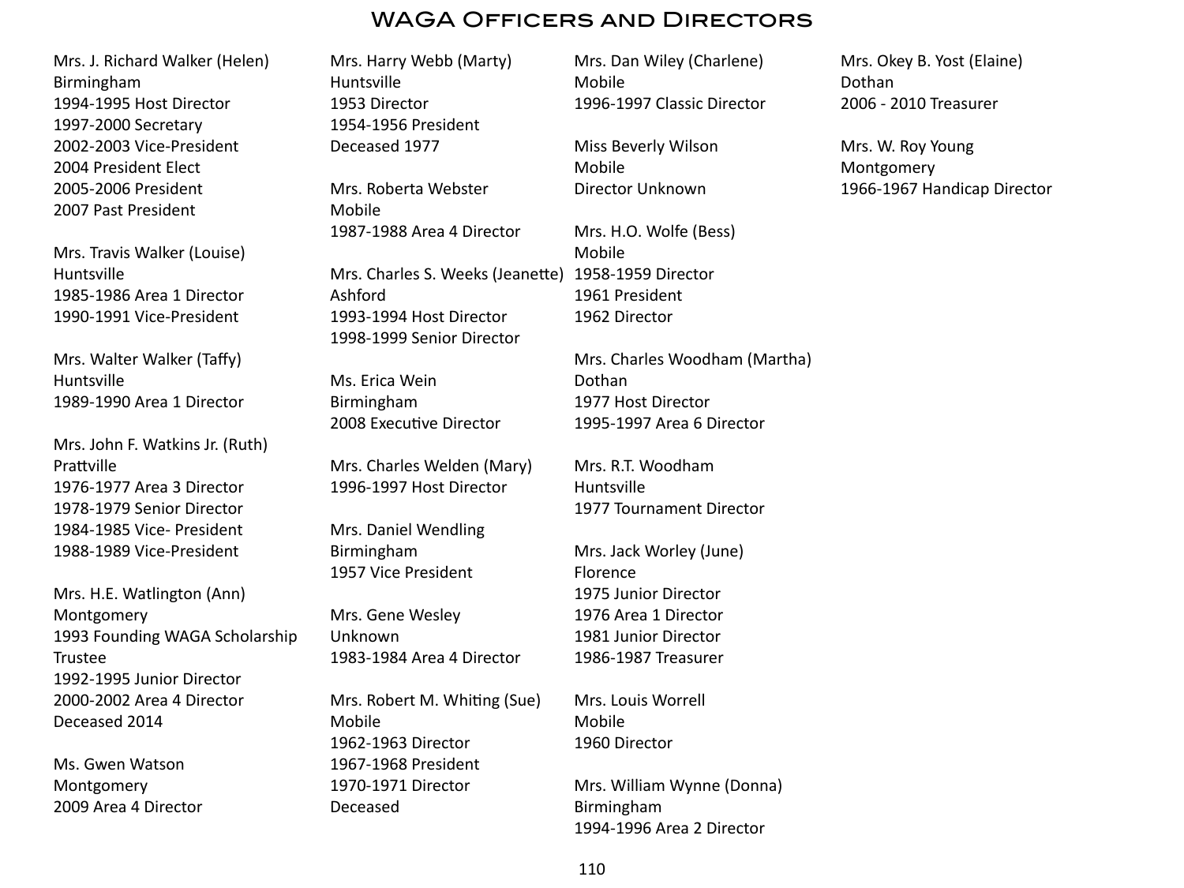# WAGA Officers and Directors

Mrs. J. Richard Walker (Helen)
Birmingham
1994-1995 Host Director
1997-2000 Secretary
2002-2003 Vice-President
2004 President Elect
2005-2006 President
2007 Past President

Mrs. Travis Walker (Louise)
Huntsville
1985-1986 Area 1 Director
1990-1991 Vice-President

Mrs. Walter Walker (Taffy)
Huntsville
1989-1990 Area 1 Director

Mrs. John F. Watkins Jr. (Ruth)
Prattville
1976-1977 Area 3 Director
1978-1979 Senior Director
1984-1985 Vice- President
1988-1989 Vice-President

Mrs. H.E. Watlington (Ann)
Montgomery
1993 Founding WAGA Scholarship Trustee
1992-1995 Junior Director
2000-2002 Area 4 Director
Deceased 2014

Ms. Gwen Watson
Montgomery
2009 Area 4 Director

Mrs. Harry Webb (Marty)
Huntsville
1953 Director
1954-1956 President
Deceased 1977

Mrs. Roberta Webster
Mobile
1987-1988 Area 4 Director

Mrs. Charles S. Weeks (Jeanette)
Ashford
1993-1994 Host Director
1998-1999 Senior Director

Ms. Erica Wein
Birmingham
2008 Executive Director

Mrs. Charles Welden (Mary)
1996-1997 Host Director

Mrs. Daniel Wendling
Birmingham
1957 Vice President

Mrs. Gene Wesley
Unknown
1983-1984 Area 4 Director

Mrs. Robert M. Whiting (Sue)
Mobile
1962-1963 Director
1967-1968 President
1970-1971 Director
Deceased

Mrs. Dan Wiley (Charlene)
Mobile
1996-1997 Classic Director

Miss Beverly Wilson
Mobile
Director Unknown

Mrs. H.O. Wolfe (Bess)
Mobile
1958-1959 Director
1961 President
1962 Director

Mrs. Charles Woodham (Martha)
Dothan
1977 Host Director
1995-1997 Area 6 Director

Mrs. R.T. Woodham
Huntsville
1977 Tournament Director

Mrs. Jack Worley (June)
Florence
1975 Junior Director
1976 Area 1 Director
1981 Junior Director
1986-1987 Treasurer

Mrs. Louis Worrell
Mobile
1960 Director

Mrs. William Wynne (Donna)
Birmingham
1994-1996 Area 2 Director

Mrs. Okey B. Yost (Elaine)
Dothan
2006 - 2010 Treasurer

Mrs. W. Roy Young
Montgomery
1966-1967 Handicap Director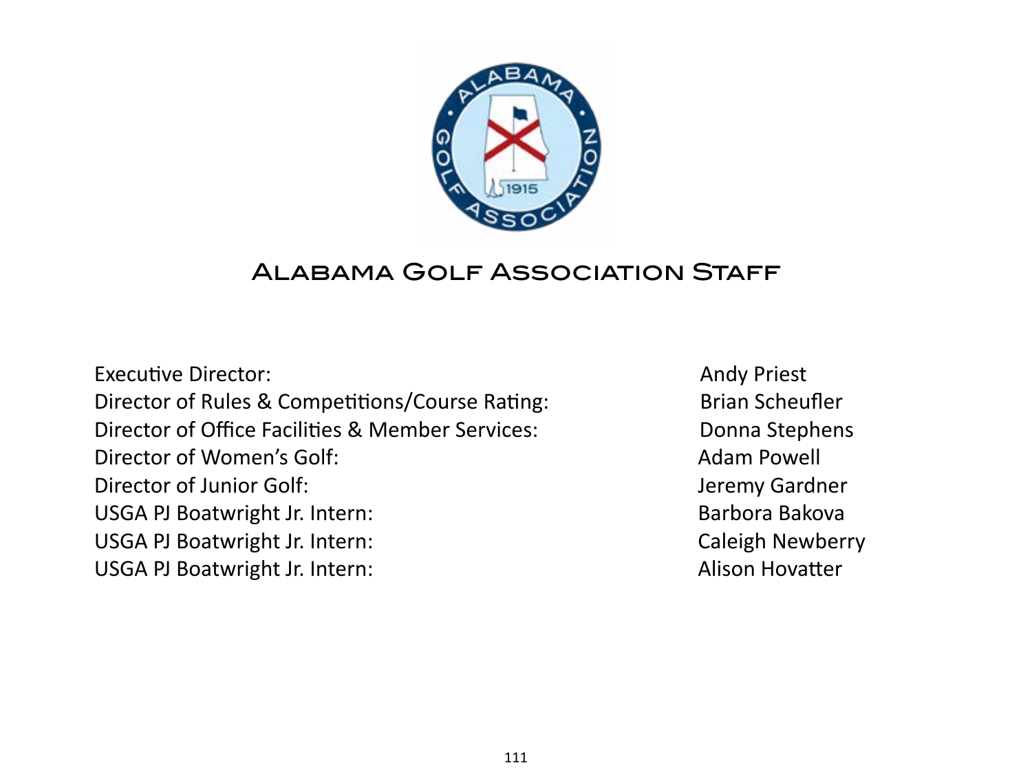# Alabama Golf Association Staff

| | |
|---|---|
| Executive Director: | Andy Priest |
| Director of Rules & Competitions/Course Rating: | Brian Scheufler |
| Director of Office Facilities & Member Services: | Donna Stephens |
| Director of Women's Golf: | Adam Powell |
| Director of Junior Golf: | Jeremy Gardner |
| USGA PJ Boatwright Jr. Intern: | Barbora Bakova |
| USGA PJ Boatwright Jr. Intern: | Caleigh Newberry |
| USGA PJ Boatwright Jr. Intern: | Alison Hovatter |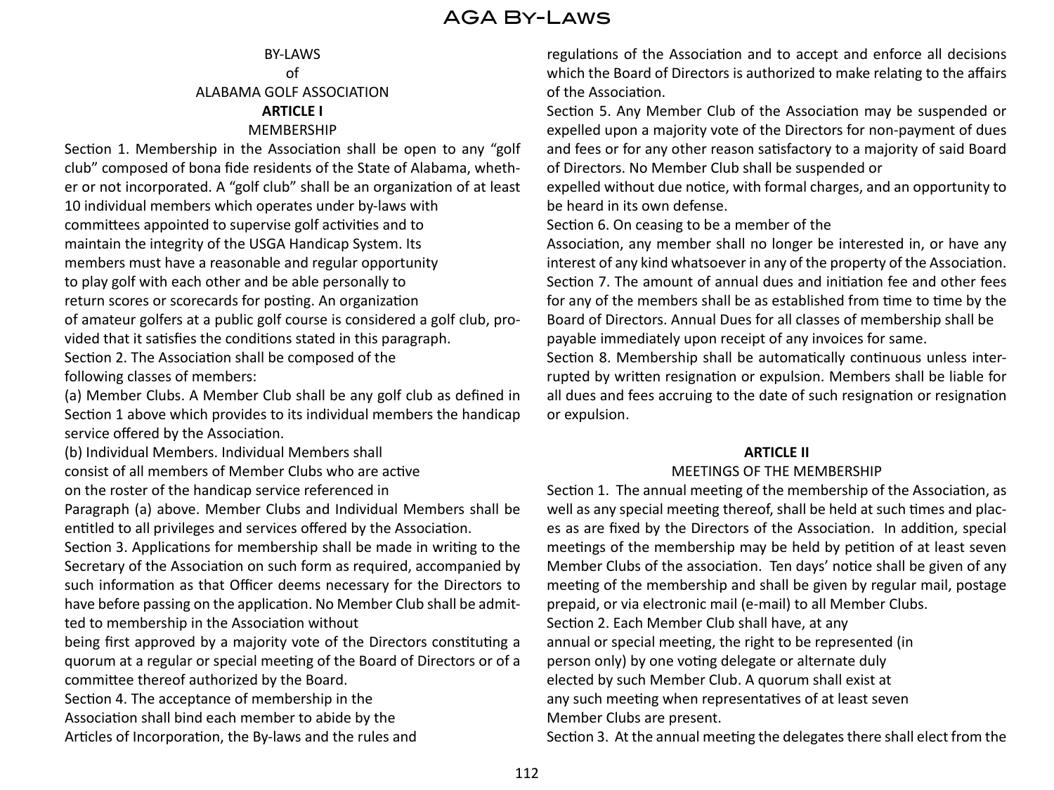BY-LAWS

of

ALABAMA GOLF ASSOCIATION

**ARTICLE I**

MEMBERSHIP

Section 1. Membership in the Association shall be open to any "golf club" composed of bona fide residents of the State of Alabama, whether or not incorporated. A "golf club" shall be an organization of at least 10 individual members which operates under by-laws with committees appointed to supervise golf activities and to maintain the integrity of the USGA Handicap System. Its members must have a reasonable and regular opportunity to play golf with each other and be able personally to return scores or scorecards for posting. An organization of amateur golfers at a public golf course is considered a golf club, provided that it satisfies the conditions stated in this paragraph.

Section 2. The Association shall be composed of the following classes of members:

(a) Member Clubs. A Member Club shall be any golf club as defined in Section 1 above which provides to its individual members the handicap service offered by the Association.

(b) Individual Members. Individual Members shall consist of all members of Member Clubs who are active on the roster of the handicap service referenced in Paragraph (a) above. Member Clubs and Individual Members shall be entitled to all privileges and services offered by the Association.

Section 3. Applications for membership shall be made in writing to the Secretary of the Association on such form as required, accompanied by such information as that Officer deems necessary for the Directors to have before passing on the application. No Member Club shall be admitted to membership in the Association without being first approved by a majority vote of the Directors constituting a quorum at a regular or special meeting of the Board of Directors or of a committee thereof authorized by the Board.

Section 4. The acceptance of membership in the Association shall bind each member to abide by the Articles of Incorporation, the By-laws and the rules and regulations of the Association and to accept and enforce all decisions which the Board of Directors is authorized to make relating to the affairs of the Association.

Section 5. Any Member Club of the Association may be suspended or expelled upon a majority vote of the Directors for non-payment of dues and fees or for any other reason satisfactory to a majority of said Board of Directors. No Member Club shall be suspended or expelled without due notice, with formal charges, and an opportunity to be heard in its own defense.

Section 6. On ceasing to be a member of the Association, any member shall no longer be interested in, or have any interest of any kind whatsoever in any of the property of the Association.

Section 7. The amount of annual dues and initiation fee and other fees for any of the members shall be as established from time to time by the Board of Directors. Annual Dues for all classes of membership shall be payable immediately upon receipt of any invoices for same.

Section 8. Membership shall be automatically continuous unless interrupted by written resignation or expulsion. Members shall be liable for all dues and fees accruing to the date of such resignation or resignation or expulsion.

**ARTICLE II**

MEETINGS OF THE MEMBERSHIP

Section 1. The annual meeting of the membership of the Association, as well as any special meeting thereof, shall be held at such times and places as are fixed by the Directors of the Association. In addition, special meetings of the membership may be held by petition of at least seven Member Clubs of the association. Ten days' notice shall be given of any meeting of the membership and shall be given by regular mail, postage prepaid, or via electronic mail (e-mail) to all Member Clubs.

Section 2. Each Member Club shall have, at any annual or special meeting, the right to be represented (in person only) by one voting delegate or alternate duly elected by such Member Club. A quorum shall exist at any such meeting when representatives of at least seven Member Clubs are present.

Section 3. At the annual meeting the delegates there shall elect from the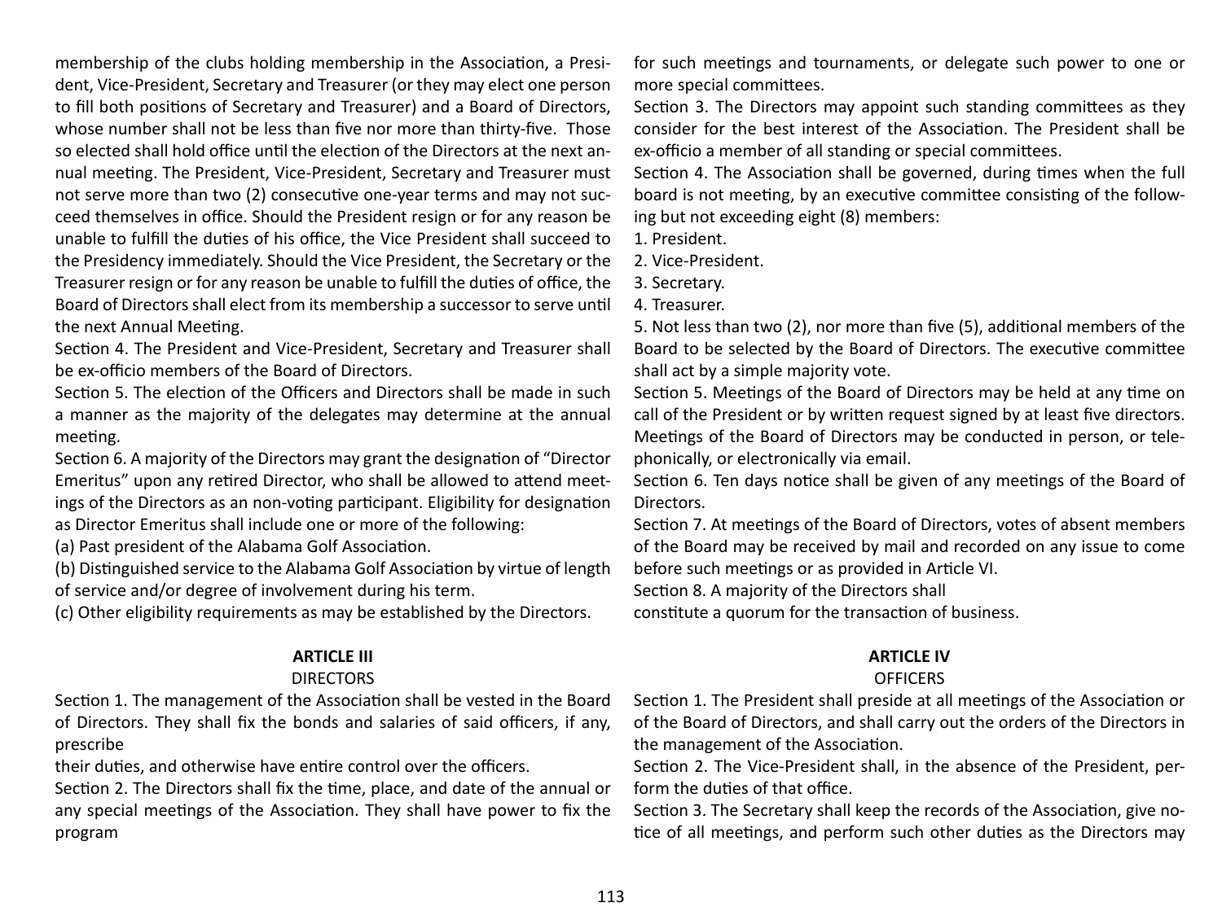membership of the clubs holding membership in the Association, a President, Vice-President, Secretary and Treasurer (or they may elect one person to fill both positions of Secretary and Treasurer) and a Board of Directors, whose number shall not be less than five nor more than thirty-five. Those so elected shall hold office until the election of the Directors at the next annual meeting. The President, Vice-President, Secretary and Treasurer must not serve more than two (2) consecutive one-year terms and may not succeed themselves in office. Should the President resign or for any reason be unable to fulfill the duties of his office, the Vice President shall succeed to the Presidency immediately. Should the Vice President, the Secretary or the Treasurer resign or for any reason be unable to fulfill the duties of office, the Board of Directors shall elect from its membership a successor to serve until the next Annual Meeting.

Section 4. The President and Vice-President, Secretary and Treasurer shall be ex-officio members of the Board of Directors.

Section 5. The election of the Officers and Directors shall be made in such a manner as the majority of the delegates may determine at the annual meeting.

Section 6. A majority of the Directors may grant the designation of "Director Emeritus" upon any retired Director, who shall be allowed to attend meetings of the Directors as an non-voting participant. Eligibility for designation as Director Emeritus shall include one or more of the following:

(a) Past president of the Alabama Golf Association.

(b) Distinguished service to the Alabama Golf Association by virtue of length of service and/or degree of involvement during his term.

(c) Other eligibility requirements as may be established by the Directors.

## ARTICLE III
### DIRECTORS

Section 1. The management of the Association shall be vested in the Board of Directors. They shall fix the bonds and salaries of said officers, if any, prescribe their duties, and otherwise have entire control over the officers.

Section 2. The Directors shall fix the time, place, and date of the annual or any special meetings of the Association. They shall have power to fix the program for such meetings and tournaments, or delegate such power to one or more special committees.

Section 3. The Directors may appoint such standing committees as they consider for the best interest of the Association. The President shall be ex-officio a member of all standing or special committees.

Section 4. The Association shall be governed, during times when the full board is not meeting, by an executive committee consisting of the following but not exceeding eight (8) members:

1. President.
2. Vice-President.
3. Secretary.
4. Treasurer.
5. Not less than two (2), nor more than five (5), additional members of the Board to be selected by the Board of Directors. The executive committee shall act by a simple majority vote.

Section 5. Meetings of the Board of Directors may be held at any time on call of the President or by written request signed by at least five directors. Meetings of the Board of Directors may be conducted in person, or telephonically, or electronically via email.

Section 6. Ten days notice shall be given of any meetings of the Board of Directors.

Section 7. At meetings of the Board of Directors, votes of absent members of the Board may be received by mail and recorded on any issue to come before such meetings or as provided in Article VI.

Section 8. A majority of the Directors shall constitute a quorum for the transaction of business.

## ARTICLE IV
### OFFICERS

Section 1. The President shall preside at all meetings of the Association or of the Board of Directors, and shall carry out the orders of the Directors in the management of the Association.

Section 2. The Vice-President shall, in the absence of the President, perform the duties of that office.

Section 3. The Secretary shall keep the records of the Association, give notice of all meetings, and perform such other duties as the Directors may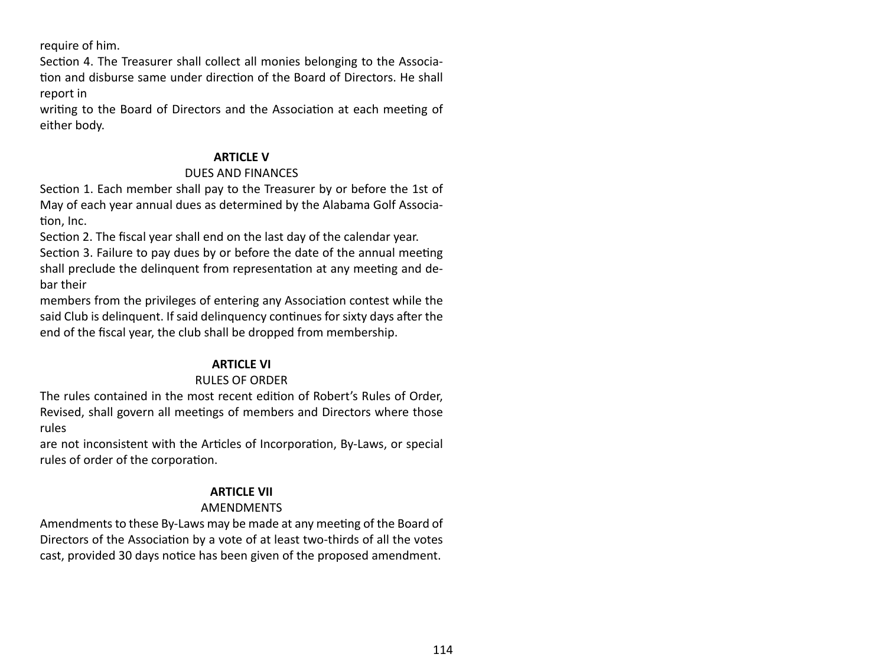require of him.

Section 4. The Treasurer shall collect all monies belonging to the Association and disburse same under direction of the Board of Directors. He shall report in writing to the Board of Directors and the Association at each meeting of either body.

## ARTICLE V

### DUES AND FINANCES

Section 1. Each member shall pay to the Treasurer by or before the 1st of May of each year annual dues as determined by the Alabama Golf Association, Inc.

Section 2. The fiscal year shall end on the last day of the calendar year.

Section 3. Failure to pay dues by or before the date of the annual meeting shall preclude the delinquent from representation at any meeting and debar their members from the privileges of entering any Association contest while the said Club is delinquent. If said delinquency continues for sixty days after the end of the fiscal year, the club shall be dropped from membership.

## ARTICLE VI

### RULES OF ORDER

The rules contained in the most recent edition of Robert's Rules of Order, Revised, shall govern all meetings of members and Directors where those rules are not inconsistent with the Articles of Incorporation, By-Laws, or special rules of order of the corporation.

## ARTICLE VII

### AMENDMENTS

Amendments to these By-Laws may be made at any meeting of the Board of Directors of the Association by a vote of at least two-thirds of all the votes cast, provided 30 days notice has been given of the proposed amendment.